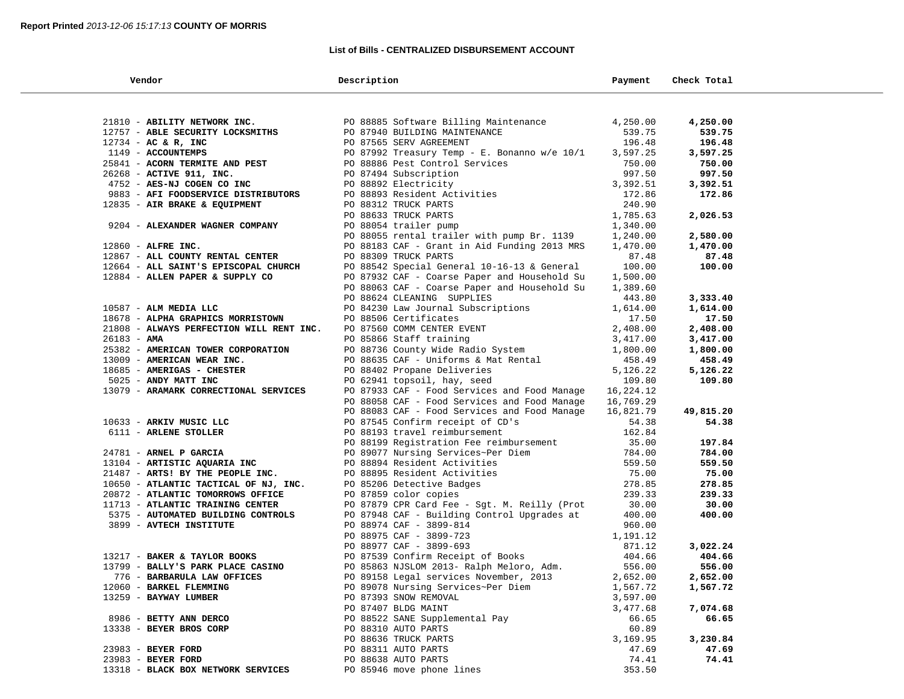**Report Printed** *2013-12-06 15:17:13* **COUNTY OF MORRIS**

**List of Bills - CENTRALIZED DISBURSEMENT ACCOUNT**

| Vendor | Description | Payment | Check Total |
|---|---|---|---|
| 21810 - **ABILITY NETWORK INC.** | PO 88885 Software Billing Maintenance | 4,250.00 | **4,250.00** |
| 12757 - **ABLE SECURITY LOCKSMITHS** | PO 87940 BUILDING MAINTENANCE | 539.75 | **539.75** |
| 12734 - **AC & R, INC** | PO 87565 SERV AGREEMENT | 196.48 | **196.48** |
| 1149 - **ACCOUNTEMPS** | PO 87992 Treasury Temp - E. Bonanno w/e 10/1 | 3,597.25 | **3,597.25** |
| 25841 - **ACORN TERMITE AND PEST** | PO 88886 Pest Control Services | 750.00 | **750.00** |
| 26268 - **ACTIVE 911, INC.** | PO 87494 Subscription | 997.50 | **997.50** |
| 4752 - **AES-NJ COGEN CO INC** | PO 88892 Electricity | 3,392.51 | **3,392.51** |
| 9883 - **AFI FOODSERVICE DISTRIBUTORS** | PO 88893 Resident Activities | 172.86 | **172.86** |
| 12835 - **AIR BRAKE & EQUIPMENT** | PO 88312 TRUCK PARTS | 240.90 | |
| | PO 88633 TRUCK PARTS | 1,785.63 | **2,026.53** |
| 9204 - **ALEXANDER WAGNER COMPANY** | PO 88054 trailer pump | 1,340.00 | |
| | PO 88055 rental trailer with pump Br. 1139 | 1,240.00 | **2,580.00** |
| 12860 - **ALFRE INC.** | PO 88183 CAF - Grant in Aid Funding 2013 MRS | 1,470.00 | **1,470.00** |
| 12867 - **ALL COUNTY RENTAL CENTER** | PO 88309 TRUCK PARTS | 87.48 | **87.48** |
| 12664 - **ALL SAINT'S EPISCOPAL CHURCH** | PO 88542 Special General 10-16-13 & General | 100.00 | **100.00** |
| 12884 - **ALLEN PAPER & SUPPLY CO** | PO 87932 CAF - Coarse Paper and Household Su | 1,500.00 | |
| | PO 88063 CAF - Coarse Paper and Household Su | 1,389.60 | |
| | PO 88624 CLEANING SUPPLIES | 443.80 | **3,333.40** |
| 10587 - **ALM MEDIA LLC** | PO 84230 Law Journal Subscriptions | 1,614.00 | **1,614.00** |
| 18678 - **ALPHA GRAPHICS MORRISTOWN** | PO 88506 Certificates | 17.50 | **17.50** |
| 21808 - **ALWAYS PERFECTION WILL RENT INC.** | PO 87560 COMM CENTER EVENT | 2,408.00 | **2,408.00** |
| 26183 - **AMA** | PO 85866 Staff training | 3,417.00 | **3,417.00** |
| 25382 - **AMERICAN TOWER CORPORATION** | PO 88736 County Wide Radio System | 1,800.00 | **1,800.00** |
| 13009 - **AMERICAN WEAR INC.** | PO 88635 CAF - Uniforms & Mat Rental | 458.49 | **458.49** |
| 18685 - **AMERIGAS - CHESTER** | PO 88402 Propane Deliveries | 5,126.22 | **5,126.22** |
| 5025 - **ANDY MATT INC** | PO 62941 topsoil, hay, seed | 109.80 | **109.80** |
| 13079 - **ARAMARK CORRECTIONAL SERVICES** | PO 87933 CAF - Food Services and Food Manage | 16,224.12 | |
| | PO 88058 CAF - Food Services and Food Manage | 16,769.29 | |
| | PO 88083 CAF - Food Services and Food Manage | 16,821.79 | **49,815.20** |
| 10633 - **ARKIV MUSIC LLC** | PO 87545 Confirm receipt of CD's | 54.38 | **54.38** |
| 6111 - **ARLENE STOLLER** | PO 88193 travel reimbursement | 162.84 | |
| | PO 88199 Registration Fee reimbursement | 35.00 | **197.84** |
| 24781 - **ARNEL P GARCIA** | PO 89077 Nursing Services~Per Diem | 784.00 | **784.00** |
| 13104 - **ARTISTIC AQUARIA INC** | PO 88894 Resident Activities | 559.50 | **559.50** |
| 21487 - **ARTS! BY THE PEOPLE INC.** | PO 88895 Resident Activities | 75.00 | **75.00** |
| 10650 - **ATLANTIC TACTICAL OF NJ, INC.** | PO 85206 Detective Badges | 278.85 | **278.85** |
| 20872 - **ATLANTIC TOMORROWS OFFICE** | PO 87859 color copies | 239.33 | **239.33** |
| 11713 - **ATLANTIC TRAINING CENTER** | PO 87879 CPR Card Fee - Sgt. M. Reilly (Prot | 30.00 | **30.00** |
| 5375 - **AUTOMATED BUILDING CONTROLS** | PO 87948 CAF - Building Control Upgrades at | 400.00 | **400.00** |
| 3899 - **AVTECH INSTITUTE** | PO 88974 CAF - 3899-814 | 960.00 | |
| | PO 88975 CAF - 3899-723 | 1,191.12 | |
| | PO 88977 CAF - 3899-693 | 871.12 | **3,022.24** |
| 13217 - **BAKER & TAYLOR BOOKS** | PO 87539 Confirm Receipt of Books | 404.66 | **404.66** |
| 13799 - **BALLY'S PARK PLACE CASINO** | PO 85863 NJSLOM 2013- Ralph Meloro, Adm. | 556.00 | **556.00** |
| 776 - **BARBARULA LAW OFFICES** | PO 89158 Legal services November, 2013 | 2,652.00 | **2,652.00** |
| 12060 - **BARKEL FLEMMING** | PO 89078 Nursing Services~Per Diem | 1,567.72 | **1,567.72** |
| 13259 - **BAYWAY LUMBER** | PO 87393 SNOW REMOVAL | 3,597.00 | |
| | PO 87407 BLDG MAINT | 3,477.68 | **7,074.68** |
| 8986 - **BETTY ANN DERCO** | PO 88522 SANE Supplemental Pay | 66.65 | **66.65** |
| 13338 - **BEYER BROS CORP** | PO 88310 AUTO PARTS | 60.89 | |
| | PO 88636 TRUCK PARTS | 3,169.95 | **3,230.84** |
| 23983 - **BEYER FORD** | PO 88311 AUTO PARTS | 47.69 | **47.69** |
| 23983 - **BEYER FORD** | PO 88638 AUTO PARTS | 74.41 | **74.41** |
| 13318 - **BLACK BOX NETWORK SERVICES** | PO 85946 move phone lines | 353.50 | |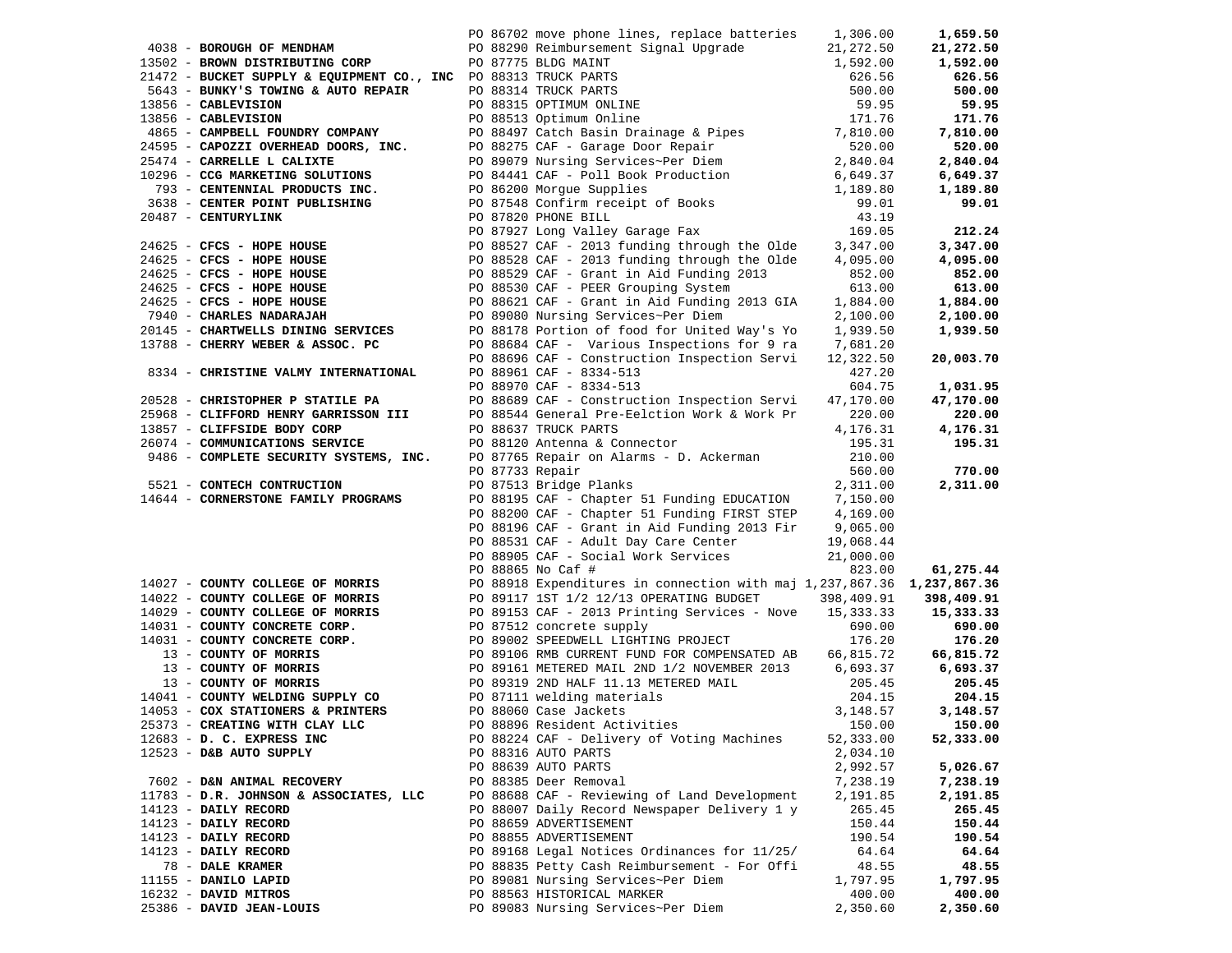| Vendor | PO / Description | Amount | Total |
|---|---|---|---|
| | PO 86702 move phone lines, replace batteries | 1,306.00 | **1,659.50** |
| 4038 - **BOROUGH OF MENDHAM** | PO 88290 Reimbursement Signal Upgrade | 21,272.50 | **21,272.50** |
| 13502 - **BROWN DISTRIBUTING CORP** | PO 87775 BLDG MAINT | 1,592.00 | **1,592.00** |
| 21472 - **BUCKET SUPPLY & EQUIPMENT CO., INC** | PO 88313 TRUCK PARTS | 626.56 | **626.56** |
| 5643 - **BUNKY'S TOWING & AUTO REPAIR** | PO 88314 TRUCK PARTS | 500.00 | **500.00** |
| 13856 - **CABLEVISION** | PO 88315 OPTIMUM ONLINE | 59.95 | **59.95** |
| 13856 - **CABLEVISION** | PO 88513 Optimum Online | 171.76 | **171.76** |
| 4865 - **CAMPBELL FOUNDRY COMPANY** | PO 88497 Catch Basin Drainage & Pipes | 7,810.00 | **7,810.00** |
| 24595 - **CAPOZZI OVERHEAD DOORS, INC.** | PO 88275 CAF - Garage Door Repair | 520.00 | **520.00** |
| 25474 - **CARRELLE L CALIXTE** | PO 89079 Nursing Services~Per Diem | 2,840.04 | **2,840.04** |
| 10296 - **CCG MARKETING SOLUTIONS** | PO 84441 CAF - Poll Book Production | 6,649.37 | **6,649.37** |
| 793 - **CENTENNIAL PRODUCTS INC.** | PO 86200 Morgue Supplies | 1,189.80 | **1,189.80** |
| 3638 - **CENTER POINT PUBLISHING** | PO 87548 Confirm receipt of Books | 99.01 | **99.01** |
| 20487 - **CENTURYLINK** | PO 87820 PHONE BILL | 43.19 | |
| | PO 87927 Long Valley Garage Fax | 169.05 | **212.24** |
| 24625 - **CFCS - HOPE HOUSE** | PO 88527 CAF - 2013 funding through the Olde | 3,347.00 | **3,347.00** |
| 24625 - **CFCS - HOPE HOUSE** | PO 88528 CAF - 2013 funding through the Olde | 4,095.00 | **4,095.00** |
| 24625 - **CFCS - HOPE HOUSE** | PO 88529 CAF - Grant in Aid Funding 2013 | 852.00 | **852.00** |
| 24625 - **CFCS - HOPE HOUSE** | PO 88530 CAF - PEER Grouping System | 613.00 | **613.00** |
| 24625 - **CFCS - HOPE HOUSE** | PO 88621 CAF - Grant in Aid Funding 2013 GIA | 1,884.00 | **1,884.00** |
| 7940 - **CHARLES NADARAJAH** | PO 89080 Nursing Services~Per Diem | 2,100.00 | **2,100.00** |
| 20145 - **CHARTWELLS DINING SERVICES** | PO 88178 Portion of food for United Way's Yo | 1,939.50 | **1,939.50** |
| 13788 - **CHERRY WEBER & ASSOC. PC** | PO 88684 CAF - Various Inspections for 9 ra | 7,681.20 | |
| | PO 88696 CAF - Construction Inspection Servi | 12,322.50 | **20,003.70** |
| 8334 - **CHRISTINE VALMY INTERNATIONAL** | PO 88961 CAF - 8334-513 | 427.20 | |
| | PO 88970 CAF - 8334-513 | 604.75 | **1,031.95** |
| 20528 - **CHRISTOPHER P STATILE PA** | PO 88689 CAF - Construction Inspection Servi | 47,170.00 | **47,170.00** |
| 25968 - **CLIFFORD HENRY GARRISSON III** | PO 88544 General Pre-Eelction Work & Work Pr | 220.00 | **220.00** |
| 13857 - **CLIFFSIDE BODY CORP** | PO 88637 TRUCK PARTS | 4,176.31 | **4,176.31** |
| 26074 - **COMMUNICATIONS SERVICE** | PO 88120 Antenna & Connector | 195.31 | **195.31** |
| 9486 - **COMPLETE SECURITY SYSTEMS, INC.** | PO 87765 Repair on Alarms - D. Ackerman | 210.00 | |
| | PO 87733 Repair | 560.00 | **770.00** |
| 5521 - **CONTECH CONTRUCTION** | PO 87513 Bridge Planks | 2,311.00 | **2,311.00** |
| 14644 - **CORNERSTONE FAMILY PROGRAMS** | PO 88195 CAF - Chapter 51 Funding EDUCATION | 7,150.00 | |
| | PO 88200 CAF - Chapter 51 Funding FIRST STEP | 4,169.00 | |
| | PO 88196 CAF - Grant in Aid Funding 2013 Fir | 9,065.00 | |
| | PO 88531 CAF - Adult Day Care Center | 19,068.44 | |
| | PO 88905 CAF - Social Work Services | 21,000.00 | |
| | PO 88865 No Caf # | 823.00 | **61,275.44** |
| 14027 - **COUNTY COLLEGE OF MORRIS** | PO 88918 Expenditures in connection with maj | 1,237,867.36 | **1,237,867.36** |
| 14022 - **COUNTY COLLEGE OF MORRIS** | PO 89117 1ST 1/2 12/13 OPERATING BUDGET | 398,409.91 | **398,409.91** |
| 14029 - **COUNTY COLLEGE OF MORRIS** | PO 89153 CAF - 2013 Printing Services - Nove | 15,333.33 | **15,333.33** |
| 14031 - **COUNTY CONCRETE CORP.** | PO 87512 concrete supply | 690.00 | **690.00** |
| 14031 - **COUNTY CONCRETE CORP.** | PO 89002 SPEEDWELL LIGHTING PROJECT | 176.20 | **176.20** |
| 13 - **COUNTY OF MORRIS** | PO 89106 RMB CURRENT FUND FOR COMPENSATED AB | 66,815.72 | **66,815.72** |
| 13 - **COUNTY OF MORRIS** | PO 89161 METERED MAIL 2ND 1/2 NOVEMBER 2013 | 6,693.37 | **6,693.37** |
| 13 - **COUNTY OF MORRIS** | PO 89319 2ND HALF 11.13 METERED MAIL | 205.45 | **205.45** |
| 14041 - **COUNTY WELDING SUPPLY CO** | PO 87111 welding materials | 204.15 | **204.15** |
| 14053 - **COX STATIONERS & PRINTERS** | PO 88060 Case Jackets | 3,148.57 | **3,148.57** |
| 25373 - **CREATING WITH CLAY LLC** | PO 88896 Resident Activities | 150.00 | **150.00** |
| 12683 - **D. C. EXPRESS INC** | PO 88224 CAF - Delivery of Voting Machines | 52,333.00 | **52,333.00** |
| 12523 - **D&B AUTO SUPPLY** | PO 88316 AUTO PARTS | 2,034.10 | |
| | PO 88639 AUTO PARTS | 2,992.57 | **5,026.67** |
| 7602 - **D&N ANIMAL RECOVERY** | PO 88385 Deer Removal | 7,238.19 | **7,238.19** |
| 11783 - **D.R. JOHNSON & ASSOCIATES, LLC** | PO 88688 CAF - Reviewing of Land Development | 2,191.85 | **2,191.85** |
| 14123 - **DAILY RECORD** | PO 88007 Daily Record Newspaper Delivery 1 y | 265.45 | **265.45** |
| 14123 - **DAILY RECORD** | PO 88659 ADVERTISEMENT | 150.44 | **150.44** |
| 14123 - **DAILY RECORD** | PO 88855 ADVERTISEMENT | 190.54 | **190.54** |
| 14123 - **DAILY RECORD** | PO 89168 Legal Notices Ordinances for 11/25/ | 64.64 | **64.64** |
| 78 - **DALE KRAMER** | PO 88835 Petty Cash Reimbursement - For Offi | 48.55 | **48.55** |
| 11155 - **DANILO LAPID** | PO 89081 Nursing Services~Per Diem | 1,797.95 | **1,797.95** |
| 16232 - **DAVID MITROS** | PO 88563 HISTORICAL MARKER | 400.00 | **400.00** |
| 25386 - **DAVID JEAN-LOUIS** | PO 89083 Nursing Services~Per Diem | 2,350.60 | **2,350.60** |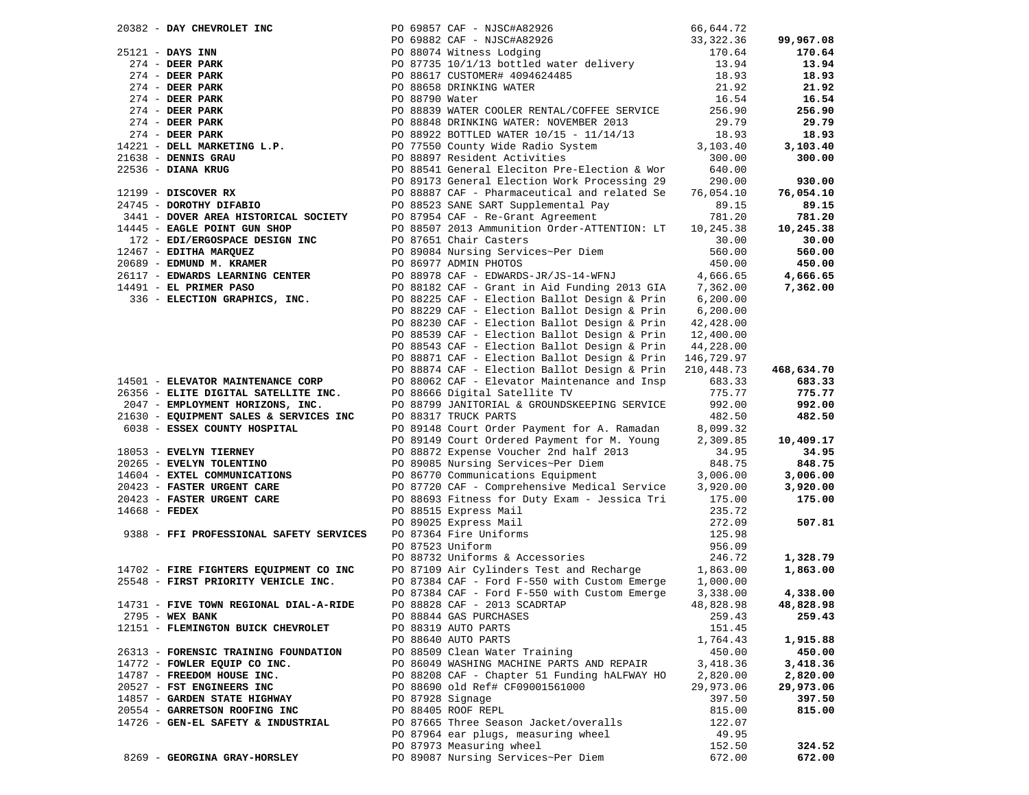| Vendor | PO / Description | Amount | Total |
|---|---|---|---|
| 20382 - **DAY CHEVROLET INC** | PO 69857 CAF - NJSC#A82926 | 66,644.72 | |
| | PO 69882 CAF - NJSC#A82926 | 33,322.36 | **99,967.08** |
| 25121 - **DAYS INN** | PO 88074 Witness Lodging | 170.64 | **170.64** |
| 274 - **DEER PARK** | PO 87735 10/1/13 bottled water delivery | 13.94 | **13.94** |
| 274 - **DEER PARK** | PO 88617 CUSTOMER# 4094624485 | 18.93 | **18.93** |
| 274 - **DEER PARK** | PO 88658 DRINKING WATER | 21.92 | **21.92** |
| 274 - **DEER PARK** | PO 88790 Water | 16.54 | **16.54** |
| 274 - **DEER PARK** | PO 88839 WATER COOLER RENTAL/COFFEE SERVICE | 256.90 | **256.90** |
| 274 - **DEER PARK** | PO 88848 DRINKING WATER: NOVEMBER 2013 | 29.79 | **29.79** |
| 274 - **DEER PARK** | PO 88922 BOTTLED WATER 10/15 - 11/14/13 | 18.93 | **18.93** |
| 14221 - **DELL MARKETING L.P.** | PO 77550 County Wide Radio System | 3,103.40 | **3,103.40** |
| 21638 - **DENNIS GRAU** | PO 88897 Resident Activities | 300.00 | **300.00** |
| 22536 - **DIANA KRUG** | PO 88541 General Eleciton Pre-Election & Wor | 640.00 | |
| | PO 89173 General Election Work Processing 29 | 290.00 | **930.00** |
| 12199 - **DISCOVER RX** | PO 88887 CAF - Pharmaceutical and related Se | 76,054.10 | **76,054.10** |
| 24745 - **DOROTHY DIFABIO** | PO 88523 SANE SART Supplemental Pay | 89.15 | **89.15** |
| 3441 - **DOVER AREA HISTORICAL SOCIETY** | PO 87954 CAF - Re-Grant Agreement | 781.20 | **781.20** |
| 14445 - **EAGLE POINT GUN SHOP** | PO 88507 2013 Ammunition Order-ATTENTION: LT | 10,245.38 | **10,245.38** |
| 172 - **EDI/ERGOSPACE DESIGN INC** | PO 87651 Chair Casters | 30.00 | **30.00** |
| 12467 - **EDITHA MARQUEZ** | PO 89084 Nursing Services~Per Diem | 560.00 | **560.00** |
| 20689 - **EDMUND M. KRAMER** | PO 86977 ADMIN PHOTOS | 450.00 | **450.00** |
| 26117 - **EDWARDS LEARNING CENTER** | PO 88978 CAF - EDWARDS-JR/JS-14-WFNJ | 4,666.65 | **4,666.65** |
| 14491 - **EL PRIMER PASO** | PO 88182 CAF - Grant in Aid Funding 2013 GIA | 7,362.00 | **7,362.00** |
| 336 - **ELECTION GRAPHICS, INC.** | PO 88225 CAF - Election Ballot Design & Prin | 6,200.00 | |
| | PO 88229 CAF - Election Ballot Design & Prin | 6,200.00 | |
| | PO 88230 CAF - Election Ballot Design & Prin | 42,428.00 | |
| | PO 88539 CAF - Election Ballot Design & Prin | 12,400.00 | |
| | PO 88543 CAF - Election Ballot Design & Prin | 44,228.00 | |
| | PO 88871 CAF - Election Ballot Design & Prin | 146,729.97 | |
| | PO 88874 CAF - Election Ballot Design & Prin | 210,448.73 | **468,634.70** |
| 14501 - **ELEVATOR MAINTENANCE CORP** | PO 88062 CAF - Elevator Maintenance and Insp | 683.33 | **683.33** |
| 26356 - **ELITE DIGITAL SATELLITE INC.** | PO 88666 Digital Satellite TV | 775.77 | **775.77** |
| 2047 - **EMPLOYMENT HORIZONS, INC.** | PO 88799 JANITORIAL & GROUNDSKEEPING SERVICE | 992.00 | **992.00** |
| 21630 - **EQUIPMENT SALES & SERVICES INC** | PO 88317 TRUCK PARTS | 482.50 | **482.50** |
| 6038 - **ESSEX COUNTY HOSPITAL** | PO 89148 Court Order Payment for A. Ramadan | 8,099.32 | |
| | PO 89149 Court Ordered Payment for M. Young | 2,309.85 | **10,409.17** |
| 18053 - **EVELYN TIERNEY** | PO 88872 Expense Voucher 2nd half 2013 | 34.95 | **34.95** |
| 20265 - **EVELYN TOLENTINO** | PO 89085 Nursing Services~Per Diem | 848.75 | **848.75** |
| 14604 - **EXTEL COMMUNICATIONS** | PO 86770 Communications Equipment | 3,006.00 | **3,006.00** |
| 20423 - **FASTER URGENT CARE** | PO 87720 CAF - Comprehensive Medical Service | 3,920.00 | **3,920.00** |
| 20423 - **FASTER URGENT CARE** | PO 88693 Fitness for Duty Exam - Jessica Tri | 175.00 | **175.00** |
| 14668 - **FEDEX** | PO 88515 Express Mail | 235.72 | |
| | PO 89025 Express Mail | 272.09 | **507.81** |
| 9388 - **FFI PROFESSIONAL SAFETY SERVICES** | PO 87364 Fire Uniforms | 125.98 | |
| | PO 87523 Uniform | 956.09 | |
| | PO 88732 Uniforms & Accessories | 246.72 | **1,328.79** |
| 14702 - **FIRE FIGHTERS EQUIPMENT CO INC** | PO 87109 Air Cylinders Test and Recharge | 1,863.00 | **1,863.00** |
| 25548 - **FIRST PRIORITY VEHICLE INC.** | PO 87384 CAF - Ford F-550 with Custom Emerge | 1,000.00 | |
| | PO 87384 CAF - Ford F-550 with Custom Emerge | 3,338.00 | **4,338.00** |
| 14731 - **FIVE TOWN REGIONAL DIAL-A-RIDE** | PO 88828 CAF - 2013 SCADRTAP | 48,828.98 | **48,828.98** |
| 2795 - **WEX BANK** | PO 88844 GAS PURCHASES | 259.43 | **259.43** |
| 12151 - **FLEMINGTON BUICK CHEVROLET** | PO 88319 AUTO PARTS | 151.45 | |
| | PO 88640 AUTO PARTS | 1,764.43 | **1,915.88** |
| 26313 - **FORENSIC TRAINING FOUNDATION** | PO 88509 Clean Water Training | 450.00 | **450.00** |
| 14772 - **FOWLER EQUIP CO INC.** | PO 86049 WASHING MACHINE PARTS AND REPAIR | 3,418.36 | **3,418.36** |
| 14787 - **FREEDOM HOUSE INC.** | PO 88208 CAF - Chapter 51 Funding hALFWAY HO | 2,820.00 | **2,820.00** |
| 20527 - **FST ENGINEERS INC** | PO 88690 old Ref# CF09001561000 | 29,973.06 | **29,973.06** |
| 14857 - **GARDEN STATE HIGHWAY** | PO 87928 Signage | 397.50 | **397.50** |
| 20554 - **GARRETSON ROOFING INC** | PO 88405 ROOF REPL | 815.00 | **815.00** |
| 14726 - **GEN-EL SAFETY & INDUSTRIAL** | PO 87665 Three Season Jacket/overalls | 122.07 | |
| | PO 87964 ear plugs, measuring wheel | 49.95 | |
| | PO 87973 Measuring wheel | 152.50 | **324.52** |
| 8269 - **GEORGINA GRAY-HORSLEY** | PO 89087 Nursing Services~Per Diem | 672.00 | **672.00** |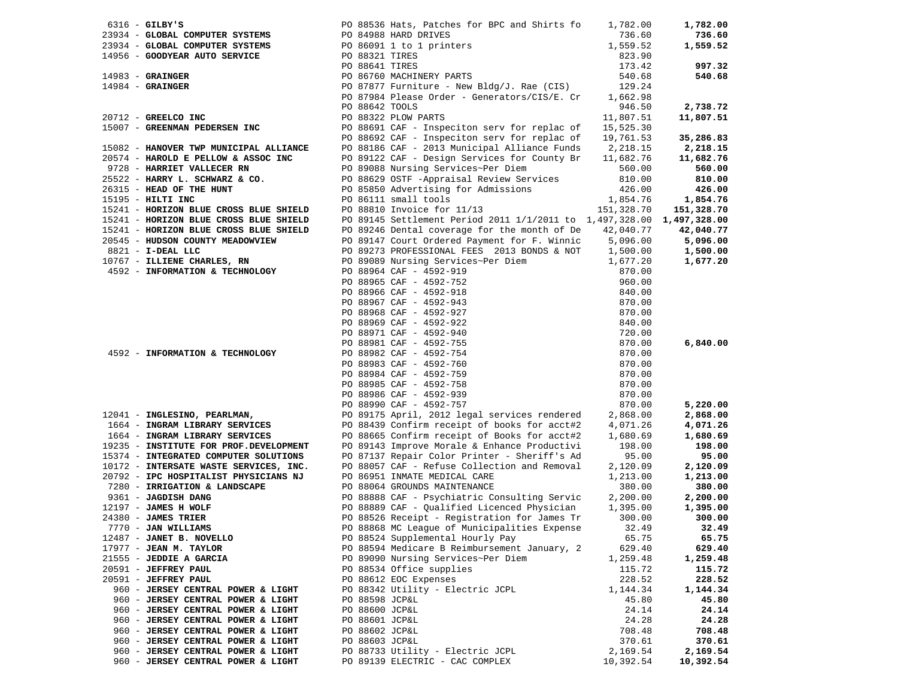| Vendor | PO / Description | Amount | Total |
|---|---|---|---|
| 6316 - **GILBY'S** | PO 88536 Hats, Patches for BPC and Shirts fo | 1,782.00 | **1,782.00** |
| 23934 - **GLOBAL COMPUTER SYSTEMS** | PO 84988 HARD DRIVES | 736.60 | **736.60** |
| 23934 - **GLOBAL COMPUTER SYSTEMS** | PO 86091 1 to 1 printers | 1,559.52 | **1,559.52** |
| 14956 - **GOODYEAR AUTO SERVICE** | PO 88321 TIRES | 823.90 | |
| | PO 88641 TIRES | 173.42 | **997.32** |
| 14983 - **GRAINGER** | PO 86760 MACHINERY PARTS | 540.68 | **540.68** |
| 14984 - **GRAINGER** | PO 87877 Furniture - New Bldg/J. Rae (CIS) | 129.24 | |
| | PO 87984 Please Order - Generators/CIS/E. Cr | 1,662.98 | |
| | PO 88642 TOOLS | 946.50 | **2,738.72** |
| 20712 - **GREELCO INC** | PO 88322 PLOW PARTS | 11,807.51 | **11,807.51** |
| 15007 - **GREENMAN PEDERSEN INC** | PO 88691 CAF - Inspeciton serv for replac of | 15,525.30 | |
| | PO 88692 CAF - Inspeciton serv for replac of | 19,761.53 | **35,286.83** |
| 15082 - **HANOVER TWP MUNICIPAL ALLIANCE** | PO 88186 CAF - 2013 Municipal Alliance Funds | 2,218.15 | **2,218.15** |
| 20574 - **HAROLD E PELLOW & ASSOC INC** | PO 89122 CAF - Design Services for County Br | 11,682.76 | **11,682.76** |
| 9728 - **HARRIET VALLECER RN** | PO 89088 Nursing Services~Per Diem | 560.00 | **560.00** |
| 25522 - **HARRY L. SCHWARZ & CO.** | PO 88629 OSTF -Appraisal Review Services | 810.00 | **810.00** |
| 26315 - **HEAD OF THE HUNT** | PO 85850 Advertising for Admissions | 426.00 | **426.00** |
| 15195 - **HILTI INC** | PO 86111 small tools | 1,854.76 | **1,854.76** |
| 15241 - **HORIZON BLUE CROSS BLUE SHIELD** | PO 88810 Invoice for 11/13 | 151,328.70 | **151,328.70** |
| 15241 - **HORIZON BLUE CROSS BLUE SHIELD** | PO 89145 Settlement Period 2011 1/1/2011 to | 1,497,328.00 | **1,497,328.00** |
| 15241 - **HORIZON BLUE CROSS BLUE SHIELD** | PO 89246 Dental coverage for the month of De | 42,040.77 | **42,040.77** |
| 20545 - **HUDSON COUNTY MEADOWVIEW** | PO 89147 Court Ordered Payment for F. Winnic | 5,096.00 | **5,096.00** |
| 8821 - **I-DEAL LLC** | PO 89273 PROFESSIONAL FEES 2013 BONDS & NOT | 1,500.00 | **1,500.00** |
| 10767 - **ILLIENE CHARLES, RN** | PO 89089 Nursing Services~Per Diem | 1,677.20 | **1,677.20** |
| 4592 - **INFORMATION & TECHNOLOGY** | PO 88964 CAF - 4592-919 | 870.00 | |
| | PO 88965 CAF - 4592-752 | 960.00 | |
| | PO 88966 CAF - 4592-918 | 840.00 | |
| | PO 88967 CAF - 4592-943 | 870.00 | |
| | PO 88968 CAF - 4592-927 | 870.00 | |
| | PO 88969 CAF - 4592-922 | 840.00 | |
| | PO 88971 CAF - 4592-940 | 720.00 | |
| | PO 88981 CAF - 4592-755 | 870.00 | **6,840.00** |
| 4592 - **INFORMATION & TECHNOLOGY** | PO 88982 CAF - 4592-754 | 870.00 | |
| | PO 88983 CAF - 4592-760 | 870.00 | |
| | PO 88984 CAF - 4592-759 | 870.00 | |
| | PO 88985 CAF - 4592-758 | 870.00 | |
| | PO 88986 CAF - 4592-939 | 870.00 | |
| | PO 88990 CAF - 4592-757 | 870.00 | **5,220.00** |
| 12041 - **INGLESINO, PEARLMAN,** | PO 89175 April, 2012 legal services rendered | 2,868.00 | **2,868.00** |
| 1664 - **INGRAM LIBRARY SERVICES** | PO 88439 Confirm receipt of books for acct#2 | 4,071.26 | **4,071.26** |
| 1664 - **INGRAM LIBRARY SERVICES** | PO 88665 Confirm receipt of Books for acct#2 | 1,680.69 | **1,680.69** |
| 19235 - **INSTITUTE FOR PROF.DEVELOPMENT** | PO 89143 Improve Morale & Enhance Productivi | 198.00 | **198.00** |
| 15374 - **INTEGRATED COMPUTER SOLUTIONS** | PO 87137 Repair Color Printer - Sheriff's Ad | 95.00 | **95.00** |
| 10172 - **INTERSATE WASTE SERVICES, INC.** | PO 88057 CAF - Refuse Collection and Removal | 2,120.09 | **2,120.09** |
| 20792 - **IPC HOSPITALIST PHYSICIANS NJ** | PO 86951 INMATE MEDICAL CARE | 1,213.00 | **1,213.00** |
| 7280 - **IRRIGATION & LANDSCAPE** | PO 88064 GROUNDS MAINTENANCE | 380.00 | **380.00** |
| 9361 - **JAGDISH DANG** | PO 88888 CAF - Psychiatric Consulting Servic | 2,200.00 | **2,200.00** |
| 12197 - **JAMES H WOLF** | PO 88889 CAF - Qualified Licenced Physician | 1,395.00 | **1,395.00** |
| 24380 - **JAMES TRIER** | PO 88526 Receipt - Registration for James Tr | 300.00 | **300.00** |
| 7770 - **JAN WILLIAMS** | PO 88868 MC League of Municipalities Expense | 32.49 | **32.49** |
| 12487 - **JANET B. NOVELLO** | PO 88524 Supplemental Hourly Pay | 65.75 | **65.75** |
| 17977 - **JEAN M. TAYLOR** | PO 88594 Medicare B Reimbursement January, 2 | 629.40 | **629.40** |
| 21555 - **JEDDIE A GARCIA** | PO 89090 Nursing Services~Per Diem | 1,259.48 | **1,259.48** |
| 20591 - **JEFFREY PAUL** | PO 88534 Office supplies | 115.72 | **115.72** |
| 20591 - **JEFFREY PAUL** | PO 88612 EOC Expenses | 228.52 | **228.52** |
| 960 - **JERSEY CENTRAL POWER & LIGHT** | PO 88342 Utility - Electric JCPL | 1,144.34 | **1,144.34** |
| 960 - **JERSEY CENTRAL POWER & LIGHT** | PO 88598 JCP&L | 45.80 | **45.80** |
| 960 - **JERSEY CENTRAL POWER & LIGHT** | PO 88600 JCP&L | 24.14 | **24.14** |
| 960 - **JERSEY CENTRAL POWER & LIGHT** | PO 88601 JCP&L | 24.28 | **24.28** |
| 960 - **JERSEY CENTRAL POWER & LIGHT** | PO 88602 JCP&L | 708.48 | **708.48** |
| 960 - **JERSEY CENTRAL POWER & LIGHT** | PO 88603 JCP&L | 370.61 | **370.61** |
| 960 - **JERSEY CENTRAL POWER & LIGHT** | PO 88733 Utility - Electric JCPL | 2,169.54 | **2,169.54** |
| 960 - **JERSEY CENTRAL POWER & LIGHT** | PO 89139 ELECTRIC - CAC COMPLEX | 10,392.54 | **10,392.54** |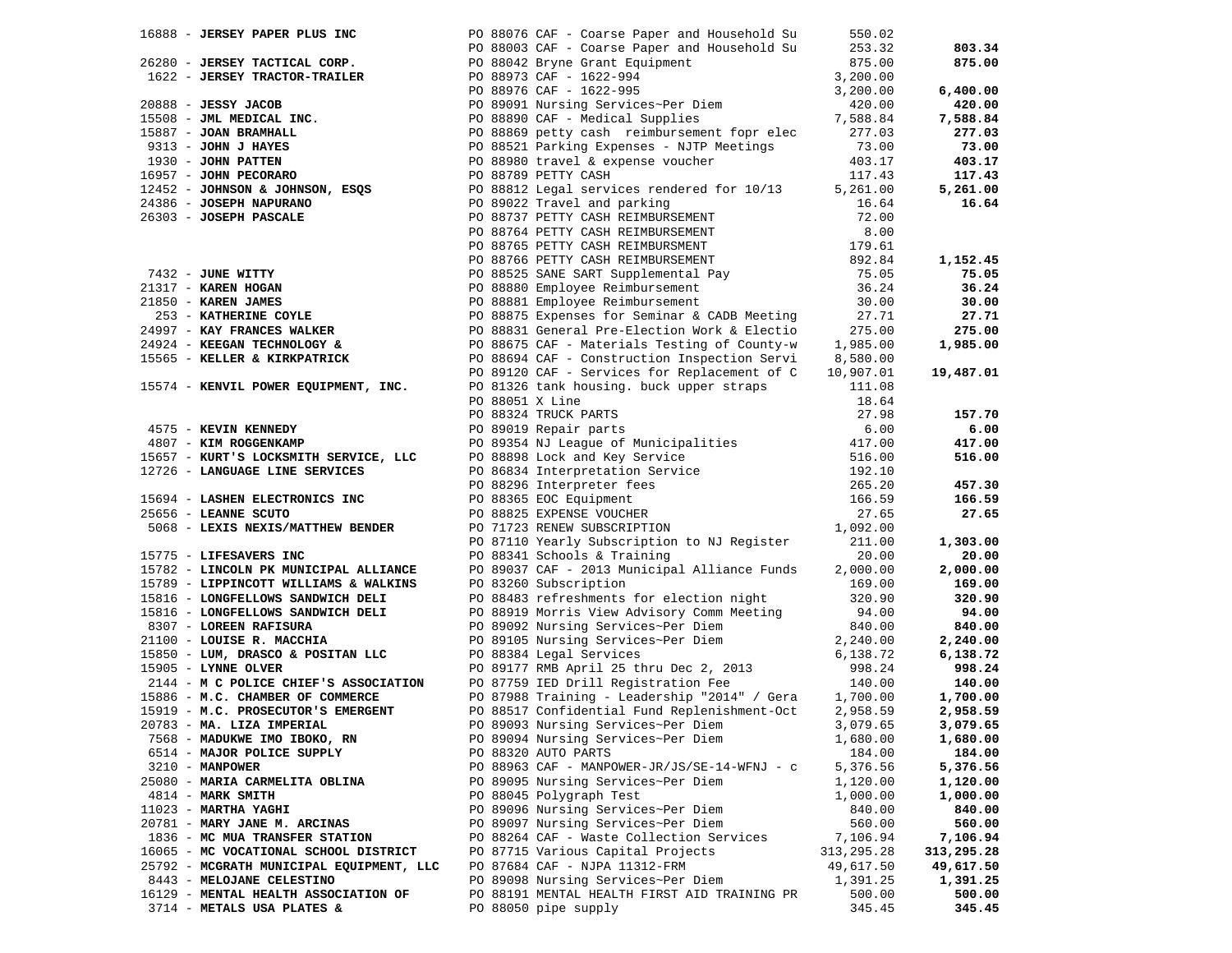| Vendor | PO / Description | Amount | Total |
|---|---|---|---|
| 16888 - **JERSEY PAPER PLUS INC** | PO 88076 CAF - Coarse Paper and Household Su | 550.02 | |
| | PO 88003 CAF - Coarse Paper and Household Su | 253.32 | **803.34** |
| 26280 - **JERSEY TACTICAL CORP.** | PO 88042 Bryne Grant Equipment | 875.00 | **875.00** |
| 1622 - **JERSEY TRACTOR-TRAILER** | PO 88973 CAF - 1622-994 | 3,200.00 | |
| | PO 88976 CAF - 1622-995 | 3,200.00 | **6,400.00** |
| 20888 - **JESSY JACOB** | PO 89091 Nursing Services~Per Diem | 420.00 | **420.00** |
| 15508 - **JML MEDICAL INC.** | PO 88890 CAF - Medical Supplies | 7,588.84 | **7,588.84** |
| 15887 - **JOAN BRAMHALL** | PO 88869 petty cash reimbursement fopr elec | 277.03 | **277.03** |
| 9313 - **JOHN J HAYES** | PO 88521 Parking Expenses - NJTP Meetings | 73.00 | **73.00** |
| 1930 - **JOHN PATTEN** | PO 88980 travel & expense voucher | 403.17 | **403.17** |
| 16957 - **JOHN PECORARO** | PO 88789 PETTY CASH | 117.43 | **117.43** |
| 12452 - **JOHNSON & JOHNSON, ESQS** | PO 88812 Legal services rendered for 10/13 | 5,261.00 | **5,261.00** |
| 24386 - **JOSEPH NAPURANO** | PO 89022 Travel and parking | 16.64 | **16.64** |
| 26303 - **JOSEPH PASCALE** | PO 88737 PETTY CASH REIMBURSEMENT | 72.00 | |
| | PO 88764 PETTY CASH REIMBURSEMENT | 8.00 | |
| | PO 88765 PETTY CASH REIMBURSMENT | 179.61 | |
| | PO 88766 PETTY CASH REIMBURSEMENT | 892.84 | **1,152.45** |
| 7432 - **JUNE WITTY** | PO 88525 SANE SART Supplemental Pay | 75.05 | **75.05** |
| 21317 - **KAREN HOGAN** | PO 88880 Employee Reimbursement | 36.24 | **36.24** |
| 21850 - **KAREN JAMES** | PO 88881 Employee Reimbursement | 30.00 | **30.00** |
| 253 - **KATHERINE COYLE** | PO 88875 Expenses for Seminar & CADB Meeting | 27.71 | **27.71** |
| 24997 - **KAY FRANCES WALKER** | PO 88831 General Pre-Election Work & Electio | 275.00 | **275.00** |
| 24924 - **KEEGAN TECHNOLOGY &** | PO 88675 CAF - Materials Testing of County-w | 1,985.00 | **1,985.00** |
| 15565 - **KELLER & KIRKPATRICK** | PO 88694 CAF - Construction Inspection Servi | 8,580.00 | |
| | PO 89120 CAF - Services for Replacement of C | 10,907.01 | **19,487.01** |
| 15574 - **KENVIL POWER EQUIPMENT, INC.** | PO 81326 tank housing. buck upper straps | 111.08 | |
| | PO 88051 X Line | 18.64 | |
| | PO 88324 TRUCK PARTS | 27.98 | **157.70** |
| 4575 - **KEVIN KENNEDY** | PO 89019 Repair parts | 6.00 | **6.00** |
| 4807 - **KIM ROGGENKAMP** | PO 89354 NJ League of Municipalities | 417.00 | **417.00** |
| 15657 - **KURT'S LOCKSMITH SERVICE, LLC** | PO 88898 Lock and Key Service | 516.00 | **516.00** |
| 12726 - **LANGUAGE LINE SERVICES** | PO 86834 Interpretation Service | 192.10 | |
| | PO 88296 Interpreter fees | 265.20 | **457.30** |
| 15694 - **LASHEN ELECTRONICS INC** | PO 88365 EOC Equipment | 166.59 | **166.59** |
| 25656 - **LEANNE SCUTO** | PO 88825 EXPENSE VOUCHER | 27.65 | **27.65** |
| 5068 - **LEXIS NEXIS/MATTHEW BENDER** | PO 71723 RENEW SUBSCRIPTION | 1,092.00 | |
| | PO 87110 Yearly Subscription to NJ Register | 211.00 | **1,303.00** |
| 15775 - **LIFESAVERS INC** | PO 88341 Schools & Training | 20.00 | **20.00** |
| 15782 - **LINCOLN PK MUNICIPAL ALLIANCE** | PO 89037 CAF - 2013 Municipal Alliance Funds | 2,000.00 | **2,000.00** |
| 15789 - **LIPPINCOTT WILLIAMS & WALKINS** | PO 83260 Subscription | 169.00 | **169.00** |
| 15816 - **LONGFELLOWS SANDWICH DELI** | PO 88483 refreshments for election night | 320.90 | **320.90** |
| 15816 - **LONGFELLOWS SANDWICH DELI** | PO 88919 Morris View Advisory Comm Meeting | 94.00 | **94.00** |
| 8307 - **LOREEN RAFISURA** | PO 89092 Nursing Services~Per Diem | 840.00 | **840.00** |
| 21100 - **LOUISE R. MACCHIA** | PO 89105 Nursing Services~Per Diem | 2,240.00 | **2,240.00** |
| 15850 - **LUM, DRASCO & POSITAN LLC** | PO 88384 Legal Services | 6,138.72 | **6,138.72** |
| 15905 - **LYNNE OLVER** | PO 89177 RMB April 25 thru Dec 2, 2013 | 998.24 | **998.24** |
| 2144 - **M C POLICE CHIEF'S ASSOCIATION** | PO 87759 IED Drill Registration Fee | 140.00 | **140.00** |
| 15886 - **M.C. CHAMBER OF COMMERCE** | PO 87988 Training - Leadership "2014" / Gera | 1,700.00 | **1,700.00** |
| 15919 - **M.C. PROSECUTOR'S EMERGENT** | PO 88517 Confidential Fund Replenishment-Oct | 2,958.59 | **2,958.59** |
| 20783 - **MA. LIZA IMPERIAL** | PO 89093 Nursing Services~Per Diem | 3,079.65 | **3,079.65** |
| 7568 - **MADUKWE IMO IBOKO, RN** | PO 89094 Nursing Services~Per Diem | 1,680.00 | **1,680.00** |
| 6514 - **MAJOR POLICE SUPPLY** | PO 88320 AUTO PARTS | 184.00 | **184.00** |
| 3210 - **MANPOWER** | PO 88963 CAF - MANPOWER-JR/JS/SE-14-WFNJ - c | 5,376.56 | **5,376.56** |
| 25080 - **MARIA CARMELITA OBLINA** | PO 89095 Nursing Services~Per Diem | 1,120.00 | **1,120.00** |
| 4814 - **MARK SMITH** | PO 88045 Polygraph Test | 1,000.00 | **1,000.00** |
| 11023 - **MARTHA YAGHI** | PO 89096 Nursing Services~Per Diem | 840.00 | **840.00** |
| 20781 - **MARY JANE M. ARCINAS** | PO 89097 Nursing Services~Per Diem | 560.00 | **560.00** |
| 1836 - **MC MUA TRANSFER STATION** | PO 88264 CAF - Waste Collection Services | 7,106.94 | **7,106.94** |
| 16065 - **MC VOCATIONAL SCHOOL DISTRICT** | PO 87715 Various Capital Projects | 313,295.28 | **313,295.28** |
| 25792 - **MCGRATH MUNICIPAL EQUIPMENT, LLC** | PO 87684 CAF - NJPA 11312-FRM | 49,617.50 | **49,617.50** |
| 8443 - **MELOJANE CELESTINO** | PO 89098 Nursing Services~Per Diem | 1,391.25 | **1,391.25** |
| 16129 - **MENTAL HEALTH ASSOCIATION OF** | PO 88191 MENTAL HEALTH FIRST AID TRAINING PR | 500.00 | **500.00** |
| 3714 - **METALS USA PLATES &** | PO 88050 pipe supply | 345.45 | **345.45** |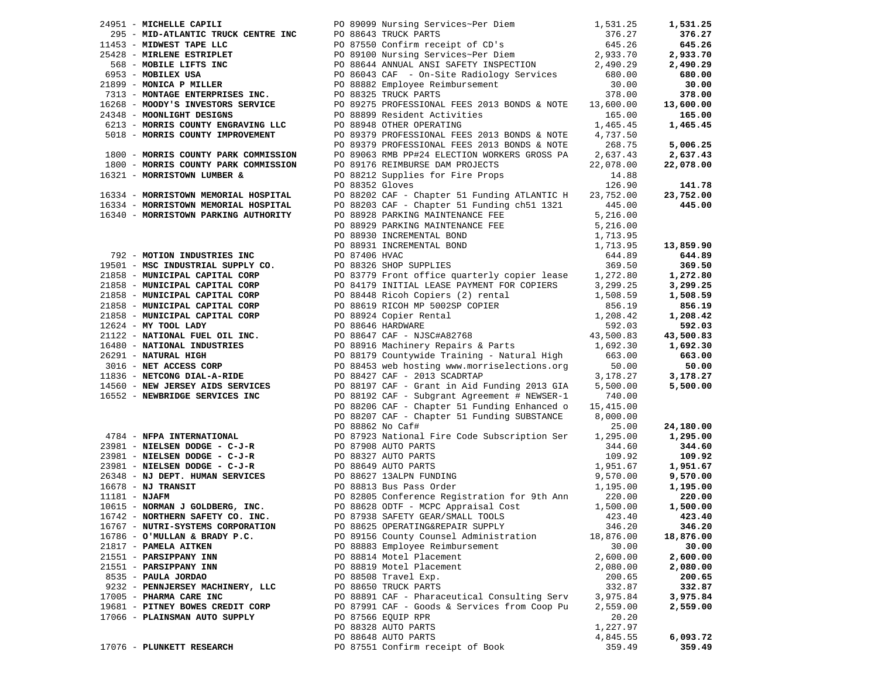| Vendor | PO / Description | Amount | Total |
|---|---|---|---|
| 24951 - **MICHELLE CAPILI** | PO 89099 Nursing Services~Per Diem | 1,531.25 | **1,531.25** |
| 295 - **MID-ATLANTIC TRUCK CENTRE INC** | PO 88643 TRUCK PARTS | 376.27 | **376.27** |
| 11453 - **MIDWEST TAPE LLC** | PO 87550 Confirm receipt of CD's | 645.26 | **645.26** |
| 25428 - **MIRLENE ESTRIPLET** | PO 89100 Nursing Services~Per Diem | 2,933.70 | **2,933.70** |
| 568 - **MOBILE LIFTS INC** | PO 88644 ANNUAL ANSI SAFETY INSPECTION | 2,490.29 | **2,490.29** |
| 6953 - **MOBILEX USA** | PO 86043 CAF - On-Site Radiology Services | 680.00 | **680.00** |
| 21899 - **MONICA P MILLER** | PO 88882 Employee Reimbursement | 30.00 | **30.00** |
| 7313 - **MONTAGE ENTERPRISES INC.** | PO 88325 TRUCK PARTS | 378.00 | **378.00** |
| 16268 - **MOODY'S INVESTORS SERVICE** | PO 89275 PROFESSIONAL FEES 2013 BONDS & NOTE | 13,600.00 | **13,600.00** |
| 24348 - **MOONLIGHT DESIGNS** | PO 88899 Resident Activities | 165.00 | **165.00** |
| 6213 - **MORRIS COUNTY ENGRAVING LLC** | PO 88948 OTHER OPERATING | 1,465.45 | **1,465.45** |
| 5018 - **MORRIS COUNTY IMPROVEMENT** | PO 89379 PROFESSIONAL FEES 2013 BONDS & NOTE | 4,737.50 | |
| | PO 89379 PROFESSIONAL FEES 2013 BONDS & NOTE | 268.75 | **5,006.25** |
| 1800 - **MORRIS COUNTY PARK COMMISSION** | PO 89063 RMB PP#24 ELECTION WORKERS GROSS PA | 2,637.43 | **2,637.43** |
| 1800 - **MORRIS COUNTY PARK COMMISSION** | PO 89176 REIMBURSE DAM PROJECTS | 22,078.00 | **22,078.00** |
| 16321 - **MORRISTOWN LUMBER &** | PO 88212 Supplies for Fire Props | 14.88 | |
| | PO 88352 Gloves | 126.90 | **141.78** |
| 16334 - **MORRISTOWN MEMORIAL HOSPITAL** | PO 88202 CAF - Chapter 51 Funding ATLANTIC H | 23,752.00 | **23,752.00** |
| 16334 - **MORRISTOWN MEMORIAL HOSPITAL** | PO 88203 CAF - Chapter 51 Funding ch51 1321 | 445.00 | **445.00** |
| 16340 - **MORRISTOWN PARKING AUTHORITY** | PO 88928 PARKING MAINTENANCE FEE | 5,216.00 | |
| | PO 88929 PARKING MAINTENANCE FEE | 5,216.00 | |
| | PO 88930 INCREMENTAL BOND | 1,713.95 | |
| | PO 88931 INCREMENTAL BOND | 1,713.95 | **13,859.90** |
| 792 - **MOTION INDUSTRIES INC** | PO 87406 HVAC | 644.89 | **644.89** |
| 19501 - **MSC INDUSTRIAL SUPPLY CO.** | PO 88326 SHOP SUPPLIES | 369.50 | **369.50** |
| 21858 - **MUNICIPAL CAPITAL CORP** | PO 83779 Front office quarterly copier lease | 1,272.80 | **1,272.80** |
| 21858 - **MUNICIPAL CAPITAL CORP** | PO 84179 INITIAL LEASE PAYMENT FOR COPIERS | 3,299.25 | **3,299.25** |
| 21858 - **MUNICIPAL CAPITAL CORP** | PO 88448 Ricoh Copiers (2) rental | 1,508.59 | **1,508.59** |
| 21858 - **MUNICIPAL CAPITAL CORP** | PO 88619 RICOH MP 5002SP COPIER | 856.19 | **856.19** |
| 21858 - **MUNICIPAL CAPITAL CORP** | PO 88924 Copier Rental | 1,208.42 | **1,208.42** |
| 12624 - **MY TOOL LADY** | PO 88646 HARDWARE | 592.03 | **592.03** |
| 21122 - **NATIONAL FUEL OIL INC.** | PO 88647 CAF - NJSC#A82768 | 43,500.83 | **43,500.83** |
| 16480 - **NATIONAL INDUSTRIES** | PO 88916 Machinery Repairs & Parts | 1,692.30 | **1,692.30** |
| 26291 - **NATURAL HIGH** | PO 88179 Countywide Training - Natural High | 663.00 | **663.00** |
| 3016 - **NET ACCESS CORP** | PO 88453 web hosting www.morriselections.org | 50.00 | **50.00** |
| 11836 - **NETCONG DIAL-A-RIDE** | PO 88427 CAF - 2013 SCADRTAP | 3,178.27 | **3,178.27** |
| 14560 - **NEW JERSEY AIDS SERVICES** | PO 88197 CAF - Grant in Aid Funding 2013 GIA | 5,500.00 | **5,500.00** |
| 16552 - **NEWBRIDGE SERVICES INC** | PO 88192 CAF - Subgrant Agreement # NEWSER-1 | 740.00 | |
| | PO 88206 CAF - Chapter 51 Funding Enhanced o | 15,415.00 | |
| | PO 88207 CAF - Chapter 51 Funding SUBSTANCE | 8,000.00 | |
| | PO 88862 No Caf# | 25.00 | **24,180.00** |
| 4784 - **NFPA INTERNATIONAL** | PO 87923 National Fire Code Subscription Ser | 1,295.00 | **1,295.00** |
| 23981 - **NIELSEN DODGE - C-J-R** | PO 87908 AUTO PARTS | 344.60 | **344.60** |
| 23981 - **NIELSEN DODGE - C-J-R** | PO 88327 AUTO PARTS | 109.92 | **109.92** |
| 23981 - **NIELSEN DODGE - C-J-R** | PO 88649 AUTO PARTS | 1,951.67 | **1,951.67** |
| 26348 - **NJ DEPT. HUMAN SERVICES** | PO 88627 13ALPN FUNDING | 9,570.00 | **9,570.00** |
| 16678 - **NJ TRANSIT** | PO 88813 Bus Pass Order | 1,195.00 | **1,195.00** |
| 11181 - **NJAFM** | PO 82805 Conference Registration for 9th Ann | 220.00 | **220.00** |
| 10615 - **NORMAN J GOLDBERG, INC.** | PO 88628 ODTF - MCPC Appraisal Cost | 1,500.00 | **1,500.00** |
| 16742 - **NORTHERN SAFETY CO. INC.** | PO 87938 SAFETY GEAR/SMALL TOOLS | 423.40 | **423.40** |
| 16767 - **NUTRI-SYSTEMS CORPORATION** | PO 88625 OPERATING&REPAIR SUPPLY | 346.20 | **346.20** |
| 16786 - **O'MULLAN & BRADY P.C.** | PO 89156 County Counsel Administration | 18,876.00 | **18,876.00** |
| 21817 - **PAMELA AITKEN** | PO 88883 Employee Reimbursement | 30.00 | **30.00** |
| 21551 - **PARSIPPANY INN** | PO 88814 Motel Placement | 2,600.00 | **2,600.00** |
| 21551 - **PARSIPPANY INN** | PO 88819 Motel Placement | 2,080.00 | **2,080.00** |
| 8535 - **PAULA JORDAO** | PO 88508 Travel Exp. | 200.65 | **200.65** |
| 9232 - **PENNJERSEY MACHINERY, LLC** | PO 88650 TRUCK PARTS | 332.87 | **332.87** |
| 17005 - **PHARMA CARE INC** | PO 88891 CAF - Pharaceutical Consulting Serv | 3,975.84 | **3,975.84** |
| 19681 - **PITNEY BOWES CREDIT CORP** | PO 87991 CAF - Goods & Services from Coop Pu | 2,559.00 | **2,559.00** |
| 17066 - **PLAINSMAN AUTO SUPPLY** | PO 87566 EQUIP RPR | 20.20 | |
| | PO 88328 AUTO PARTS | 1,227.97 | |
| | PO 88648 AUTO PARTS | 4,845.55 | **6,093.72** |
| 17076 - **PLUNKETT RESEARCH** | PO 87551 Confirm receipt of Book | 359.49 | **359.49** |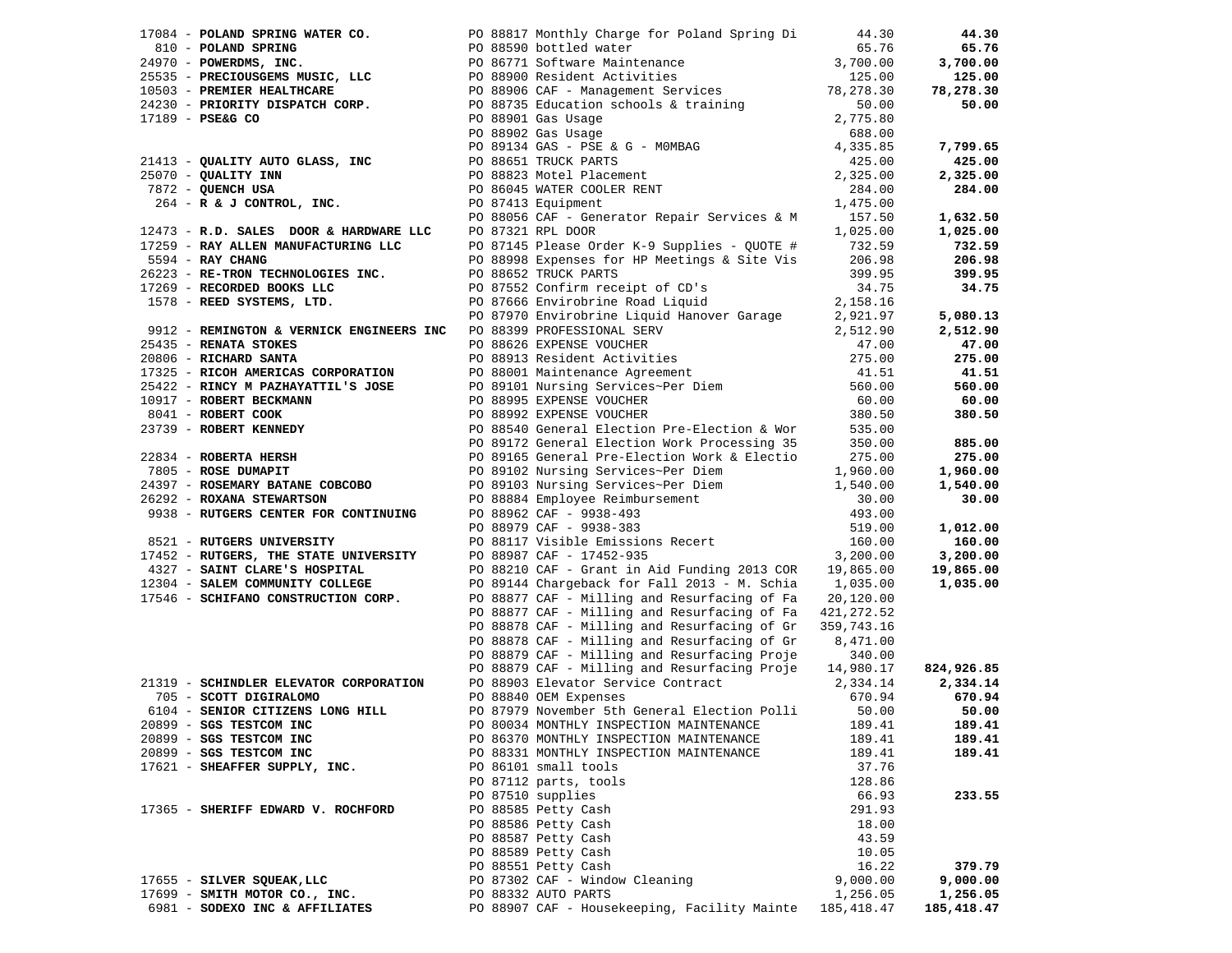| Vendor | Description | Amount | Total |
|---|---|---|---|
| 17084 - **POLAND SPRING WATER CO.** | PO 88817 Monthly Charge for Poland Spring Di | 44.30 | **44.30** |
| 810 - **POLAND SPRING** | PO 88590 bottled water | 65.76 | **65.76** |
| 24970 - **POWERDMS, INC.** | PO 86771 Software Maintenance | 3,700.00 | **3,700.00** |
| 25535 - **PRECIOUSGEMS MUSIC, LLC** | PO 88900 Resident Activities | 125.00 | **125.00** |
| 10503 - **PREMIER HEALTHCARE** | PO 88906 CAF - Management Services | 78,278.30 | **78,278.30** |
| 24230 - **PRIORITY DISPATCH CORP.** | PO 88735 Education schools & training | 50.00 | **50.00** |
| 17189 - **PSE&G CO** | PO 88901 Gas Usage | 2,775.80 | |
| | PO 88902 Gas Usage | 688.00 | |
| | PO 89134 GAS - PSE & G - M0MBAG | 4,335.85 | **7,799.65** |
| 21413 - **QUALITY AUTO GLASS, INC** | PO 88651 TRUCK PARTS | 425.00 | **425.00** |
| 25070 - **QUALITY INN** | PO 88823 Motel Placement | 2,325.00 | **2,325.00** |
| 7872 - **QUENCH USA** | PO 86045 WATER COOLER RENT | 284.00 | **284.00** |
| 264 - **R & J CONTROL, INC.** | PO 87413 Equipment | 1,475.00 | |
| | PO 88056 CAF - Generator Repair Services & M | 157.50 | **1,632.50** |
| 12473 - **R.D. SALES DOOR & HARDWARE LLC** | PO 87321 RPL DOOR | 1,025.00 | **1,025.00** |
| 17259 - **RAY ALLEN MANUFACTURING LLC** | PO 87145 Please Order K-9 Supplies - QUOTE # | 732.59 | **732.59** |
| 5594 - **RAY CHANG** | PO 88998 Expenses for HP Meetings & Site Vis | 206.98 | **206.98** |
| 26223 - **RE-TRON TECHNOLOGIES INC.** | PO 88652 TRUCK PARTS | 399.95 | **399.95** |
| 17269 - **RECORDED BOOKS LLC** | PO 87552 Confirm receipt of CD's | 34.75 | **34.75** |
| 1578 - **REED SYSTEMS, LTD.** | PO 87666 Envirobrine Road Liquid | 2,158.16 | |
| | PO 87970 Envirobrine Liquid Hanover Garage | 2,921.97 | **5,080.13** |
| 9912 - **REMINGTON & VERNICK ENGINEERS INC** | PO 88399 PROFESSIONAL SERV | 2,512.90 | **2,512.90** |
| 25435 - **RENATA STOKES** | PO 88626 EXPENSE VOUCHER | 47.00 | **47.00** |
| 20806 - **RICHARD SANTA** | PO 88913 Resident Activities | 275.00 | **275.00** |
| 17325 - **RICOH AMERICAS CORPORATION** | PO 88001 Maintenance Agreement | 41.51 | **41.51** |
| 25422 - **RINCY M PAZHAYATTIL'S JOSE** | PO 89101 Nursing Services~Per Diem | 560.00 | **560.00** |
| 10917 - **ROBERT BECKMANN** | PO 88995 EXPENSE VOUCHER | 60.00 | **60.00** |
| 8041 - **ROBERT COOK** | PO 88992 EXPENSE VOUCHER | 380.50 | **380.50** |
| 23739 - **ROBERT KENNEDY** | PO 88540 General Election Pre-Election & Wor | 535.00 | |
| | PO 89172 General Election Work Processing 35 | 350.00 | **885.00** |
| 22834 - **ROBERTA HERSH** | PO 89165 General Pre-Election Work & Electio | 275.00 | **275.00** |
| 7805 - **ROSE DUMAPIT** | PO 89102 Nursing Services~Per Diem | 1,960.00 | **1,960.00** |
| 24397 - **ROSEMARY BATANE COBCOBO** | PO 89103 Nursing Services~Per Diem | 1,540.00 | **1,540.00** |
| 26292 - **ROXANA STEWARTSON** | PO 88884 Employee Reimbursement | 30.00 | **30.00** |
| 9938 - **RUTGERS CENTER FOR CONTINUING** | PO 88962 CAF - 9938-493 | 493.00 | |
| | PO 88979 CAF - 9938-383 | 519.00 | **1,012.00** |
| 8521 - **RUTGERS UNIVERSITY** | PO 88117 Visible Emissions Recert | 160.00 | **160.00** |
| 17452 - **RUTGERS, THE STATE UNIVERSITY** | PO 88987 CAF - 17452-935 | 3,200.00 | **3,200.00** |
| 4327 - **SAINT CLARE'S HOSPITAL** | PO 88210 CAF - Grant in Aid Funding 2013 COR | 19,865.00 | **19,865.00** |
| 12304 - **SALEM COMMUNITY COLLEGE** | PO 89144 Chargeback for Fall 2013 - M. Schia | 1,035.00 | **1,035.00** |
| 17546 - **SCHIFANO CONSTRUCTION CORP.** | PO 88877 CAF - Milling and Resurfacing of Fa | 20,120.00 | |
| | PO 88877 CAF - Milling and Resurfacing of Fa | 421,272.52 | |
| | PO 88878 CAF - Milling and Resurfacing of Gr | 359,743.16 | |
| | PO 88878 CAF - Milling and Resurfacing of Gr | 8,471.00 | |
| | PO 88879 CAF - Milling and Resurfacing Proje | 340.00 | |
| | PO 88879 CAF - Milling and Resurfacing Proje | 14,980.17 | **824,926.85** |
| 21319 - **SCHINDLER ELEVATOR CORPORATION** | PO 88903 Elevator Service Contract | 2,334.14 | **2,334.14** |
| 705 - **SCOTT DIGIRALOMO** | PO 88840 OEM Expenses | 670.94 | **670.94** |
| 6104 - **SENIOR CITIZENS LONG HILL** | PO 87979 November 5th General Election Polli | 50.00 | **50.00** |
| 20899 - **SGS TESTCOM INC** | PO 80034 MONTHLY INSPECTION MAINTENANCE | 189.41 | **189.41** |
| 20899 - **SGS TESTCOM INC** | PO 86370 MONTHLY INSPECTION MAINTENANCE | 189.41 | **189.41** |
| 20899 - **SGS TESTCOM INC** | PO 88331 MONTHLY INSPECTION MAINTENANCE | 189.41 | **189.41** |
| 17621 - **SHEAFFER SUPPLY, INC.** | PO 86101 small tools | 37.76 | |
| | PO 87112 parts, tools | 128.86 | |
| | PO 87510 supplies | 66.93 | **233.55** |
| 17365 - **SHERIFF EDWARD V. ROCHFORD** | PO 88585 Petty Cash | 291.93 | |
| | PO 88586 Petty Cash | 18.00 | |
| | PO 88587 Petty Cash | 43.59 | |
| | PO 88589 Petty Cash | 10.05 | |
| | PO 88551 Petty Cash | 16.22 | **379.79** |
| 17655 - **SILVER SQUEAK,LLC** | PO 87302 CAF - Window Cleaning | 9,000.00 | **9,000.00** |
| 17699 - **SMITH MOTOR CO., INC.** | PO 88332 AUTO PARTS | 1,256.05 | **1,256.05** |
| 6981 - **SODEXO INC & AFFILIATES** | PO 88907 CAF - Housekeeping, Facility Mainte | 185,418.47 | **185,418.47** |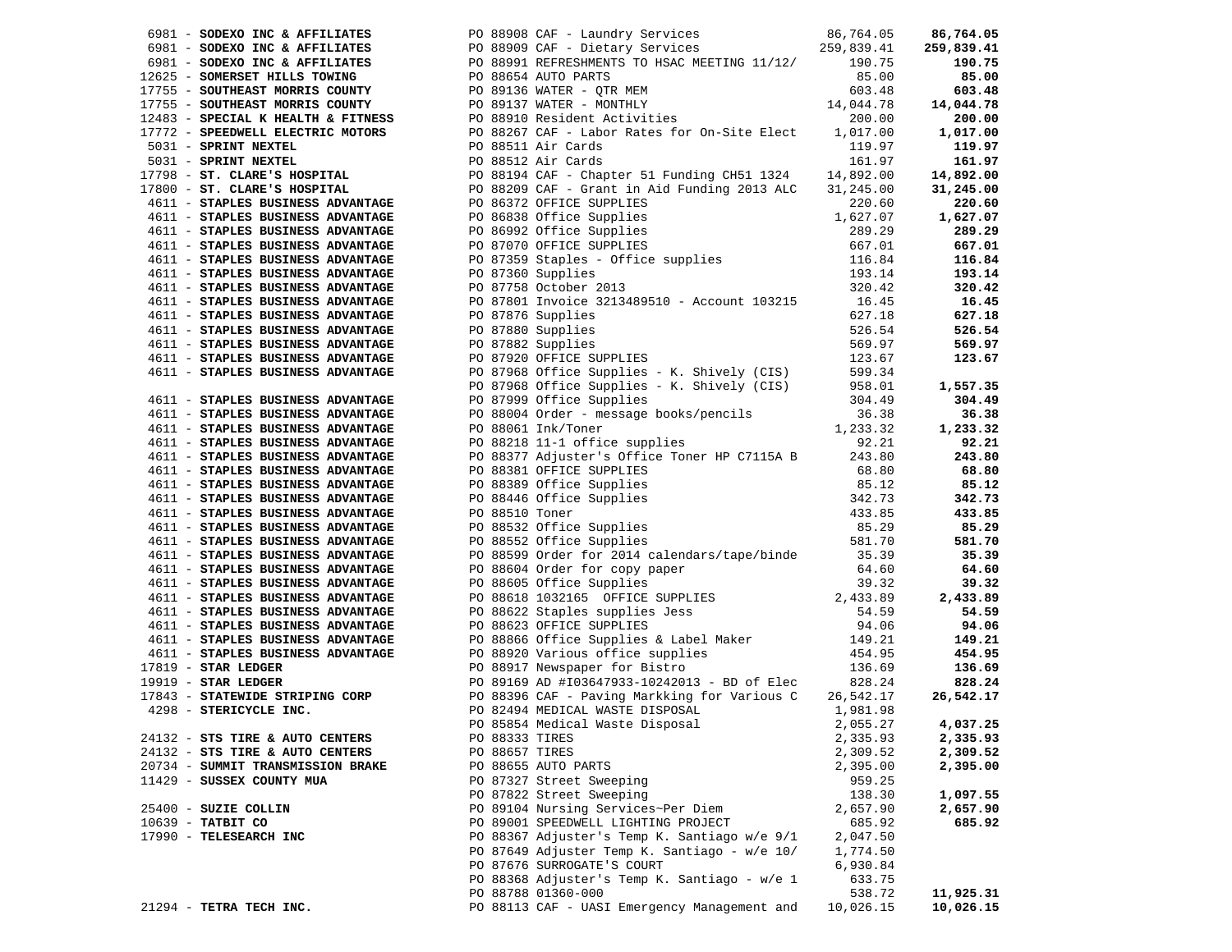| Vendor | PO / Description | Amount | Total |
|---|---|---|---|
| 6981 - **SODEXO INC & AFFILIATES** | PO 88908 CAF - Laundry Services | 86,764.05 | **86,764.05** |
| 6981 - **SODEXO INC & AFFILIATES** | PO 88909 CAF - Dietary Services | 259,839.41 | **259,839.41** |
| 6981 - **SODEXO INC & AFFILIATES** | PO 88991 REFRESHMENTS TO HSAC MEETING 11/12/ | 190.75 | **190.75** |
| 12625 - **SOMERSET HILLS TOWING** | PO 88654 AUTO PARTS | 85.00 | **85.00** |
| 17755 - **SOUTHEAST MORRIS COUNTY** | PO 89136 WATER - QTR MEM | 603.48 | **603.48** |
| 17755 - **SOUTHEAST MORRIS COUNTY** | PO 89137 WATER - MONTHLY | 14,044.78 | **14,044.78** |
| 12483 - **SPECIAL K HEALTH & FITNESS** | PO 88910 Resident Activities | 200.00 | **200.00** |
| 17772 - **SPEEDWELL ELECTRIC MOTORS** | PO 88267 CAF - Labor Rates for On-Site Elect | 1,017.00 | **1,017.00** |
| 5031 - **SPRINT NEXTEL** | PO 88511 Air Cards | 119.97 | **119.97** |
| 5031 - **SPRINT NEXTEL** | PO 88512 Air Cards | 161.97 | **161.97** |
| 17798 - **ST. CLARE'S HOSPITAL** | PO 88194 CAF - Chapter 51 Funding CH51 1324 | 14,892.00 | **14,892.00** |
| 17800 - **ST. CLARE'S HOSPITAL** | PO 88209 CAF - Grant in Aid Funding 2013 ALC | 31,245.00 | **31,245.00** |
| 4611 - **STAPLES BUSINESS ADVANTAGE** | PO 86372 OFFICE SUPPLIES | 220.60 | **220.60** |
| 4611 - **STAPLES BUSINESS ADVANTAGE** | PO 86838 Office Supplies | 1,627.07 | **1,627.07** |
| 4611 - **STAPLES BUSINESS ADVANTAGE** | PO 86992 Office Supplies | 289.29 | **289.29** |
| 4611 - **STAPLES BUSINESS ADVANTAGE** | PO 87070 OFFICE SUPPLIES | 667.01 | **667.01** |
| 4611 - **STAPLES BUSINESS ADVANTAGE** | PO 87359 Staples - Office supplies | 116.84 | **116.84** |
| 4611 - **STAPLES BUSINESS ADVANTAGE** | PO 87360 Supplies | 193.14 | **193.14** |
| 4611 - **STAPLES BUSINESS ADVANTAGE** | PO 87758 October 2013 | 320.42 | **320.42** |
| 4611 - **STAPLES BUSINESS ADVANTAGE** | PO 87801 Invoice 3213489510 - Account 103215 | 16.45 | **16.45** |
| 4611 - **STAPLES BUSINESS ADVANTAGE** | PO 87876 Supplies | 627.18 | **627.18** |
| 4611 - **STAPLES BUSINESS ADVANTAGE** | PO 87880 Supplies | 526.54 | **526.54** |
| 4611 - **STAPLES BUSINESS ADVANTAGE** | PO 87882 Supplies | 569.97 | **569.97** |
| 4611 - **STAPLES BUSINESS ADVANTAGE** | PO 87920 OFFICE SUPPLIES | 123.67 | **123.67** |
| 4611 - **STAPLES BUSINESS ADVANTAGE** | PO 87968 Office Supplies - K. Shively (CIS) | 599.34 | |
| | PO 87968 Office Supplies - K. Shively (CIS) | 958.01 | **1,557.35** |
| 4611 - **STAPLES BUSINESS ADVANTAGE** | PO 87999 Office Supplies | 304.49 | **304.49** |
| 4611 - **STAPLES BUSINESS ADVANTAGE** | PO 88004 Order - message books/pencils | 36.38 | **36.38** |
| 4611 - **STAPLES BUSINESS ADVANTAGE** | PO 88061 Ink/Toner | 1,233.32 | **1,233.32** |
| 4611 - **STAPLES BUSINESS ADVANTAGE** | PO 88218 11-1 office supplies | 92.21 | **92.21** |
| 4611 - **STAPLES BUSINESS ADVANTAGE** | PO 88377 Adjuster's Office Toner HP C7115A B | 243.80 | **243.80** |
| 4611 - **STAPLES BUSINESS ADVANTAGE** | PO 88381 OFFICE SUPPLIES | 68.80 | **68.80** |
| 4611 - **STAPLES BUSINESS ADVANTAGE** | PO 88389 Office Supplies | 85.12 | **85.12** |
| 4611 - **STAPLES BUSINESS ADVANTAGE** | PO 88446 Office Supplies | 342.73 | **342.73** |
| 4611 - **STAPLES BUSINESS ADVANTAGE** | PO 88510 Toner | 433.85 | **433.85** |
| 4611 - **STAPLES BUSINESS ADVANTAGE** | PO 88532 Office Supplies | 85.29 | **85.29** |
| 4611 - **STAPLES BUSINESS ADVANTAGE** | PO 88552 Office Supplies | 581.70 | **581.70** |
| 4611 - **STAPLES BUSINESS ADVANTAGE** | PO 88599 Order for 2014 calendars/tape/binde | 35.39 | **35.39** |
| 4611 - **STAPLES BUSINESS ADVANTAGE** | PO 88604 Order for copy paper | 64.60 | **64.60** |
| 4611 - **STAPLES BUSINESS ADVANTAGE** | PO 88605 Office Supplies | 39.32 | **39.32** |
| 4611 - **STAPLES BUSINESS ADVANTAGE** | PO 88618 1032165 OFFICE SUPPLIES | 2,433.89 | **2,433.89** |
| 4611 - **STAPLES BUSINESS ADVANTAGE** | PO 88622 Staples supplies Jess | 54.59 | **54.59** |
| 4611 - **STAPLES BUSINESS ADVANTAGE** | PO 88623 OFFICE SUPPLIES | 94.06 | **94.06** |
| 4611 - **STAPLES BUSINESS ADVANTAGE** | PO 88866 Office Supplies & Label Maker | 149.21 | **149.21** |
| 4611 - **STAPLES BUSINESS ADVANTAGE** | PO 88920 Various office supplies | 454.95 | **454.95** |
| 17819 - **STAR LEDGER** | PO 88917 Newspaper for Bistro | 136.69 | **136.69** |
| 19919 - **STAR LEDGER** | PO 89169 AD #I03647933-10242013 - BD of Elec | 828.24 | **828.24** |
| 17843 - **STATEWIDE STRIPING CORP** | PO 88396 CAF - Paving Markking for Various C | 26,542.17 | **26,542.17** |
| 4298 - **STERICYCLE INC.** | PO 82494 MEDICAL WASTE DISPOSAL | 1,981.98 | |
| | PO 85854 Medical Waste Disposal | 2,055.27 | **4,037.25** |
| 24132 - **STS TIRE & AUTO CENTERS** | PO 88333 TIRES | 2,335.93 | **2,335.93** |
| 24132 - **STS TIRE & AUTO CENTERS** | PO 88657 TIRES | 2,309.52 | **2,309.52** |
| 20734 - **SUMMIT TRANSMISSION BRAKE** | PO 88655 AUTO PARTS | 2,395.00 | **2,395.00** |
| 11429 - **SUSSEX COUNTY MUA** | PO 87327 Street Sweeping | 959.25 | |
| | PO 87822 Street Sweeping | 138.30 | **1,097.55** |
| 25400 - **SUZIE COLLIN** | PO 89104 Nursing Services~Per Diem | 2,657.90 | **2,657.90** |
| 10639 - **TATBIT CO** | PO 89001 SPEEDWELL LIGHTING PROJECT | 685.92 | **685.92** |
| 17990 - **TELESEARCH INC** | PO 88367 Adjuster's Temp K. Santiago w/e 9/1 | 2,047.50 | |
| | PO 87649 Adjuster Temp K. Santiago - w/e 10/ | 1,774.50 | |
| | PO 87676 SURROGATE'S COURT | 6,930.84 | |
| | PO 88368 Adjuster's Temp K. Santiago - w/e 1 | 633.75 | |
| | PO 88788 01360-000 | 538.72 | **11,925.31** |
| 21294 - **TETRA TECH INC.** | PO 88113 CAF - UASI Emergency Management and | 10,026.15 | **10,026.15** |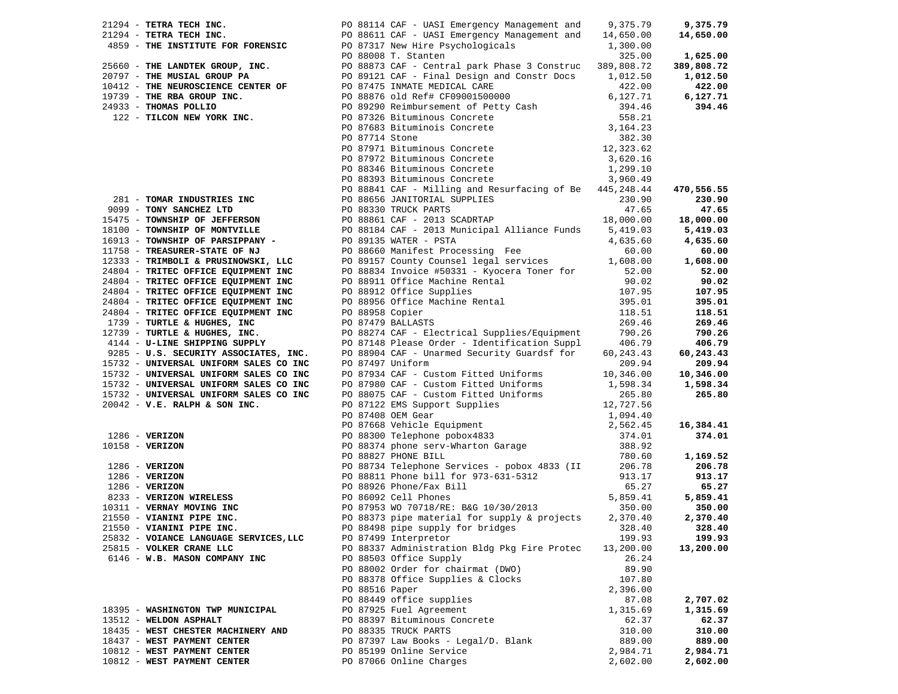| Vendor | PO / Description | Amount | Total |
|---|---|---|---|
| 21294 - **TETRA TECH INC.** | PO 88114 CAF - UASI Emergency Management and | 9,375.79 | **9,375.79** |
| 21294 - **TETRA TECH INC.** | PO 88611 CAF - UASI Emergency Management and | 14,650.00 | **14,650.00** |
| 4859 - **THE INSTITUTE FOR FORENSIC** | PO 87317 New Hire Psychologicals | 1,300.00 | |
| | PO 88008 T. Stanten | 325.00 | **1,625.00** |
| 25660 - **THE LANDTEK GROUP, INC.** | PO 88873 CAF - Central park Phase 3 Construc | 389,808.72 | **389,808.72** |
| 20797 - **THE MUSIAL GROUP PA** | PO 89121 CAF - Final Design and Constr Docs | 1,012.50 | **1,012.50** |
| 10412 - **THE NEUROSCIENCE CENTER OF** | PO 87475 INMATE MEDICAL CARE | 422.00 | **422.00** |
| 19739 - **THE RBA GROUP INC.** | PO 88876 old Ref# CF09001500000 | 6,127.71 | **6,127.71** |
| 24933 - **THOMAS POLLIO** | PO 89290 Reimbursement of Petty Cash | 394.46 | **394.46** |
| 122 - **TILCON NEW YORK INC.** | PO 87326 Bituminous Concrete | 558.21 | |
| | PO 87683 Bituminois Concrete | 3,164.23 | |
| | PO 87714 Stone | 382.30 | |
| | PO 87971 Bituminous Concrete | 12,323.62 | |
| | PO 87972 Bituminous Concrete | 3,620.16 | |
| | PO 88346 Bituminous Concrete | 1,299.10 | |
| | PO 88393 Bituminous Concrete | 3,960.49 | |
| | PO 88841 CAF - Milling and Resurfacing of Be | 445,248.44 | **470,556.55** |
| 281 - **TOMAR INDUSTRIES INC** | PO 88656 JANITORIAL SUPPLIES | 230.90 | **230.90** |
| 9099 - **TONY SANCHEZ LTD** | PO 88330 TRUCK PARTS | 47.65 | **47.65** |
| 15475 - **TOWNSHIP OF JEFFERSON** | PO 88861 CAF - 2013 SCADRTAP | 18,000.00 | **18,000.00** |
| 18100 - **TOWNSHIP OF MONTVILLE** | PO 88184 CAF - 2013 Municipal Alliance Funds | 5,419.03 | **5,419.03** |
| 16913 - **TOWNSHIP OF PARSIPPANY -** | PO 89135 WATER - PSTA | 4,635.60 | **4,635.60** |
| 11758 - **TREASURER-STATE OF NJ** | PO 88660 Manifest Processing  Fee | 60.00 | **60.00** |
| 12333 - **TRIMBOLI & PRUSINOWSKI, LLC** | PO 89157 County Counsel legal services | 1,608.00 | **1,608.00** |
| 24804 - **TRITEC OFFICE EQUIPMENT INC** | PO 88834 Invoice #50331 - Kyocera Toner for | 52.00 | **52.00** |
| 24804 - **TRITEC OFFICE EQUIPMENT INC** | PO 88911 Office Machine Rental | 90.02 | **90.02** |
| 24804 - **TRITEC OFFICE EQUIPMENT INC** | PO 88912 Office Supplies | 107.95 | **107.95** |
| 24804 - **TRITEC OFFICE EQUIPMENT INC** | PO 88956 Office Machine Rental | 395.01 | **395.01** |
| 24804 - **TRITEC OFFICE EQUIPMENT INC** | PO 88958 Copier | 118.51 | **118.51** |
| 1739 - **TURTLE & HUGHES, INC** | PO 87479 BALLASTS | 269.46 | **269.46** |
| 12739 - **TURTLE & HUGHES, INC.** | PO 88274 CAF - Electrical Supplies/Equipment | 790.26 | **790.26** |
| 4144 - **U-LINE SHIPPING SUPPLY** | PO 87148 Please Order - Identification Suppl | 406.79 | **406.79** |
| 9285 - **U.S. SECURITY ASSOCIATES, INC.** | PO 88904 CAF - Unarmed Security Guardsf for | 60,243.43 | **60,243.43** |
| 15732 - **UNIVERSAL UNIFORM SALES CO INC** | PO 87497 Uniform | 209.94 | **209.94** |
| 15732 - **UNIVERSAL UNIFORM SALES CO INC** | PO 87934 CAF - Custom Fitted Uniforms | 10,346.00 | **10,346.00** |
| 15732 - **UNIVERSAL UNIFORM SALES CO INC** | PO 87980 CAF - Custom Fitted Uniforms | 1,598.34 | **1,598.34** |
| 15732 - **UNIVERSAL UNIFORM SALES CO INC** | PO 88075 CAF - Custom Fitted Uniforms | 265.80 | **265.80** |
| 20042 - **V.E. RALPH & SON INC.** | PO 87122 EMS Support Supplies | 12,727.56 | |
| | PO 87408 OEM Gear | 1,094.40 | |
| | PO 87668 Vehicle Equipment | 2,562.45 | **16,384.41** |
| 1286 - **VERIZON** | PO 88300 Telephone pobox4833 | 374.01 | **374.01** |
| 10158 - **VERIZON** | PO 88374 phone serv-Wharton Garage | 388.92 | |
| | PO 88827 PHONE BILL | 780.60 | **1,169.52** |
| 1286 - **VERIZON** | PO 88734 Telephone Services - pobox 4833 (II | 206.78 | **206.78** |
| 1286 - **VERIZON** | PO 88811 Phone bill for 973-631-5312 | 913.17 | **913.17** |
| 1286 - **VERIZON** | PO 88926 Phone/Fax Bill | 65.27 | **65.27** |
| 8233 - **VERIZON WIRELESS** | PO 86092 Cell Phones | 5,859.41 | **5,859.41** |
| 10311 - **VERNAY MOVING INC** | PO 87953 WO 70718/RE: B&G 10/30/2013 | 350.00 | **350.00** |
| 21550 - **VIANINI PIPE INC.** | PO 88373 pipe material for supply & projects | 2,370.40 | **2,370.40** |
| 21550 - **VIANINI PIPE INC.** | PO 88498 pipe supply for bridges | 328.40 | **328.40** |
| 25832 - **VOIANCE LANGUAGE SERVICES,LLC** | PO 87499 Interpretor | 199.93 | **199.93** |
| 25815 - **VOLKER CRANE LLC** | PO 88337 Administration Bldg Pkg Fire Protec | 13,200.00 | **13,200.00** |
| 6146 - **W.B. MASON COMPANY INC** | PO 88503 Office Supply | 26.24 | |
| | PO 88002 Order for chairmat (DWO) | 89.90 | |
| | PO 88378 Office Supplies & Clocks | 107.80 | |
| | PO 88516 Paper | 2,396.00 | |
| | PO 88449 office supplies | 87.08 | **2,707.02** |
| 18395 - **WASHINGTON TWP MUNICIPAL** | PO 87925 Fuel Agreement | 1,315.69 | **1,315.69** |
| 13512 - **WELDON ASPHALT** | PO 88397 Bituminous Concrete | 62.37 | **62.37** |
| 18435 - **WEST CHESTER MACHINERY AND** | PO 88335 TRUCK PARTS | 310.00 | **310.00** |
| 18437 - **WEST PAYMENT CENTER** | PO 87397 Law Books - Legal/D. Blank | 889.00 | **889.00** |
| 10812 - **WEST PAYMENT CENTER** | PO 85199 Online Service | 2,984.71 | **2,984.71** |
| 10812 - **WEST PAYMENT CENTER** | PO 87066 Online Charges | 2,602.00 | **2,602.00** |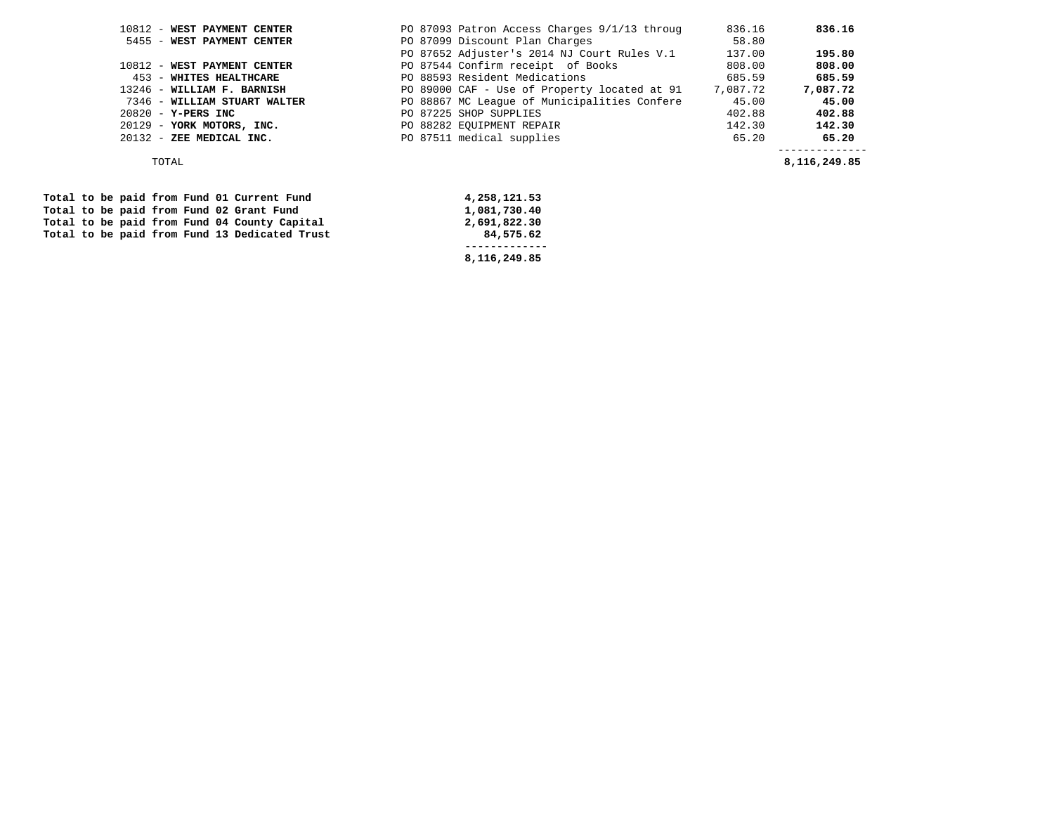| Vendor | Description | Amount | Total |
|---|---|---|---|
| 10812 - **WEST PAYMENT CENTER** | PO 87093 Patron Access Charges 9/1/13 throug | 836.16 | **836.16** |
| 5455 - **WEST PAYMENT CENTER** | PO 87099 Discount Plan Charges | 58.80 | |
| | PO 87652 Adjuster's 2014 NJ Court Rules V.1 | 137.00 | **195.80** |
| 10812 - **WEST PAYMENT CENTER** | PO 87544 Confirm receipt of Books | 808.00 | **808.00** |
| 453 - **WHITES HEALTHCARE** | PO 88593 Resident Medications | 685.59 | **685.59** |
| 13246 - **WILLIAM F. BARNISH** | PO 89000 CAF - Use of Property located at 91 | 7,087.72 | **7,087.72** |
| 7346 - **WILLIAM STUART WALTER** | PO 88867 MC League of Municipalities Confere | 45.00 | **45.00** |
| 20820 - **Y-PERS INC** | PO 87225 SHOP SUPPLIES | 402.88 | **402.88** |
| 20129 - **YORK MOTORS, INC.** | PO 88282 EQUIPMENT REPAIR | 142.30 | **142.30** |
| 20132 - **ZEE MEDICAL INC.** | PO 87511 medical supplies | 65.20 | **65.20** |
| TOTAL | | | **8,116,249.85** |

| | |
|---|---|
| **Total to be paid from Fund 01 Current Fund** | **4,258,121.53** |
| **Total to be paid from Fund 02 Grant Fund** | **1,081,730.40** |
| **Total to be paid from Fund 04 County Capital** | **2,691,822.30** |
| **Total to be paid from Fund 13 Dedicated Trust** | **84,575.62** |
| | **8,116,249.85** |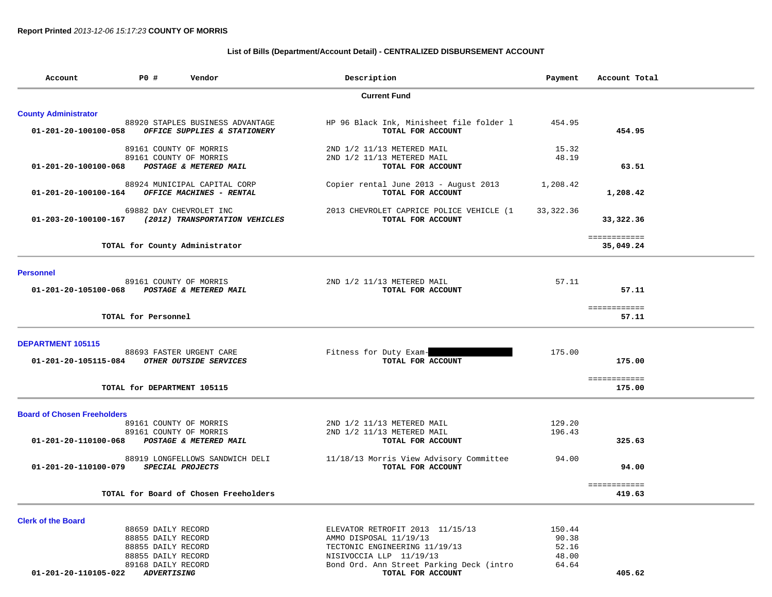**Report Printed** *2013-12-06 15:17:23* **COUNTY OF MORRIS**

**List of Bills (Department/Account Detail) - CENTRALIZED DISBURSEMENT ACCOUNT**

| Account | PO # | Vendor | Description | Payment | Account Total |
|---|---|---|---|---|---|
| | | **Current Fund** | | | |
| **County Administrator** | | | | | |
| | 88920 | STAPLES BUSINESS ADVANTAGE | HP 96 Black Ink, Minisheet file folder l | 454.95 | |
| 01-201-20-100100-058 | | *OFFICE SUPPLIES & STATIONERY* | TOTAL FOR ACCOUNT | | 454.95 |
| | 89161 | COUNTY OF MORRIS | 2ND 1/2 11/13 METERED MAIL | 15.32 | |
| | 89161 | COUNTY OF MORRIS | 2ND 1/2 11/13 METERED MAIL | 48.19 | |
| 01-201-20-100100-068 | | *POSTAGE & METERED MAIL* | TOTAL FOR ACCOUNT | | 63.51 |
| | 88924 | MUNICIPAL CAPITAL CORP | Copier rental June 2013 - August 2013 | 1,208.42 | |
| 01-201-20-100100-164 | | *OFFICE MACHINES - RENTAL* | TOTAL FOR ACCOUNT | | 1,208.42 |
| | 69882 | DAY CHEVROLET INC | 2013 CHEVROLET CAPRICE POLICE VEHICLE (1 | 33,322.36 | |
| 01-203-20-100100-167 | | *(2012) TRANSPORTATION VEHICLES* | TOTAL FOR ACCOUNT | | 33,322.36 |
| | | TOTAL for County Administrator | | | 35,049.24 |
| **Personnel** | | | | | |
| | 89161 | COUNTY OF MORRIS | 2ND 1/2 11/13 METERED MAIL | 57.11 | |
| 01-201-20-105100-068 | | *POSTAGE & METERED MAIL* | TOTAL FOR ACCOUNT | | 57.11 |
| | | TOTAL for Personnel | | | 57.11 |
| **DEPARTMENT 105115** | | | | | |
| | 88693 | FASTER URGENT CARE | Fitness for Duty Exam-[REDACTED] | 175.00 | |
| 01-201-20-105115-084 | | *OTHER OUTSIDE SERVICES* | TOTAL FOR ACCOUNT | | 175.00 |
| | | TOTAL for DEPARTMENT 105115 | | | 175.00 |
| **Board of Chosen Freeholders** | | | | | |
| | 89161 | COUNTY OF MORRIS | 2ND 1/2 11/13 METERED MAIL | 129.20 | |
| | 89161 | COUNTY OF MORRIS | 2ND 1/2 11/13 METERED MAIL | 196.43 | |
| 01-201-20-110100-068 | | *POSTAGE & METERED MAIL* | TOTAL FOR ACCOUNT | | 325.63 |
| | 88919 | LONGFELLOWS SANDWICH DELI | 11/18/13 Morris View Advisory Committee | 94.00 | |
| 01-201-20-110100-079 | | *SPECIAL PROJECTS* | TOTAL FOR ACCOUNT | | 94.00 |
| | | TOTAL for Board of Chosen Freeholders | | | 419.63 |
| **Clerk of the Board** | | | | | |
| | 88659 | DAILY RECORD | ELEVATOR RETROFIT 2013 11/15/13 | 150.44 | |
| | 88855 | DAILY RECORD | AMMO DISPOSAL 11/19/13 | 90.38 | |
| | 88855 | DAILY RECORD | TECTONIC ENGINEERING 11/19/13 | 52.16 | |
| | 88855 | DAILY RECORD | NISIVOCCIA LLP 11/19/13 | 48.00 | |
| | 89168 | DAILY RECORD | Bond Ord. Ann Street Parking Deck (intro | 64.64 | |
| 01-201-20-110105-022 | | *ADVERTISING* | TOTAL FOR ACCOUNT | | 405.62 |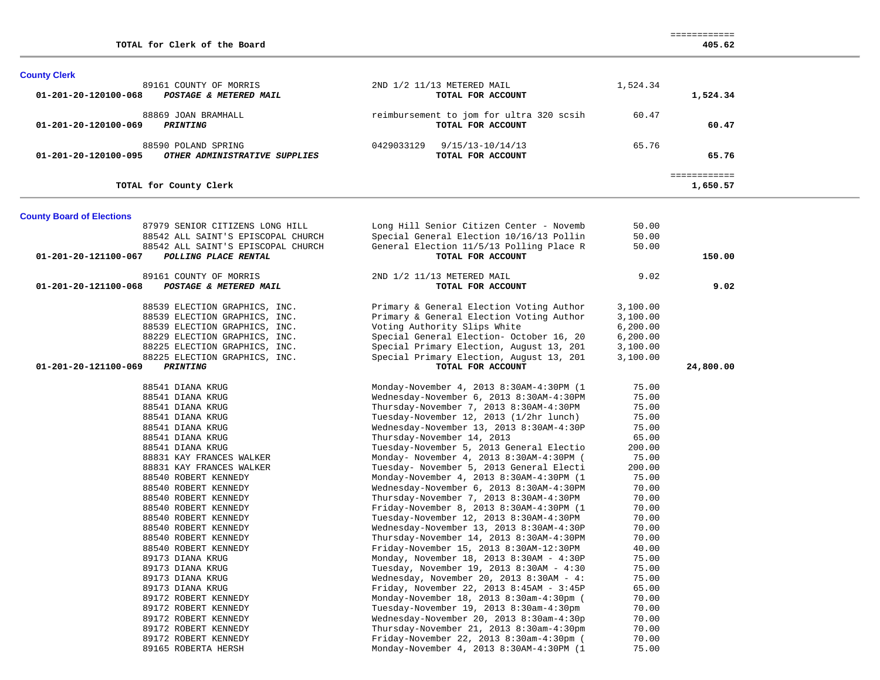| | | | |
|---|---|---|---|
| **TOTAL for Clerk of the Board** | | | ============ **405.62** |

### County Clerk

| Account / Vendor | Description | Amount | Total |
|---|---|---|---|
| 89161 COUNTY OF MORRIS | 2ND 1/2 11/13 METERED MAIL | 1,524.34 | |
| **01-201-20-120100-068** ***POSTAGE & METERED MAIL*** | **TOTAL FOR ACCOUNT** | | **1,524.34** |
| 88869 JOAN BRAMHALL | reimbursement to jom for ultra 320 scsih | 60.47 | |
| **01-201-20-120100-069** ***PRINTING*** | **TOTAL FOR ACCOUNT** | | **60.47** |
| 88590 POLAND SPRING | 0429033129 9/15/13-10/14/13 | 65.76 | |
| **01-201-20-120100-095** ***OTHER ADMINISTRATIVE SUPPLIES*** | **TOTAL FOR ACCOUNT** | | **65.76** |
| **TOTAL for County Clerk** | | | ============ **1,650.57** |

### County Board of Elections

| Account / Vendor | Description | Amount | Total |
|---|---|---|---|
| 87979 SENIOR CITIZENS LONG HILL | Long Hill Senior Citizen Center - Novemb | 50.00 | |
| 88542 ALL SAINT'S EPISCOPAL CHURCH | Special General Election 10/16/13 Pollin | 50.00 | |
| 88542 ALL SAINT'S EPISCOPAL CHURCH | General Election 11/5/13 Polling Place R | 50.00 | |
| **01-201-20-121100-067** ***POLLING PLACE RENTAL*** | **TOTAL FOR ACCOUNT** | | **150.00** |
| 89161 COUNTY OF MORRIS | 2ND 1/2 11/13 METERED MAIL | 9.02 | |
| **01-201-20-121100-068** ***POSTAGE & METERED MAIL*** | **TOTAL FOR ACCOUNT** | | **9.02** |
| 88539 ELECTION GRAPHICS, INC. | Primary & General Election Voting Author | 3,100.00 | |
| 88539 ELECTION GRAPHICS, INC. | Primary & General Election Voting Author | 3,100.00 | |
| 88539 ELECTION GRAPHICS, INC. | Voting Authority Slips White | 6,200.00 | |
| 88229 ELECTION GRAPHICS, INC. | Special General Election- October 16, 20 | 6,200.00 | |
| 88225 ELECTION GRAPHICS, INC. | Special Primary Election, August 13, 201 | 3,100.00 | |
| 88225 ELECTION GRAPHICS, INC. | Special Primary Election, August 13, 201 | 3,100.00 | |
| **01-201-20-121100-069** ***PRINTING*** | **TOTAL FOR ACCOUNT** | | **24,800.00** |
| 88541 DIANA KRUG | Monday-November 4, 2013 8:30AM-4:30PM (1 | 75.00 | |
| 88541 DIANA KRUG | Wednesday-November 6, 2013 8:30AM-4:30PM | 75.00 | |
| 88541 DIANA KRUG | Thursday-November 7, 2013 8:30AM-4:30PM | 75.00 | |
| 88541 DIANA KRUG | Tuesday-November 12, 2013 (1/2hr lunch) | 75.00 | |
| 88541 DIANA KRUG | Wednesday-November 13, 2013 8:30AM-4:30P | 75.00 | |
| 88541 DIANA KRUG | Thursday-November 14, 2013 | 65.00 | |
| 88541 DIANA KRUG | Tuesday-November 5, 2013 General Electio | 200.00 | |
| 88831 KAY FRANCES WALKER | Monday- November 4, 2013 8:30AM-4:30PM ( | 75.00 | |
| 88831 KAY FRANCES WALKER | Tuesday- November 5, 2013 General Electi | 200.00 | |
| 88540 ROBERT KENNEDY | Monday-November 4, 2013 8:30AM-4:30PM (1 | 75.00 | |
| 88540 ROBERT KENNEDY | Wednesday-November 6, 2013 8:30AM-4:30PM | 70.00 | |
| 88540 ROBERT KENNEDY | Thursday-November 7, 2013 8:30AM-4:30PM | 70.00 | |
| 88540 ROBERT KENNEDY | Friday-November 8, 2013 8:30AM-4:30PM (1 | 70.00 | |
| 88540 ROBERT KENNEDY | Tuesday-November 12, 2013 8:30AM-4:30PM | 70.00 | |
| 88540 ROBERT KENNEDY | Wednesday-November 13, 2013 8:30AM-4:30P | 70.00 | |
| 88540 ROBERT KENNEDY | Thursday-November 14, 2013 8:30AM-4:30PM | 70.00 | |
| 88540 ROBERT KENNEDY | Friday-November 15, 2013 8:30AM-12:30PM | 40.00 | |
| 89173 DIANA KRUG | Monday, November 18, 2013 8:30AM - 4:30P | 75.00 | |
| 89173 DIANA KRUG | Tuesday, November 19, 2013 8:30AM - 4:30 | 75.00 | |
| 89173 DIANA KRUG | Wednesday, November 20, 2013 8:30AM - 4: | 75.00 | |
| 89173 DIANA KRUG | Friday, November 22, 2013 8:45AM - 3:45P | 65.00 | |
| 89172 ROBERT KENNEDY | Monday-November 18, 2013 8:30am-4:30pm ( | 70.00 | |
| 89172 ROBERT KENNEDY | Tuesday-November 19, 2013 8:30am-4:30pm | 70.00 | |
| 89172 ROBERT KENNEDY | Wednesday-November 20, 2013 8:30am-4:30p | 70.00 | |
| 89172 ROBERT KENNEDY | Thursday-November 21, 2013 8:30am-4:30pm | 70.00 | |
| 89172 ROBERT KENNEDY | Friday-November 22, 2013 8:30am-4:30pm ( | 70.00 | |
| 89165 ROBERTA HERSH | Monday-November 4, 2013 8:30AM-4:30PM (1 | 75.00 | |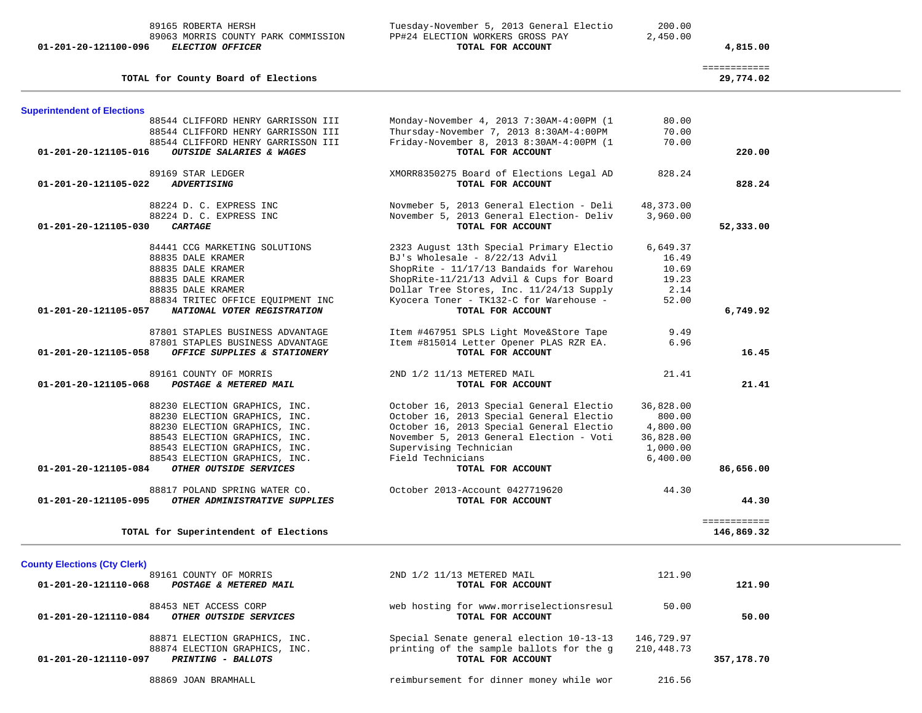| Account | Vendor | Description | Amount | Total |
|---|---|---|---|---|
| | 89165 ROBERTA HERSH | Tuesday-November 5, 2013 General Electio | 200.00 | |
| | 89063 MORRIS COUNTY PARK COMMISSION | PP#24 ELECTION WORKERS GROSS PAY | 2,450.00 | |
| 01-201-20-121100-096 | ***ELECTION OFFICER*** | **TOTAL FOR ACCOUNT** | | **4,815.00** |
| | | | | ============ |
| | **TOTAL for County Board of Elections** | | | **29,774.02** |

## Superintendent of Elections

| Account | Vendor | Description | Amount | Total |
|---|---|---|---|---|
| | 88544 CLIFFORD HENRY GARRISSON III | Monday-November 4, 2013 7:30AM-4:00PM (1 | 80.00 | |
| | 88544 CLIFFORD HENRY GARRISSON III | Thursday-November 7, 2013 8:30AM-4:00PM | 70.00 | |
| | 88544 CLIFFORD HENRY GARRISSON III | Friday-November 8, 2013 8:30AM-4:00PM (1 | 70.00 | |
| 01-201-20-121105-016 | ***OUTSIDE SALARIES & WAGES*** | **TOTAL FOR ACCOUNT** | | **220.00** |
| | 89169 STAR LEDGER | XMORR8350275 Board of Elections Legal AD | 828.24 | |
| 01-201-20-121105-022 | ***ADVERTISING*** | **TOTAL FOR ACCOUNT** | | **828.24** |
| | 88224 D. C. EXPRESS INC | Novmeber 5, 2013 General Election - Deli | 48,373.00 | |
| | 88224 D. C. EXPRESS INC | November 5, 2013 General Election- Deliv | 3,960.00 | |
| 01-201-20-121105-030 | ***CARTAGE*** | **TOTAL FOR ACCOUNT** | | **52,333.00** |
| | 84441 CCG MARKETING SOLUTIONS | 2323 August 13th Special Primary Electio | 6,649.37 | |
| | 88835 DALE KRAMER | BJ's Wholesale - 8/22/13 Advil | 16.49 | |
| | 88835 DALE KRAMER | ShopRite - 11/17/13 Bandaids for Warehou | 10.69 | |
| | 88835 DALE KRAMER | ShopRite-11/21/13 Advil & Cups for Board | 19.23 | |
| | 88835 DALE KRAMER | Dollar Tree Stores, Inc. 11/24/13 Supply | 2.14 | |
| | 88834 TRITEC OFFICE EQUIPMENT INC | Kyocera Toner - TK132-C for Warehouse - | 52.00 | |
| 01-201-20-121105-057 | ***NATIONAL VOTER REGISTRATION*** | **TOTAL FOR ACCOUNT** | | **6,749.92** |
| | 87801 STAPLES BUSINESS ADVANTAGE | Item #467951 SPLS Light Move&Store Tape | 9.49 | |
| | 87801 STAPLES BUSINESS ADVANTAGE | Item #815014 Letter Opener PLAS RZR EA. | 6.96 | |
| 01-201-20-121105-058 | ***OFFICE SUPPLIES & STATIONERY*** | **TOTAL FOR ACCOUNT** | | **16.45** |
| | 89161 COUNTY OF MORRIS | 2ND 1/2 11/13 METERED MAIL | 21.41 | |
| 01-201-20-121105-068 | ***POSTAGE & METERED MAIL*** | **TOTAL FOR ACCOUNT** | | **21.41** |
| | 88230 ELECTION GRAPHICS, INC. | October 16, 2013 Special General Electio | 36,828.00 | |
| | 88230 ELECTION GRAPHICS, INC. | October 16, 2013 Special General Electio | 800.00 | |
| | 88230 ELECTION GRAPHICS, INC. | October 16, 2013 Special General Electio | 4,800.00 | |
| | 88543 ELECTION GRAPHICS, INC. | November 5, 2013 General Election - Voti | 36,828.00 | |
| | 88543 ELECTION GRAPHICS, INC. | Supervising Technician | 1,000.00 | |
| | 88543 ELECTION GRAPHICS, INC. | Field Technicians | 6,400.00 | |
| 01-201-20-121105-084 | ***OTHER OUTSIDE SERVICES*** | **TOTAL FOR ACCOUNT** | | **86,656.00** |
| | 88817 POLAND SPRING WATER CO. | October 2013-Account 0427719620 | 44.30 | |
| 01-201-20-121105-095 | ***OTHER ADMINISTRATIVE SUPPLIES*** | **TOTAL FOR ACCOUNT** | | **44.30** |
| | | | | ============ |
| | **TOTAL for Superintendent of Elections** | | | **146,869.32** |

## County Elections (Cty Clerk)

| Account | Vendor | Description | Amount | Total |
|---|---|---|---|---|
| | 89161 COUNTY OF MORRIS | 2ND 1/2 11/13 METERED MAIL | 121.90 | |
| 01-201-20-121110-068 | ***POSTAGE & METERED MAIL*** | **TOTAL FOR ACCOUNT** | | **121.90** |
| | 88453 NET ACCESS CORP | web hosting for www.morriselectionsresul | 50.00 | |
| 01-201-20-121110-084 | ***OTHER OUTSIDE SERVICES*** | **TOTAL FOR ACCOUNT** | | **50.00** |
| | 88871 ELECTION GRAPHICS, INC. | Special Senate general election 10-13-13 | 146,729.97 | |
| | 88874 ELECTION GRAPHICS, INC. | printing of the sample ballots for the g | 210,448.73 | |
| 01-201-20-121110-097 | ***PRINTING - BALLOTS*** | **TOTAL FOR ACCOUNT** | | **357,178.70** |
| | 88869 JOAN BRAMHALL | reimbursement for dinner money while wor | 216.56 | |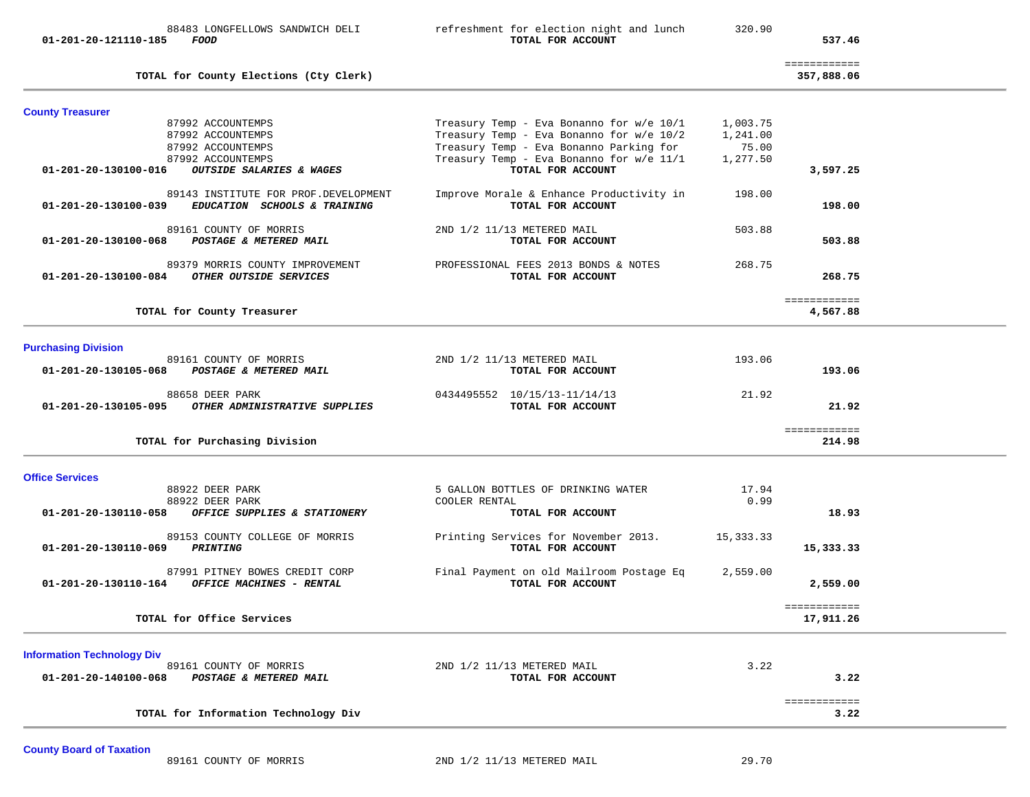| Account | Vendor / Account Name | Description | Amount | Total |
|---|---|---|---|---|
| | 88483 LONGFELLOWS SANDWICH DELI | refreshment for election night and lunch | 320.90 | |
| 01-201-20-121110-185 | *FOOD* | TOTAL FOR ACCOUNT | | 537.46 |
| | | | | ============ |
| | TOTAL for County Elections (Cty Clerk) | | | 357,888.06 |

## County Treasurer

| Account | Vendor / Account Name | Description | Amount | Total |
|---|---|---|---|---|
| | 87992 ACCOUNTEMPS | Treasury Temp - Eva Bonanno for w/e 10/1 | 1,003.75 | |
| | 87992 ACCOUNTEMPS | Treasury Temp - Eva Bonanno for w/e 10/2 | 1,241.00 | |
| | 87992 ACCOUNTEMPS | Treasury Temp - Eva Bonanno Parking for | 75.00 | |
| | 87992 ACCOUNTEMPS | Treasury Temp - Eva Bonanno for w/e 11/1 | 1,277.50 | |
| 01-201-20-130100-016 | *OUTSIDE SALARIES & WAGES* | TOTAL FOR ACCOUNT | | 3,597.25 |
| | 89143 INSTITUTE FOR PROF.DEVELOPMENT | Improve Morale & Enhance Productivity in | 198.00 | |
| 01-201-20-130100-039 | *EDUCATION SCHOOLS & TRAINING* | TOTAL FOR ACCOUNT | | 198.00 |
| | 89161 COUNTY OF MORRIS | 2ND 1/2 11/13 METERED MAIL | 503.88 | |
| 01-201-20-130100-068 | *POSTAGE & METERED MAIL* | TOTAL FOR ACCOUNT | | 503.88 |
| | 89379 MORRIS COUNTY IMPROVEMENT | PROFESSIONAL FEES 2013 BONDS & NOTES | 268.75 | |
| 01-201-20-130100-084 | *OTHER OUTSIDE SERVICES* | TOTAL FOR ACCOUNT | | 268.75 |
| | | | | ============ |
| | TOTAL for County Treasurer | | | 4,567.88 |

## Purchasing Division

| Account | Vendor / Account Name | Description | Amount | Total |
|---|---|---|---|---|
| | 89161 COUNTY OF MORRIS | 2ND 1/2 11/13 METERED MAIL | 193.06 | |
| 01-201-20-130105-068 | *POSTAGE & METERED MAIL* | TOTAL FOR ACCOUNT | | 193.06 |
| | 88658 DEER PARK | 0434495552 10/15/13-11/14/13 | 21.92 | |
| 01-201-20-130105-095 | *OTHER ADMINISTRATIVE SUPPLIES* | TOTAL FOR ACCOUNT | | 21.92 |
| | | | | ============ |
| | TOTAL for Purchasing Division | | | 214.98 |

## Office Services

| Account | Vendor / Account Name | Description | Amount | Total |
|---|---|---|---|---|
| | 88922 DEER PARK | 5 GALLON BOTTLES OF DRINKING WATER | 17.94 | |
| | 88922 DEER PARK | COOLER RENTAL | 0.99 | |
| 01-201-20-130110-058 | *OFFICE SUPPLIES & STATIONERY* | TOTAL FOR ACCOUNT | | 18.93 |
| | 89153 COUNTY COLLEGE OF MORRIS | Printing Services for November 2013. | 15,333.33 | |
| 01-201-20-130110-069 | *PRINTING* | TOTAL FOR ACCOUNT | | 15,333.33 |
| | 87991 PITNEY BOWES CREDIT CORP | Final Payment on old Mailroom Postage Eq | 2,559.00 | |
| 01-201-20-130110-164 | *OFFICE MACHINES - RENTAL* | TOTAL FOR ACCOUNT | | 2,559.00 |
| | | | | ============ |
| | TOTAL for Office Services | | | 17,911.26 |

## Information Technology Div

| Account | Vendor / Account Name | Description | Amount | Total |
|---|---|---|---|---|
| | 89161 COUNTY OF MORRIS | 2ND 1/2 11/13 METERED MAIL | 3.22 | |
| 01-201-20-140100-068 | *POSTAGE & METERED MAIL* | TOTAL FOR ACCOUNT | | 3.22 |
| | | | | ============ |
| | TOTAL for Information Technology Div | | | 3.22 |

## County Board of Taxation

| Account | Vendor / Account Name | Description | Amount | Total |
|---|---|---|---|---|
| | 89161 COUNTY OF MORRIS | 2ND 1/2 11/13 METERED MAIL | 29.70 | |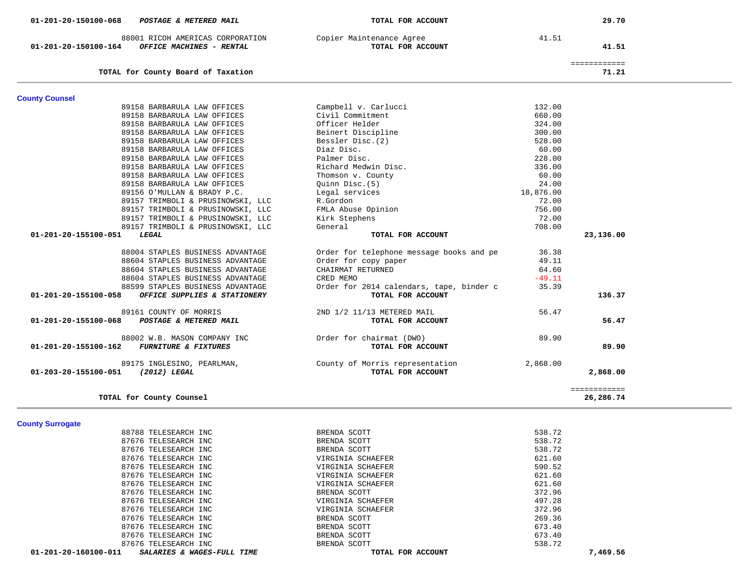| Account | Vendor | Description | Amount | Total |
|---|---|---|---|---|
| 01-201-20-150100-068 ***POSTAGE & METERED MAIL*** | | **TOTAL FOR ACCOUNT** | | **29.70** |
| | 88001 RICOH AMERICAS CORPORATION | Copier Maintenance Agree | 41.51 | |
| 01-201-20-150100-164 ***OFFICE MACHINES - RENTAL*** | | **TOTAL FOR ACCOUNT** | | **41.51** |
| | | | | ============ |
| **TOTAL for County Board of Taxation** | | | | **71.21** |

## County Counsel

| Account | Vendor | Description | Amount | Total |
|---|---|---|---|---|
| | 89158 BARBARULA LAW OFFICES | Campbell v. Carlucci | 132.00 | |
| | 89158 BARBARULA LAW OFFICES | Civil Commitment | 660.00 | |
| | 89158 BARBARULA LAW OFFICES | Officer Helder | 324.00 | |
| | 89158 BARBARULA LAW OFFICES | Beinert Discipline | 300.00 | |
| | 89158 BARBARULA LAW OFFICES | Bessler Disc.(2) | 528.00 | |
| | 89158 BARBARULA LAW OFFICES | Diaz Disc. | 60.00 | |
| | 89158 BARBARULA LAW OFFICES | Palmer Disc. | 228.00 | |
| | 89158 BARBARULA LAW OFFICES | Richard Medwin Disc. | 336.00 | |
| | 89158 BARBARULA LAW OFFICES | Thomson v. County | 60.00 | |
| | 89158 BARBARULA LAW OFFICES | Quinn Disc.(5) | 24.00 | |
| | 89156 O'MULLAN & BRADY P.C. | Legal services | 18,876.00 | |
| | 89157 TRIMBOLI & PRUSINOWSKI, LLC | R.Gordon | 72.00 | |
| | 89157 TRIMBOLI & PRUSINOWSKI, LLC | FMLA Abuse Opinion | 756.00 | |
| | 89157 TRIMBOLI & PRUSINOWSKI, LLC | Kirk Stephens | 72.00 | |
| | 89157 TRIMBOLI & PRUSINOWSKI, LLC | General | 708.00 | |
| 01-201-20-155100-051 ***LEGAL*** | | **TOTAL FOR ACCOUNT** | | **23,136.00** |
| | 88004 STAPLES BUSINESS ADVANTAGE | Order for telephone message books and pe | 36.38 | |
| | 88604 STAPLES BUSINESS ADVANTAGE | Order for copy paper | 49.11 | |
| | 88604 STAPLES BUSINESS ADVANTAGE | CHAIRMAT RETURNED | 64.60 | |
| | 88604 STAPLES BUSINESS ADVANTAGE | CRED MEMO | -49.11 | |
| | 88599 STAPLES BUSINESS ADVANTAGE | Order for 2014 calendars, tape, binder c | 35.39 | |
| 01-201-20-155100-058 ***OFFICE SUPPLIES & STATIONERY*** | | **TOTAL FOR ACCOUNT** | | **136.37** |
| | 89161 COUNTY OF MORRIS | 2ND 1/2 11/13 METERED MAIL | 56.47 | |
| 01-201-20-155100-068 ***POSTAGE & METERED MAIL*** | | **TOTAL FOR ACCOUNT** | | **56.47** |
| | 88002 W.B. MASON COMPANY INC | Order for chairmat (DWO) | 89.90 | |
| 01-201-20-155100-162 ***FURNITURE & FIXTURES*** | | **TOTAL FOR ACCOUNT** | | **89.90** |
| | 89175 INGLESINO, PEARLMAN, | County of Morris representation | 2,868.00 | |
| 01-203-20-155100-051 ***(2012) LEGAL*** | | **TOTAL FOR ACCOUNT** | | **2,868.00** |
| | | | | ============ |
| **TOTAL for County Counsel** | | | | **26,286.74** |

## County Surrogate

| Account | Vendor | Description | Amount | Total |
|---|---|---|---|---|
| | 88788 TELESEARCH INC | BRENDA SCOTT | 538.72 | |
| | 87676 TELESEARCH INC | BRENDA SCOTT | 538.72 | |
| | 87676 TELESEARCH INC | BRENDA SCOTT | 538.72 | |
| | 87676 TELESEARCH INC | VIRGINIA SCHAEFER | 621.60 | |
| | 87676 TELESEARCH INC | VIRGINIA SCHAEFER | 590.52 | |
| | 87676 TELESEARCH INC | VIRGINIA SCHAEFER | 621.60 | |
| | 87676 TELESEARCH INC | VIRGINIA SCHAEFER | 621.60 | |
| | 87676 TELESEARCH INC | BRENDA SCOTT | 372.96 | |
| | 87676 TELESEARCH INC | VIRGINIA SCHAEFER | 497.28 | |
| | 87676 TELESEARCH INC | VIRGINIA SCHAEFER | 372.96 | |
| | 87676 TELESEARCH INC | BRENDA SCOTT | 269.36 | |
| | 87676 TELESEARCH INC | BRENDA SCOTT | 673.40 | |
| | 87676 TELESEARCH INC | BRENDA SCOTT | 673.40 | |
| | 87676 TELESEARCH INC | BRENDA SCOTT | 538.72 | |
| 01-201-20-160100-011 ***SALARIES & WAGES-FULL TIME*** | | **TOTAL FOR ACCOUNT** | | **7,469.56** |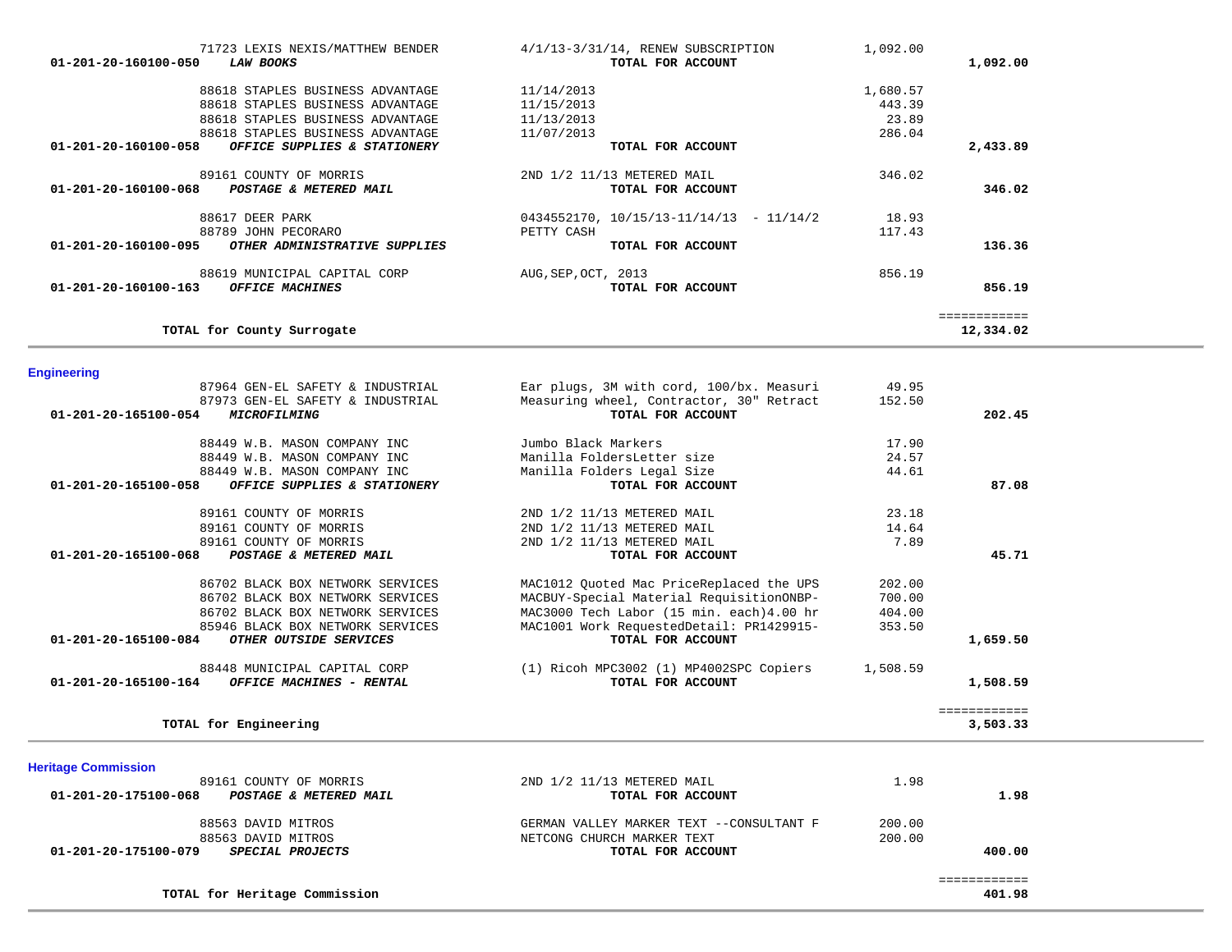| Account | Vendor | Description | Amount | Total |
|---|---|---|---|---|
| | 71723 LEXIS NEXIS/MATTHEW BENDER | 4/1/13-3/31/14, RENEW SUBSCRIPTION | 1,092.00 | |
| **01-201-20-160100-050** | ***LAW BOOKS*** | **TOTAL FOR ACCOUNT** | | **1,092.00** |
| | 88618 STAPLES BUSINESS ADVANTAGE | 11/14/2013 | 1,680.57 | |
| | 88618 STAPLES BUSINESS ADVANTAGE | 11/15/2013 | 443.39 | |
| | 88618 STAPLES BUSINESS ADVANTAGE | 11/13/2013 | 23.89 | |
| | 88618 STAPLES BUSINESS ADVANTAGE | 11/07/2013 | 286.04 | |
| **01-201-20-160100-058** | ***OFFICE SUPPLIES & STATIONERY*** | **TOTAL FOR ACCOUNT** | | **2,433.89** |
| | 89161 COUNTY OF MORRIS | 2ND 1/2 11/13 METERED MAIL | 346.02 | |
| **01-201-20-160100-068** | ***POSTAGE & METERED MAIL*** | **TOTAL FOR ACCOUNT** | | **346.02** |
| | 88617 DEER PARK | 0434552170, 10/15/13-11/14/13 - 11/14/2 | 18.93 | |
| | 88789 JOHN PECORARO | PETTY CASH | 117.43 | |
| **01-201-20-160100-095** | ***OTHER ADMINISTRATIVE SUPPLIES*** | **TOTAL FOR ACCOUNT** | | **136.36** |
| | 88619 MUNICIPAL CAPITAL CORP | AUG,SEP,OCT, 2013 | 856.19 | |
| **01-201-20-160100-163** | ***OFFICE MACHINES*** | **TOTAL FOR ACCOUNT** | | **856.19** |
| | **TOTAL for County Surrogate** | | | **12,334.02** |

## Engineering

| Account | Vendor | Description | Amount | Total |
|---|---|---|---|---|
| | 87964 GEN-EL SAFETY & INDUSTRIAL | Ear plugs, 3M with cord, 100/bx. Measuri | 49.95 | |
| | 87973 GEN-EL SAFETY & INDUSTRIAL | Measuring wheel, Contractor, 30" Retract | 152.50 | |
| **01-201-20-165100-054** | ***MICROFILMING*** | **TOTAL FOR ACCOUNT** | | **202.45** |
| | 88449 W.B. MASON COMPANY INC | Jumbo Black Markers | 17.90 | |
| | 88449 W.B. MASON COMPANY INC | Manilla FoldersLetter size | 24.57 | |
| | 88449 W.B. MASON COMPANY INC | Manilla Folders Legal Size | 44.61 | |
| **01-201-20-165100-058** | ***OFFICE SUPPLIES & STATIONERY*** | **TOTAL FOR ACCOUNT** | | **87.08** |
| | 89161 COUNTY OF MORRIS | 2ND 1/2 11/13 METERED MAIL | 23.18 | |
| | 89161 COUNTY OF MORRIS | 2ND 1/2 11/13 METERED MAIL | 14.64 | |
| | 89161 COUNTY OF MORRIS | 2ND 1/2 11/13 METERED MAIL | 7.89 | |
| **01-201-20-165100-068** | ***POSTAGE & METERED MAIL*** | **TOTAL FOR ACCOUNT** | | **45.71** |
| | 86702 BLACK BOX NETWORK SERVICES | MAC1012 Quoted Mac PriceReplaced the UPS | 202.00 | |
| | 86702 BLACK BOX NETWORK SERVICES | MACBUY-Special Material RequisitionONBP- | 700.00 | |
| | 86702 BLACK BOX NETWORK SERVICES | MAC3000 Tech Labor (15 min. each)4.00 hr | 404.00 | |
| | 85946 BLACK BOX NETWORK SERVICES | MAC1001 Work RequestedDetail: PR1429915- | 353.50 | |
| **01-201-20-165100-084** | ***OTHER OUTSIDE SERVICES*** | **TOTAL FOR ACCOUNT** | | **1,659.50** |
| | 88448 MUNICIPAL CAPITAL CORP | (1) Ricoh MPC3002 (1) MP4002SPC Copiers | 1,508.59 | |
| **01-201-20-165100-164** | ***OFFICE MACHINES - RENTAL*** | **TOTAL FOR ACCOUNT** | | **1,508.59** |
| | **TOTAL for Engineering** | | | **3,503.33** |

## Heritage Commission

| Account | Vendor | Description | Amount | Total |
|---|---|---|---|---|
| | 89161 COUNTY OF MORRIS | 2ND 1/2 11/13 METERED MAIL | 1.98 | |
| **01-201-20-175100-068** | ***POSTAGE & METERED MAIL*** | **TOTAL FOR ACCOUNT** | | **1.98** |
| | 88563 DAVID MITROS | GERMAN VALLEY MARKER TEXT --CONSULTANT F | 200.00 | |
| | 88563 DAVID MITROS | NETCONG CHURCH MARKER TEXT | 200.00 | |
| **01-201-20-175100-079** | ***SPECIAL PROJECTS*** | **TOTAL FOR ACCOUNT** | | **400.00** |
| | **TOTAL for Heritage Commission** | | | **401.98** |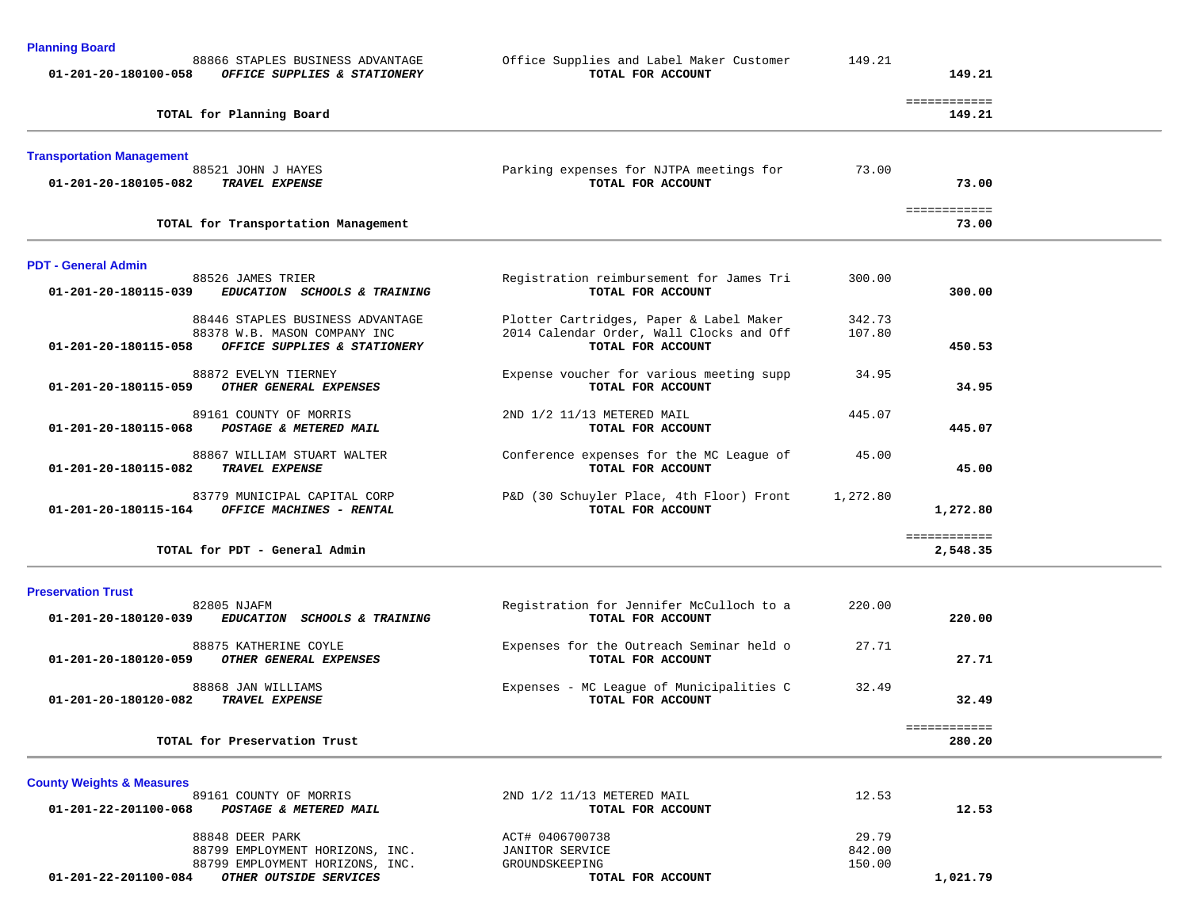**Planning Board**

| Account | Vendor / Description | Item Description | Amount | Total |
|---|---|---|---|---|
| | 88866 STAPLES BUSINESS ADVANTAGE | Office Supplies and Label Maker Customer | 149.21 | |
| 01-201-20-180100-058 | ***OFFICE SUPPLIES & STATIONERY*** | **TOTAL FOR ACCOUNT** | | **149.21** |
| | **TOTAL for Planning Board** | | | **149.21** |

**Transportation Management**

| Account | Vendor / Description | Item Description | Amount | Total |
|---|---|---|---|---|
| | 88521 JOHN J HAYES | Parking expenses for NJTPA meetings for | 73.00 | |
| 01-201-20-180105-082 | ***TRAVEL EXPENSE*** | **TOTAL FOR ACCOUNT** | | **73.00** |
| | **TOTAL for Transportation Management** | | | **73.00** |

**PDT - General Admin**

| Account | Vendor / Description | Item Description | Amount | Total |
|---|---|---|---|---|
| | 88526 JAMES TRIER | Registration reimbursement for James Tri | 300.00 | |
| 01-201-20-180115-039 | ***EDUCATION SCHOOLS & TRAINING*** | **TOTAL FOR ACCOUNT** | | **300.00** |
| | 88446 STAPLES BUSINESS ADVANTAGE | Plotter Cartridges, Paper & Label Maker | 342.73 | |
| | 88378 W.B. MASON COMPANY INC | 2014 Calendar Order, Wall Clocks and Off | 107.80 | |
| 01-201-20-180115-058 | ***OFFICE SUPPLIES & STATIONERY*** | **TOTAL FOR ACCOUNT** | | **450.53** |
| | 88872 EVELYN TIERNEY | Expense voucher for various meeting supp | 34.95 | |
| 01-201-20-180115-059 | ***OTHER GENERAL EXPENSES*** | **TOTAL FOR ACCOUNT** | | **34.95** |
| | 89161 COUNTY OF MORRIS | 2ND 1/2 11/13 METERED MAIL | 445.07 | |
| 01-201-20-180115-068 | ***POSTAGE & METERED MAIL*** | **TOTAL FOR ACCOUNT** | | **445.07** |
| | 88867 WILLIAM STUART WALTER | Conference expenses for the MC League of | 45.00 | |
| 01-201-20-180115-082 | ***TRAVEL EXPENSE*** | **TOTAL FOR ACCOUNT** | | **45.00** |
| | 83779 MUNICIPAL CAPITAL CORP | P&D (30 Schuyler Place, 4th Floor) Front | 1,272.80 | |
| 01-201-20-180115-164 | ***OFFICE MACHINES - RENTAL*** | **TOTAL FOR ACCOUNT** | | **1,272.80** |
| | **TOTAL for PDT - General Admin** | | | **2,548.35** |

**Preservation Trust**

| Account | Vendor / Description | Item Description | Amount | Total |
|---|---|---|---|---|
| | 82805 NJAFM | Registration for Jennifer McCulloch to a | 220.00 | |
| 01-201-20-180120-039 | ***EDUCATION SCHOOLS & TRAINING*** | **TOTAL FOR ACCOUNT** | | **220.00** |
| | 88875 KATHERINE COYLE | Expenses for the Outreach Seminar held o | 27.71 | |
| 01-201-20-180120-059 | ***OTHER GENERAL EXPENSES*** | **TOTAL FOR ACCOUNT** | | **27.71** |
| | 88868 JAN WILLIAMS | Expenses - MC League of Municipalities C | 32.49 | |
| 01-201-20-180120-082 | ***TRAVEL EXPENSE*** | **TOTAL FOR ACCOUNT** | | **32.49** |
| | **TOTAL for Preservation Trust** | | | **280.20** |

**County Weights & Measures**

| Account | Vendor / Description | Item Description | Amount | Total |
|---|---|---|---|---|
| | 89161 COUNTY OF MORRIS | 2ND 1/2 11/13 METERED MAIL | 12.53 | |
| 01-201-22-201100-068 | ***POSTAGE & METERED MAIL*** | **TOTAL FOR ACCOUNT** | | **12.53** |
| | 88848 DEER PARK | ACT# 0406700738 | 29.79 | |
| | 88799 EMPLOYMENT HORIZONS, INC. | JANITOR SERVICE | 842.00 | |
| | 88799 EMPLOYMENT HORIZONS, INC. | GROUNDSKEEPING | 150.00 | |
| 01-201-22-201100-084 | ***OTHER OUTSIDE SERVICES*** | **TOTAL FOR ACCOUNT** | | **1,021.79** |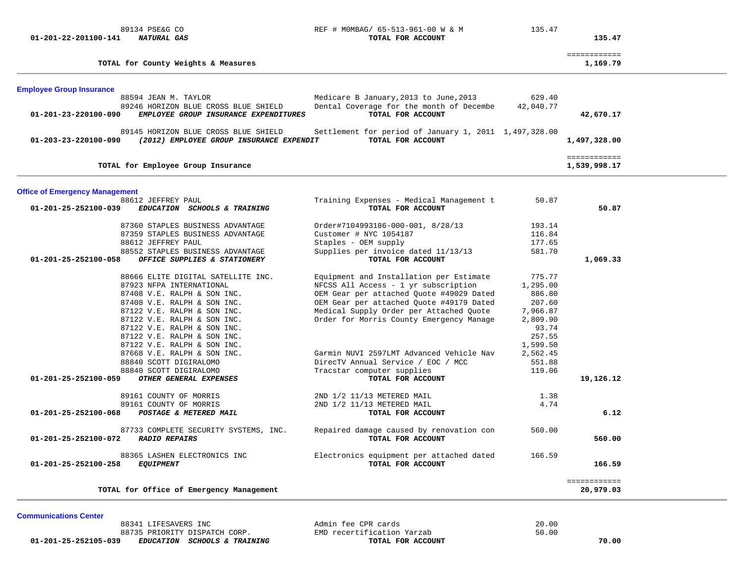| Account | Vendor / Description | Detail | Amount | Total |
|---|---|---|---|---|
| | 89134 PSE&G CO | REF # M0MBAG/ 65-513-961-00 W & M | 135.47 | |
| 01-201-22-201100-141 | ***NATURAL GAS*** | **TOTAL FOR ACCOUNT** | | **135.47** |
| | | | | ============ |
| | **TOTAL for County Weights & Measures** | | | **1,169.79** |

## Employee Group Insurance

| Account | Vendor / Description | Detail | Amount | Total |
|---|---|---|---|---|
| | 88594 JEAN M. TAYLOR | Medicare B January,2013 to June,2013 | 629.40 | |
| | 89246 HORIZON BLUE CROSS BLUE SHIELD | Dental Coverage for the month of Decembe | 42,040.77 | |
| 01-201-23-220100-090 | ***EMPLOYEE GROUP INSURANCE EXPENDITURES*** | **TOTAL FOR ACCOUNT** | | **42,670.17** |
| | 89145 HORIZON BLUE CROSS BLUE SHIELD | Settlement for period of January 1, 2011 | 1,497,328.00 | |
| 01-203-23-220100-090 | ***(2012) EMPLOYEE GROUP INSURANCE EXPENDIT*** | **TOTAL FOR ACCOUNT** | | **1,497,328.00** |
| | | | | ============ |
| | **TOTAL for Employee Group Insurance** | | | **1,539,998.17** |

## Office of Emergency Management

| Account | Vendor / Description | Detail | Amount | Total |
|---|---|---|---|---|
| | 88612 JEFFREY PAUL | Training Expenses - Medical Management t | 50.87 | |
| 01-201-25-252100-039 | ***EDUCATION SCHOOLS & TRAINING*** | **TOTAL FOR ACCOUNT** | | **50.87** |
| | 87360 STAPLES BUSINESS ADVANTAGE | Order#7104993186-000-001, 8/28/13 | 193.14 | |
| | 87359 STAPLES BUSINESS ADVANTAGE | Customer # NYC 1054187 | 116.84 | |
| | 88612 JEFFREY PAUL | Staples - OEM supply | 177.65 | |
| | 88552 STAPLES BUSINESS ADVANTAGE | Supplies per invoice dated 11/13/13 | 581.70 | |
| 01-201-25-252100-058 | ***OFFICE SUPPLIES & STATIONERY*** | **TOTAL FOR ACCOUNT** | | **1,069.33** |
| | 88666 ELITE DIGITAL SATELLITE INC. | Equipment and Installation per Estimate | 775.77 | |
| | 87923 NFPA INTERNATIONAL | NFCSS All Access - 1 yr subscription | 1,295.00 | |
| | 87408 V.E. RALPH & SON INC. | OEM Gear per attached Quote #49029 Dated | 886.80 | |
| | 87408 V.E. RALPH & SON INC. | OEM Gear per attached Quote #49179 Dated | 207.60 | |
| | 87122 V.E. RALPH & SON INC. | Medical Supply Order per Attached Quote | 7,966.87 | |
| | 87122 V.E. RALPH & SON INC. | Order for Morris County Emergency Manage | 2,809.90 | |
| | 87122 V.E. RALPH & SON INC. | | 93.74 | |
| | 87122 V.E. RALPH & SON INC. | | 257.55 | |
| | 87122 V.E. RALPH & SON INC. | | 1,599.50 | |
| | 87668 V.E. RALPH & SON INC. | Garmin NUVI 2597LMT Advanced Vehicle Nav | 2,562.45 | |
| | 88840 SCOTT DIGIRALOMO | DirecTV Annual Service / EOC / MCC | 551.88 | |
| | 88840 SCOTT DIGIRALOMO | Tracstar computer supplies | 119.06 | |
| 01-201-25-252100-059 | ***OTHER GENERAL EXPENSES*** | **TOTAL FOR ACCOUNT** | | **19,126.12** |
| | 89161 COUNTY OF MORRIS | 2ND 1/2 11/13 METERED MAIL | 1.38 | |
| | 89161 COUNTY OF MORRIS | 2ND 1/2 11/13 METERED MAIL | 4.74 | |
| 01-201-25-252100-068 | ***POSTAGE & METERED MAIL*** | **TOTAL FOR ACCOUNT** | | **6.12** |
| | 87733 COMPLETE SECURITY SYSTEMS, INC. | Repaired damage caused by renovation con | 560.00 | |
| 01-201-25-252100-072 | ***RADIO REPAIRS*** | **TOTAL FOR ACCOUNT** | | **560.00** |
| | 88365 LASHEN ELECTRONICS INC | Electronics equipment per attached dated | 166.59 | |
| 01-201-25-252100-258 | ***EQUIPMENT*** | **TOTAL FOR ACCOUNT** | | **166.59** |
| | | | | ============ |
| | **TOTAL for Office of Emergency Management** | | | **20,979.03** |

## Communications Center

| Account | Vendor / Description | Detail | Amount | Total |
|---|---|---|---|---|
| | 88341 LIFESAVERS INC | Admin fee CPR cards | 20.00 | |
| | 88735 PRIORITY DISPATCH CORP. | EMD recertification Yarzab | 50.00 | |
| 01-201-25-252105-039 | ***EDUCATION SCHOOLS & TRAINING*** | **TOTAL FOR ACCOUNT** | | **70.00** |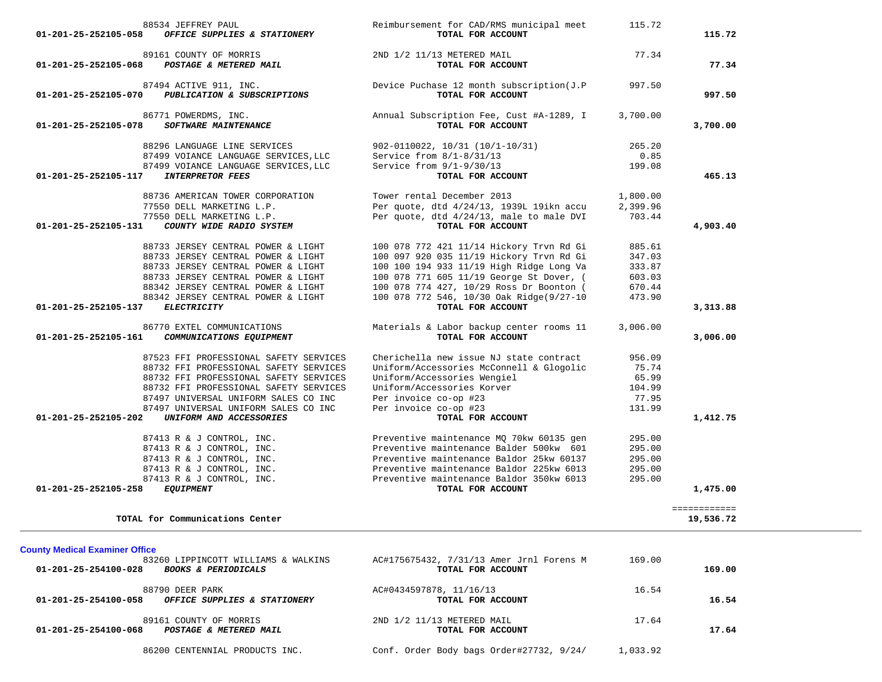| Account | Vendor | Description | Amount | Total |
|---|---|---|---|---|
| | 88534 JEFFREY PAUL | Reimbursement for CAD/RMS municipal meet | 115.72 | |
| **01-201-25-252105-058** | ***OFFICE SUPPLIES & STATIONERY*** | **TOTAL FOR ACCOUNT** | | **115.72** |
| | 89161 COUNTY OF MORRIS | 2ND 1/2 11/13 METERED MAIL | 77.34 | |
| **01-201-25-252105-068** | ***POSTAGE & METERED MAIL*** | **TOTAL FOR ACCOUNT** | | **77.34** |
| | 87494 ACTIVE 911, INC. | Device Puchase 12 month subscription(J.P | 997.50 | |
| **01-201-25-252105-070** | ***PUBLICATION & SUBSCRIPTIONS*** | **TOTAL FOR ACCOUNT** | | **997.50** |
| | 86771 POWERDMS, INC. | Annual Subscription Fee, Cust #A-1289, I | 3,700.00 | |
| **01-201-25-252105-078** | ***SOFTWARE MAINTENANCE*** | **TOTAL FOR ACCOUNT** | | **3,700.00** |
| | 88296 LANGUAGE LINE SERVICES | 902-0110022, 10/31 (10/1-10/31) | 265.20 | |
| | 87499 VOIANCE LANGUAGE SERVICES,LLC | Service from 8/1-8/31/13 | 0.85 | |
| | 87499 VOIANCE LANGUAGE SERVICES,LLC | Service from 9/1-9/30/13 | 199.08 | |
| **01-201-25-252105-117** | ***INTERPRETOR FEES*** | **TOTAL FOR ACCOUNT** | | **465.13** |
| | 88736 AMERICAN TOWER CORPORATION | Tower rental December 2013 | 1,800.00 | |
| | 77550 DELL MARKETING L.P. | Per quote, dtd 4/24/13, 1939L 19ikn accu | 2,399.96 | |
| | 77550 DELL MARKETING L.P. | Per quote, dtd 4/24/13, male to male DVI | 703.44 | |
| **01-201-25-252105-131** | ***COUNTY WIDE RADIO SYSTEM*** | **TOTAL FOR ACCOUNT** | | **4,903.40** |
| | 88733 JERSEY CENTRAL POWER & LIGHT | 100 078 772 421 11/14 Hickory Trvn Rd Gi | 885.61 | |
| | 88733 JERSEY CENTRAL POWER & LIGHT | 100 097 920 035 11/19 Hickory Trvn Rd Gi | 347.03 | |
| | 88733 JERSEY CENTRAL POWER & LIGHT | 100 100 194 933 11/19 High Ridge Long Va | 333.87 | |
| | 88733 JERSEY CENTRAL POWER & LIGHT | 100 078 771 605 11/19 George St Dover, ( | 603.03 | |
| | 88342 JERSEY CENTRAL POWER & LIGHT | 100 078 774 427, 10/29 Ross Dr Boonton ( | 670.44 | |
| | 88342 JERSEY CENTRAL POWER & LIGHT | 100 078 772 546, 10/30 Oak Ridge(9/27-10 | 473.90 | |
| **01-201-25-252105-137** | ***ELECTRICITY*** | **TOTAL FOR ACCOUNT** | | **3,313.88** |
| | 86770 EXTEL COMMUNICATIONS | Materials & Labor backup center rooms 11 | 3,006.00 | |
| **01-201-25-252105-161** | ***COMMUNICATIONS EQUIPMENT*** | **TOTAL FOR ACCOUNT** | | **3,006.00** |
| | 87523 FFI PROFESSIONAL SAFETY SERVICES | Cherichella new issue NJ state contract | 956.09 | |
| | 88732 FFI PROFESSIONAL SAFETY SERVICES | Uniform/Accessories McConnell & Glogolic | 75.74 | |
| | 88732 FFI PROFESSIONAL SAFETY SERVICES | Uniform/Accessories Wengiel | 65.99 | |
| | 88732 FFI PROFESSIONAL SAFETY SERVICES | Uniform/Accessories Korver | 104.99 | |
| | 87497 UNIVERSAL UNIFORM SALES CO INC | Per invoice co-op #23 | 77.95 | |
| | 87497 UNIVERSAL UNIFORM SALES CO INC | Per invoice co-op #23 | 131.99 | |
| **01-201-25-252105-202** | ***UNIFORM AND ACCESSORIES*** | **TOTAL FOR ACCOUNT** | | **1,412.75** |
| | 87413 R & J CONTROL, INC. | Preventive maintenance MQ 70kw 60135 gen | 295.00 | |
| | 87413 R & J CONTROL, INC. | Preventive maintenance Balder 500kw 601 | 295.00 | |
| | 87413 R & J CONTROL, INC. | Preventive maintenance Baldor 25kw 60137 | 295.00 | |
| | 87413 R & J CONTROL, INC. | Preventive maintenance Baldor 225kw 6013 | 295.00 | |
| | 87413 R & J CONTROL, INC. | Preventive maintenance Baldor 350kw 6013 | 295.00 | |
| **01-201-25-252105-258** | ***EQUIPMENT*** | **TOTAL FOR ACCOUNT** | | **1,475.00** |
| | | | | ============ |
| | **TOTAL for Communications Center** | | | **19,536.72** |

**County Medical Examiner Office**

| Account | Vendor | Description | Amount | Total |
|---|---|---|---|---|
| | 83260 LIPPINCOTT WILLIAMS & WALKINS | AC#175675432, 7/31/13 Amer Jrnl Forens M | 169.00 | |
| **01-201-25-254100-028** | ***BOOKS & PERIODICALS*** | **TOTAL FOR ACCOUNT** | | **169.00** |
| | 88790 DEER PARK | AC#0434597878, 11/16/13 | 16.54 | |
| **01-201-25-254100-058** | ***OFFICE SUPPLIES & STATIONERY*** | **TOTAL FOR ACCOUNT** | | **16.54** |
| | 89161 COUNTY OF MORRIS | 2ND 1/2 11/13 METERED MAIL | 17.64 | |
| **01-201-25-254100-068** | ***POSTAGE & METERED MAIL*** | **TOTAL FOR ACCOUNT** | | **17.64** |
| | 86200 CENTENNIAL PRODUCTS INC. | Conf. Order Body bags Order#27732, 9/24/ | 1,033.92 | |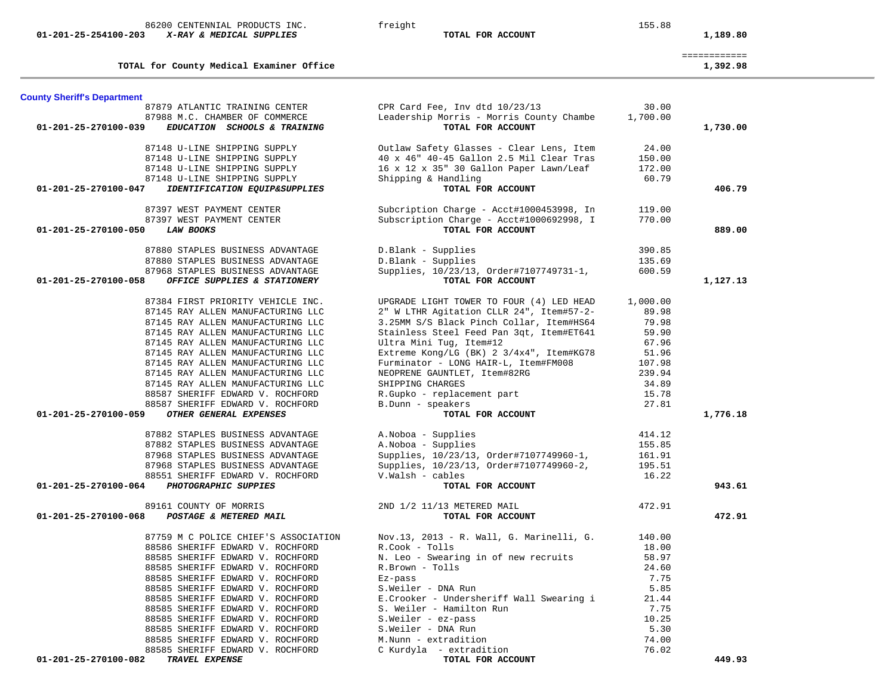| Account | Vendor | Description | Amount | Total |
|---|---|---|---|---|
| | 86200 CENTENNIAL PRODUCTS INC. | freight | 155.88 | |
| 01-201-25-254100-203 | *X-RAY & MEDICAL SUPPLIES* | TOTAL FOR ACCOUNT | | 1,189.80 |
| | | | | ============ |
| | TOTAL for County Medical Examiner Office | | | 1,392.98 |

**County Sheriff's Department**

| Account | Vendor | Description | Amount | Total |
|---|---|---|---|---|
| | 87879 ATLANTIC TRAINING CENTER | CPR Card Fee, Inv dtd 10/23/13 | 30.00 | |
| | 87988 M.C. CHAMBER OF COMMERCE | Leadership Morris - Morris County Chambe | 1,700.00 | |
| 01-201-25-270100-039 | *EDUCATION SCHOOLS & TRAINING* | TOTAL FOR ACCOUNT | | 1,730.00 |
| | 87148 U-LINE SHIPPING SUPPLY | Outlaw Safety Glasses - Clear Lens, Item | 24.00 | |
| | 87148 U-LINE SHIPPING SUPPLY | 40 x 46" 40-45 Gallon 2.5 Mil Clear Tras | 150.00 | |
| | 87148 U-LINE SHIPPING SUPPLY | 16 x 12 x 35" 30 Gallon Paper Lawn/Leaf | 172.00 | |
| | 87148 U-LINE SHIPPING SUPPLY | Shipping & Handling | 60.79 | |
| 01-201-25-270100-047 | *IDENTIFICATION EQUIP&SUPPLIES* | TOTAL FOR ACCOUNT | | 406.79 |
| | 87397 WEST PAYMENT CENTER | Subcription Charge - Acct#1000453998, In | 119.00 | |
| | 87397 WEST PAYMENT CENTER | Subscription Charge - Acct#1000692998, I | 770.00 | |
| 01-201-25-270100-050 | *LAW BOOKS* | TOTAL FOR ACCOUNT | | 889.00 |
| | 87880 STAPLES BUSINESS ADVANTAGE | D.Blank - Supplies | 390.85 | |
| | 87880 STAPLES BUSINESS ADVANTAGE | D.Blank - Supplies | 135.69 | |
| | 87968 STAPLES BUSINESS ADVANTAGE | Supplies, 10/23/13, Order#7107749731-1, | 600.59 | |
| 01-201-25-270100-058 | *OFFICE SUPPLIES & STATIONERY* | TOTAL FOR ACCOUNT | | 1,127.13 |
| | 87384 FIRST PRIORITY VEHICLE INC. | UPGRADE LIGHT TOWER TO FOUR (4) LED HEAD | 1,000.00 | |
| | 87145 RAY ALLEN MANUFACTURING LLC | 2" W LTHR Agitation CLLR 24", Item#57-2- | 89.98 | |
| | 87145 RAY ALLEN MANUFACTURING LLC | 3.25MM S/S Black Pinch Collar, Item#HS64 | 79.98 | |
| | 87145 RAY ALLEN MANUFACTURING LLC | Stainless Steel Feed Pan 3qt, Item#ET641 | 59.90 | |
| | 87145 RAY ALLEN MANUFACTURING LLC | Ultra Mini Tug, Item#12 | 67.96 | |
| | 87145 RAY ALLEN MANUFACTURING LLC | Extreme Kong/LG (BK) 2 3/4x4", Item#KG78 | 51.96 | |
| | 87145 RAY ALLEN MANUFACTURING LLC | Furminator - LONG HAIR-L, Item#FM008 | 107.98 | |
| | 87145 RAY ALLEN MANUFACTURING LLC | NEOPRENE GAUNTLET, Item#82RG | 239.94 | |
| | 87145 RAY ALLEN MANUFACTURING LLC | SHIPPING CHARGES | 34.89 | |
| | 88587 SHERIFF EDWARD V. ROCHFORD | R.Gupko - replacement part | 15.78 | |
| | 88587 SHERIFF EDWARD V. ROCHFORD | B.Dunn - speakers | 27.81 | |
| 01-201-25-270100-059 | *OTHER GENERAL EXPENSES* | TOTAL FOR ACCOUNT | | 1,776.18 |
| | 87882 STAPLES BUSINESS ADVANTAGE | A.Noboa - Supplies | 414.12 | |
| | 87882 STAPLES BUSINESS ADVANTAGE | A.Noboa - Supplies | 155.85 | |
| | 87968 STAPLES BUSINESS ADVANTAGE | Supplies, 10/23/13, Order#7107749960-1, | 161.91 | |
| | 87968 STAPLES BUSINESS ADVANTAGE | Supplies, 10/23/13, Order#7107749960-2, | 195.51 | |
| | 88551 SHERIFF EDWARD V. ROCHFORD | V.Walsh - cables | 16.22 | |
| 01-201-25-270100-064 | *PHOTOGRAPHIC SUPPIES* | TOTAL FOR ACCOUNT | | 943.61 |
| | 89161 COUNTY OF MORRIS | 2ND 1/2 11/13 METERED MAIL | 472.91 | |
| 01-201-25-270100-068 | *POSTAGE & METERED MAIL* | TOTAL FOR ACCOUNT | | 472.91 |
| | 87759 M C POLICE CHIEF'S ASSOCIATION | Nov.13, 2013 - R. Wall, G. Marinelli, G. | 140.00 | |
| | 88586 SHERIFF EDWARD V. ROCHFORD | R.Cook - Tolls | 18.00 | |
| | 88585 SHERIFF EDWARD V. ROCHFORD | N. Leo - Swearing in of new recruits | 58.97 | |
| | 88585 SHERIFF EDWARD V. ROCHFORD | R.Brown - Tolls | 24.60 | |
| | 88585 SHERIFF EDWARD V. ROCHFORD | Ez-pass | 7.75 | |
| | 88585 SHERIFF EDWARD V. ROCHFORD | S.Weiler - DNA Run | 5.85 | |
| | 88585 SHERIFF EDWARD V. ROCHFORD | E.Crooker - Undersheriff Wall Swearing i | 21.44 | |
| | 88585 SHERIFF EDWARD V. ROCHFORD | S. Weiler - Hamilton Run | 7.75 | |
| | 88585 SHERIFF EDWARD V. ROCHFORD | S.Weiler - ez-pass | 10.25 | |
| | 88585 SHERIFF EDWARD V. ROCHFORD | S.Weiler - DNA Run | 5.30 | |
| | 88585 SHERIFF EDWARD V. ROCHFORD | M.Nunn - extradition | 74.00 | |
| | 88585 SHERIFF EDWARD V. ROCHFORD | C Kurdyla - extradition | 76.02 | |
| 01-201-25-270100-082 | *TRAVEL EXPENSE* | TOTAL FOR ACCOUNT | | 449.93 |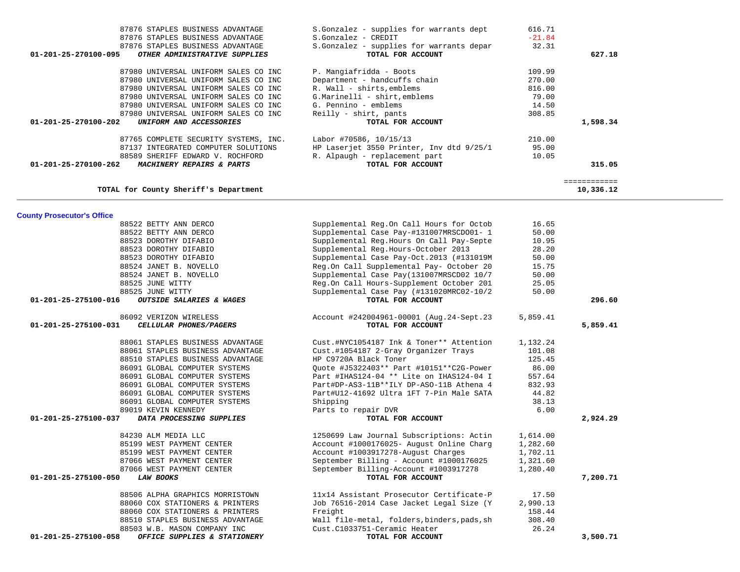| Account | Vendor | Description | Amount | Total |
|---|---|---|---|---|
| | 87876 STAPLES BUSINESS ADVANTAGE | S.Gonzalez - supplies for warrants dept | 616.71 | |
| | 87876 STAPLES BUSINESS ADVANTAGE | S.Gonzalez - CREDIT | -21.84 | |
| | 87876 STAPLES BUSINESS ADVANTAGE | S.Gonzalez - supplies for warrants depar | 32.31 | |
| 01-201-25-270100-095 | ***OTHER ADMINISTRATIVE SUPPLIES*** | **TOTAL FOR ACCOUNT** | | **627.18** |
| | 87980 UNIVERSAL UNIFORM SALES CO INC | P. Mangiafridda - Boots | 109.99 | |
| | 87980 UNIVERSAL UNIFORM SALES CO INC | Department - handcuffs chain | 270.00 | |
| | 87980 UNIVERSAL UNIFORM SALES CO INC | R. Wall - shirts,emblems | 816.00 | |
| | 87980 UNIVERSAL UNIFORM SALES CO INC | G.Marinelli - shirt,emblems | 79.00 | |
| | 87980 UNIVERSAL UNIFORM SALES CO INC | G. Pennino - emblems | 14.50 | |
| | 87980 UNIVERSAL UNIFORM SALES CO INC | Reilly - shirt, pants | 308.85 | |
| 01-201-25-270100-202 | ***UNIFORM AND ACCESSORIES*** | **TOTAL FOR ACCOUNT** | | **1,598.34** |
| | 87765 COMPLETE SECURITY SYSTEMS, INC. | Labor #70586, 10/15/13 | 210.00 | |
| | 87137 INTEGRATED COMPUTER SOLUTIONS | HP Laserjet 3550 Printer, Inv dtd 9/25/1 | 95.00 | |
| | 88589 SHERIFF EDWARD V. ROCHFORD | R. Alpaugh - replacement part | 10.05 | |
| 01-201-25-270100-262 | ***MACHINERY REPAIRS & PARTS*** | **TOTAL FOR ACCOUNT** | | **315.05** |
| | | | | ============ |
| | **TOTAL for County Sheriff's Department** | | | **10,336.12** |

## County Prosecutor's Office

| Account | Vendor | Description | Amount | Total |
|---|---|---|---|---|
| | 88522 BETTY ANN DERCO | Supplemental Reg.On Call Hours for Octob | 16.65 | |
| | 88522 BETTY ANN DERCO | Supplemental Case Pay-#131007MRSCDO01- 1 | 50.00 | |
| | 88523 DOROTHY DIFABIO | Supplemental Reg.Hours On Call Pay-Septe | 10.95 | |
| | 88523 DOROTHY DIFABIO | Supplemental Reg.Hours-October 2013 | 28.20 | |
| | 88523 DOROTHY DIFABIO | Supplemental Case Pay-Oct.2013 (#131019M | 50.00 | |
| | 88524 JANET B. NOVELLO | Reg.On Call Supplemental Pay- October 20 | 15.75 | |
| | 88524 JANET B. NOVELLO | Supplemental Case Pay(131007MRSCD02 10/7 | 50.00 | |
| | 88525 JUNE WITTY | Reg.On Call Hours-Supplement October 201 | 25.05 | |
| | 88525 JUNE WITTY | Supplemental Case Pay (#131020MRC02-10/2 | 50.00 | |
| 01-201-25-275100-016 | ***OUTSIDE SALARIES & WAGES*** | **TOTAL FOR ACCOUNT** | | **296.60** |
| | 86092 VERIZON WIRELESS | Account #242004961-00001 (Aug.24-Sept.23 | 5,859.41 | |
| 01-201-25-275100-031 | ***CELLULAR PHONES/PAGERS*** | **TOTAL FOR ACCOUNT** | | **5,859.41** |
| | 88061 STAPLES BUSINESS ADVANTAGE | Cust.#NYC1054187 Ink & Toner** Attention | 1,132.24 | |
| | 88061 STAPLES BUSINESS ADVANTAGE | Cust.#1054187 2-Gray Organizer Trays | 101.08 | |
| | 88510 STAPLES BUSINESS ADVANTAGE | HP C9720A Black Toner | 125.45 | |
| | 86091 GLOBAL COMPUTER SYSTEMS | Quote #J5322403** Part #10151**C2G-Power | 86.00 | |
| | 86091 GLOBAL COMPUTER SYSTEMS | Part #IHAS124-04 ** Lite on IHAS124-04 I | 557.64 | |
| | 86091 GLOBAL COMPUTER SYSTEMS | Part#DP-AS3-11B**ILY DP-ASO-11B Athena 4 | 832.93 | |
| | 86091 GLOBAL COMPUTER SYSTEMS | Part#U12-41692 Ultra 1FT 7-Pin Male SATA | 44.82 | |
| | 86091 GLOBAL COMPUTER SYSTEMS | Shipping | 38.13 | |
| | 89019 KEVIN KENNEDY | Parts to repair DVR | 6.00 | |
| 01-201-25-275100-037 | ***DATA PROCESSING SUPPLIES*** | **TOTAL FOR ACCOUNT** | | **2,924.29** |
| | 84230 ALM MEDIA LLC | 1250699 Law Journal Subscriptions: Actin | 1,614.00 | |
| | 85199 WEST PAYMENT CENTER | Account #1000176025- August Online Charg | 1,282.60 | |
| | 85199 WEST PAYMENT CENTER | Account #1003917278-August Charges | 1,702.11 | |
| | 87066 WEST PAYMENT CENTER | September Billing - Account #1000176025 | 1,321.60 | |
| | 87066 WEST PAYMENT CENTER | September Billing-Account #1003917278 | 1,280.40 | |
| 01-201-25-275100-050 | ***LAW BOOKS*** | **TOTAL FOR ACCOUNT** | | **7,200.71** |
| | 88506 ALPHA GRAPHICS MORRISTOWN | 11x14 Assistant Prosecutor Certificate-P | 17.50 | |
| | 88060 COX STATIONERS & PRINTERS | Job 76516-2014 Case Jacket Legal Size (Y | 2,990.13 | |
| | 88060 COX STATIONERS & PRINTERS | Freight | 158.44 | |
| | 88510 STAPLES BUSINESS ADVANTAGE | Wall file-metal, folders,binders,pads,sh | 308.40 | |
| | 88503 W.B. MASON COMPANY INC | Cust.C1033751-Ceramic Heater | 26.24 | |
| 01-201-25-275100-058 | ***OFFICE SUPPLIES & STATIONERY*** | **TOTAL FOR ACCOUNT** | | **3,500.71** |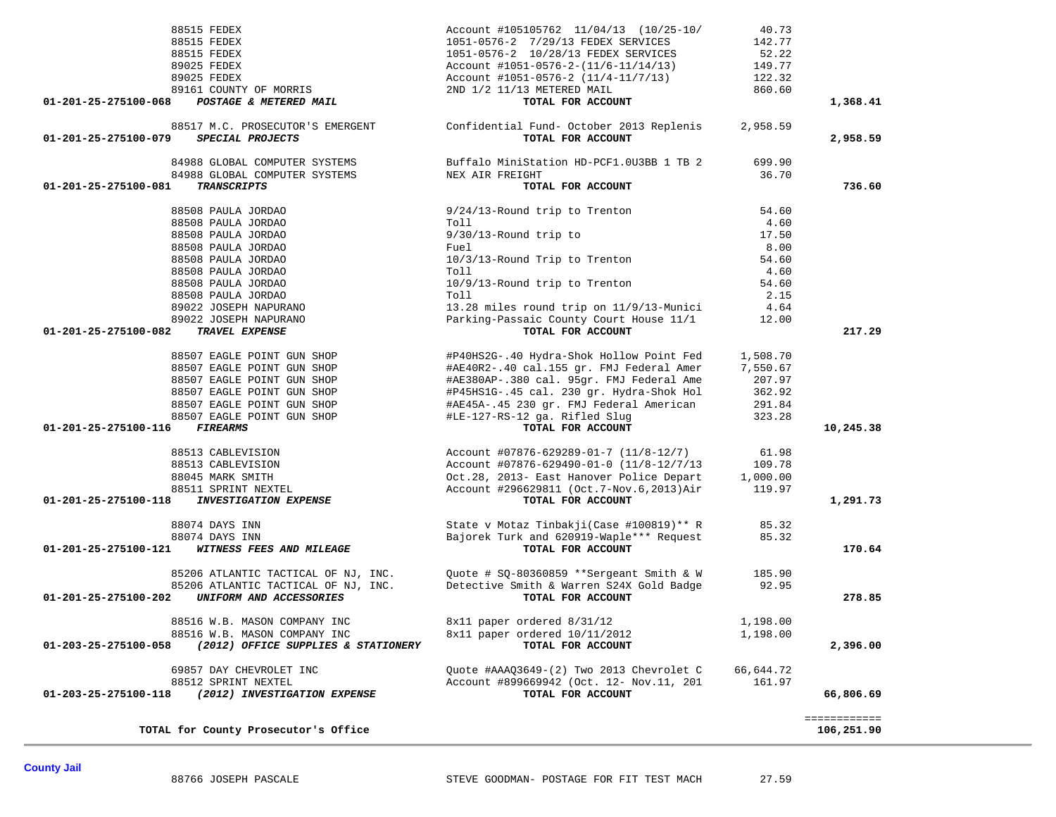| Vendor | Description | Amount | Account Total |
|---|---|---|---|
| 88515 FEDEX | Account #105105762 11/04/13 (10/25-10/ | 40.73 | |
| 88515 FEDEX | 1051-0576-2 7/29/13 FEDEX SERVICES | 142.77 | |
| 88515 FEDEX | 1051-0576-2 10/28/13 FEDEX SERVICES | 52.22 | |
| 89025 FEDEX | Account #1051-0576-2-(11/6-11/14/13) | 149.77 | |
| 89025 FEDEX | Account #1051-0576-2 (11/4-11/7/13) | 122.32 | |
| 89161 COUNTY OF MORRIS | 2ND 1/2 11/13 METERED MAIL | 860.60 | |
| **01-201-25-275100-068** ***POSTAGE & METERED MAIL*** | **TOTAL FOR ACCOUNT** | | **1,368.41** |
| 88517 M.C. PROSECUTOR'S EMERGENT | Confidential Fund- October 2013 Replenis | 2,958.59 | |
| **01-201-25-275100-079** ***SPECIAL PROJECTS*** | **TOTAL FOR ACCOUNT** | | **2,958.59** |
| 84988 GLOBAL COMPUTER SYSTEMS | Buffalo MiniStation HD-PCF1.0U3BB 1 TB 2 | 699.90 | |
| 84988 GLOBAL COMPUTER SYSTEMS | NEX AIR FREIGHT | 36.70 | |
| **01-201-25-275100-081** ***TRANSCRIPTS*** | **TOTAL FOR ACCOUNT** | | **736.60** |
| 88508 PAULA JORDAO | 9/24/13-Round trip to Trenton | 54.60 | |
| 88508 PAULA JORDAO | Toll | 4.60 | |
| 88508 PAULA JORDAO | 9/30/13-Round trip to | 17.50 | |
| 88508 PAULA JORDAO | Fuel | 8.00 | |
| 88508 PAULA JORDAO | 10/3/13-Round Trip to Trenton | 54.60 | |
| 88508 PAULA JORDAO | Toll | 4.60 | |
| 88508 PAULA JORDAO | 10/9/13-Round trip to Trenton | 54.60 | |
| 88508 PAULA JORDAO | Toll | 2.15 | |
| 89022 JOSEPH NAPURANO | 13.28 miles round trip on 11/9/13-Munici | 4.64 | |
| 89022 JOSEPH NAPURANO | Parking-Passaic County Court House 11/1 | 12.00 | |
| **01-201-25-275100-082** ***TRAVEL EXPENSE*** | **TOTAL FOR ACCOUNT** | | **217.29** |
| 88507 EAGLE POINT GUN SHOP | #P40HS2G-.40 Hydra-Shok Hollow Point Fed | 1,508.70 | |
| 88507 EAGLE POINT GUN SHOP | #AE40R2-.40 cal.155 gr. FMJ Federal Amer | 7,550.67 | |
| 88507 EAGLE POINT GUN SHOP | #AE380AP-.380 cal. 95gr. FMJ Federal Ame | 207.97 | |
| 88507 EAGLE POINT GUN SHOP | #P45HS1G-.45 cal. 230 gr. Hydra-Shok Hol | 362.92 | |
| 88507 EAGLE POINT GUN SHOP | #AE45A-.45 230 gr. FMJ Federal American | 291.84 | |
| 88507 EAGLE POINT GUN SHOP | #LE-127-RS-12 ga. Rifled Slug | 323.28 | |
| **01-201-25-275100-116** ***FIREARMS*** | **TOTAL FOR ACCOUNT** | | **10,245.38** |
| 88513 CABLEVISION | Account #07876-629289-01-7 (11/8-12/7) | 61.98 | |
| 88513 CABLEVISION | Account #07876-629490-01-0 (11/8-12/7/13 | 109.78 | |
| 88045 MARK SMITH | Oct.28, 2013- East Hanover Police Depart | 1,000.00 | |
| 88511 SPRINT NEXTEL | Account #296629811 (Oct.7-Nov.6,2013)Air | 119.97 | |
| **01-201-25-275100-118** ***INVESTIGATION EXPENSE*** | **TOTAL FOR ACCOUNT** | | **1,291.73** |
| 88074 DAYS INN | State v Motaz Tinbakji(Case #100819)** R | 85.32 | |
| 88074 DAYS INN | Bajorek Turk and 620919-Waple*** Request | 85.32 | |
| **01-201-25-275100-121** ***WITNESS FEES AND MILEAGE*** | **TOTAL FOR ACCOUNT** | | **170.64** |
| 85206 ATLANTIC TACTICAL OF NJ, INC. | Quote # SQ-80360859 **Sergeant Smith & W | 185.90 | |
| 85206 ATLANTIC TACTICAL OF NJ, INC. | Detective Smith & Warren S24X Gold Badge | 92.95 | |
| **01-201-25-275100-202** ***UNIFORM AND ACCESSORIES*** | **TOTAL FOR ACCOUNT** | | **278.85** |
| 88516 W.B. MASON COMPANY INC | 8x11 paper ordered 8/31/12 | 1,198.00 | |
| 88516 W.B. MASON COMPANY INC | 8x11 paper ordered 10/11/2012 | 1,198.00 | |
| **01-203-25-275100-058** ***(2012) OFFICE SUPPLIES & STATIONERY*** | **TOTAL FOR ACCOUNT** | | **2,396.00** |
| 69857 DAY CHEVROLET INC | Quote #AAAQ3649-(2) Two 2013 Chevrolet C | 66,644.72 | |
| 88512 SPRINT NEXTEL | Account #899669942 (Oct. 12- Nov.11, 201 | 161.97 | |
| **01-203-25-275100-118** ***(2012) INVESTIGATION EXPENSE*** | **TOTAL FOR ACCOUNT** | | **66,806.69** |
| | | | ============ |
| **TOTAL for County Prosecutor's Office** | | | **106,251.90** |

**County Jail**

| Vendor | Description | Amount | Account Total |
|---|---|---|---|
| 88766 JOSEPH PASCALE | STEVE GOODMAN- POSTAGE FOR FIT TEST MACH | 27.59 | |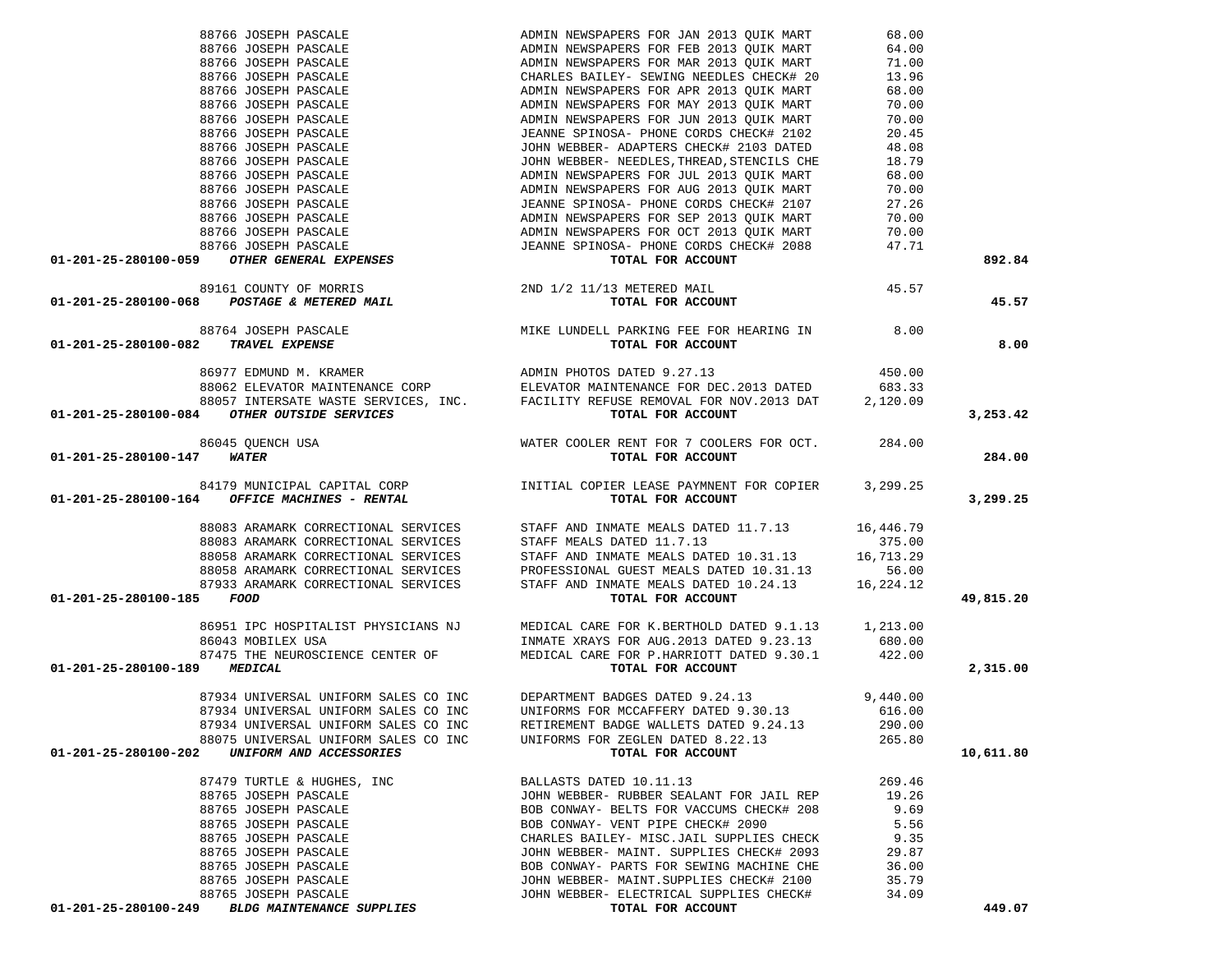| Account | Vendor | Description | Amount | Total |
|---|---|---|---|---|
| | 88766 JOSEPH PASCALE | ADMIN NEWSPAPERS FOR JAN 2013 QUIK MART | 68.00 | |
| | 88766 JOSEPH PASCALE | ADMIN NEWSPAPERS FOR FEB 2013 QUIK MART | 64.00 | |
| | 88766 JOSEPH PASCALE | ADMIN NEWSPAPERS FOR MAR 2013 QUIK MART | 71.00 | |
| | 88766 JOSEPH PASCALE | CHARLES BAILEY- SEWING NEEDLES CHECK# 20 | 13.96 | |
| | 88766 JOSEPH PASCALE | ADMIN NEWSPAPERS FOR APR 2013 QUIK MART | 68.00 | |
| | 88766 JOSEPH PASCALE | ADMIN NEWSPAPERS FOR MAY 2013 QUIK MART | 70.00 | |
| | 88766 JOSEPH PASCALE | ADMIN NEWSPAPERS FOR JUN 2013 QUIK MART | 70.00 | |
| | 88766 JOSEPH PASCALE | JEANNE SPINOSA- PHONE CORDS CHECK# 2102 | 20.45 | |
| | 88766 JOSEPH PASCALE | JOHN WEBBER- ADAPTERS CHECK# 2103 DATED | 48.08 | |
| | 88766 JOSEPH PASCALE | JOHN WEBBER- NEEDLES,THREAD,STENCILS CHE | 18.79 | |
| | 88766 JOSEPH PASCALE | ADMIN NEWSPAPERS FOR JUL 2013 QUIK MART | 68.00 | |
| | 88766 JOSEPH PASCALE | ADMIN NEWSPAPERS FOR AUG 2013 QUIK MART | 70.00 | |
| | 88766 JOSEPH PASCALE | JEANNE SPINOSA- PHONE CORDS CHECK# 2107 | 27.26 | |
| | 88766 JOSEPH PASCALE | ADMIN NEWSPAPERS FOR SEP 2013 QUIK MART | 70.00 | |
| | 88766 JOSEPH PASCALE | ADMIN NEWSPAPERS FOR OCT 2013 QUIK MART | 70.00 | |
| | 88766 JOSEPH PASCALE | JEANNE SPINOSA- PHONE CORDS CHECK# 2088 | 47.71 | |
| **01-201-25-280100-059** | ***OTHER GENERAL EXPENSES*** | **TOTAL FOR ACCOUNT** | | **892.84** |
| | 89161 COUNTY OF MORRIS | 2ND 1/2 11/13 METERED MAIL | 45.57 | |
| **01-201-25-280100-068** | ***POSTAGE & METERED MAIL*** | **TOTAL FOR ACCOUNT** | | **45.57** |
| | 88764 JOSEPH PASCALE | MIKE LUNDELL PARKING FEE FOR HEARING IN | 8.00 | |
| **01-201-25-280100-082** | ***TRAVEL EXPENSE*** | **TOTAL FOR ACCOUNT** | | **8.00** |
| | 86977 EDMUND M. KRAMER | ADMIN PHOTOS DATED 9.27.13 | 450.00 | |
| | 88062 ELEVATOR MAINTENANCE CORP | ELEVATOR MAINTENANCE FOR DEC.2013 DATED | 683.33 | |
| | 88057 INTERSATE WASTE SERVICES, INC. | FACILITY REFUSE REMOVAL FOR NOV.2013 DAT | 2,120.09 | |
| **01-201-25-280100-084** | ***OTHER OUTSIDE SERVICES*** | **TOTAL FOR ACCOUNT** | | **3,253.42** |
| | 86045 QUENCH USA | WATER COOLER RENT FOR 7 COOLERS FOR OCT. | 284.00 | |
| **01-201-25-280100-147** | ***WATER*** | **TOTAL FOR ACCOUNT** | | **284.00** |
| | 84179 MUNICIPAL CAPITAL CORP | INITIAL COPIER LEASE PAYMNENT FOR COPIER | 3,299.25 | |
| **01-201-25-280100-164** | ***OFFICE MACHINES - RENTAL*** | **TOTAL FOR ACCOUNT** | | **3,299.25** |
| | 88083 ARAMARK CORRECTIONAL SERVICES | STAFF AND INMATE MEALS DATED 11.7.13 | 16,446.79 | |
| | 88083 ARAMARK CORRECTIONAL SERVICES | STAFF MEALS DATED 11.7.13 | 375.00 | |
| | 88058 ARAMARK CORRECTIONAL SERVICES | STAFF AND INMATE MEALS DATED 10.31.13 | 16,713.29 | |
| | 88058 ARAMARK CORRECTIONAL SERVICES | PROFESSIONAL GUEST MEALS DATED 10.31.13 | 56.00 | |
| | 87933 ARAMARK CORRECTIONAL SERVICES | STAFF AND INMATE MEALS DATED 10.24.13 | 16,224.12 | |
| **01-201-25-280100-185** | ***FOOD*** | **TOTAL FOR ACCOUNT** | | **49,815.20** |
| | 86951 IPC HOSPITALIST PHYSICIANS NJ | MEDICAL CARE FOR K.BERTHOLD DATED 9.1.13 | 1,213.00 | |
| | 86043 MOBILEX USA | INMATE XRAYS FOR AUG.2013 DATED 9.23.13 | 680.00 | |
| | 87475 THE NEUROSCIENCE CENTER OF | MEDICAL CARE FOR P.HARRIOTT DATED 9.30.1 | 422.00 | |
| **01-201-25-280100-189** | ***MEDICAL*** | **TOTAL FOR ACCOUNT** | | **2,315.00** |
| | 87934 UNIVERSAL UNIFORM SALES CO INC | DEPARTMENT BADGES DATED 9.24.13 | 9,440.00 | |
| | 87934 UNIVERSAL UNIFORM SALES CO INC | UNIFORMS FOR MCCAFFERY DATED 9.30.13 | 616.00 | |
| | 87934 UNIVERSAL UNIFORM SALES CO INC | RETIREMENT BADGE WALLETS DATED 9.24.13 | 290.00 | |
| | 88075 UNIVERSAL UNIFORM SALES CO INC | UNIFORMS FOR ZEGLEN DATED 8.22.13 | 265.80 | |
| **01-201-25-280100-202** | ***UNIFORM AND ACCESSORIES*** | **TOTAL FOR ACCOUNT** | | **10,611.80** |
| | 87479 TURTLE & HUGHES, INC | BALLASTS DATED 10.11.13 | 269.46 | |
| | 88765 JOSEPH PASCALE | JOHN WEBBER- RUBBER SEALANT FOR JAIL REP | 19.26 | |
| | 88765 JOSEPH PASCALE | BOB CONWAY- BELTS FOR VACCUMS CHECK# 208 | 9.69 | |
| | 88765 JOSEPH PASCALE | BOB CONWAY- VENT PIPE CHECK# 2090 | 5.56 | |
| | 88765 JOSEPH PASCALE | CHARLES BAILEY- MISC.JAIL SUPPLIES CHECK | 9.35 | |
| | 88765 JOSEPH PASCALE | JOHN WEBBER- MAINT. SUPPLIES CHECK# 2093 | 29.87 | |
| | 88765 JOSEPH PASCALE | BOB CONWAY- PARTS FOR SEWING MACHINE CHE | 36.00 | |
| | 88765 JOSEPH PASCALE | JOHN WEBBER- MAINT.SUPPLIES CHECK# 2100 | 35.79 | |
| | 88765 JOSEPH PASCALE | JOHN WEBBER- ELECTRICAL SUPPLIES CHECK# | 34.09 | |
| **01-201-25-280100-249** | ***BLDG MAINTENANCE SUPPLIES*** | **TOTAL FOR ACCOUNT** | | **449.07** |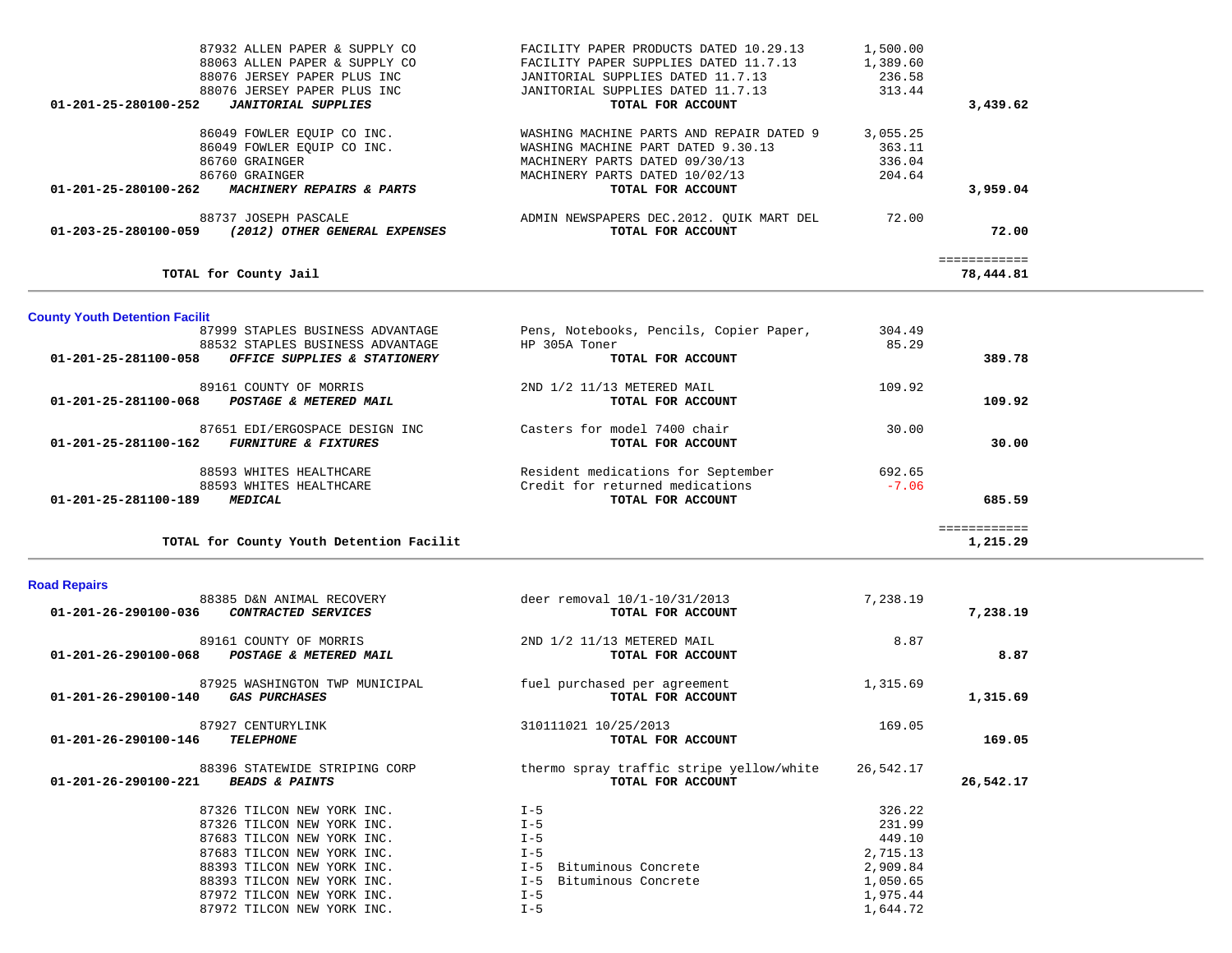| Account | Vendor | Description | Amount | Total |
|---|---|---|---|---|
| | 87932 ALLEN PAPER & SUPPLY CO | FACILITY PAPER PRODUCTS DATED 10.29.13 | 1,500.00 | |
| | 88063 ALLEN PAPER & SUPPLY CO | FACILITY PAPER SUPPLIES DATED 11.7.13 | 1,389.60 | |
| | 88076 JERSEY PAPER PLUS INC | JANITORIAL SUPPLIES DATED 11.7.13 | 236.58 | |
| | 88076 JERSEY PAPER PLUS INC | JANITORIAL SUPPLIES DATED 11.7.13 | 313.44 | |
| **01-201-25-280100-252** | ***JANITORIAL SUPPLIES*** | **TOTAL FOR ACCOUNT** | | **3,439.62** |
| | 86049 FOWLER EQUIP CO INC. | WASHING MACHINE PARTS AND REPAIR DATED 9 | 3,055.25 | |
| | 86049 FOWLER EQUIP CO INC. | WASHING MACHINE PART DATED 9.30.13 | 363.11 | |
| | 86760 GRAINGER | MACHINERY PARTS DATED 09/30/13 | 336.04 | |
| | 86760 GRAINGER | MACHINERY PARTS DATED 10/02/13 | 204.64 | |
| **01-201-25-280100-262** | ***MACHINERY REPAIRS & PARTS*** | **TOTAL FOR ACCOUNT** | | **3,959.04** |
| | 88737 JOSEPH PASCALE | ADMIN NEWSPAPERS DEC.2012. QUIK MART DEL | 72.00 | |
| **01-203-25-280100-059** | ***(2012) OTHER GENERAL EXPENSES*** | **TOTAL FOR ACCOUNT** | | **72.00** |
| | | | | ============ |
| | **TOTAL for County Jail** | | | **78,444.81** |

**County Youth Detention Facilit**

| Account | Vendor | Description | Amount | Total |
|---|---|---|---|---|
| | 87999 STAPLES BUSINESS ADVANTAGE | Pens, Notebooks, Pencils, Copier Paper, | 304.49 | |
| | 88532 STAPLES BUSINESS ADVANTAGE | HP 305A Toner | 85.29 | |
| **01-201-25-281100-058** | ***OFFICE SUPPLIES & STATIONERY*** | **TOTAL FOR ACCOUNT** | | **389.78** |
| | 89161 COUNTY OF MORRIS | 2ND 1/2 11/13 METERED MAIL | 109.92 | |
| **01-201-25-281100-068** | ***POSTAGE & METERED MAIL*** | **TOTAL FOR ACCOUNT** | | **109.92** |
| | 87651 EDI/ERGOSPACE DESIGN INC | Casters for model 7400 chair | 30.00 | |
| **01-201-25-281100-162** | ***FURNITURE & FIXTURES*** | **TOTAL FOR ACCOUNT** | | **30.00** |
| | 88593 WHITES HEALTHCARE | Resident medications for September | 692.65 | |
| | 88593 WHITES HEALTHCARE | Credit for returned medications | -7.06 | |
| **01-201-25-281100-189** | ***MEDICAL*** | **TOTAL FOR ACCOUNT** | | **685.59** |
| | | | | ============ |
| | **TOTAL for County Youth Detention Facilit** | | | **1,215.29** |

**Road Repairs**

| Account | Vendor | Description | Amount | Total |
|---|---|---|---|---|
| | 88385 D&N ANIMAL RECOVERY | deer removal 10/1-10/31/2013 | 7,238.19 | |
| **01-201-26-290100-036** | ***CONTRACTED SERVICES*** | **TOTAL FOR ACCOUNT** | | **7,238.19** |
| | 89161 COUNTY OF MORRIS | 2ND 1/2 11/13 METERED MAIL | 8.87 | |
| **01-201-26-290100-068** | ***POSTAGE & METERED MAIL*** | **TOTAL FOR ACCOUNT** | | **8.87** |
| | 87925 WASHINGTON TWP MUNICIPAL | fuel purchased per agreement | 1,315.69 | |
| **01-201-26-290100-140** | ***GAS PURCHASES*** | **TOTAL FOR ACCOUNT** | | **1,315.69** |
| | 87927 CENTURYLINK | 310111021 10/25/2013 | 169.05 | |
| **01-201-26-290100-146** | ***TELEPHONE*** | **TOTAL FOR ACCOUNT** | | **169.05** |
| | 88396 STATEWIDE STRIPING CORP | thermo spray traffic stripe yellow/white | 26,542.17 | |
| **01-201-26-290100-221** | ***BEADS & PAINTS*** | **TOTAL FOR ACCOUNT** | | **26,542.17** |
| | 87326 TILCON NEW YORK INC. | I-5 | 326.22 | |
| | 87326 TILCON NEW YORK INC. | I-5 | 231.99 | |
| | 87683 TILCON NEW YORK INC. | I-5 | 449.10 | |
| | 87683 TILCON NEW YORK INC. | I-5 | 2,715.13 | |
| | 88393 TILCON NEW YORK INC. | I-5 Bituminous Concrete | 2,909.84 | |
| | 88393 TILCON NEW YORK INC. | I-5 Bituminous Concrete | 1,050.65 | |
| | 87972 TILCON NEW YORK INC. | I-5 | 1,975.44 | |
| | 87972 TILCON NEW YORK INC. | I-5 | 1,644.72 | |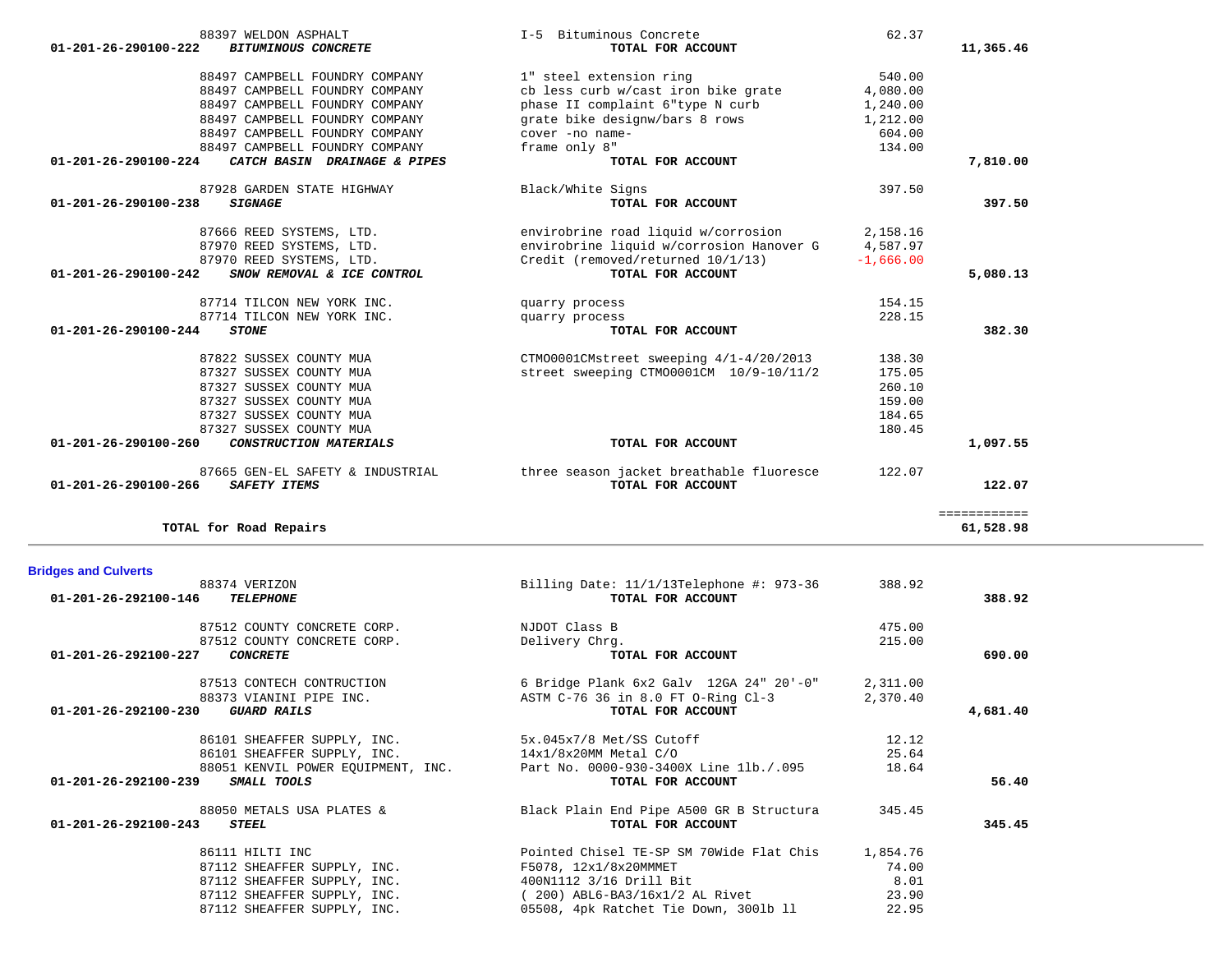| Account | Vendor | Description | Amount | Total |
|---|---|---|---|---|
| | 88397 WELDON ASPHALT | I-5 Bituminous Concrete | 62.37 | |
| 01-201-26-290100-222 | *BITUMINOUS CONCRETE* | **TOTAL FOR ACCOUNT** | | **11,365.46** |
| | 88497 CAMPBELL FOUNDRY COMPANY | 1" steel extension ring | 540.00 | |
| | 88497 CAMPBELL FOUNDRY COMPANY | cb less curb w/cast iron bike grate | 4,080.00 | |
| | 88497 CAMPBELL FOUNDRY COMPANY | phase II complaint 6"type N curb | 1,240.00 | |
| | 88497 CAMPBELL FOUNDRY COMPANY | grate bike designw/bars 8 rows | 1,212.00 | |
| | 88497 CAMPBELL FOUNDRY COMPANY | cover -no name- | 604.00 | |
| | 88497 CAMPBELL FOUNDRY COMPANY | frame only 8" | 134.00 | |
| 01-201-26-290100-224 | *CATCH BASIN DRAINAGE & PIPES* | **TOTAL FOR ACCOUNT** | | **7,810.00** |
| | 87928 GARDEN STATE HIGHWAY | Black/White Signs | 397.50 | |
| 01-201-26-290100-238 | *SIGNAGE* | **TOTAL FOR ACCOUNT** | | **397.50** |
| | 87666 REED SYSTEMS, LTD. | envirobrine road liquid w/corrosion | 2,158.16 | |
| | 87970 REED SYSTEMS, LTD. | envirobrine liquid w/corrosion Hanover G | 4,587.97 | |
| | 87970 REED SYSTEMS, LTD. | Credit (removed/returned 10/1/13) | -1,666.00 | |
| 01-201-26-290100-242 | *SNOW REMOVAL & ICE CONTROL* | **TOTAL FOR ACCOUNT** | | **5,080.13** |
| | 87714 TILCON NEW YORK INC. | quarry process | 154.15 | |
| | 87714 TILCON NEW YORK INC. | quarry process | 228.15 | |
| 01-201-26-290100-244 | *STONE* | **TOTAL FOR ACCOUNT** | | **382.30** |
| | 87822 SUSSEX COUNTY MUA | CTMO0001CMstreet sweeping 4/1-4/20/2013 | 138.30 | |
| | 87327 SUSSEX COUNTY MUA | street sweeping CTMO0001CM 10/9-10/11/2 | 175.05 | |
| | 87327 SUSSEX COUNTY MUA | | 260.10 | |
| | 87327 SUSSEX COUNTY MUA | | 159.00 | |
| | 87327 SUSSEX COUNTY MUA | | 184.65 | |
| | 87327 SUSSEX COUNTY MUA | | 180.45 | |
| 01-201-26-290100-260 | *CONSTRUCTION MATERIALS* | **TOTAL FOR ACCOUNT** | | **1,097.55** |
| | 87665 GEN-EL SAFETY & INDUSTRIAL | three season jacket breathable fluoresce | 122.07 | |
| 01-201-26-290100-266 | *SAFETY ITEMS* | **TOTAL FOR ACCOUNT** | | **122.07** |
| | **TOTAL for Road Repairs** | | | **61,528.98** |

## Bridges and Culverts

| Account | Vendor | Description | Amount | Total |
|---|---|---|---|---|
| | 88374 VERIZON | Billing Date: 11/1/13Telephone #: 973-36 | 388.92 | |
| 01-201-26-292100-146 | *TELEPHONE* | **TOTAL FOR ACCOUNT** | | **388.92** |
| | 87512 COUNTY CONCRETE CORP. | NJDOT Class B | 475.00 | |
| | 87512 COUNTY CONCRETE CORP. | Delivery Chrg. | 215.00 | |
| 01-201-26-292100-227 | *CONCRETE* | **TOTAL FOR ACCOUNT** | | **690.00** |
| | 87513 CONTECH CONTRUCTION | 6 Bridge Plank 6x2 Galv 12GA 24" 20'-0" | 2,311.00 | |
| | 88373 VIANINI PIPE INC. | ASTM C-76 36 in 8.0 FT O-Ring Cl-3 | 2,370.40 | |
| 01-201-26-292100-230 | *GUARD RAILS* | **TOTAL FOR ACCOUNT** | | **4,681.40** |
| | 86101 SHEAFFER SUPPLY, INC. | 5x.045x7/8 Met/SS Cutoff | 12.12 | |
| | 86101 SHEAFFER SUPPLY, INC. | 14x1/8x20MM Metal C/O | 25.64 | |
| | 88051 KENVIL POWER EQUIPMENT, INC. | Part No. 0000-930-3400X Line 1lb./.095 | 18.64 | |
| 01-201-26-292100-239 | *SMALL TOOLS* | **TOTAL FOR ACCOUNT** | | **56.40** |
| | 88050 METALS USA PLATES & | Black Plain End Pipe A500 GR B Structura | 345.45 | |
| 01-201-26-292100-243 | *STEEL* | **TOTAL FOR ACCOUNT** | | **345.45** |
| | 86111 HILTI INC | Pointed Chisel TE-SP SM 70Wide Flat Chis | 1,854.76 | |
| | 87112 SHEAFFER SUPPLY, INC. | F5078, 12x1/8x20MMMET | 74.00 | |
| | 87112 SHEAFFER SUPPLY, INC. | 400N1112 3/16 Drill Bit | 8.01 | |
| | 87112 SHEAFFER SUPPLY, INC. | ( 200) ABL6-BA3/16x1/2 AL Rivet | 23.90 | |
| | 87112 SHEAFFER SUPPLY, INC. | 05508, 4pk Ratchet Tie Down, 300lb ll | 22.95 | |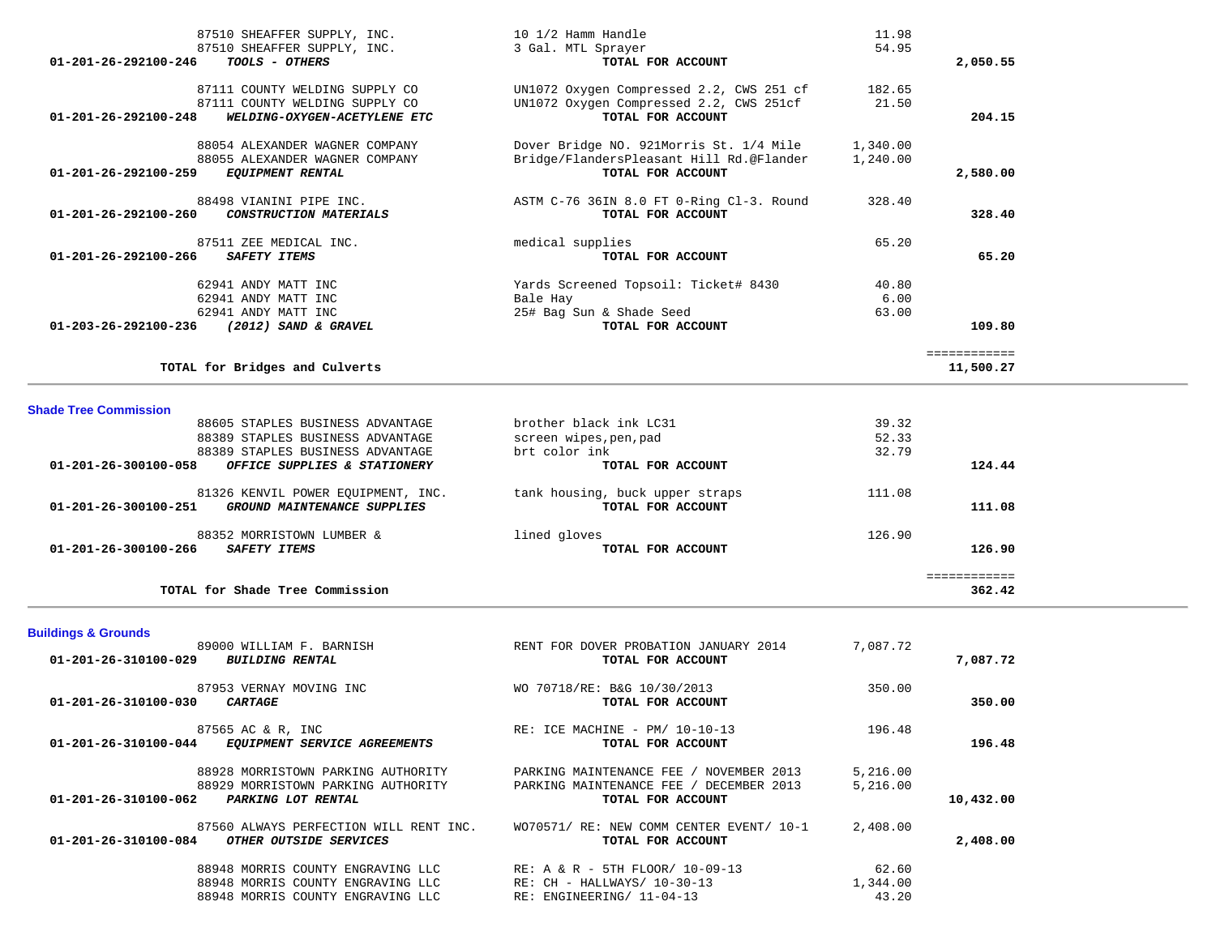| Account | Vendor / Account Name | Description | Amount | Total |
|---|---|---|---|---|
| | 87510 SHEAFFER SUPPLY, INC. | 10 1/2 Hamm Handle | 11.98 | |
| | 87510 SHEAFFER SUPPLY, INC. | 3 Gal. MTL Sprayer | 54.95 | |
| **01-201-26-292100-246** | ***TOOLS - OTHERS*** | **TOTAL FOR ACCOUNT** | | **2,050.55** |
| | 87111 COUNTY WELDING SUPPLY CO | UN1072 Oxygen Compressed 2.2, CWS 251 cf | 182.65 | |
| | 87111 COUNTY WELDING SUPPLY CO | UN1072 Oxygen Compressed 2.2, CWS 251cf | 21.50 | |
| **01-201-26-292100-248** | ***WELDING-OXYGEN-ACETYLENE ETC*** | **TOTAL FOR ACCOUNT** | | **204.15** |
| | 88054 ALEXANDER WAGNER COMPANY | Dover Bridge NO. 921Morris St. 1/4 Mile | 1,340.00 | |
| | 88055 ALEXANDER WAGNER COMPANY | Bridge/FlandersPleasant Hill Rd.@Flander | 1,240.00 | |
| **01-201-26-292100-259** | ***EQUIPMENT RENTAL*** | **TOTAL FOR ACCOUNT** | | **2,580.00** |
| | 88498 VIANINI PIPE INC. | ASTM C-76 36IN 8.0 FT 0-Ring Cl-3. Round | 328.40 | |
| **01-201-26-292100-260** | ***CONSTRUCTION MATERIALS*** | **TOTAL FOR ACCOUNT** | | **328.40** |
| | 87511 ZEE MEDICAL INC. | medical supplies | 65.20 | |
| **01-201-26-292100-266** | ***SAFETY ITEMS*** | **TOTAL FOR ACCOUNT** | | **65.20** |
| | 62941 ANDY MATT INC | Yards Screened Topsoil: Ticket# 8430 | 40.80 | |
| | 62941 ANDY MATT INC | Bale Hay | 6.00 | |
| | 62941 ANDY MATT INC | 25# Bag Sun & Shade Seed | 63.00 | |
| **01-203-26-292100-236** | ***(2012) SAND & GRAVEL*** | **TOTAL FOR ACCOUNT** | | **109.80** |
| | **TOTAL for Bridges and Culverts** | | | **11,500.27** |

## Shade Tree Commission

| Account | Vendor / Account Name | Description | Amount | Total |
|---|---|---|---|---|
| | 88605 STAPLES BUSINESS ADVANTAGE | brother black ink LC31 | 39.32 | |
| | 88389 STAPLES BUSINESS ADVANTAGE | screen wipes,pen,pad | 52.33 | |
| | 88389 STAPLES BUSINESS ADVANTAGE | brt color ink | 32.79 | |
| **01-201-26-300100-058** | ***OFFICE SUPPLIES & STATIONERY*** | **TOTAL FOR ACCOUNT** | | **124.44** |
| | 81326 KENVIL POWER EQUIPMENT, INC. | tank housing, buck upper straps | 111.08 | |
| **01-201-26-300100-251** | ***GROUND MAINTENANCE SUPPLIES*** | **TOTAL FOR ACCOUNT** | | **111.08** |
| | 88352 MORRISTOWN LUMBER & | lined gloves | 126.90 | |
| **01-201-26-300100-266** | ***SAFETY ITEMS*** | **TOTAL FOR ACCOUNT** | | **126.90** |
| | **TOTAL for Shade Tree Commission** | | | **362.42** |

## Buildings & Grounds

| Account | Vendor / Account Name | Description | Amount | Total |
|---|---|---|---|---|
| | 89000 WILLIAM F. BARNISH | RENT FOR DOVER PROBATION JANUARY 2014 | 7,087.72 | |
| **01-201-26-310100-029** | ***BUILDING RENTAL*** | **TOTAL FOR ACCOUNT** | | **7,087.72** |
| | 87953 VERNAY MOVING INC | WO 70718/RE: B&G 10/30/2013 | 350.00 | |
| **01-201-26-310100-030** | ***CARTAGE*** | **TOTAL FOR ACCOUNT** | | **350.00** |
| | 87565 AC & R, INC | RE: ICE MACHINE - PM/ 10-10-13 | 196.48 | |
| **01-201-26-310100-044** | ***EQUIPMENT SERVICE AGREEMENTS*** | **TOTAL FOR ACCOUNT** | | **196.48** |
| | 88928 MORRISTOWN PARKING AUTHORITY | PARKING MAINTENANCE FEE / NOVEMBER 2013 | 5,216.00 | |
| | 88929 MORRISTOWN PARKING AUTHORITY | PARKING MAINTENANCE FEE / DECEMBER 2013 | 5,216.00 | |
| **01-201-26-310100-062** | ***PARKING LOT RENTAL*** | **TOTAL FOR ACCOUNT** | | **10,432.00** |
| | 87560 ALWAYS PERFECTION WILL RENT INC. | WO70571/ RE: NEW COMM CENTER EVENT/ 10-1 | 2,408.00 | |
| **01-201-26-310100-084** | ***OTHER OUTSIDE SERVICES*** | **TOTAL FOR ACCOUNT** | | **2,408.00** |
| | 88948 MORRIS COUNTY ENGRAVING LLC | RE: A & R - 5TH FLOOR/ 10-09-13 | 62.60 | |
| | 88948 MORRIS COUNTY ENGRAVING LLC | RE: CH - HALLWAYS/ 10-30-13 | 1,344.00 | |
| | 88948 MORRIS COUNTY ENGRAVING LLC | RE: ENGINEERING/ 11-04-13 | 43.20 | |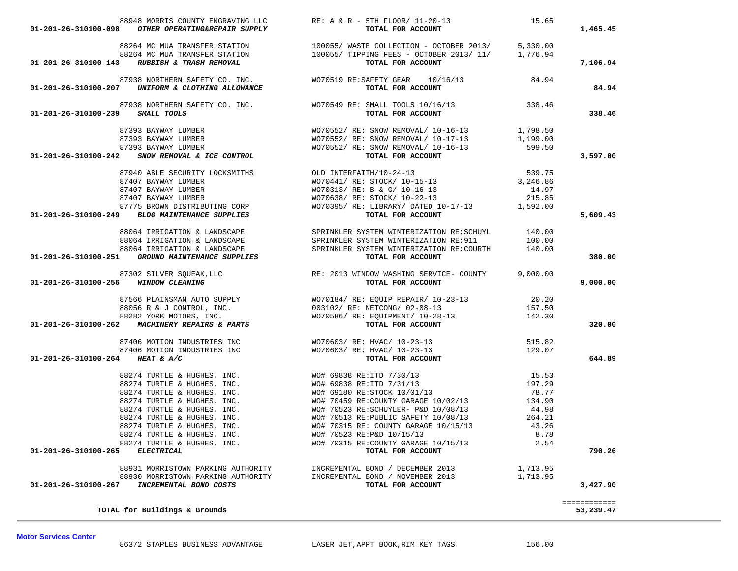| Account | Vendor | Description | Amount | Total |
|---|---|---|---|---|
| | 88948 MORRIS COUNTY ENGRAVING LLC | RE: A & R - 5TH FLOOR/ 11-20-13 | 15.65 | |
| 01-201-26-310100-098 | *OTHER OPERATING&REPAIR SUPPLY* | TOTAL FOR ACCOUNT | | 1,465.45 |
| | 88264 MC MUA TRANSFER STATION | 100055/ WASTE COLLECTION - OCTOBER 2013/ | 5,330.00 | |
| | 88264 MC MUA TRANSFER STATION | 100055/ TIPPING FEES - OCTOBER 2013/ 11/ | 1,776.94 | |
| 01-201-26-310100-143 | *RUBBISH & TRASH REMOVAL* | TOTAL FOR ACCOUNT | | 7,106.94 |
| | 87938 NORTHERN SAFETY CO. INC. | WO70519 RE:SAFETY GEAR 10/16/13 | 84.94 | |
| 01-201-26-310100-207 | *UNIFORM & CLOTHING ALLOWANCE* | TOTAL FOR ACCOUNT | | 84.94 |
| | 87938 NORTHERN SAFETY CO. INC. | WO70549 RE: SMALL TOOLS 10/16/13 | 338.46 | |
| 01-201-26-310100-239 | *SMALL TOOLS* | TOTAL FOR ACCOUNT | | 338.46 |
| | 87393 BAYWAY LUMBER | WO70552/ RE: SNOW REMOVAL/ 10-16-13 | 1,798.50 | |
| | 87393 BAYWAY LUMBER | WO70552/ RE: SNOW REMOVAL/ 10-17-13 | 1,199.00 | |
| | 87393 BAYWAY LUMBER | WO70552/ RE: SNOW REMOVAL/ 10-16-13 | 599.50 | |
| 01-201-26-310100-242 | *SNOW REMOVAL & ICE CONTROL* | TOTAL FOR ACCOUNT | | 3,597.00 |
| | 87940 ABLE SECURITY LOCKSMITHS | OLD INTERFAITH/10-24-13 | 539.75 | |
| | 87407 BAYWAY LUMBER | WO70441/ RE: STOCK/ 10-15-13 | 3,246.86 | |
| | 87407 BAYWAY LUMBER | WO70313/ RE: B & G/ 10-16-13 | 14.97 | |
| | 87407 BAYWAY LUMBER | WO70638/ RE: STOCK/ 10-22-13 | 215.85 | |
| | 87775 BROWN DISTRIBUTING CORP | WO70395/ RE: LIBRARY/ DATED 10-17-13 | 1,592.00 | |
| 01-201-26-310100-249 | *BLDG MAINTENANCE SUPPLIES* | TOTAL FOR ACCOUNT | | 5,609.43 |
| | 88064 IRRIGATION & LANDSCAPE | SPRINKLER SYSTEM WINTERIZATION RE:SCHUYL | 140.00 | |
| | 88064 IRRIGATION & LANDSCAPE | SPRINKLER SYSTEM WINTERIZATION RE:911 | 100.00 | |
| | 88064 IRRIGATION & LANDSCAPE | SPRINKLER SYSTEM WINTERIZATION RE:COURTH | 140.00 | |
| 01-201-26-310100-251 | *GROUND MAINTENANCE SUPPLIES* | TOTAL FOR ACCOUNT | | 380.00 |
| | 87302 SILVER SQUEAK,LLC | RE: 2013 WINDOW WASHING SERVICE- COUNTY | 9,000.00 | |
| 01-201-26-310100-256 | *WINDOW CLEANING* | TOTAL FOR ACCOUNT | | 9,000.00 |
| | 87566 PLAINSMAN AUTO SUPPLY | WO70184/ RE: EQUIP REPAIR/ 10-23-13 | 20.20 | |
| | 88056 R & J CONTROL, INC. | 003102/ RE: NETCONG/ 02-08-13 | 157.50 | |
| | 88282 YORK MOTORS, INC. | WO70586/ RE: EQUIPMENT/ 10-28-13 | 142.30 | |
| 01-201-26-310100-262 | *MACHINERY REPAIRS & PARTS* | TOTAL FOR ACCOUNT | | 320.00 |
| | 87406 MOTION INDUSTRIES INC | WO70603/ RE: HVAC/ 10-23-13 | 515.82 | |
| | 87406 MOTION INDUSTRIES INC | WO70603/ RE: HVAC/ 10-23-13 | 129.07 | |
| 01-201-26-310100-264 | *HEAT & A/C* | TOTAL FOR ACCOUNT | | 644.89 |
| | 88274 TURTLE & HUGHES, INC. | WO# 69838 RE:ITD 7/30/13 | 15.53 | |
| | 88274 TURTLE & HUGHES, INC. | WO# 69838 RE:ITD 7/31/13 | 197.29 | |
| | 88274 TURTLE & HUGHES, INC. | WO# 69180 RE:STOCK 10/01/13 | 78.77 | |
| | 88274 TURTLE & HUGHES, INC. | WO# 70459 RE:COUNTY GARAGE 10/02/13 | 134.90 | |
| | 88274 TURTLE & HUGHES, INC. | WO# 70523 RE:SCHUYLER- P&D 10/08/13 | 44.98 | |
| | 88274 TURTLE & HUGHES, INC. | WO# 70513 RE:PUBLIC SAFETY 10/08/13 | 264.21 | |
| | 88274 TURTLE & HUGHES, INC. | WO# 70315 RE: COUNTY GARAGE 10/15/13 | 43.26 | |
| | 88274 TURTLE & HUGHES, INC. | WO# 70523 RE:P&D 10/15/13 | 8.78 | |
| | 88274 TURTLE & HUGHES, INC. | WO# 70315 RE:COUNTY GARAGE 10/15/13 | 2.54 | |
| 01-201-26-310100-265 | *ELECTRICAL* | TOTAL FOR ACCOUNT | | 790.26 |
| | 88931 MORRISTOWN PARKING AUTHORITY | INCREMENTAL BOND / DECEMBER 2013 | 1,713.95 | |
| | 88930 MORRISTOWN PARKING AUTHORITY | INCREMENTAL BOND / NOVEMBER 2013 | 1,713.95 | |
| 01-201-26-310100-267 | *INCREMENTAL BOND COSTS* | TOTAL FOR ACCOUNT | | 3,427.90 |
| | | | | ============ |
| | **TOTAL for Buildings & Grounds** | | | **53,239.47** |

**Motor Services Center**

| Vendor | Description | Amount |
|---|---|---|
| 86372 STAPLES BUSINESS ADVANTAGE | LASER JET,APPT BOOK,RIM KEY TAGS | 156.00 |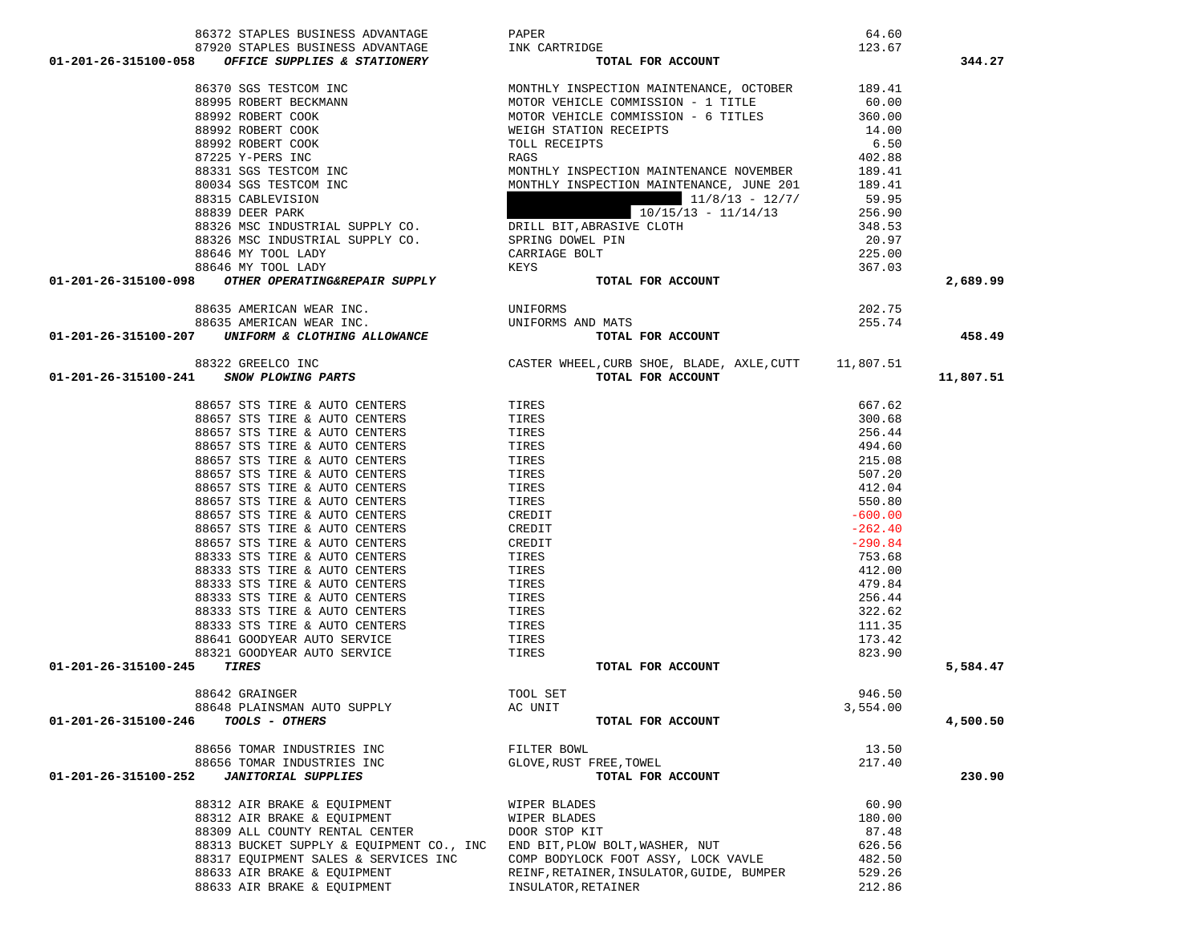| Account | Vendor | Description | Amount | Total |
|---|---|---|---|---|
| | 86372 STAPLES BUSINESS ADVANTAGE | PAPER | 64.60 | |
| | 87920 STAPLES BUSINESS ADVANTAGE | INK CARTRIDGE | 123.67 | |
| **01-201-26-315100-058** | ***OFFICE SUPPLIES & STATIONERY*** | **TOTAL FOR ACCOUNT** | | **344.27** |
| | 86370 SGS TESTCOM INC | MONTHLY INSPECTION MAINTENANCE, OCTOBER | 189.41 | |
| | 88995 ROBERT BECKMANN | MOTOR VEHICLE COMMISSION - 1 TITLE | 60.00 | |
| | 88992 ROBERT COOK | MOTOR VEHICLE COMMISSION - 6 TITLES | 360.00 | |
| | 88992 ROBERT COOK | WEIGH STATION RECEIPTS | 14.00 | |
| | 88992 ROBERT COOK | TOLL RECEIPTS | 6.50 | |
| | 87225 Y-PERS INC | RAGS | 402.88 | |
| | 88331 SGS TESTCOM INC | MONTHLY INSPECTION MAINTENANCE NOVEMBER | 189.41 | |
| | 80034 SGS TESTCOM INC | MONTHLY INSPECTION MAINTENANCE, JUNE 201 | 189.41 | |
| | 88315 CABLEVISION | 11/8/13 - 12/7/ | 59.95 | |
| | 88839 DEER PARK | 10/15/13 - 11/14/13 | 256.90 | |
| | 88326 MSC INDUSTRIAL SUPPLY CO. | DRILL BIT,ABRASIVE CLOTH | 348.53 | |
| | 88326 MSC INDUSTRIAL SUPPLY CO. | SPRING DOWEL PIN | 20.97 | |
| | 88646 MY TOOL LADY | CARRIAGE BOLT | 225.00 | |
| | 88646 MY TOOL LADY | KEYS | 367.03 | |
| **01-201-26-315100-098** | ***OTHER OPERATING&REPAIR SUPPLY*** | **TOTAL FOR ACCOUNT** | | **2,689.99** |
| | 88635 AMERICAN WEAR INC. | UNIFORMS | 202.75 | |
| | 88635 AMERICAN WEAR INC. | UNIFORMS AND MATS | 255.74 | |
| **01-201-26-315100-207** | ***UNIFORM & CLOTHING ALLOWANCE*** | **TOTAL FOR ACCOUNT** | | **458.49** |
| | 88322 GREELCO INC | CASTER WHEEL,CURB SHOE, BLADE, AXLE,CUTT | 11,807.51 | |
| **01-201-26-315100-241** | ***SNOW PLOWING PARTS*** | **TOTAL FOR ACCOUNT** | | **11,807.51** |
| | 88657 STS TIRE & AUTO CENTERS | TIRES | 667.62 | |
| | 88657 STS TIRE & AUTO CENTERS | TIRES | 300.68 | |
| | 88657 STS TIRE & AUTO CENTERS | TIRES | 256.44 | |
| | 88657 STS TIRE & AUTO CENTERS | TIRES | 494.60 | |
| | 88657 STS TIRE & AUTO CENTERS | TIRES | 215.08 | |
| | 88657 STS TIRE & AUTO CENTERS | TIRES | 507.20 | |
| | 88657 STS TIRE & AUTO CENTERS | TIRES | 412.04 | |
| | 88657 STS TIRE & AUTO CENTERS | TIRES | 550.80 | |
| | 88657 STS TIRE & AUTO CENTERS | CREDIT | -600.00 | |
| | 88657 STS TIRE & AUTO CENTERS | CREDIT | -262.40 | |
| | 88657 STS TIRE & AUTO CENTERS | CREDIT | -290.84 | |
| | 88333 STS TIRE & AUTO CENTERS | TIRES | 753.68 | |
| | 88333 STS TIRE & AUTO CENTERS | TIRES | 412.00 | |
| | 88333 STS TIRE & AUTO CENTERS | TIRES | 479.84 | |
| | 88333 STS TIRE & AUTO CENTERS | TIRES | 256.44 | |
| | 88333 STS TIRE & AUTO CENTERS | TIRES | 322.62 | |
| | 88333 STS TIRE & AUTO CENTERS | TIRES | 111.35 | |
| | 88641 GOODYEAR AUTO SERVICE | TIRES | 173.42 | |
| | 88321 GOODYEAR AUTO SERVICE | TIRES | 823.90 | |
| **01-201-26-315100-245** | ***TIRES*** | **TOTAL FOR ACCOUNT** | | **5,584.47** |
| | 88642 GRAINGER | TOOL SET | 946.50 | |
| | 88648 PLAINSMAN AUTO SUPPLY | AC UNIT | 3,554.00 | |
| **01-201-26-315100-246** | ***TOOLS - OTHERS*** | **TOTAL FOR ACCOUNT** | | **4,500.50** |
| | 88656 TOMAR INDUSTRIES INC | FILTER BOWL | 13.50 | |
| | 88656 TOMAR INDUSTRIES INC | GLOVE,RUST FREE,TOWEL | 217.40 | |
| **01-201-26-315100-252** | ***JANITORIAL SUPPLIES*** | **TOTAL FOR ACCOUNT** | | **230.90** |
| | 88312 AIR BRAKE & EQUIPMENT | WIPER BLADES | 60.90 | |
| | 88312 AIR BRAKE & EQUIPMENT | WIPER BLADES | 180.00 | |
| | 88309 ALL COUNTY RENTAL CENTER | DOOR STOP KIT | 87.48 | |
| | 88313 BUCKET SUPPLY & EQUIPMENT CO., INC | END BIT,PLOW BOLT,WASHER, NUT | 626.56 | |
| | 88317 EQUIPMENT SALES & SERVICES INC | COMP BODYLOCK FOOT ASSY, LOCK VAVLE | 482.50 | |
| | 88633 AIR BRAKE & EQUIPMENT | REINF,RETAINER,INSULATOR,GUIDE, BUMPER | 529.26 | |
| | 88633 AIR BRAKE & EQUIPMENT | INSULATOR,RETAINER | 212.86 | |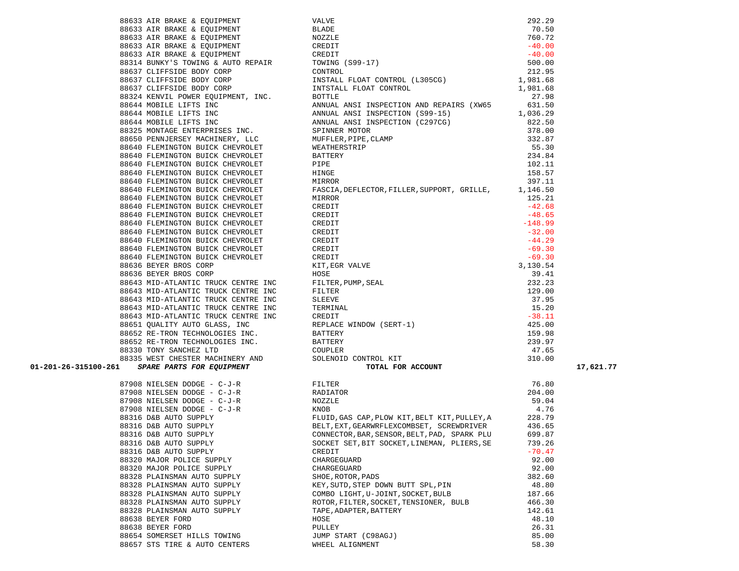| Account | Vendor | Description | Amount | Total |
|---|---|---|---|---|
| | 88633 AIR BRAKE & EQUIPMENT | VALVE | 292.29 | |
| | 88633 AIR BRAKE & EQUIPMENT | BLADE | 70.50 | |
| | 88633 AIR BRAKE & EQUIPMENT | NOZZLE | 760.72 | |
| | 88633 AIR BRAKE & EQUIPMENT | CREDIT | -40.00 | |
| | 88633 AIR BRAKE & EQUIPMENT | CREDIT | -40.00 | |
| | 88314 BUNKY'S TOWING & AUTO REPAIR | TOWING (S99-17) | 500.00 | |
| | 88637 CLIFFSIDE BODY CORP | CONTROL | 212.95 | |
| | 88637 CLIFFSIDE BODY CORP | INSTALL FLOAT CONTROL (L305CG) | 1,981.68 | |
| | 88637 CLIFFSIDE BODY CORP | INTSTALL FLOAT CONTROL | 1,981.68 | |
| | 88324 KENVIL POWER EQUIPMENT, INC. | BOTTLE | 27.98 | |
| | 88644 MOBILE LIFTS INC | ANNUAL ANSI INSPECTION AND REPAIRS (XW65 | 631.50 | |
| | 88644 MOBILE LIFTS INC | ANNUAL ANSI INSPECTION (S99-15) | 1,036.29 | |
| | 88644 MOBILE LIFTS INC | ANNUAL ANSI INSPECTION (C297CG) | 822.50 | |
| | 88325 MONTAGE ENTERPRISES INC. | SPINNER MOTOR | 378.00 | |
| | 88650 PENNJERSEY MACHINERY, LLC | MUFFLER,PIPE,CLAMP | 332.87 | |
| | 88640 FLEMINGTON BUICK CHEVROLET | WEATHERSTRIP | 55.30 | |
| | 88640 FLEMINGTON BUICK CHEVROLET | BATTERY | 234.84 | |
| | 88640 FLEMINGTON BUICK CHEVROLET | PIPE | 102.11 | |
| | 88640 FLEMINGTON BUICK CHEVROLET | HINGE | 158.57 | |
| | 88640 FLEMINGTON BUICK CHEVROLET | MIRROR | 397.11 | |
| | 88640 FLEMINGTON BUICK CHEVROLET | FASCIA,DEFLECTOR,FILLER,SUPPORT, GRILLE, | 1,146.50 | |
| | 88640 FLEMINGTON BUICK CHEVROLET | MIRROR | 125.21 | |
| | 88640 FLEMINGTON BUICK CHEVROLET | CREDIT | -42.68 | |
| | 88640 FLEMINGTON BUICK CHEVROLET | CREDIT | -48.65 | |
| | 88640 FLEMINGTON BUICK CHEVROLET | CREDIT | -148.99 | |
| | 88640 FLEMINGTON BUICK CHEVROLET | CREDIT | -32.00 | |
| | 88640 FLEMINGTON BUICK CHEVROLET | CREDIT | -44.29 | |
| | 88640 FLEMINGTON BUICK CHEVROLET | CREDIT | -69.30 | |
| | 88640 FLEMINGTON BUICK CHEVROLET | CREDIT | -69.30 | |
| | 88636 BEYER BROS CORP | KIT,EGR VALVE | 3,130.54 | |
| | 88636 BEYER BROS CORP | HOSE | 39.41 | |
| | 88643 MID-ATLANTIC TRUCK CENTRE INC | FILTER,PUMP,SEAL | 232.23 | |
| | 88643 MID-ATLANTIC TRUCK CENTRE INC | FILTER | 129.00 | |
| | 88643 MID-ATLANTIC TRUCK CENTRE INC | SLEEVE | 37.95 | |
| | 88643 MID-ATLANTIC TRUCK CENTRE INC | TERMINAL | 15.20 | |
| | 88643 MID-ATLANTIC TRUCK CENTRE INC | CREDIT | -38.11 | |
| | 88651 QUALITY AUTO GLASS, INC | REPLACE WINDOW (SERT-1) | 425.00 | |
| | 88652 RE-TRON TECHNOLOGIES INC. | BATTERY | 159.98 | |
| | 88652 RE-TRON TECHNOLOGIES INC. | BATTERY | 239.97 | |
| | 88330 TONY SANCHEZ LTD | COUPLER | 47.65 | |
| | 88335 WEST CHESTER MACHINERY AND | SOLENOID CONTROL KIT | 310.00 | |
| **01-201-26-315100-261** | ***SPARE PARTS FOR EQUIPMENT*** | **TOTAL FOR ACCOUNT** | | **17,621.77** |
| | 87908 NIELSEN DODGE - C-J-R | FILTER | 76.80 | |
| | 87908 NIELSEN DODGE - C-J-R | RADIATOR | 204.00 | |
| | 87908 NIELSEN DODGE - C-J-R | NOZZLE | 59.04 | |
| | 87908 NIELSEN DODGE - C-J-R | KNOB | 4.76 | |
| | 88316 D&B AUTO SUPPLY | FLUID,GAS CAP,PLOW KIT,BELT KIT,PULLEY,A | 228.79 | |
| | 88316 D&B AUTO SUPPLY | BELT,EXT,GEARWRFLEXCOMBSET, SCREWDRIVER | 436.65 | |
| | 88316 D&B AUTO SUPPLY | CONNECTOR,BAR,SENSOR,BELT,PAD, SPARK PLU | 699.87 | |
| | 88316 D&B AUTO SUPPLY | SOCKET SET,BIT SOCKET,LINEMAN, PLIERS,SE | 739.26 | |
| | 88316 D&B AUTO SUPPLY | CREDIT | -70.47 | |
| | 88320 MAJOR POLICE SUPPLY | CHARGEGUARD | 92.00 | |
| | 88320 MAJOR POLICE SUPPLY | CHARGEGUARD | 92.00 | |
| | 88328 PLAINSMAN AUTO SUPPLY | SHOE,ROTOR,PADS | 382.60 | |
| | 88328 PLAINSMAN AUTO SUPPLY | KEY,SUTD,STEP DOWN BUTT SPL,PIN | 48.80 | |
| | 88328 PLAINSMAN AUTO SUPPLY | COMBO LIGHT,U-JOINT,SOCKET,BULB | 187.66 | |
| | 88328 PLAINSMAN AUTO SUPPLY | ROTOR,FILTER,SOCKET,TENSIONER, BULB | 466.30 | |
| | 88328 PLAINSMAN AUTO SUPPLY | TAPE,ADAPTER,BATTERY | 142.61 | |
| | 88638 BEYER FORD | HOSE | 48.10 | |
| | 88638 BEYER FORD | PULLEY | 26.31 | |
| | 88654 SOMERSET HILLS TOWING | JUMP START (C98AGJ) | 85.00 | |
| | 88657 STS TIRE & AUTO CENTERS | WHEEL ALIGNMENT | 58.30 | |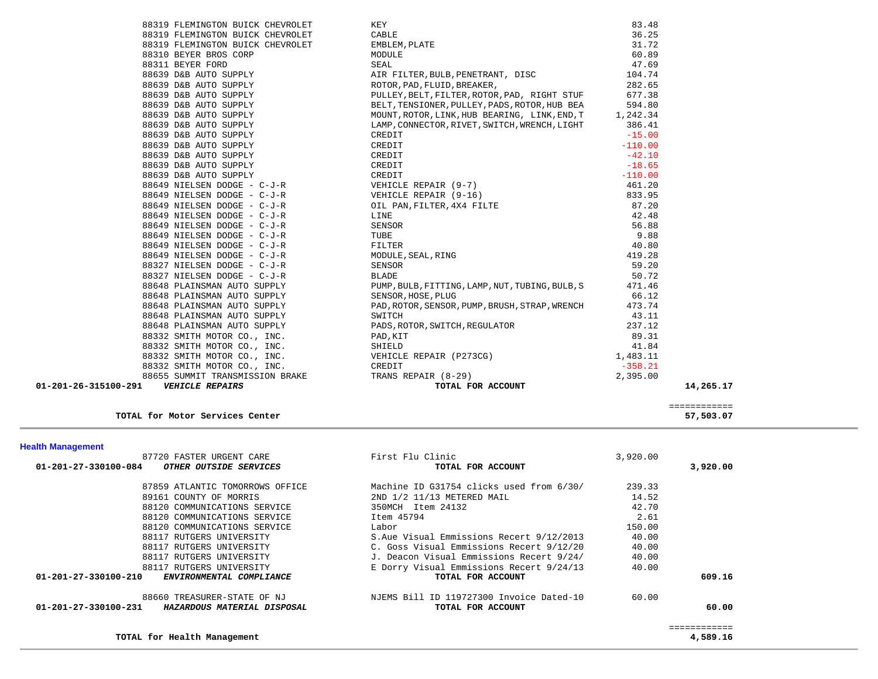| Account | Vendor | Description | Amount | Total |
|---|---|---|---|---|
| | 88319 FLEMINGTON BUICK CHEVROLET | KEY | 83.48 | |
| | 88319 FLEMINGTON BUICK CHEVROLET | CABLE | 36.25 | |
| | 88319 FLEMINGTON BUICK CHEVROLET | EMBLEM,PLATE | 31.72 | |
| | 88310 BEYER BROS CORP | MODULE | 60.89 | |
| | 88311 BEYER FORD | SEAL | 47.69 | |
| | 88639 D&B AUTO SUPPLY | AIR FILTER,BULB,PENETRANT, DISC | 104.74 | |
| | 88639 D&B AUTO SUPPLY | ROTOR,PAD,FLUID,BREAKER, | 282.65 | |
| | 88639 D&B AUTO SUPPLY | PULLEY,BELT,FILTER,ROTOR,PAD, RIGHT STUF | 677.38 | |
| | 88639 D&B AUTO SUPPLY | BELT,TENSIONER,PULLEY,PADS,ROTOR,HUB BEA | 594.80 | |
| | 88639 D&B AUTO SUPPLY | MOUNT,ROTOR,LINK,HUB BEARING, LINK,END,T | 1,242.34 | |
| | 88639 D&B AUTO SUPPLY | LAMP,CONNECTOR,RIVET,SWITCH,WRENCH,LIGHT | 386.41 | |
| | 88639 D&B AUTO SUPPLY | CREDIT | -15.00 | |
| | 88639 D&B AUTO SUPPLY | CREDIT | -110.00 | |
| | 88639 D&B AUTO SUPPLY | CREDIT | -42.10 | |
| | 88639 D&B AUTO SUPPLY | CREDIT | -18.65 | |
| | 88639 D&B AUTO SUPPLY | CREDIT | -110.00 | |
| | 88649 NIELSEN DODGE - C-J-R | VEHICLE REPAIR (9-7) | 461.20 | |
| | 88649 NIELSEN DODGE - C-J-R | VEHICLE REPAIR (9-16) | 833.95 | |
| | 88649 NIELSEN DODGE - C-J-R | OIL PAN,FILTER,4X4 FILTE | 87.20 | |
| | 88649 NIELSEN DODGE - C-J-R | LINE | 42.48 | |
| | 88649 NIELSEN DODGE - C-J-R | SENSOR | 56.88 | |
| | 88649 NIELSEN DODGE - C-J-R | TUBE | 9.88 | |
| | 88649 NIELSEN DODGE - C-J-R | FILTER | 40.80 | |
| | 88649 NIELSEN DODGE - C-J-R | MODULE,SEAL,RING | 419.28 | |
| | 88327 NIELSEN DODGE - C-J-R | SENSOR | 59.20 | |
| | 88327 NIELSEN DODGE - C-J-R | BLADE | 50.72 | |
| | 88648 PLAINSMAN AUTO SUPPLY | PUMP,BULB,FITTING,LAMP,NUT,TUBING,BULB,S | 471.46 | |
| | 88648 PLAINSMAN AUTO SUPPLY | SENSOR,HOSE,PLUG | 66.12 | |
| | 88648 PLAINSMAN AUTO SUPPLY | PAD,ROTOR,SENSOR,PUMP,BRUSH,STRAP,WRENCH | 473.74 | |
| | 88648 PLAINSMAN AUTO SUPPLY | SWITCH | 43.11 | |
| | 88648 PLAINSMAN AUTO SUPPLY | PADS,ROTOR,SWITCH,REGULATOR | 237.12 | |
| | 88332 SMITH MOTOR CO., INC. | PAD,KIT | 89.31 | |
| | 88332 SMITH MOTOR CO., INC. | SHIELD | 41.84 | |
| | 88332 SMITH MOTOR CO., INC. | VEHICLE REPAIR (P273CG) | 1,483.11 | |
| | 88332 SMITH MOTOR CO., INC. | CREDIT | -358.21 | |
| | 88655 SUMMIT TRANSMISSION BRAKE | TRANS REPAIR (8-29) | 2,395.00 | |
| **01-201-26-315100-291** | ***VEHICLE REPAIRS*** | **TOTAL FOR ACCOUNT** | | **14,265.17** |

**TOTAL for Motor Services Center** — **57,503.07**

## Health Management

| Account | Vendor | Description | Amount | Total |
|---|---|---|---|---|
| | 87720 FASTER URGENT CARE | First Flu Clinic | 3,920.00 | |
| **01-201-27-330100-084** | ***OTHER OUTSIDE SERVICES*** | **TOTAL FOR ACCOUNT** | | **3,920.00** |
| | 87859 ATLANTIC TOMORROWS OFFICE | Machine ID G31754 clicks used from 6/30/ | 239.33 | |
| | 89161 COUNTY OF MORRIS | 2ND 1/2 11/13 METERED MAIL | 14.52 | |
| | 88120 COMMUNICATIONS SERVICE | 350MCH Item 24132 | 42.70 | |
| | 88120 COMMUNICATIONS SERVICE | Item 45794 | 2.61 | |
| | 88120 COMMUNICATIONS SERVICE | Labor | 150.00 | |
| | 88117 RUTGERS UNIVERSITY | S.Aue Visual Emmissions Recert 9/12/2013 | 40.00 | |
| | 88117 RUTGERS UNIVERSITY | C. Goss Visual Emmissions Recert 9/12/20 | 40.00 | |
| | 88117 RUTGERS UNIVERSITY | J. Deacon Visual Emmissions Recert 9/24/ | 40.00 | |
| | 88117 RUTGERS UNIVERSITY | E Dorry Visual Emmissions Recert 9/24/13 | 40.00 | |
| **01-201-27-330100-210** | ***ENVIRONMENTAL COMPLIANCE*** | **TOTAL FOR ACCOUNT** | | **609.16** |
| | 88660 TREASURER-STATE OF NJ | NJEMS Bill ID 119727300 Invoice Dated-10 | 60.00 | |
| **01-201-27-330100-231** | ***HAZARDOUS MATERIAL DISPOSAL*** | **TOTAL FOR ACCOUNT** | | **60.00** |

**TOTAL for Health Management** — **4,589.16**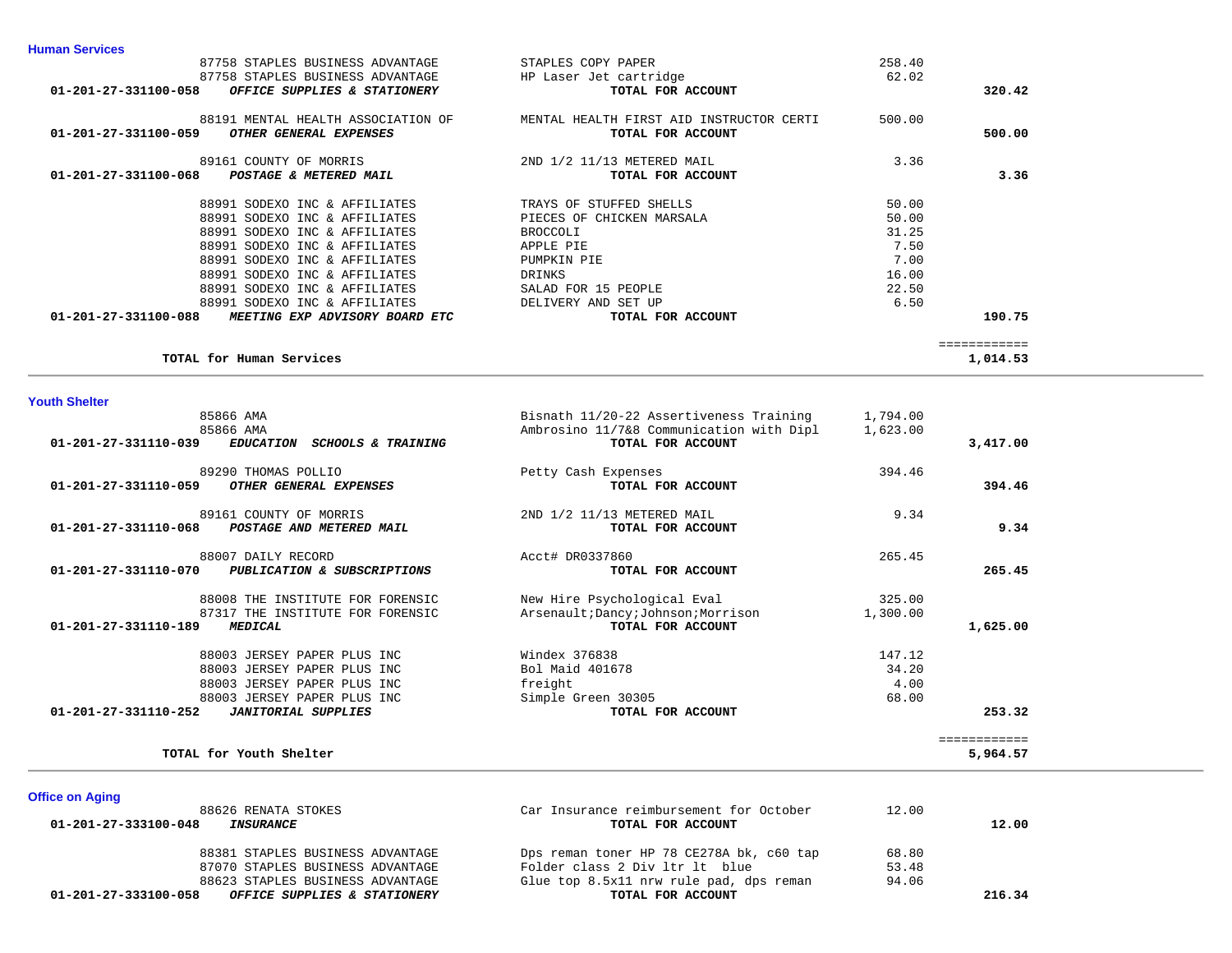## Human Services

| Account | Vendor / Account Name | Description | Amount | Total |
|---|---|---|---|---|
| | 87758 STAPLES BUSINESS ADVANTAGE | STAPLES COPY PAPER | 258.40 | |
| | 87758 STAPLES BUSINESS ADVANTAGE | HP Laser Jet cartridge | 62.02 | |
| **01-201-27-331100-058** | ***OFFICE SUPPLIES & STATIONERY*** | **TOTAL FOR ACCOUNT** | | **320.42** |
| | 88191 MENTAL HEALTH ASSOCIATION OF | MENTAL HEALTH FIRST AID INSTRUCTOR CERTI | 500.00 | |
| **01-201-27-331100-059** | ***OTHER GENERAL EXPENSES*** | **TOTAL FOR ACCOUNT** | | **500.00** |
| | 89161 COUNTY OF MORRIS | 2ND 1/2 11/13 METERED MAIL | 3.36 | |
| **01-201-27-331100-068** | ***POSTAGE & METERED MAIL*** | **TOTAL FOR ACCOUNT** | | **3.36** |
| | 88991 SODEXO INC & AFFILIATES | TRAYS OF STUFFED SHELLS | 50.00 | |
| | 88991 SODEXO INC & AFFILIATES | PIECES OF CHICKEN MARSALA | 50.00 | |
| | 88991 SODEXO INC & AFFILIATES | BROCCOLI | 31.25 | |
| | 88991 SODEXO INC & AFFILIATES | APPLE PIE | 7.50 | |
| | 88991 SODEXO INC & AFFILIATES | PUMPKIN PIE | 7.00 | |
| | 88991 SODEXO INC & AFFILIATES | DRINKS | 16.00 | |
| | 88991 SODEXO INC & AFFILIATES | SALAD FOR 15 PEOPLE | 22.50 | |
| | 88991 SODEXO INC & AFFILIATES | DELIVERY AND SET UP | 6.50 | |
| **01-201-27-331100-088** | ***MEETING EXP ADVISORY BOARD ETC*** | **TOTAL FOR ACCOUNT** | | **190.75** |
| | **TOTAL for Human Services** | | | **1,014.53** |

## Youth Shelter

| Account | Vendor / Account Name | Description | Amount | Total |
|---|---|---|---|---|
| | 85866 AMA | Bisnath 11/20-22 Assertiveness Training | 1,794.00 | |
| | 85866 AMA | Ambrosino 11/7&8 Communication with Dipl | 1,623.00 | |
| **01-201-27-331110-039** | ***EDUCATION SCHOOLS & TRAINING*** | **TOTAL FOR ACCOUNT** | | **3,417.00** |
| | 89290 THOMAS POLLIO | Petty Cash Expenses | 394.46 | |
| **01-201-27-331110-059** | ***OTHER GENERAL EXPENSES*** | **TOTAL FOR ACCOUNT** | | **394.46** |
| | 89161 COUNTY OF MORRIS | 2ND 1/2 11/13 METERED MAIL | 9.34 | |
| **01-201-27-331110-068** | ***POSTAGE AND METERED MAIL*** | **TOTAL FOR ACCOUNT** | | **9.34** |
| | 88007 DAILY RECORD | Acct# DR0337860 | 265.45 | |
| **01-201-27-331110-070** | ***PUBLICATION & SUBSCRIPTIONS*** | **TOTAL FOR ACCOUNT** | | **265.45** |
| | 88008 THE INSTITUTE FOR FORENSIC | New Hire Psychological Eval | 325.00 | |
| | 87317 THE INSTITUTE FOR FORENSIC | Arsenault;Dancy;Johnson;Morrison | 1,300.00 | |
| **01-201-27-331110-189** | ***MEDICAL*** | **TOTAL FOR ACCOUNT** | | **1,625.00** |
| | 88003 JERSEY PAPER PLUS INC | Windex 376838 | 147.12 | |
| | 88003 JERSEY PAPER PLUS INC | Bol Maid 401678 | 34.20 | |
| | 88003 JERSEY PAPER PLUS INC | freight | 4.00 | |
| | 88003 JERSEY PAPER PLUS INC | Simple Green 30305 | 68.00 | |
| **01-201-27-331110-252** | ***JANITORIAL SUPPLIES*** | **TOTAL FOR ACCOUNT** | | **253.32** |
| | **TOTAL for Youth Shelter** | | | **5,964.57** |

## Office on Aging

| Account | Vendor / Account Name | Description | Amount | Total |
|---|---|---|---|---|
| | 88626 RENATA STOKES | Car Insurance reimbursement for October | 12.00 | |
| **01-201-27-333100-048** | ***INSURANCE*** | **TOTAL FOR ACCOUNT** | | **12.00** |
| | 88381 STAPLES BUSINESS ADVANTAGE | Dps reman toner HP 78 CE278A bk, c60 tap | 68.80 | |
| | 87070 STAPLES BUSINESS ADVANTAGE | Folder class 2 Div ltr lt blue | 53.48 | |
| | 88623 STAPLES BUSINESS ADVANTAGE | Glue top 8.5x11 nrw rule pad, dps reman | 94.06 | |
| **01-201-27-333100-058** | ***OFFICE SUPPLIES & STATIONERY*** | **TOTAL FOR ACCOUNT** | | **216.34** |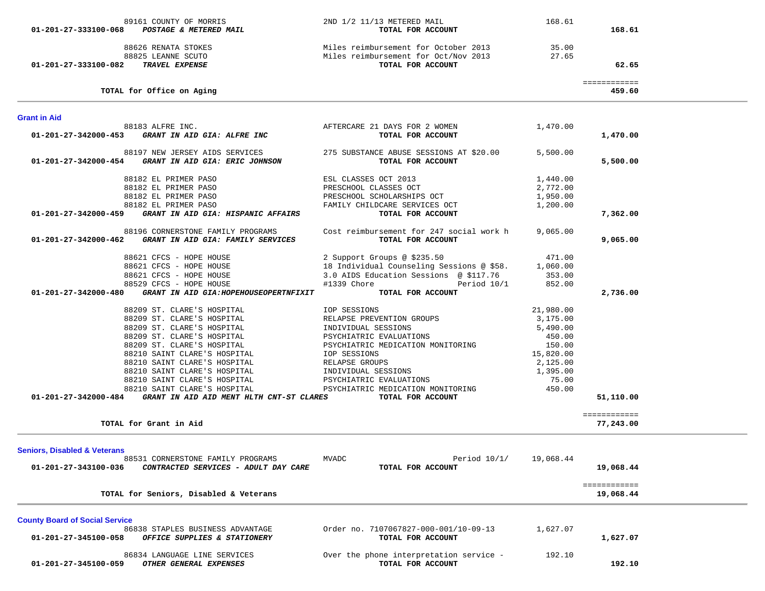| Account | Vendor / Description | Item Description | Amount | Total |
|---|---|---|---|---|
| | 89161 COUNTY OF MORRIS | 2ND 1/2 11/13 METERED MAIL | 168.61 | |
| **01-201-27-333100-068** | ***POSTAGE & METERED MAIL*** | **TOTAL FOR ACCOUNT** | | **168.61** |
| | 88626 RENATA STOKES | Miles reimbursement for October 2013 | 35.00 | |
| | 88825 LEANNE SCUTO | Miles reimbursement for Oct/Nov 2013 | 27.65 | |
| **01-201-27-333100-082** | ***TRAVEL EXPENSE*** | **TOTAL FOR ACCOUNT** | | **62.65** |
| | | | | ============ |
| | **TOTAL for Office on Aging** | | | **459.60** |

## Grant in Aid

| Account | Vendor / Description | Item Description | Amount | Total |
|---|---|---|---|---|
| | 88183 ALFRE INC. | AFTERCARE 21 DAYS FOR 2 WOMEN | 1,470.00 | |
| **01-201-27-342000-453** | ***GRANT IN AID GIA: ALFRE INC*** | **TOTAL FOR ACCOUNT** | | **1,470.00** |
| | 88197 NEW JERSEY AIDS SERVICES | 275 SUBSTANCE ABUSE SESSIONS AT $20.00 | 5,500.00 | |
| **01-201-27-342000-454** | ***GRANT IN AID GIA: ERIC JOHNSON*** | **TOTAL FOR ACCOUNT** | | **5,500.00** |
| | 88182 EL PRIMER PASO | ESL CLASSES OCT 2013 | 1,440.00 | |
| | 88182 EL PRIMER PASO | PRESCHOOL CLASSES OCT | 2,772.00 | |
| | 88182 EL PRIMER PASO | PRESCHOOL SCHOLARSHIPS OCT | 1,950.00 | |
| | 88182 EL PRIMER PASO | FAMILY CHILDCARE SERVICES OCT | 1,200.00 | |
| **01-201-27-342000-459** | ***GRANT IN AID GIA: HISPANIC AFFAIRS*** | **TOTAL FOR ACCOUNT** | | **7,362.00** |
| | 88196 CORNERSTONE FAMILY PROGRAMS | Cost reimbursement for 247 social work h | 9,065.00 | |
| **01-201-27-342000-462** | ***GRANT IN AID GIA: FAMILY SERVICES*** | **TOTAL FOR ACCOUNT** | | **9,065.00** |
| | 88621 CFCS - HOPE HOUSE | 2 Support Groups @ $235.50 | 471.00 | |
| | 88621 CFCS - HOPE HOUSE | 18 Individual Counseling Sessions @ $58. | 1,060.00 | |
| | 88621 CFCS - HOPE HOUSE | 3.0 AIDS Education Sessions @ $117.76 | 353.00 | |
| | 88529 CFCS - HOPE HOUSE | #1339 Chore Period 10/1 | 852.00 | |
| **01-201-27-342000-480** | ***GRANT IN AID GIA:HOPEHOUSEOPERTNFIXIT*** | **TOTAL FOR ACCOUNT** | | **2,736.00** |
| | 88209 ST. CLARE'S HOSPITAL | IOP SESSIONS | 21,980.00 | |
| | 88209 ST. CLARE'S HOSPITAL | RELAPSE PREVENTION GROUPS | 3,175.00 | |
| | 88209 ST. CLARE'S HOSPITAL | INDIVIDUAL SESSIONS | 5,490.00 | |
| | 88209 ST. CLARE'S HOSPITAL | PSYCHIATRIC EVALUATIONS | 450.00 | |
| | 88209 ST. CLARE'S HOSPITAL | PSYCHIATRIC MEDICATION MONITORING | 150.00 | |
| | 88210 SAINT CLARE'S HOSPITAL | IOP SESSIONS | 15,820.00 | |
| | 88210 SAINT CLARE'S HOSPITAL | RELAPSE GROUPS | 2,125.00 | |
| | 88210 SAINT CLARE'S HOSPITAL | INDIVIDUAL SESSIONS | 1,395.00 | |
| | 88210 SAINT CLARE'S HOSPITAL | PSYCHIATRIC EVALUATIONS | 75.00 | |
| | 88210 SAINT CLARE'S HOSPITAL | PSYCHIATRIC MEDICATION MONITORING | 450.00 | |
| **01-201-27-342000-484** | ***GRANT IN AID AID MENT HLTH CNT-ST CLARES*** | **TOTAL FOR ACCOUNT** | | **51,110.00** |
| | | | | ============ |
| | **TOTAL for Grant in Aid** | | | **77,243.00** |

## Seniors, Disabled & Veterans

| Account | Vendor / Description | Item Description | Amount | Total |
|---|---|---|---|---|
| | 88531 CORNERSTONE FAMILY PROGRAMS | MVADC Period 10/1/ | 19,068.44 | |
| **01-201-27-343100-036** | ***CONTRACTED SERVICES - ADULT DAY CARE*** | **TOTAL FOR ACCOUNT** | | **19,068.44** |
| | | | | ============ |
| | **TOTAL for Seniors, Disabled & Veterans** | | | **19,068.44** |

## County Board of Social Service

| Account | Vendor / Description | Item Description | Amount | Total |
|---|---|---|---|---|
| | 86838 STAPLES BUSINESS ADVANTAGE | Order no. 7107067827-000-001/10-09-13 | 1,627.07 | |
| **01-201-27-345100-058** | ***OFFICE SUPPLIES & STATIONERY*** | **TOTAL FOR ACCOUNT** | | **1,627.07** |
| | 86834 LANGUAGE LINE SERVICES | Over the phone interpretation service - | 192.10 | |
| **01-201-27-345100-059** | ***OTHER GENERAL EXPENSES*** | **TOTAL FOR ACCOUNT** | | **192.10** |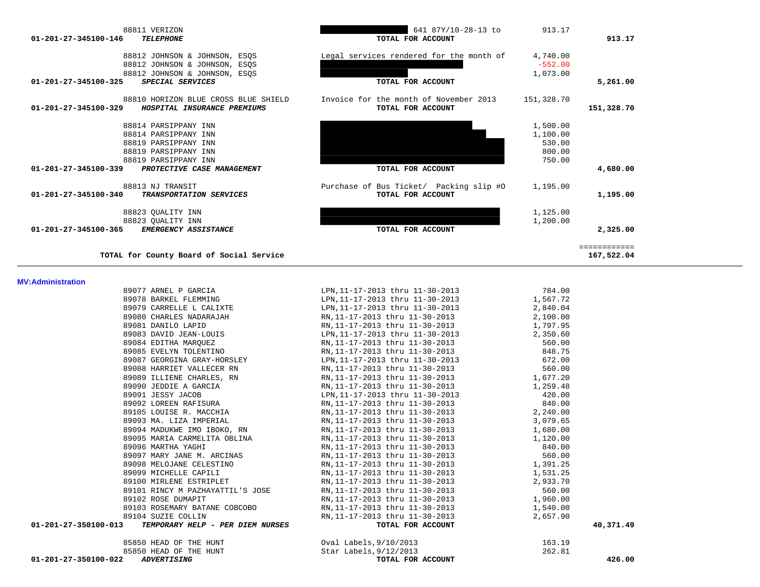| Account | Vendor / Account Name | Description | Amount | Total |
|---|---|---|---|---|
| | 88811 VERIZON | [REDACTED] 641 87Y/10-28-13 to | 913.17 | |
| 01-201-27-345100-146 | ***TELEPHONE*** | **TOTAL FOR ACCOUNT** | | **913.17** |
| | 88812 JOHNSON & JOHNSON, ESQS | Legal services rendered for the month of | 4,740.00 | |
| | 88812 JOHNSON & JOHNSON, ESQS | [REDACTED] | -552.00 | |
| | 88812 JOHNSON & JOHNSON, ESQS | [REDACTED] | 1,073.00 | |
| 01-201-27-345100-325 | ***SPECIAL SERVICES*** | **TOTAL FOR ACCOUNT** | | **5,261.00** |
| | 88810 HORIZON BLUE CROSS BLUE SHIELD | Invoice for the month of November 2013 | 151,328.70 | |
| 01-201-27-345100-329 | ***HOSPITAL INSURANCE PREMIUMS*** | **TOTAL FOR ACCOUNT** | | **151,328.70** |
| | 88814 PARSIPPANY INN | [REDACTED] | 1,500.00 | |
| | 88814 PARSIPPANY INN | [REDACTED] | 1,100.00 | |
| | 88819 PARSIPPANY INN | [REDACTED] | 530.00 | |
| | 88819 PARSIPPANY INN | [REDACTED] | 800.00 | |
| | 88819 PARSIPPANY INN | [REDACTED] | 750.00 | |
| 01-201-27-345100-339 | ***PROTECTIVE CASE MANAGEMENT*** | **TOTAL FOR ACCOUNT** | | **4,680.00** |
| | 88813 NJ TRANSIT | Purchase of Bus Ticket/ Packing slip #O | 1,195.00 | |
| 01-201-27-345100-340 | ***TRANSPORTATION SERVICES*** | **TOTAL FOR ACCOUNT** | | **1,195.00** |
| | 88823 QUALITY INN | [REDACTED] | 1,125.00 | |
| | 88823 QUALITY INN | [REDACTED] | 1,200.00 | |
| 01-201-27-345100-365 | ***EMERGENCY ASSISTANCE*** | **TOTAL FOR ACCOUNT** | | **2,325.00** |
| | **TOTAL for County Board of Social Service** | | | **167,522.04** |

**MV:Administration**

| Account | Vendor / Account Name | Description | Amount | Total |
|---|---|---|---|---|
| | 89077 ARNEL P GARCIA | LPN,11-17-2013 thru 11-30-2013 | 784.00 | |
| | 89078 BARKEL FLEMMING | LPN,11-17-2013 thru 11-30-2013 | 1,567.72 | |
| | 89079 CARRELLE L CALIXTE | LPN,11-17-2013 thru 11-30-2013 | 2,840.04 | |
| | 89080 CHARLES NADARAJAH | RN,11-17-2013 thru 11-30-2013 | 2,100.00 | |
| | 89081 DANILO LAPID | RN,11-17-2013 thru 11-30-2013 | 1,797.95 | |
| | 89083 DAVID JEAN-LOUIS | LPN,11-17-2013 thru 11-30-2013 | 2,350.60 | |
| | 89084 EDITHA MARQUEZ | RN,11-17-2013 thru 11-30-2013 | 560.00 | |
| | 89085 EVELYN TOLENTINO | RN,11-17-2013 thru 11-30-2013 | 848.75 | |
| | 89087 GEORGINA GRAY-HORSLEY | LPN,11-17-2013 thru 11-30-2013 | 672.00 | |
| | 89088 HARRIET VALLECER RN | RN,11-17-2013 thru 11-30-2013 | 560.00 | |
| | 89089 ILLIENE CHARLES, RN | RN,11-17-2013 thru 11-30-2013 | 1,677.20 | |
| | 89090 JEDDIE A GARCIA | RN,11-17-2013 thru 11-30-2013 | 1,259.48 | |
| | 89091 JESSY JACOB | LPN,11-17-2013 thru 11-30-2013 | 420.00 | |
| | 89092 LOREEN RAFISURA | RN,11-17-2013 thru 11-30-2013 | 840.00 | |
| | 89105 LOUISE R. MACCHIA | RN,11-17-2013 thru 11-30-2013 | 2,240.00 | |
| | 89093 MA. LIZA IMPERIAL | RN,11-17-2013 thru 11-30-2013 | 3,079.65 | |
| | 89094 MADUKWE IMO IBOKO, RN | RN,11-17-2013 thru 11-30-2013 | 1,680.00 | |
| | 89095 MARIA CARMELITA OBLINA | RN,11-17-2013 thru 11-30-2013 | 1,120.00 | |
| | 89096 MARTHA YAGHI | RN,11-17-2013 thru 11-30-2013 | 840.00 | |
| | 89097 MARY JANE M. ARCINAS | RN,11-17-2013 thru 11-30-2013 | 560.00 | |
| | 89098 MELOJANE CELESTINO | RN,11-17-2013 thru 11-30-2013 | 1,391.25 | |
| | 89099 MICHELLE CAPILI | RN,11-17-2013 thru 11-30-2013 | 1,531.25 | |
| | 89100 MIRLENE ESTRIPLET | RN,11-17-2013 thru 11-30-2013 | 2,933.70 | |
| | 89101 RINCY M PAZHAYATTIL'S JOSE | RN,11-17-2013 thru 11-30-2013 | 560.00 | |
| | 89102 ROSE DUMAPIT | RN,11-17-2013 thru 11-30-2013 | 1,960.00 | |
| | 89103 ROSEMARY BATANE COBCOBO | RN,11-17-2013 thru 11-30-2013 | 1,540.00 | |
| | 89104 SUZIE COLLIN | RN,11-17-2013 thru 11-30-2013 | 2,657.90 | |
| 01-201-27-350100-013 | ***TEMPORARY HELP - PER DIEM NURSES*** | **TOTAL FOR ACCOUNT** | | **40,371.49** |
| | 85850 HEAD OF THE HUNT | Oval Labels,9/10/2013 | 163.19 | |
| | 85850 HEAD OF THE HUNT | Star Labels,9/12/2013 | 262.81 | |
| 01-201-27-350100-022 | ***ADVERTISING*** | **TOTAL FOR ACCOUNT** | | **426.00** |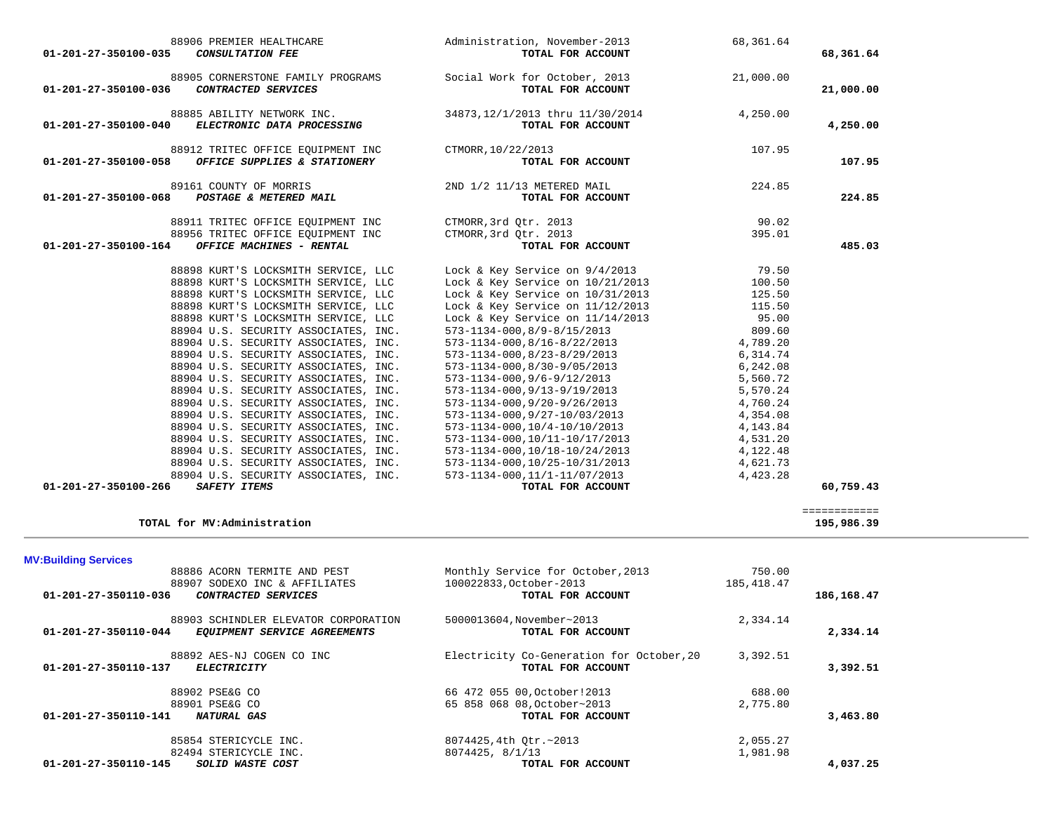| Account | Vendor | Description | Amount | Total |
|---|---|---|---|---|
| | 88906 PREMIER HEALTHCARE | Administration, November-2013 | 68,361.64 | |
| 01-201-27-350100-035 | ***CONSULTATION FEE*** | **TOTAL FOR ACCOUNT** | | **68,361.64** |
| | 88905 CORNERSTONE FAMILY PROGRAMS | Social Work for October, 2013 | 21,000.00 | |
| 01-201-27-350100-036 | ***CONTRACTED SERVICES*** | **TOTAL FOR ACCOUNT** | | **21,000.00** |
| | 88885 ABILITY NETWORK INC. | 34873,12/1/2013 thru 11/30/2014 | 4,250.00 | |
| 01-201-27-350100-040 | ***ELECTRONIC DATA PROCESSING*** | **TOTAL FOR ACCOUNT** | | **4,250.00** |
| | 88912 TRITEC OFFICE EQUIPMENT INC | CTMORR,10/22/2013 | 107.95 | |
| 01-201-27-350100-058 | ***OFFICE SUPPLIES & STATIONERY*** | **TOTAL FOR ACCOUNT** | | **107.95** |
| | 89161 COUNTY OF MORRIS | 2ND 1/2 11/13 METERED MAIL | 224.85 | |
| 01-201-27-350100-068 | ***POSTAGE & METERED MAIL*** | **TOTAL FOR ACCOUNT** | | **224.85** |
| | 88911 TRITEC OFFICE EQUIPMENT INC | CTMORR,3rd Qtr. 2013 | 90.02 | |
| | 88956 TRITEC OFFICE EQUIPMENT INC | CTMORR,3rd Qtr. 2013 | 395.01 | |
| 01-201-27-350100-164 | ***OFFICE MACHINES - RENTAL*** | **TOTAL FOR ACCOUNT** | | **485.03** |
| | 88898 KURT'S LOCKSMITH SERVICE, LLC | Lock & Key Service on 9/4/2013 | 79.50 | |
| | 88898 KURT'S LOCKSMITH SERVICE, LLC | Lock & Key Service on 10/21/2013 | 100.50 | |
| | 88898 KURT'S LOCKSMITH SERVICE, LLC | Lock & Key Service on 10/31/2013 | 125.50 | |
| | 88898 KURT'S LOCKSMITH SERVICE, LLC | Lock & Key Service on 11/12/2013 | 115.50 | |
| | 88898 KURT'S LOCKSMITH SERVICE, LLC | Lock & Key Service on 11/14/2013 | 95.00 | |
| | 88904 U.S. SECURITY ASSOCIATES, INC. | 573-1134-000,8/9-8/15/2013 | 809.60 | |
| | 88904 U.S. SECURITY ASSOCIATES, INC. | 573-1134-000,8/16-8/22/2013 | 4,789.20 | |
| | 88904 U.S. SECURITY ASSOCIATES, INC. | 573-1134-000,8/23-8/29/2013 | 6,314.74 | |
| | 88904 U.S. SECURITY ASSOCIATES, INC. | 573-1134-000,8/30-9/05/2013 | 6,242.08 | |
| | 88904 U.S. SECURITY ASSOCIATES, INC. | 573-1134-000,9/6-9/12/2013 | 5,560.72 | |
| | 88904 U.S. SECURITY ASSOCIATES, INC. | 573-1134-000,9/13-9/19/2013 | 5,570.24 | |
| | 88904 U.S. SECURITY ASSOCIATES, INC. | 573-1134-000,9/20-9/26/2013 | 4,760.24 | |
| | 88904 U.S. SECURITY ASSOCIATES, INC. | 573-1134-000,9/27-10/03/2013 | 4,354.08 | |
| | 88904 U.S. SECURITY ASSOCIATES, INC. | 573-1134-000,10/4-10/10/2013 | 4,143.84 | |
| | 88904 U.S. SECURITY ASSOCIATES, INC. | 573-1134-000,10/11-10/17/2013 | 4,531.20 | |
| | 88904 U.S. SECURITY ASSOCIATES, INC. | 573-1134-000,10/18-10/24/2013 | 4,122.48 | |
| | 88904 U.S. SECURITY ASSOCIATES, INC. | 573-1134-000,10/25-10/31/2013 | 4,621.73 | |
| | 88904 U.S. SECURITY ASSOCIATES, INC. | 573-1134-000,11/1-11/07/2013 | 4,423.28 | |
| 01-201-27-350100-266 | ***SAFETY ITEMS*** | **TOTAL FOR ACCOUNT** | | **60,759.43** |
| | | | | ============ |
| | **TOTAL for MV:Administration** | | | **195,986.39** |

**MV:Building Services**

| Account | Vendor | Description | Amount | Total |
|---|---|---|---|---|
| | 88886 ACORN TERMITE AND PEST | Monthly Service for October,2013 | 750.00 | |
| | 88907 SODEXO INC & AFFILIATES | 100022833,October-2013 | 185,418.47 | |
| 01-201-27-350110-036 | ***CONTRACTED SERVICES*** | **TOTAL FOR ACCOUNT** | | **186,168.47** |
| | 88903 SCHINDLER ELEVATOR CORPORATION | 5000013604,November~2013 | 2,334.14 | |
| 01-201-27-350110-044 | ***EQUIPMENT SERVICE AGREEMENTS*** | **TOTAL FOR ACCOUNT** | | **2,334.14** |
| | 88892 AES-NJ COGEN CO INC | Electricity Co-Generation for October,20 | 3,392.51 | |
| 01-201-27-350110-137 | ***ELECTRICITY*** | **TOTAL FOR ACCOUNT** | | **3,392.51** |
| | 88902 PSE&G CO | 66 472 055 00,October!2013 | 688.00 | |
| | 88901 PSE&G CO | 65 858 068 08,October~2013 | 2,775.80 | |
| 01-201-27-350110-141 | ***NATURAL GAS*** | **TOTAL FOR ACCOUNT** | | **3,463.80** |
| | 85854 STERICYCLE INC. | 8074425,4th Qtr.~2013 | 2,055.27 | |
| | 82494 STERICYCLE INC. | 8074425, 8/1/13 | 1,981.98 | |
| 01-201-27-350110-145 | ***SOLID WASTE COST*** | **TOTAL FOR ACCOUNT** | | **4,037.25** |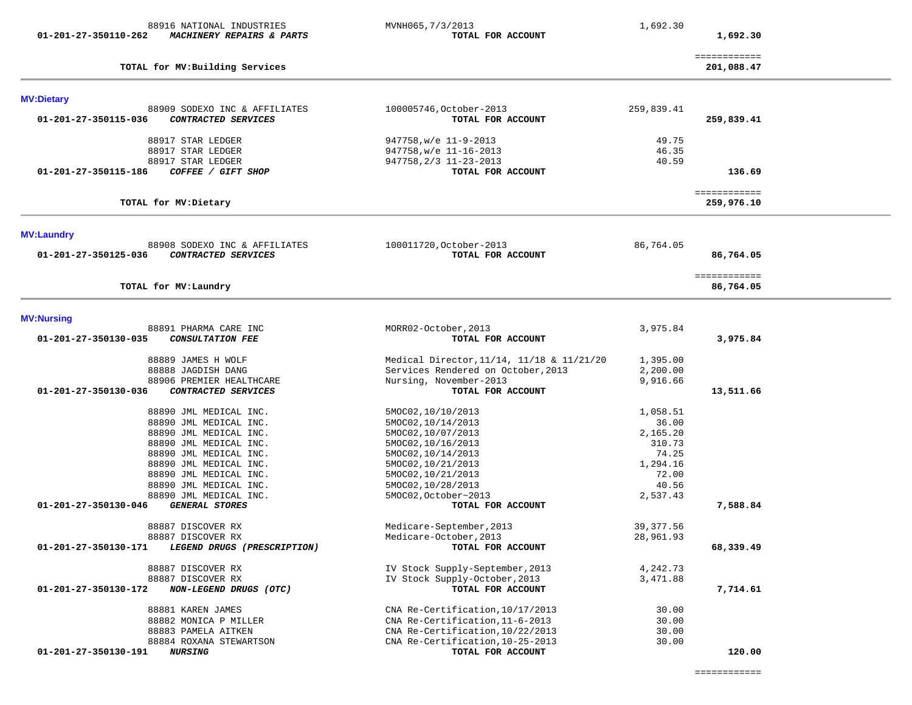| Account | Vendor / Description | Reference | Amount | Total |
|---|---|---|---|---|
| | 88916 NATIONAL INDUSTRIES | MVNH065,7/3/2013 | 1,692.30 | |
| 01-201-27-350110-262 | ***MACHINERY REPAIRS & PARTS*** | TOTAL FOR ACCOUNT | | 1,692.30 |
| | | | | ============ |
| | **TOTAL for MV:Building Services** | | | **201,088.47** |

## MV:Dietary

| Account | Vendor / Description | Reference | Amount | Total |
|---|---|---|---|---|
| | 88909 SODEXO INC & AFFILIATES | 100005746,October-2013 | 259,839.41 | |
| 01-201-27-350115-036 | ***CONTRACTED SERVICES*** | TOTAL FOR ACCOUNT | | 259,839.41 |
| | 88917 STAR LEDGER | 947758,w/e 11-9-2013 | 49.75 | |
| | 88917 STAR LEDGER | 947758,w/e 11-16-2013 | 46.35 | |
| | 88917 STAR LEDGER | 947758,2/3 11-23-2013 | 40.59 | |
| 01-201-27-350115-186 | ***COFFEE / GIFT SHOP*** | TOTAL FOR ACCOUNT | | 136.69 |
| | | | | ============ |
| | **TOTAL for MV:Dietary** | | | **259,976.10** |

## MV:Laundry

| Account | Vendor / Description | Reference | Amount | Total |
|---|---|---|---|---|
| | 88908 SODEXO INC & AFFILIATES | 100011720,October-2013 | 86,764.05 | |
| 01-201-27-350125-036 | ***CONTRACTED SERVICES*** | TOTAL FOR ACCOUNT | | 86,764.05 |
| | | | | ============ |
| | **TOTAL for MV:Laundry** | | | **86,764.05** |

## MV:Nursing

| Account | Vendor / Description | Reference | Amount | Total |
|---|---|---|---|---|
| | 88891 PHARMA CARE INC | MORR02-October,2013 | 3,975.84 | |
| 01-201-27-350130-035 | ***CONSULTATION FEE*** | TOTAL FOR ACCOUNT | | 3,975.84 |
| | 88889 JAMES H WOLF | Medical Director,11/14, 11/18 & 11/21/20 | 1,395.00 | |
| | 88888 JAGDISH DANG | Services Rendered on October,2013 | 2,200.00 | |
| | 88906 PREMIER HEALTHCARE | Nursing, November-2013 | 9,916.66 | |
| 01-201-27-350130-036 | ***CONTRACTED SERVICES*** | TOTAL FOR ACCOUNT | | 13,511.66 |
| | 88890 JML MEDICAL INC. | 5MOC02,10/10/2013 | 1,058.51 | |
| | 88890 JML MEDICAL INC. | 5MOC02,10/14/2013 | 36.00 | |
| | 88890 JML MEDICAL INC. | 5MOC02,10/07/2013 | 2,165.20 | |
| | 88890 JML MEDICAL INC. | 5MOC02,10/16/2013 | 310.73 | |
| | 88890 JML MEDICAL INC. | 5MOC02,10/14/2013 | 74.25 | |
| | 88890 JML MEDICAL INC. | 5MOC02,10/21/2013 | 1,294.16 | |
| | 88890 JML MEDICAL INC. | 5MOC02,10/21/2013 | 72.00 | |
| | 88890 JML MEDICAL INC. | 5MOC02,10/28/2013 | 40.56 | |
| | 88890 JML MEDICAL INC. | 5MOC02,October~2013 | 2,537.43 | |
| 01-201-27-350130-046 | ***GENERAL STORES*** | TOTAL FOR ACCOUNT | | 7,588.84 |
| | 88887 DISCOVER RX | Medicare-September,2013 | 39,377.56 | |
| | 88887 DISCOVER RX | Medicare-October,2013 | 28,961.93 | |
| 01-201-27-350130-171 | ***LEGEND DRUGS (PRESCRIPTION)*** | TOTAL FOR ACCOUNT | | 68,339.49 |
| | 88887 DISCOVER RX | IV Stock Supply-September,2013 | 4,242.73 | |
| | 88887 DISCOVER RX | IV Stock Supply-October,2013 | 3,471.88 | |
| 01-201-27-350130-172 | ***NON-LEGEND DRUGS (OTC)*** | TOTAL FOR ACCOUNT | | 7,714.61 |
| | 88881 KAREN JAMES | CNA Re-Certification,10/17/2013 | 30.00 | |
| | 88882 MONICA P MILLER | CNA Re-Certification,11-6-2013 | 30.00 | |
| | 88883 PAMELA AITKEN | CNA Re-Certification,10/22/2013 | 30.00 | |
| | 88884 ROXANA STEWARTSON | CNA Re-Certification,10-25-2013 | 30.00 | |
| 01-201-27-350130-191 | ***NURSING*** | TOTAL FOR ACCOUNT | | 120.00 |
| | | | | ============ |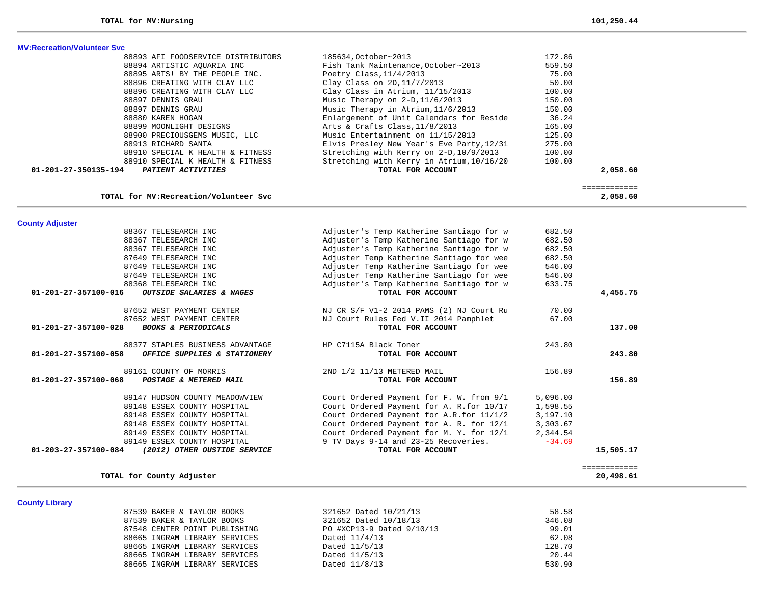**TOTAL for MV:Nursing** 101,250.44

## MV:Recreation/Volunteer Svc

| | Vendor | Description | Amount | Total |
|---|---|---|---|---|
| | 88893 AFI FOODSERVICE DISTRIBUTORS | 185634,October~2013 | 172.86 | |
| | 88894 ARTISTIC AQUARIA INC | Fish Tank Maintenance,October~2013 | 559.50 | |
| | 88895 ARTS! BY THE PEOPLE INC. | Poetry Class,11/4/2013 | 75.00 | |
| | 88896 CREATING WITH CLAY LLC | Clay Class on 2D,11/7/2013 | 50.00 | |
| | 88896 CREATING WITH CLAY LLC | Clay Class in Atrium, 11/15/2013 | 100.00 | |
| | 88897 DENNIS GRAU | Music Therapy on 2-D,11/6/2013 | 150.00 | |
| | 88897 DENNIS GRAU | Music Therapy in Atrium,11/6/2013 | 150.00 | |
| | 88880 KAREN HOGAN | Enlargement of Unit Calendars for Reside | 36.24 | |
| | 88899 MOONLIGHT DESIGNS | Arts & Crafts Class,11/8/2013 | 165.00 | |
| | 88900 PRECIOUSGEMS MUSIC, LLC | Music Entertainment on 11/15/2013 | 125.00 | |
| | 88913 RICHARD SANTA | Elvis Presley New Year's Eve Party,12/31 | 275.00 | |
| | 88910 SPECIAL K HEALTH & FITNESS | Stretching with Kerry on 2-D,10/9/2013 | 100.00 | |
| | 88910 SPECIAL K HEALTH & FITNESS | Stretching with Kerry in Atrium,10/16/20 | 100.00 | |
| **01-201-27-350135-194** | ***PATIENT ACTIVITIES*** | **TOTAL FOR ACCOUNT** | | **2,058.60** |

**TOTAL for MV:Recreation/Volunteer Svc** **2,058.60**

## County Adjuster

| | Vendor | Description | Amount | Total |
|---|---|---|---|---|
| | 88367 TELESEARCH INC | Adjuster's Temp Katherine Santiago for w | 682.50 | |
| | 88367 TELESEARCH INC | Adjuster's Temp Katherine Santiago for w | 682.50 | |
| | 88367 TELESEARCH INC | Adjuster's Temp Katherine Santiago for w | 682.50 | |
| | 87649 TELESEARCH INC | Adjuster Temp Katherine Santiago for wee | 682.50 | |
| | 87649 TELESEARCH INC | Adjuster Temp Katherine Santiago for wee | 546.00 | |
| | 87649 TELESEARCH INC | Adjuster Temp Katherine Santiago for wee | 546.00 | |
| | 88368 TELESEARCH INC | Adjuster's Temp Katherine Santiago for w | 633.75 | |
| **01-201-27-357100-016** | ***OUTSIDE SALARIES & WAGES*** | **TOTAL FOR ACCOUNT** | | **4,455.75** |
| | 87652 WEST PAYMENT CENTER | NJ CR S/F V1-2 2014 PAMS (2) NJ Court Ru | 70.00 | |
| | 87652 WEST PAYMENT CENTER | NJ Court Rules Fed V.II 2014 Pamphlet | 67.00 | |
| **01-201-27-357100-028** | ***BOOKS & PERIODICALS*** | **TOTAL FOR ACCOUNT** | | **137.00** |
| | 88377 STAPLES BUSINESS ADVANTAGE | HP C7115A Black Toner | 243.80 | |
| **01-201-27-357100-058** | ***OFFICE SUPPLIES & STATIONERY*** | **TOTAL FOR ACCOUNT** | | **243.80** |
| | 89161 COUNTY OF MORRIS | 2ND 1/2 11/13 METERED MAIL | 156.89 | |
| **01-201-27-357100-068** | ***POSTAGE & METERED MAIL*** | **TOTAL FOR ACCOUNT** | | **156.89** |
| | 89147 HUDSON COUNTY MEADOWVIEW | Court Ordered Payment for F. W. from 9/1 | 5,096.00 | |
| | 89148 ESSEX COUNTY HOSPITAL | Court Ordered Payment for A. R.for 10/17 | 1,598.55 | |
| | 89148 ESSEX COUNTY HOSPITAL | Court Ordered Payment for A.R.for 11/1/2 | 3,197.10 | |
| | 89148 ESSEX COUNTY HOSPITAL | Court Ordered Payment for A. R. for 12/1 | 3,303.67 | |
| | 89149 ESSEX COUNTY HOSPITAL | Court Ordered Payment for M. Y. for 12/1 | 2,344.54 | |
| | 89149 ESSEX COUNTY HOSPITAL | 9 TV Days 9-14 and 23-25 Recoveries. | -34.69 | |
| **01-203-27-357100-084** | ***(2012) OTHER OUSTIDE SERVICE*** | **TOTAL FOR ACCOUNT** | | **15,505.17** |

**TOTAL for County Adjuster** **20,498.61**

## County Library

| Vendor | Description | Amount |
|---|---|---|
| 87539 BAKER & TAYLOR BOOKS | 321652 Dated 10/21/13 | 58.58 |
| 87539 BAKER & TAYLOR BOOKS | 321652 Dated 10/18/13 | 346.08 |
| 87548 CENTER POINT PUBLISHING | PO #XCP13-9 Dated 9/10/13 | 99.01 |
| 88665 INGRAM LIBRARY SERVICES | Dated 11/4/13 | 62.08 |
| 88665 INGRAM LIBRARY SERVICES | Dated 11/5/13 | 128.70 |
| 88665 INGRAM LIBRARY SERVICES | Dated 11/5/13 | 20.44 |
| 88665 INGRAM LIBRARY SERVICES | Dated 11/8/13 | 530.90 |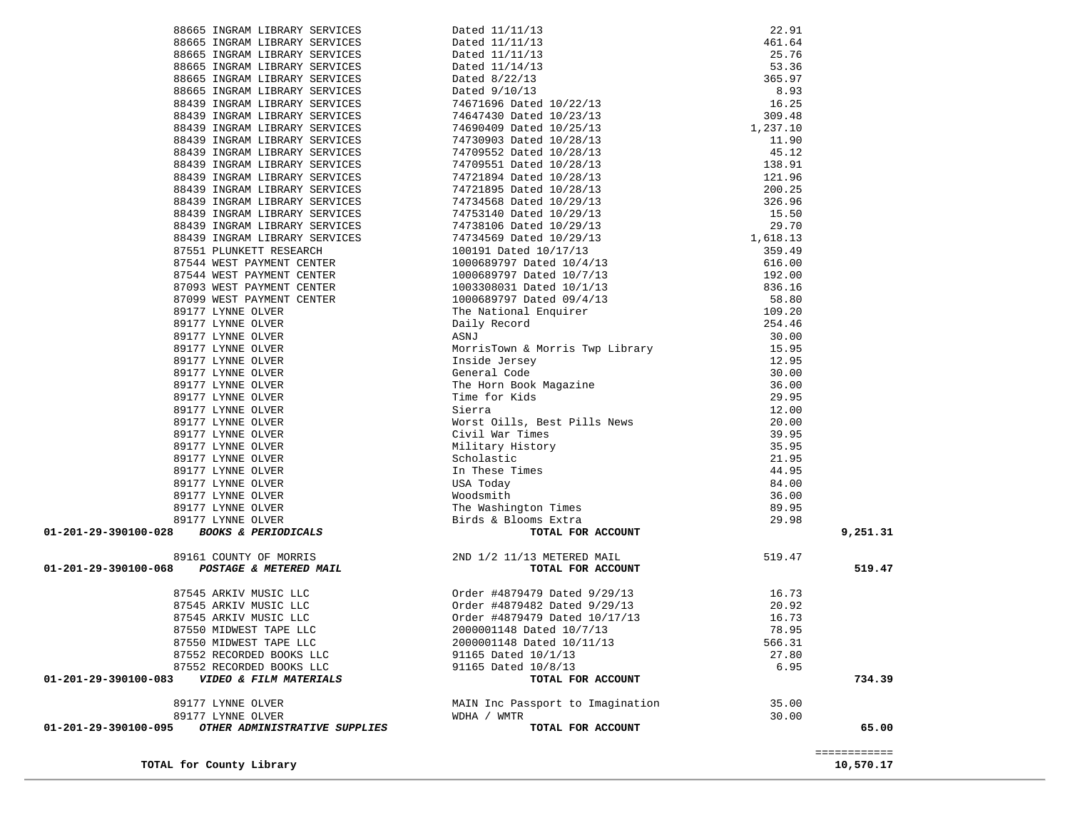| Account | Vendor | Description | Amount | Total |
|---|---|---|---|---|
| | 88665 INGRAM LIBRARY SERVICES | Dated 11/11/13 | 22.91 | |
| | 88665 INGRAM LIBRARY SERVICES | Dated 11/11/13 | 461.64 | |
| | 88665 INGRAM LIBRARY SERVICES | Dated 11/11/13 | 25.76 | |
| | 88665 INGRAM LIBRARY SERVICES | Dated 11/14/13 | 53.36 | |
| | 88665 INGRAM LIBRARY SERVICES | Dated 8/22/13 | 365.97 | |
| | 88665 INGRAM LIBRARY SERVICES | Dated 9/10/13 | 8.93 | |
| | 88439 INGRAM LIBRARY SERVICES | 74671696 Dated 10/22/13 | 16.25 | |
| | 88439 INGRAM LIBRARY SERVICES | 74647430 Dated 10/23/13 | 309.48 | |
| | 88439 INGRAM LIBRARY SERVICES | 74690409 Dated 10/25/13 | 1,237.10 | |
| | 88439 INGRAM LIBRARY SERVICES | 74730903 Dated 10/28/13 | 11.90 | |
| | 88439 INGRAM LIBRARY SERVICES | 74709552 Dated 10/28/13 | 45.12 | |
| | 88439 INGRAM LIBRARY SERVICES | 74709551 Dated 10/28/13 | 138.91 | |
| | 88439 INGRAM LIBRARY SERVICES | 74721894 Dated 10/28/13 | 121.96 | |
| | 88439 INGRAM LIBRARY SERVICES | 74721895 Dated 10/28/13 | 200.25 | |
| | 88439 INGRAM LIBRARY SERVICES | 74734568 Dated 10/29/13 | 326.96 | |
| | 88439 INGRAM LIBRARY SERVICES | 74753140 Dated 10/29/13 | 15.50 | |
| | 88439 INGRAM LIBRARY SERVICES | 74738106 Dated 10/29/13 | 29.70 | |
| | 88439 INGRAM LIBRARY SERVICES | 74734569 Dated 10/29/13 | 1,618.13 | |
| | 87551 PLUNKETT RESEARCH | 100191 Dated 10/17/13 | 359.49 | |
| | 87544 WEST PAYMENT CENTER | 1000689797 Dated 10/4/13 | 616.00 | |
| | 87544 WEST PAYMENT CENTER | 1000689797 Dated 10/7/13 | 192.00 | |
| | 87093 WEST PAYMENT CENTER | 1003308031 Dated 10/1/13 | 836.16 | |
| | 87099 WEST PAYMENT CENTER | 1000689797 Dated 09/4/13 | 58.80 | |
| | 89177 LYNNE OLVER | The National Enquirer | 109.20 | |
| | 89177 LYNNE OLVER | Daily Record | 254.46 | |
| | 89177 LYNNE OLVER | ASNJ | 30.00 | |
| | 89177 LYNNE OLVER | MorrisTown & Morris Twp Library | 15.95 | |
| | 89177 LYNNE OLVER | Inside Jersey | 12.95 | |
| | 89177 LYNNE OLVER | General Code | 30.00 | |
| | 89177 LYNNE OLVER | The Horn Book Magazine | 36.00 | |
| | 89177 LYNNE OLVER | Time for Kids | 29.95 | |
| | 89177 LYNNE OLVER | Sierra | 12.00 | |
| | 89177 LYNNE OLVER | Worst Oills, Best Pills News | 20.00 | |
| | 89177 LYNNE OLVER | Civil War Times | 39.95 | |
| | 89177 LYNNE OLVER | Military History | 35.95 | |
| | 89177 LYNNE OLVER | Scholastic | 21.95 | |
| | 89177 LYNNE OLVER | In These Times | 44.95 | |
| | 89177 LYNNE OLVER | USA Today | 84.00 | |
| | 89177 LYNNE OLVER | Woodsmith | 36.00 | |
| | 89177 LYNNE OLVER | The Washington Times | 89.95 | |
| | 89177 LYNNE OLVER | Birds & Blooms Extra | 29.98 | |
| **01-201-29-390100-028** | ***BOOKS & PERIODICALS*** | **TOTAL FOR ACCOUNT** | | **9,251.31** |
| | 89161 COUNTY OF MORRIS | 2ND 1/2 11/13 METERED MAIL | 519.47 | |
| **01-201-29-390100-068** | ***POSTAGE & METERED MAIL*** | **TOTAL FOR ACCOUNT** | | **519.47** |
| | 87545 ARKIV MUSIC LLC | Order #4879479 Dated 9/29/13 | 16.73 | |
| | 87545 ARKIV MUSIC LLC | Order #4879482 Dated 9/29/13 | 20.92 | |
| | 87545 ARKIV MUSIC LLC | Order #4879479 Dated 10/17/13 | 16.73 | |
| | 87550 MIDWEST TAPE LLC | 2000001148 Dated 10/7/13 | 78.95 | |
| | 87550 MIDWEST TAPE LLC | 2000001148 Dated 10/11/13 | 566.31 | |
| | 87552 RECORDED BOOKS LLC | 91165 Dated 10/1/13 | 27.80 | |
| | 87552 RECORDED BOOKS LLC | 91165 Dated 10/8/13 | 6.95 | |
| **01-201-29-390100-083** | ***VIDEO & FILM MATERIALS*** | **TOTAL FOR ACCOUNT** | | **734.39** |
| | 89177 LYNNE OLVER | MAIN Inc Passport to Imagination | 35.00 | |
| | 89177 LYNNE OLVER | WDHA / WMTR | 30.00 | |
| **01-201-29-390100-095** | ***OTHER ADMINISTRATIVE SUPPLIES*** | **TOTAL FOR ACCOUNT** | | **65.00** |
| | | | | ============ |
| **TOTAL for County Library** | | | | **10,570.17** |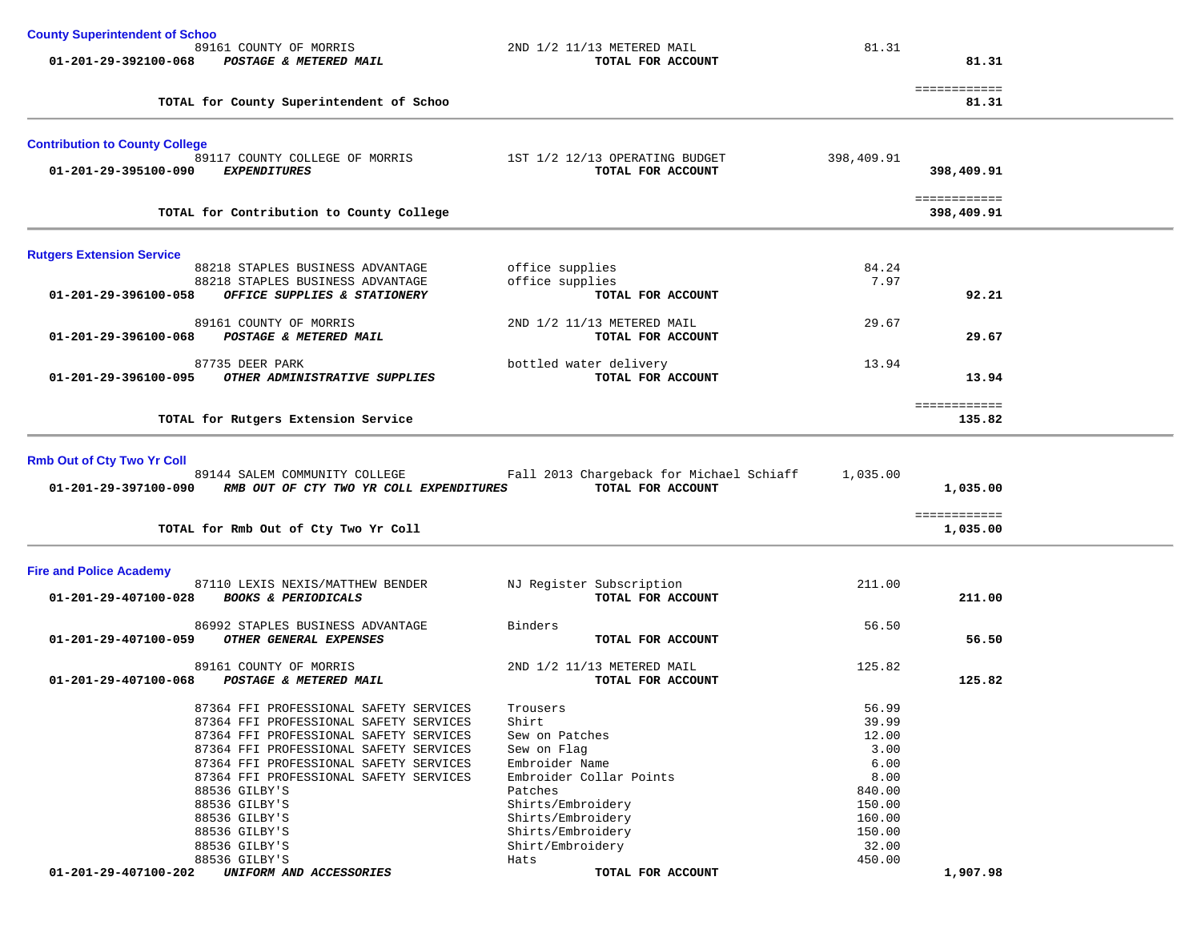### County Superintendent of Schoo

| Account | Vendor / Description | Item | Amount | Total |
|---|---|---|---|---|
| | 89161 COUNTY OF MORRIS | 2ND 1/2 11/13 METERED MAIL | 81.31 | |
| **01-201-29-392100-068** | ***POSTAGE & METERED MAIL*** | **TOTAL FOR ACCOUNT** | | **81.31** |
| | **TOTAL for County Superintendent of Schoo** | | | **81.31** |

### Contribution to County College

| Account | Vendor / Description | Item | Amount | Total |
|---|---|---|---|---|
| | 89117 COUNTY COLLEGE OF MORRIS | 1ST 1/2 12/13 OPERATING BUDGET | 398,409.91 | |
| **01-201-29-395100-090** | ***EXPENDITURES*** | **TOTAL FOR ACCOUNT** | | **398,409.91** |
| | **TOTAL for Contribution to County College** | | | **398,409.91** |

### Rutgers Extension Service

| Account | Vendor / Description | Item | Amount | Total |
|---|---|---|---|---|
| | 88218 STAPLES BUSINESS ADVANTAGE | office supplies | 84.24 | |
| | 88218 STAPLES BUSINESS ADVANTAGE | office supplies | 7.97 | |
| **01-201-29-396100-058** | ***OFFICE SUPPLIES & STATIONERY*** | **TOTAL FOR ACCOUNT** | | **92.21** |
| | 89161 COUNTY OF MORRIS | 2ND 1/2 11/13 METERED MAIL | 29.67 | |
| **01-201-29-396100-068** | ***POSTAGE & METERED MAIL*** | **TOTAL FOR ACCOUNT** | | **29.67** |
| | 87735 DEER PARK | bottled water delivery | 13.94 | |
| **01-201-29-396100-095** | ***OTHER ADMINISTRATIVE SUPPLIES*** | **TOTAL FOR ACCOUNT** | | **13.94** |
| | **TOTAL for Rutgers Extension Service** | | | **135.82** |

### Rmb Out of Cty Two Yr Coll

| Account | Vendor / Description | Item | Amount | Total |
|---|---|---|---|---|
| | 89144 SALEM COMMUNITY COLLEGE | Fall 2013 Chargeback for Michael Schiaff | 1,035.00 | |
| **01-201-29-397100-090** | ***RMB OUT OF CTY TWO YR COLL EXPENDITURES*** | **TOTAL FOR ACCOUNT** | | **1,035.00** |
| | **TOTAL for Rmb Out of Cty Two Yr Coll** | | | **1,035.00** |

### Fire and Police Academy

| Account | Vendor / Description | Item | Amount | Total |
|---|---|---|---|---|
| | 87110 LEXIS NEXIS/MATTHEW BENDER | NJ Register Subscription | 211.00 | |
| **01-201-29-407100-028** | ***BOOKS & PERIODICALS*** | **TOTAL FOR ACCOUNT** | | **211.00** |
| | 86992 STAPLES BUSINESS ADVANTAGE | Binders | 56.50 | |
| **01-201-29-407100-059** | ***OTHER GENERAL EXPENSES*** | **TOTAL FOR ACCOUNT** | | **56.50** |
| | 89161 COUNTY OF MORRIS | 2ND 1/2 11/13 METERED MAIL | 125.82 | |
| **01-201-29-407100-068** | ***POSTAGE & METERED MAIL*** | **TOTAL FOR ACCOUNT** | | **125.82** |
| | 87364 FFI PROFESSIONAL SAFETY SERVICES | Trousers | 56.99 | |
| | 87364 FFI PROFESSIONAL SAFETY SERVICES | Shirt | 39.99 | |
| | 87364 FFI PROFESSIONAL SAFETY SERVICES | Sew on Patches | 12.00 | |
| | 87364 FFI PROFESSIONAL SAFETY SERVICES | Sew on Flag | 3.00 | |
| | 87364 FFI PROFESSIONAL SAFETY SERVICES | Embroider Name | 6.00 | |
| | 87364 FFI PROFESSIONAL SAFETY SERVICES | Embroider Collar Points | 8.00 | |
| | 88536 GILBY'S | Patches | 840.00 | |
| | 88536 GILBY'S | Shirts/Embroidery | 150.00 | |
| | 88536 GILBY'S | Shirts/Embroidery | 160.00 | |
| | 88536 GILBY'S | Shirts/Embroidery | 150.00 | |
| | 88536 GILBY'S | Shirt/Embroidery | 32.00 | |
| | 88536 GILBY'S | Hats | 450.00 | |
| **01-201-29-407100-202** | ***UNIFORM AND ACCESSORIES*** | **TOTAL FOR ACCOUNT** | | **1,907.98** |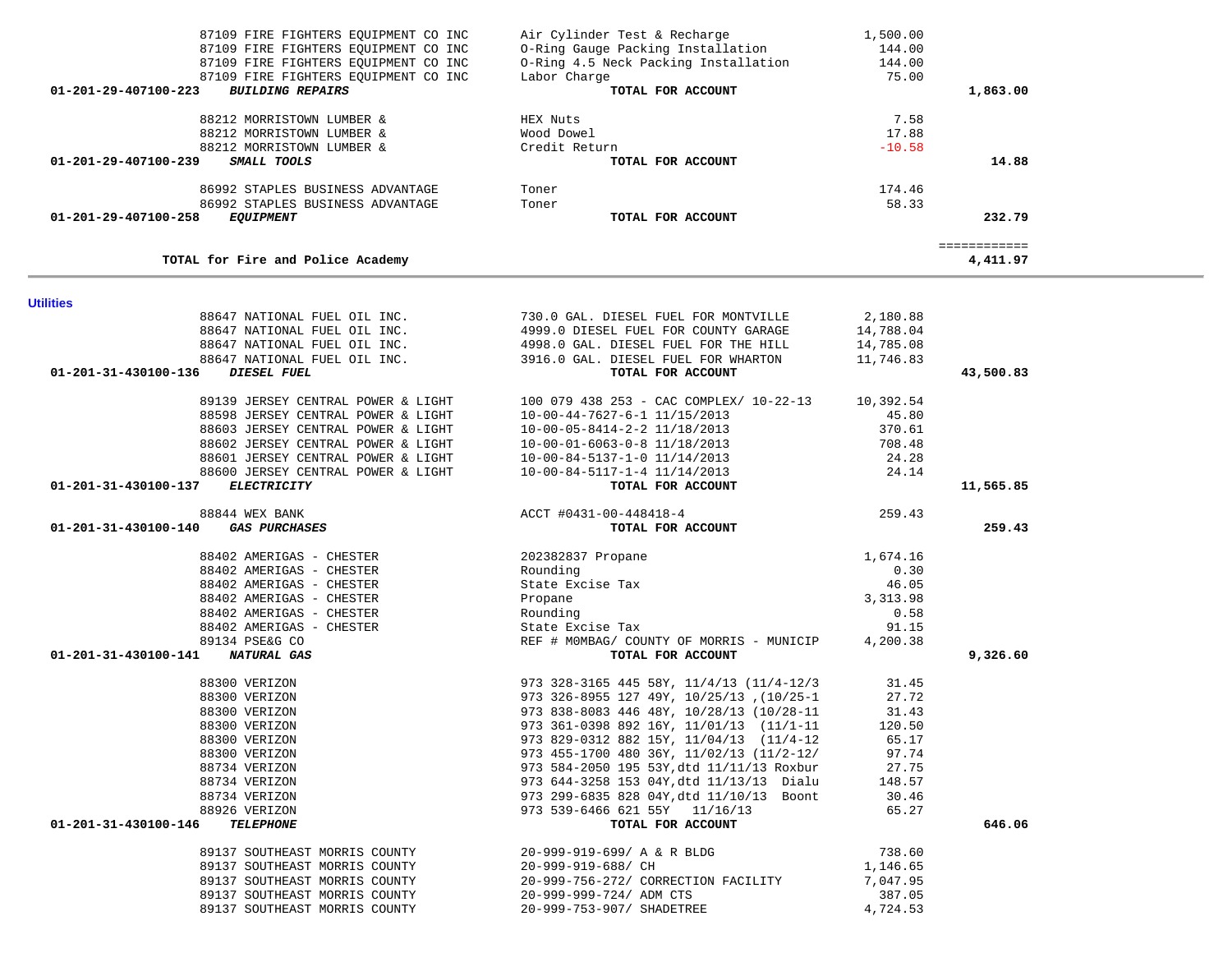| Account | Vendor | Description | Amount | Total |
|---|---|---|---|---|
| | 87109 FIRE FIGHTERS EQUIPMENT CO INC | Air Cylinder Test & Recharge | 1,500.00 | |
| | 87109 FIRE FIGHTERS EQUIPMENT CO INC | O-Ring Gauge Packing Installation | 144.00 | |
| | 87109 FIRE FIGHTERS EQUIPMENT CO INC | O-Ring 4.5 Neck Packing Installation | 144.00 | |
| | 87109 FIRE FIGHTERS EQUIPMENT CO INC | Labor Charge | 75.00 | |
| 01-201-29-407100-223 | ***BUILDING REPAIRS*** | **TOTAL FOR ACCOUNT** | | **1,863.00** |
| | 88212 MORRISTOWN LUMBER & | HEX Nuts | 7.58 | |
| | 88212 MORRISTOWN LUMBER & | Wood Dowel | 17.88 | |
| | 88212 MORRISTOWN LUMBER & | Credit Return | -10.58 | |
| 01-201-29-407100-239 | ***SMALL TOOLS*** | **TOTAL FOR ACCOUNT** | | **14.88** |
| | 86992 STAPLES BUSINESS ADVANTAGE | Toner | 174.46 | |
| | 86992 STAPLES BUSINESS ADVANTAGE | Toner | 58.33 | |
| 01-201-29-407100-258 | ***EQUIPMENT*** | **TOTAL FOR ACCOUNT** | | **232.79** |
| | | | | ============ |
| | **TOTAL for Fire and Police Academy** | | | **4,411.97** |

**Utilities**

| Account | Vendor | Description | Amount | Total |
|---|---|---|---|---|
| | 88647 NATIONAL FUEL OIL INC. | 730.0 GAL. DIESEL FUEL FOR MONTVILLE | 2,180.88 | |
| | 88647 NATIONAL FUEL OIL INC. | 4999.0 DIESEL FUEL FOR COUNTY GARAGE | 14,788.04 | |
| | 88647 NATIONAL FUEL OIL INC. | 4998.0 GAL. DIESEL FUEL FOR THE HILL | 14,785.08 | |
| | 88647 NATIONAL FUEL OIL INC. | 3916.0 GAL. DIESEL FUEL FOR WHARTON | 11,746.83 | |
| 01-201-31-430100-136 | ***DIESEL FUEL*** | **TOTAL FOR ACCOUNT** | | **43,500.83** |
| | 89139 JERSEY CENTRAL POWER & LIGHT | 100 079 438 253 - CAC COMPLEX/ 10-22-13 | 10,392.54 | |
| | 88598 JERSEY CENTRAL POWER & LIGHT | 10-00-44-7627-6-1 11/15/2013 | 45.80 | |
| | 88603 JERSEY CENTRAL POWER & LIGHT | 10-00-05-8414-2-2 11/18/2013 | 370.61 | |
| | 88602 JERSEY CENTRAL POWER & LIGHT | 10-00-01-6063-0-8 11/18/2013 | 708.48 | |
| | 88601 JERSEY CENTRAL POWER & LIGHT | 10-00-84-5137-1-0 11/14/2013 | 24.28 | |
| | 88600 JERSEY CENTRAL POWER & LIGHT | 10-00-84-5117-1-4 11/14/2013 | 24.14 | |
| 01-201-31-430100-137 | ***ELECTRICITY*** | **TOTAL FOR ACCOUNT** | | **11,565.85** |
| | 88844 WEX BANK | ACCT #0431-00-448418-4 | 259.43 | |
| 01-201-31-430100-140 | ***GAS PURCHASES*** | **TOTAL FOR ACCOUNT** | | **259.43** |
| | 88402 AMERIGAS - CHESTER | 202382837 Propane | 1,674.16 | |
| | 88402 AMERIGAS - CHESTER | Rounding | 0.30 | |
| | 88402 AMERIGAS - CHESTER | State Excise Tax | 46.05 | |
| | 88402 AMERIGAS - CHESTER | Propane | 3,313.98 | |
| | 88402 AMERIGAS - CHESTER | Rounding | 0.58 | |
| | 88402 AMERIGAS - CHESTER | State Excise Tax | 91.15 | |
| | 89134 PSE&G CO | REF # M0MBAG/ COUNTY OF MORRIS - MUNICIP | 4,200.38 | |
| 01-201-31-430100-141 | ***NATURAL GAS*** | **TOTAL FOR ACCOUNT** | | **9,326.60** |
| | 88300 VERIZON | 973 328-3165 445 58Y, 11/4/13 (11/4-12/3 | 31.45 | |
| | 88300 VERIZON | 973 326-8955 127 49Y, 10/25/13 ,(10/25-1 | 27.72 | |
| | 88300 VERIZON | 973 838-8083 446 48Y, 10/28/13 (10/28-11 | 31.43 | |
| | 88300 VERIZON | 973 361-0398 892 16Y, 11/01/13 (11/1-11 | 120.50 | |
| | 88300 VERIZON | 973 829-0312 882 15Y, 11/04/13 (11/4-12 | 65.17 | |
| | 88300 VERIZON | 973 455-1700 480 36Y, 11/02/13 (11/2-12/ | 97.74 | |
| | 88734 VERIZON | 973 584-2050 195 53Y,dtd 11/11/13 Roxbur | 27.75 | |
| | 88734 VERIZON | 973 644-3258 153 04Y,dtd 11/13/13 Dialu | 148.57 | |
| | 88734 VERIZON | 973 299-6835 828 04Y,dtd 11/10/13 Boont | 30.46 | |
| | 88926 VERIZON | 973 539-6466 621 55Y 11/16/13 | 65.27 | |
| 01-201-31-430100-146 | ***TELEPHONE*** | **TOTAL FOR ACCOUNT** | | **646.06** |
| | 89137 SOUTHEAST MORRIS COUNTY | 20-999-919-699/ A & R BLDG | 738.60 | |
| | 89137 SOUTHEAST MORRIS COUNTY | 20-999-919-688/ CH | 1,146.65 | |
| | 89137 SOUTHEAST MORRIS COUNTY | 20-999-756-272/ CORRECTION FACILITY | 7,047.95 | |
| | 89137 SOUTHEAST MORRIS COUNTY | 20-999-999-724/ ADM CTS | 387.05 | |
| | 89137 SOUTHEAST MORRIS COUNTY | 20-999-753-907/ SHADETREE | 4,724.53 | |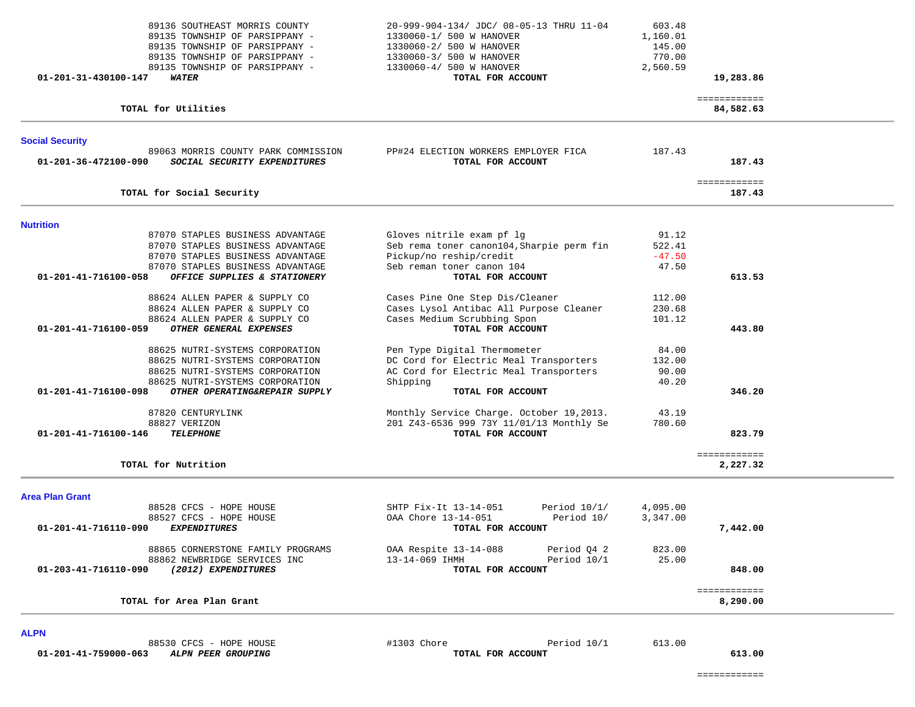| | | | | |
|---|---|---|---|---|
| | 89136 SOUTHEAST MORRIS COUNTY | 20-999-904-134/ JDC/ 08-05-13 THRU 11-04 | 603.48 | |
| | 89135 TOWNSHIP OF PARSIPPANY - | 1330060-1/ 500 W HANOVER | 1,160.01 | |
| | 89135 TOWNSHIP OF PARSIPPANY - | 1330060-2/ 500 W HANOVER | 145.00 | |
| | 89135 TOWNSHIP OF PARSIPPANY - | 1330060-3/ 500 W HANOVER | 770.00 | |
| | 89135 TOWNSHIP OF PARSIPPANY - | 1330060-4/ 500 W HANOVER | 2,560.59 | |
| **01-201-31-430100-147** | ***WATER*** | **TOTAL FOR ACCOUNT** | | **19,283.86** |
| | | | | ============ |
| | **TOTAL for Utilities** | | | **84,582.63** |

## Social Security

| | | | | |
|---|---|---|---|---|
| | 89063 MORRIS COUNTY PARK COMMISSION | PP#24 ELECTION WORKERS EMPLOYER FICA | 187.43 | |
| **01-201-36-472100-090** | ***SOCIAL SECURITY EXPENDITURES*** | **TOTAL FOR ACCOUNT** | | **187.43** |
| | | | | ============ |
| | **TOTAL for Social Security** | | | **187.43** |

## Nutrition

| | | | | |
|---|---|---|---|---|
| | 87070 STAPLES BUSINESS ADVANTAGE | Gloves nitrile exam pf lg | 91.12 | |
| | 87070 STAPLES BUSINESS ADVANTAGE | Seb rema toner canon104,Sharpie perm fin | 522.41 | |
| | 87070 STAPLES BUSINESS ADVANTAGE | Pickup/no reship/credit | -47.50 | |
| | 87070 STAPLES BUSINESS ADVANTAGE | Seb reman toner canon 104 | 47.50 | |
| **01-201-41-716100-058** | ***OFFICE SUPPLIES & STATIONERY*** | **TOTAL FOR ACCOUNT** | | **613.53** |
| | 88624 ALLEN PAPER & SUPPLY CO | Cases Pine One Step Dis/Cleaner | 112.00 | |
| | 88624 ALLEN PAPER & SUPPLY CO | Cases Lysol Antibac All Purpose Cleaner | 230.68 | |
| | 88624 ALLEN PAPER & SUPPLY CO | Cases Medium Scrubbing Spon | 101.12 | |
| **01-201-41-716100-059** | ***OTHER GENERAL EXPENSES*** | **TOTAL FOR ACCOUNT** | | **443.80** |
| | 88625 NUTRI-SYSTEMS CORPORATION | Pen Type Digital Thermometer | 84.00 | |
| | 88625 NUTRI-SYSTEMS CORPORATION | DC Cord for Electric Meal Transporters | 132.00 | |
| | 88625 NUTRI-SYSTEMS CORPORATION | AC Cord for Electric Meal Transporters | 90.00 | |
| | 88625 NUTRI-SYSTEMS CORPORATION | Shipping | 40.20 | |
| **01-201-41-716100-098** | ***OTHER OPERATING&REPAIR SUPPLY*** | **TOTAL FOR ACCOUNT** | | **346.20** |
| | 87820 CENTURYLINK | Monthly Service Charge. October 19,2013. | 43.19 | |
| | 88827 VERIZON | 201 Z43-6536 999 73Y 11/01/13 Monthly Se | 780.60 | |
| **01-201-41-716100-146** | ***TELEPHONE*** | **TOTAL FOR ACCOUNT** | | **823.79** |
| | | | | ============ |
| | **TOTAL for Nutrition** | | | **2,227.32** |

## Area Plan Grant

| | | | | |
|---|---|---|---|---|
| | 88528 CFCS - HOPE HOUSE | SHTP Fix-It 13-14-051 Period 10/1/ | 4,095.00 | |
| | 88527 CFCS - HOPE HOUSE | OAA Chore 13-14-051 Period 10/ | 3,347.00 | |
| **01-201-41-716110-090** | ***EXPENDITURES*** | **TOTAL FOR ACCOUNT** | | **7,442.00** |
| | 88865 CORNERSTONE FAMILY PROGRAMS | OAA Respite 13-14-088 Period Q4 2 | 823.00 | |
| | 88862 NEWBRIDGE SERVICES INC | 13-14-069 IHMH Period 10/1 | 25.00 | |
| **01-203-41-716110-090** | ***(2012) EXPENDITURES*** | **TOTAL FOR ACCOUNT** | | **848.00** |
| | | | | ============ |
| | **TOTAL for Area Plan Grant** | | | **8,290.00** |

## ALPN

| | | | | |
|---|---|---|---|---|
| | 88530 CFCS - HOPE HOUSE | #1303 Chore Period 10/1 | 613.00 | |
| **01-201-41-759000-063** | ***ALPN PEER GROUPING*** | **TOTAL FOR ACCOUNT** | | **613.00** |
| | | | | ============ |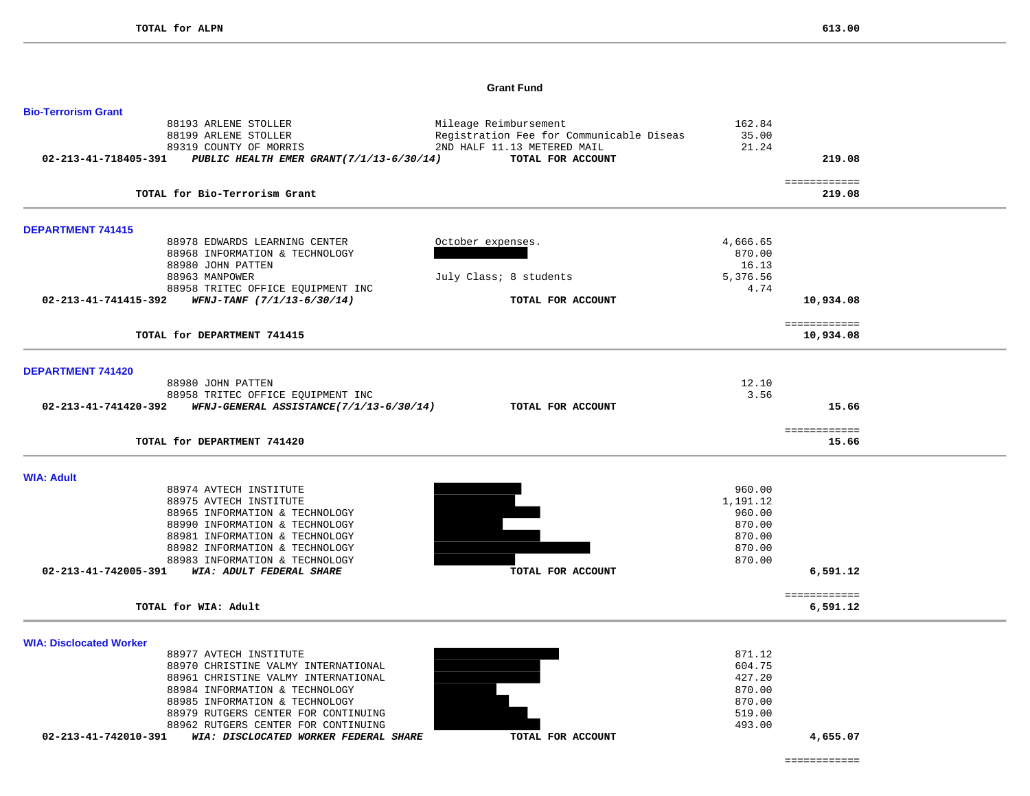**TOTAL for ALPN** 613.00

## Grant Fund

### Bio-Terrorism Grant

| | | | | |
|---|---|---|---|---|
| | 88193 ARLENE STOLLER | Mileage Reimbursement | 162.84 | |
| | 88199 ARLENE STOLLER | Registration Fee for Communicable Diseas | 35.00 | |
| | 89319 COUNTY OF MORRIS | 2ND HALF 11.13 METERED MAIL | 21.24 | |
| **02-213-41-718405-391** | ***PUBLIC HEALTH EMER GRANT(7/1/13-6/30/14)*** | **TOTAL FOR ACCOUNT** | | **219.08** |

============

**TOTAL for Bio-Terrorism Grant** **219.08**

### DEPARTMENT 741415

| | | | | |
|---|---|---|---|---|
| | 88978 EDWARDS LEARNING CENTER | October expenses. | 4,666.65 | |
| | 88968 INFORMATION & TECHNOLOGY | | 870.00 | |
| | 88980 JOHN PATTEN | | 16.13 | |
| | 88963 MANPOWER | July Class; 8 students | 5,376.56 | |
| | 88958 TRITEC OFFICE EQUIPMENT INC | | 4.74 | |
| **02-213-41-741415-392** | ***WFNJ-TANF (7/1/13-6/30/14)*** | **TOTAL FOR ACCOUNT** | | **10,934.08** |

============

**TOTAL for DEPARTMENT 741415** **10,934.08**

### DEPARTMENT 741420

| | | | | |
|---|---|---|---|---|
| | 88980 JOHN PATTEN | | 12.10 | |
| | 88958 TRITEC OFFICE EQUIPMENT INC | | 3.56 | |
| **02-213-41-741420-392** | ***WFNJ-GENERAL ASSISTANCE(7/1/13-6/30/14)*** | **TOTAL FOR ACCOUNT** | | **15.66** |

============

**TOTAL for DEPARTMENT 741420** **15.66**

### WIA: Adult

| | | | | |
|---|---|---|---|---|
| | 88974 AVTECH INSTITUTE | | 960.00 | |
| | 88975 AVTECH INSTITUTE | | 1,191.12 | |
| | 88965 INFORMATION & TECHNOLOGY | | 960.00 | |
| | 88990 INFORMATION & TECHNOLOGY | | 870.00 | |
| | 88981 INFORMATION & TECHNOLOGY | | 870.00 | |
| | 88982 INFORMATION & TECHNOLOGY | | 870.00 | |
| | 88983 INFORMATION & TECHNOLOGY | | 870.00 | |
| **02-213-41-742005-391** | ***WIA: ADULT FEDERAL SHARE*** | **TOTAL FOR ACCOUNT** | | **6,591.12** |

============

**TOTAL for WIA: Adult** **6,591.12**

### WIA: Disclocated Worker

| | | | | |
|---|---|---|---|---|
| | 88977 AVTECH INSTITUTE | | 871.12 | |
| | 88970 CHRISTINE VALMY INTERNATIONAL | | 604.75 | |
| | 88961 CHRISTINE VALMY INTERNATIONAL | | 427.20 | |
| | 88984 INFORMATION & TECHNOLOGY | | 870.00 | |
| | 88985 INFORMATION & TECHNOLOGY | | 870.00 | |
| | 88979 RUTGERS CENTER FOR CONTINUING | | 519.00 | |
| | 88962 RUTGERS CENTER FOR CONTINUING | | 493.00 | |
| **02-213-41-742010-391** | ***WIA: DISCLOCATED WORKER FEDERAL SHARE*** | **TOTAL FOR ACCOUNT** | | **4,655.07** |

============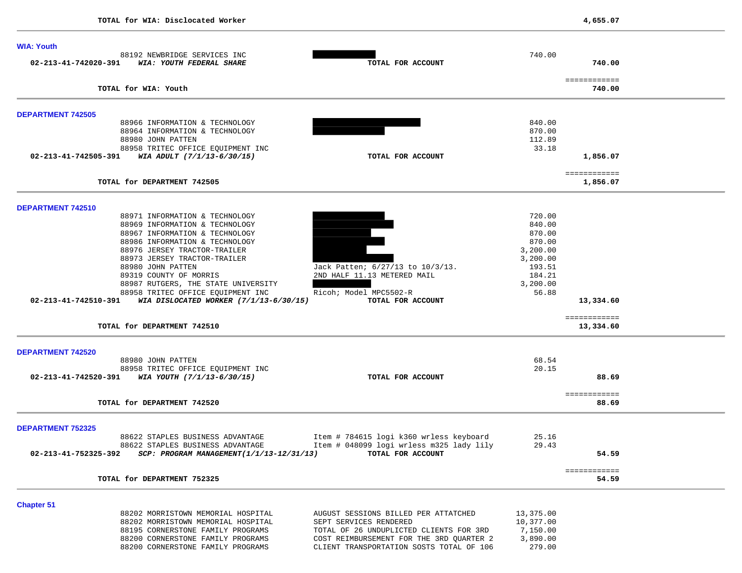**TOTAL for WIA: Disclocated Worker** 4,655.07

### WIA: Youth

| | | | | |
|---|---|---|---|---|
| | 88192 NEWBRIDGE SERVICES INC | | 740.00 | |
| 02-213-41-742020-391 | ***WIA: YOUTH FEDERAL SHARE*** | **TOTAL FOR ACCOUNT** | | **740.00** |

**TOTAL for WIA: Youth** 740.00

### DEPARTMENT 742505

| | | | | |
|---|---|---|---|---|
| | 88966 INFORMATION & TECHNOLOGY | | 840.00 | |
| | 88964 INFORMATION & TECHNOLOGY | | 870.00 | |
| | 88980 JOHN PATTEN | | 112.89 | |
| | 88958 TRITEC OFFICE EQUIPMENT INC | | 33.18 | |
| 02-213-41-742505-391 | ***WIA ADULT (7/1/13-6/30/15)*** | **TOTAL FOR ACCOUNT** | | **1,856.07** |

**TOTAL for DEPARTMENT 742505** 1,856.07

### DEPARTMENT 742510

| | | | | |
|---|---|---|---|---|
| | 88971 INFORMATION & TECHNOLOGY | | 720.00 | |
| | 88969 INFORMATION & TECHNOLOGY | | 840.00 | |
| | 88967 INFORMATION & TECHNOLOGY | | 870.00 | |
| | 88986 INFORMATION & TECHNOLOGY | | 870.00 | |
| | 88976 JERSEY TRACTOR-TRAILER | | 3,200.00 | |
| | 88973 JERSEY TRACTOR-TRAILER | | 3,200.00 | |
| | 88980 JOHN PATTEN | Jack Patten; 6/27/13 to 10/3/13. | 193.51 | |
| | 89319 COUNTY OF MORRIS | 2ND HALF 11.13 METERED MAIL | 184.21 | |
| | 88987 RUTGERS, THE STATE UNIVERSITY | | 3,200.00 | |
| | 88958 TRITEC OFFICE EQUIPMENT INC | Ricoh; Model MPC5502-R | 56.88 | |
| 02-213-41-742510-391 | ***WIA DISLOCATED WORKER (7/1/13-6/30/15)*** | **TOTAL FOR ACCOUNT** | | **13,334.60** |

**TOTAL for DEPARTMENT 742510** 13,334.60

### DEPARTMENT 742520

| | | | | |
|---|---|---|---|---|
| | 88980 JOHN PATTEN | | 68.54 | |
| | 88958 TRITEC OFFICE EQUIPMENT INC | | 20.15 | |
| 02-213-41-742520-391 | ***WIA YOUTH (7/1/13-6/30/15)*** | **TOTAL FOR ACCOUNT** | | **88.69** |

**TOTAL for DEPARTMENT 742520** 88.69

### DEPARTMENT 752325

| | | | | |
|---|---|---|---|---|
| | 88622 STAPLES BUSINESS ADVANTAGE | Item # 784615 logi k360 wrless keyboard | 25.16 | |
| | 88622 STAPLES BUSINESS ADVANTAGE | Item # 048099 logi wrless m325 lady lily | 29.43 | |
| 02-213-41-752325-392 | ***SCP: PROGRAM MANAGEMENT(1/1/13-12/31/13)*** | **TOTAL FOR ACCOUNT** | | **54.59** |

**TOTAL for DEPARTMENT 752325** 54.59

### Chapter 51

| | | | |
|---|---|---|---|
| | 88202 MORRISTOWN MEMORIAL HOSPITAL | AUGUST SESSIONS BILLED PER ATTATCHED | 13,375.00 |
| | 88202 MORRISTOWN MEMORIAL HOSPITAL | SEPT SERVICES RENDERED | 10,377.00 |
| | 88195 CORNERSTONE FAMILY PROGRAMS | TOTAL OF 26 UNDUPLICTED CLIENTS FOR 3RD | 7,150.00 |
| | 88200 CORNERSTONE FAMILY PROGRAMS | COST REIMBURSEMENT FOR THE 3RD QUARTER 2 | 3,890.00 |
| | 88200 CORNERSTONE FAMILY PROGRAMS | CLIENT TRANSPORTATION SOSTS TOTAL OF 106 | 279.00 |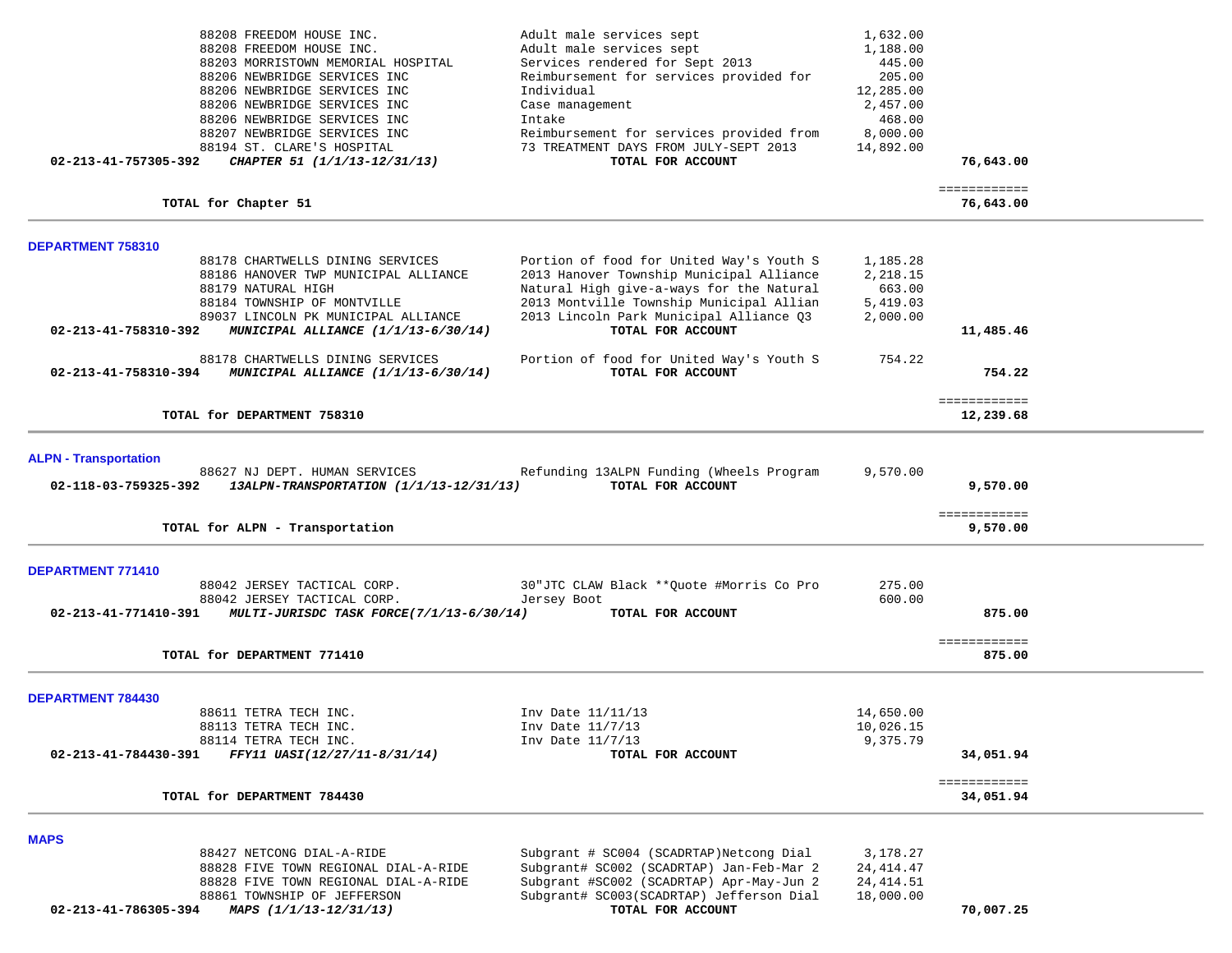| Account | Vendor / Account Name | Description | Amount | Total |
|---|---|---|---|---|
| | 88208 FREEDOM HOUSE INC. | Adult male services sept | 1,632.00 | |
| | 88208 FREEDOM HOUSE INC. | Adult male services sept | 1,188.00 | |
| | 88203 MORRISTOWN MEMORIAL HOSPITAL | Services rendered for Sept 2013 | 445.00 | |
| | 88206 NEWBRIDGE SERVICES INC | Reimbursement for services provided for | 205.00 | |
| | 88206 NEWBRIDGE SERVICES INC | Individual | 12,285.00 | |
| | 88206 NEWBRIDGE SERVICES INC | Case management | 2,457.00 | |
| | 88206 NEWBRIDGE SERVICES INC | Intake | 468.00 | |
| | 88207 NEWBRIDGE SERVICES INC | Reimbursement for services provided from | 8,000.00 | |
| | 88194 ST. CLARE'S HOSPITAL | 73 TREATMENT DAYS FROM JULY-SEPT 2013 | 14,892.00 | |
| **02-213-41-757305-392** | ***CHAPTER 51 (1/1/13-12/31/13)*** | **TOTAL FOR ACCOUNT** | | **76,643.00** |
| | | | | ============ |
| | **TOTAL for Chapter 51** | | | **76,643.00** |

## DEPARTMENT 758310

| Account | Vendor / Account Name | Description | Amount | Total |
|---|---|---|---|---|
| | 88178 CHARTWELLS DINING SERVICES | Portion of food for United Way's Youth S | 1,185.28 | |
| | 88186 HANOVER TWP MUNICIPAL ALLIANCE | 2013 Hanover Township Municipal Alliance | 2,218.15 | |
| | 88179 NATURAL HIGH | Natural High give-a-ways for the Natural | 663.00 | |
| | 88184 TOWNSHIP OF MONTVILLE | 2013 Montville Township Municipal Allian | 5,419.03 | |
| | 89037 LINCOLN PK MUNICIPAL ALLIANCE | 2013 Lincoln Park Municipal Alliance Q3 | 2,000.00 | |
| **02-213-41-758310-392** | ***MUNICIPAL ALLIANCE (1/1/13-6/30/14)*** | **TOTAL FOR ACCOUNT** | | **11,485.46** |
| | 88178 CHARTWELLS DINING SERVICES | Portion of food for United Way's Youth S | 754.22 | |
| **02-213-41-758310-394** | ***MUNICIPAL ALLIANCE (1/1/13-6/30/14)*** | **TOTAL FOR ACCOUNT** | | **754.22** |
| | | | | ============ |
| | **TOTAL for DEPARTMENT 758310** | | | **12,239.68** |

## ALPN - Transportation

| Account | Vendor / Account Name | Description | Amount | Total |
|---|---|---|---|---|
| | 88627 NJ DEPT. HUMAN SERVICES | Refunding 13ALPN Funding (Wheels Program | 9,570.00 | |
| **02-118-03-759325-392** | ***13ALPN-TRANSPORTATION (1/1/13-12/31/13)*** | **TOTAL FOR ACCOUNT** | | **9,570.00** |
| | | | | ============ |
| | **TOTAL for ALPN - Transportation** | | | **9,570.00** |

## DEPARTMENT 771410

| Account | Vendor / Account Name | Description | Amount | Total |
|---|---|---|---|---|
| | 88042 JERSEY TACTICAL CORP. | 30"JTC CLAW Black **Quote #Morris Co Pro | 275.00 | |
| | 88042 JERSEY TACTICAL CORP. | Jersey Boot | 600.00 | |
| **02-213-41-771410-391** | ***MULTI-JURISDC TASK FORCE(7/1/13-6/30/14)*** | **TOTAL FOR ACCOUNT** | | **875.00** |
| | | | | ============ |
| | **TOTAL for DEPARTMENT 771410** | | | **875.00** |

## DEPARTMENT 784430

| Account | Vendor / Account Name | Description | Amount | Total |
|---|---|---|---|---|
| | 88611 TETRA TECH INC. | Inv Date 11/11/13 | 14,650.00 | |
| | 88113 TETRA TECH INC. | Inv Date 11/7/13 | 10,026.15 | |
| | 88114 TETRA TECH INC. | Inv Date 11/7/13 | 9,375.79 | |
| **02-213-41-784430-391** | ***FFY11 UASI(12/27/11-8/31/14)*** | **TOTAL FOR ACCOUNT** | | **34,051.94** |
| | | | | ============ |
| | **TOTAL for DEPARTMENT 784430** | | | **34,051.94** |

## MAPS

| Account | Vendor / Account Name | Description | Amount | Total |
|---|---|---|---|---|
| | 88427 NETCONG DIAL-A-RIDE | Subgrant # SC004 (SCADRTAP)Netcong Dial | 3,178.27 | |
| | 88828 FIVE TOWN REGIONAL DIAL-A-RIDE | Subgrant# SC002 (SCADRTAP) Jan-Feb-Mar 2 | 24,414.47 | |
| | 88828 FIVE TOWN REGIONAL DIAL-A-RIDE | Subgrant #SC002 (SCADRTAP) Apr-May-Jun 2 | 24,414.51 | |
| | 88861 TOWNSHIP OF JEFFERSON | Subgrant# SC003(SCADRTAP) Jefferson Dial | 18,000.00 | |
| **02-213-41-786305-394** | ***MAPS (1/1/13-12/31/13)*** | **TOTAL FOR ACCOUNT** | | **70,007.25** |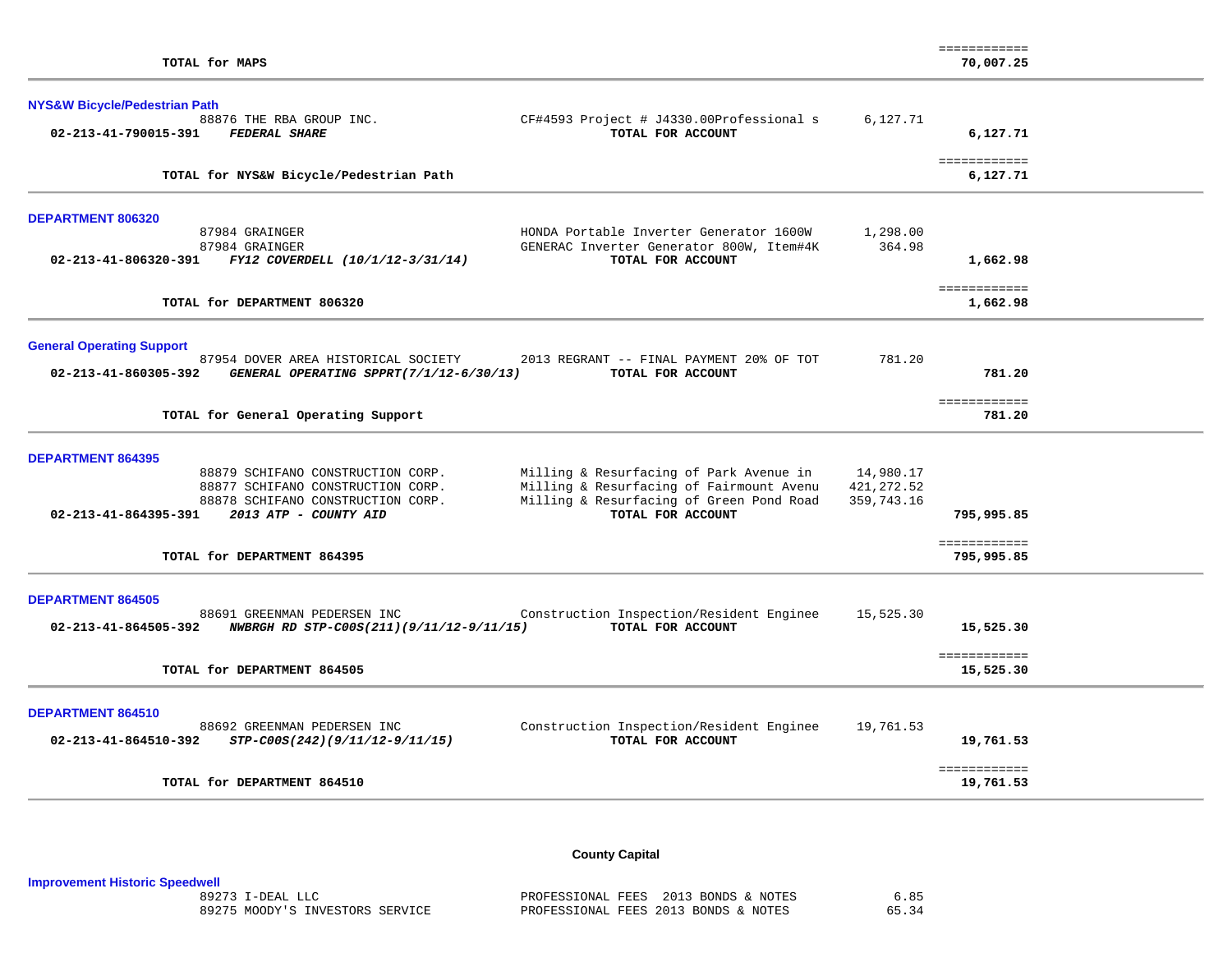| | | | | |
|---|---|---|---|---|
| | **TOTAL for MAPS** | | | ============ **70,007.25** |

**NYS&W Bicycle/Pedestrian Path**

| | | | | |
|---|---|---|---|---|
| | 88876 THE RBA GROUP INC. | CF#4593 Project # J4330.00Professional s | 6,127.71 | |
| **02-213-41-790015-391** | ***FEDERAL SHARE*** | **TOTAL FOR ACCOUNT** | | **6,127.71** |
| | **TOTAL for NYS&W Bicycle/Pedestrian Path** | | | ============ **6,127.71** |

**DEPARTMENT 806320**

| | | | | |
|---|---|---|---|---|
| | 87984 GRAINGER | HONDA Portable Inverter Generator 1600W | 1,298.00 | |
| | 87984 GRAINGER | GENERAC Inverter Generator 800W, Item#4K | 364.98 | |
| **02-213-41-806320-391** | ***FY12 COVERDELL (10/1/12-3/31/14)*** | **TOTAL FOR ACCOUNT** | | **1,662.98** |
| | **TOTAL for DEPARTMENT 806320** | | | ============ **1,662.98** |

**General Operating Support**

| | | | | |
|---|---|---|---|---|
| | 87954 DOVER AREA HISTORICAL SOCIETY | 2013 REGRANT -- FINAL PAYMENT 20% OF TOT | 781.20 | |
| **02-213-41-860305-392** | ***GENERAL OPERATING SPPRT(7/1/12-6/30/13)*** | **TOTAL FOR ACCOUNT** | | **781.20** |
| | **TOTAL for General Operating Support** | | | ============ **781.20** |

**DEPARTMENT 864395**

| | | | | |
|---|---|---|---|---|
| | 88879 SCHIFANO CONSTRUCTION CORP. | Milling & Resurfacing of Park Avenue in | 14,980.17 | |
| | 88877 SCHIFANO CONSTRUCTION CORP. | Milling & Resurfacing of Fairmount Avenu | 421,272.52 | |
| | 88878 SCHIFANO CONSTRUCTION CORP. | Milling & Resurfacing of Green Pond Road | 359,743.16 | |
| **02-213-41-864395-391** | ***2013 ATP - COUNTY AID*** | **TOTAL FOR ACCOUNT** | | **795,995.85** |
| | **TOTAL for DEPARTMENT 864395** | | | ============ **795,995.85** |

**DEPARTMENT 864505**

| | | | | |
|---|---|---|---|---|
| | 88691 GREENMAN PEDERSEN INC | Construction Inspection/Resident Enginee | 15,525.30 | |
| **02-213-41-864505-392** | ***NWBRGH RD STP-C00S(211)(9/11/12-9/11/15)*** | **TOTAL FOR ACCOUNT** | | **15,525.30** |
| | **TOTAL for DEPARTMENT 864505** | | | ============ **15,525.30** |

**DEPARTMENT 864510**

| | | | | |
|---|---|---|---|---|
| | 88692 GREENMAN PEDERSEN INC | Construction Inspection/Resident Enginee | 19,761.53 | |
| **02-213-41-864510-392** | ***STP-C00S(242)(9/11/12-9/11/15)*** | **TOTAL FOR ACCOUNT** | | **19,761.53** |
| | **TOTAL for DEPARTMENT 864510** | | | ============ **19,761.53** |

## County Capital

**Improvement Historic Speedwell**

| | | | | |
|---|---|---|---|---|
| | 89273 I-DEAL LLC | PROFESSIONAL FEES 2013 BONDS & NOTES | 6.85 | |
| | 89275 MOODY'S INVESTORS SERVICE | PROFESSIONAL FEES 2013 BONDS & NOTES | 65.34 | |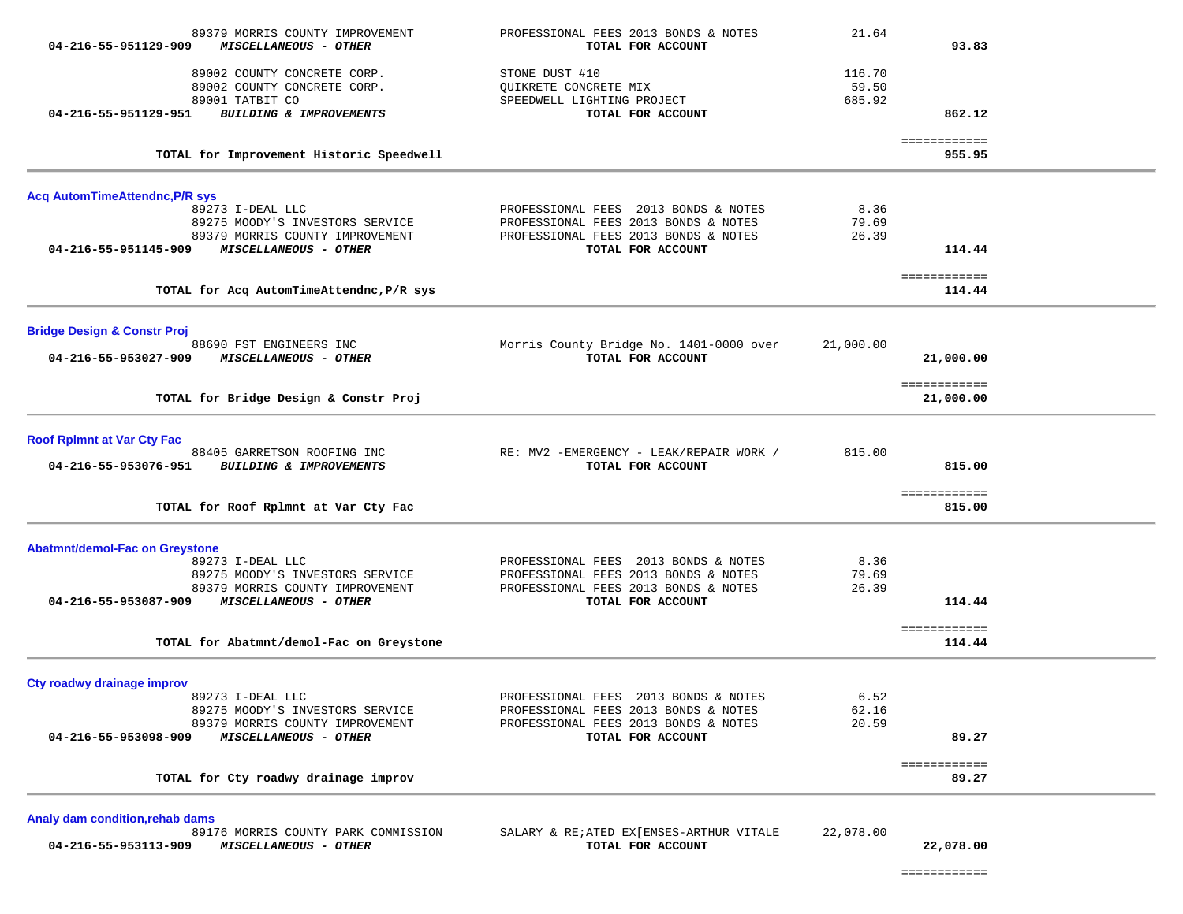| Account | Vendor / Description | Item | Amount | Total |
|---|---|---|---|---|
| | 89379 MORRIS COUNTY IMPROVEMENT | PROFESSIONAL FEES 2013 BONDS & NOTES | 21.64 | |
| **04-216-55-951129-909** | ***MISCELLANEOUS - OTHER*** | **TOTAL FOR ACCOUNT** | | **93.83** |
| | 89002 COUNTY CONCRETE CORP. | STONE DUST #10 | 116.70 | |
| | 89002 COUNTY CONCRETE CORP. | QUIKRETE CONCRETE MIX | 59.50 | |
| | 89001 TATBIT CO | SPEEDWELL LIGHTING PROJECT | 685.92 | |
| **04-216-55-951129-951** | ***BUILDING & IMPROVEMENTS*** | **TOTAL FOR ACCOUNT** | | **862.12** |
| | **TOTAL for Improvement Historic Speedwell** | | | **955.95** |

**Acq AutomTimeAttendnc,P/R sys**

| Account | Vendor / Description | Item | Amount | Total |
|---|---|---|---|---|
| | 89273 I-DEAL LLC | PROFESSIONAL FEES 2013 BONDS & NOTES | 8.36 | |
| | 89275 MOODY'S INVESTORS SERVICE | PROFESSIONAL FEES 2013 BONDS & NOTES | 79.69 | |
| | 89379 MORRIS COUNTY IMPROVEMENT | PROFESSIONAL FEES 2013 BONDS & NOTES | 26.39 | |
| **04-216-55-951145-909** | ***MISCELLANEOUS - OTHER*** | **TOTAL FOR ACCOUNT** | | **114.44** |
| | **TOTAL for Acq AutomTimeAttendnc,P/R sys** | | | **114.44** |

**Bridge Design & Constr Proj**

| Account | Vendor / Description | Item | Amount | Total |
|---|---|---|---|---|
| | 88690 FST ENGINEERS INC | Morris County Bridge No. 1401-0000 over | 21,000.00 | |
| **04-216-55-953027-909** | ***MISCELLANEOUS - OTHER*** | **TOTAL FOR ACCOUNT** | | **21,000.00** |
| | **TOTAL for Bridge Design & Constr Proj** | | | **21,000.00** |

**Roof Rplmnt at Var Cty Fac**

| Account | Vendor / Description | Item | Amount | Total |
|---|---|---|---|---|
| | 88405 GARRETSON ROOFING INC | RE: MV2 -EMERGENCY - LEAK/REPAIR WORK / | 815.00 | |
| **04-216-55-953076-951** | ***BUILDING & IMPROVEMENTS*** | **TOTAL FOR ACCOUNT** | | **815.00** |
| | **TOTAL for Roof Rplmnt at Var Cty Fac** | | | **815.00** |

**Abatmnt/demol-Fac on Greystone**

| Account | Vendor / Description | Item | Amount | Total |
|---|---|---|---|---|
| | 89273 I-DEAL LLC | PROFESSIONAL FEES 2013 BONDS & NOTES | 8.36 | |
| | 89275 MOODY'S INVESTORS SERVICE | PROFESSIONAL FEES 2013 BONDS & NOTES | 79.69 | |
| | 89379 MORRIS COUNTY IMPROVEMENT | PROFESSIONAL FEES 2013 BONDS & NOTES | 26.39 | |
| **04-216-55-953087-909** | ***MISCELLANEOUS - OTHER*** | **TOTAL FOR ACCOUNT** | | **114.44** |
| | **TOTAL for Abatmnt/demol-Fac on Greystone** | | | **114.44** |

**Cty roadwy drainage improv**

| Account | Vendor / Description | Item | Amount | Total |
|---|---|---|---|---|
| | 89273 I-DEAL LLC | PROFESSIONAL FEES 2013 BONDS & NOTES | 6.52 | |
| | 89275 MOODY'S INVESTORS SERVICE | PROFESSIONAL FEES 2013 BONDS & NOTES | 62.16 | |
| | 89379 MORRIS COUNTY IMPROVEMENT | PROFESSIONAL FEES 2013 BONDS & NOTES | 20.59 | |
| **04-216-55-953098-909** | ***MISCELLANEOUS - OTHER*** | **TOTAL FOR ACCOUNT** | | **89.27** |
| | **TOTAL for Cty roadwy drainage improv** | | | **89.27** |

**Analy dam condition,rehab dams**

| Account | Vendor / Description | Item | Amount | Total |
|---|---|---|---|---|
| | 89176 MORRIS COUNTY PARK COMMISSION | SALARY & RE;ATED EX[EMSES-ARTHUR VITALE | 22,078.00 | |
| **04-216-55-953113-909** | ***MISCELLANEOUS - OTHER*** | **TOTAL FOR ACCOUNT** | | **22,078.00** |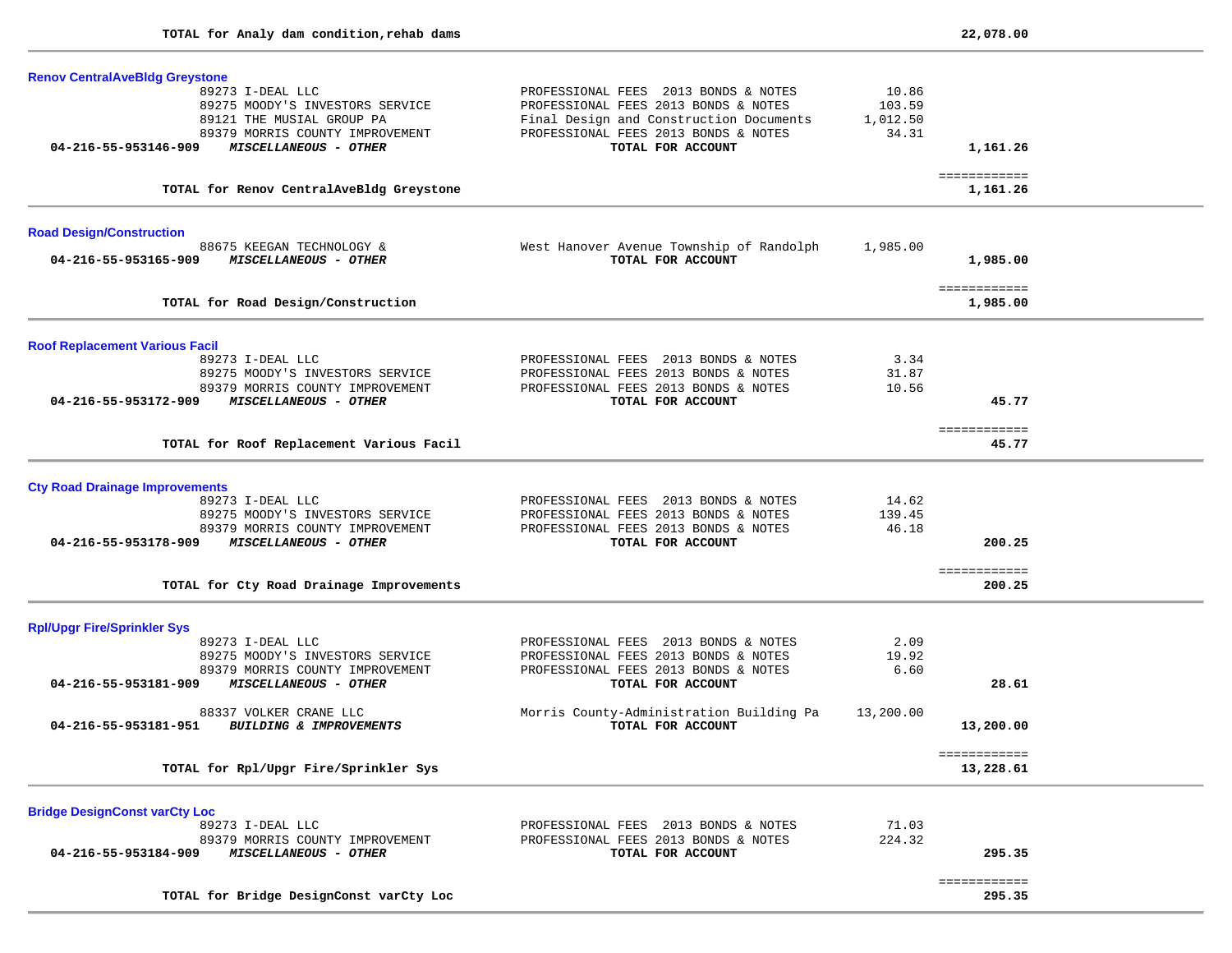**TOTAL for Analy dam condition,rehab dams** 22,078.00

### Renov CentralAveBldg Greystone

| Account / Vendor | Description | Amount | Total |
|---|---|---|---|
| 89273 I-DEAL LLC | PROFESSIONAL FEES 2013 BONDS & NOTES | 10.86 | |
| 89275 MOODY'S INVESTORS SERVICE | PROFESSIONAL FEES 2013 BONDS & NOTES | 103.59 | |
| 89121 THE MUSIAL GROUP PA | Final Design and Construction Documents | 1,012.50 | |
| 89379 MORRIS COUNTY IMPROVEMENT | PROFESSIONAL FEES 2013 BONDS & NOTES | 34.31 | |
| **04-216-55-953146-909** ***MISCELLANEOUS - OTHER*** | **TOTAL FOR ACCOUNT** | | **1,161.26** |

**TOTAL for Renov CentralAveBldg Greystone** 1,161.26

### Road Design/Construction

| Account / Vendor | Description | Amount | Total |
|---|---|---|---|
| 88675 KEEGAN TECHNOLOGY & | West Hanover Avenue Township of Randolph | 1,985.00 | |
| **04-216-55-953165-909** ***MISCELLANEOUS - OTHER*** | **TOTAL FOR ACCOUNT** | | **1,985.00** |

**TOTAL for Road Design/Construction** 1,985.00

### Roof Replacement Various Facil

| Account / Vendor | Description | Amount | Total |
|---|---|---|---|
| 89273 I-DEAL LLC | PROFESSIONAL FEES 2013 BONDS & NOTES | 3.34 | |
| 89275 MOODY'S INVESTORS SERVICE | PROFESSIONAL FEES 2013 BONDS & NOTES | 31.87 | |
| 89379 MORRIS COUNTY IMPROVEMENT | PROFESSIONAL FEES 2013 BONDS & NOTES | 10.56 | |
| **04-216-55-953172-909** ***MISCELLANEOUS - OTHER*** | **TOTAL FOR ACCOUNT** | | **45.77** |

**TOTAL for Roof Replacement Various Facil** 45.77

### Cty Road Drainage Improvements

| Account / Vendor | Description | Amount | Total |
|---|---|---|---|
| 89273 I-DEAL LLC | PROFESSIONAL FEES 2013 BONDS & NOTES | 14.62 | |
| 89275 MOODY'S INVESTORS SERVICE | PROFESSIONAL FEES 2013 BONDS & NOTES | 139.45 | |
| 89379 MORRIS COUNTY IMPROVEMENT | PROFESSIONAL FEES 2013 BONDS & NOTES | 46.18 | |
| **04-216-55-953178-909** ***MISCELLANEOUS - OTHER*** | **TOTAL FOR ACCOUNT** | | **200.25** |

**TOTAL for Cty Road Drainage Improvements** 200.25

### Rpl/Upgr Fire/Sprinkler Sys

| Account / Vendor | Description | Amount | Total |
|---|---|---|---|
| 89273 I-DEAL LLC | PROFESSIONAL FEES 2013 BONDS & NOTES | 2.09 | |
| 89275 MOODY'S INVESTORS SERVICE | PROFESSIONAL FEES 2013 BONDS & NOTES | 19.92 | |
| 89379 MORRIS COUNTY IMPROVEMENT | PROFESSIONAL FEES 2013 BONDS & NOTES | 6.60 | |
| **04-216-55-953181-909** ***MISCELLANEOUS - OTHER*** | **TOTAL FOR ACCOUNT** | | **28.61** |
| 88337 VOLKER CRANE LLC | Morris County-Administration Building Pa | 13,200.00 | |
| **04-216-55-953181-951** ***BUILDING & IMPROVEMENTS*** | **TOTAL FOR ACCOUNT** | | **13,200.00** |

**TOTAL for Rpl/Upgr Fire/Sprinkler Sys** 13,228.61

### Bridge DesignConst varCty Loc

| Account / Vendor | Description | Amount | Total |
|---|---|---|---|
| 89273 I-DEAL LLC | PROFESSIONAL FEES 2013 BONDS & NOTES | 71.03 | |
| 89379 MORRIS COUNTY IMPROVEMENT | PROFESSIONAL FEES 2013 BONDS & NOTES | 224.32 | |
| **04-216-55-953184-909** ***MISCELLANEOUS - OTHER*** | **TOTAL FOR ACCOUNT** | | **295.35** |

**TOTAL for Bridge DesignConst varCty Loc** 295.35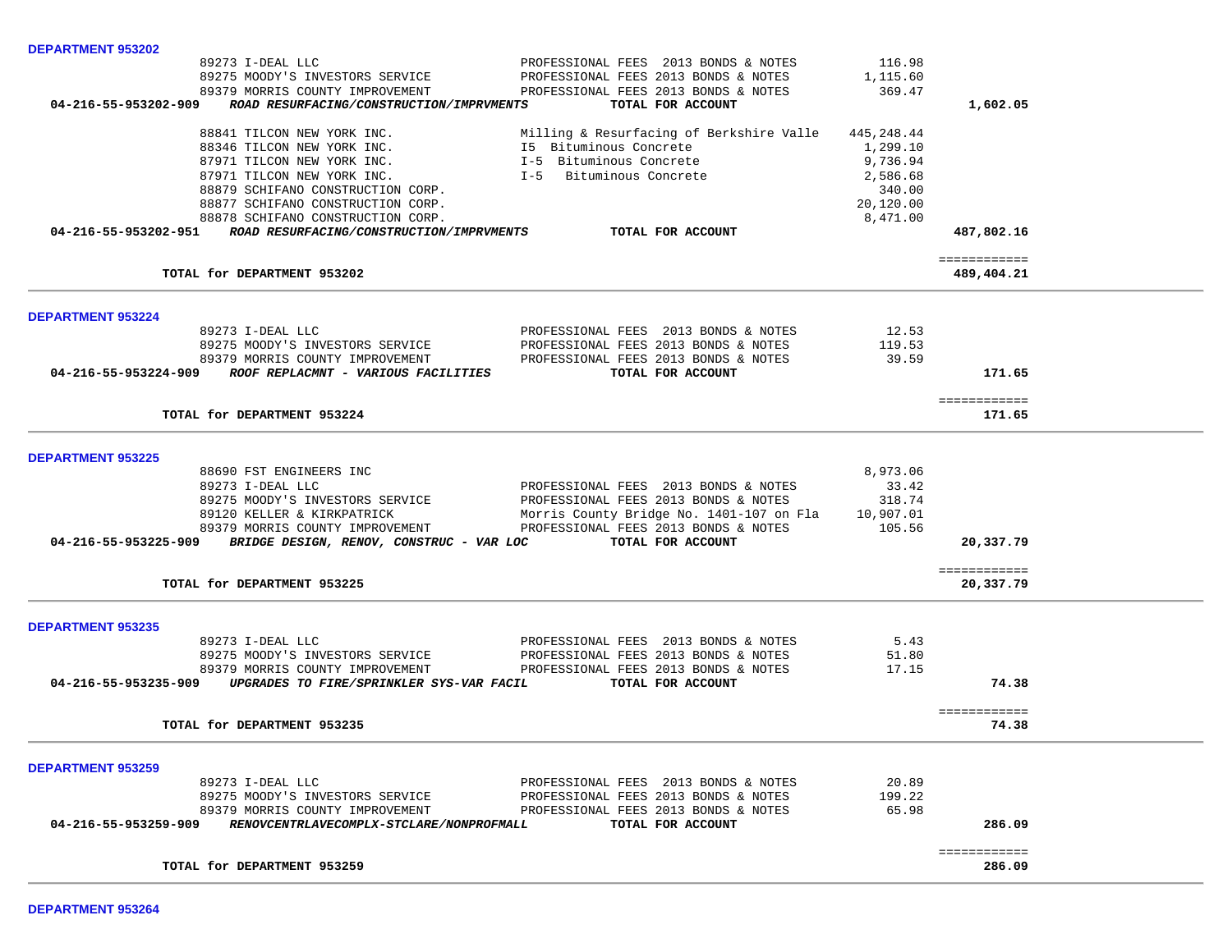**DEPARTMENT 953202**

| Account / Vendor | Description | Amount | Total |
|---|---|---|---|
| 89273 I-DEAL LLC | PROFESSIONAL FEES 2013 BONDS & NOTES | 116.98 | |
| 89275 MOODY'S INVESTORS SERVICE | PROFESSIONAL FEES 2013 BONDS & NOTES | 1,115.60 | |
| 89379 MORRIS COUNTY IMPROVEMENT | PROFESSIONAL FEES 2013 BONDS & NOTES | 369.47 | |
| **04-216-55-953202-909** ***ROAD RESURFACING/CONSTRUCTION/IMPRVMENTS*** | **TOTAL FOR ACCOUNT** | | **1,602.05** |
| 88841 TILCON NEW YORK INC. | Milling & Resurfacing of Berkshire Valle | 445,248.44 | |
| 88346 TILCON NEW YORK INC. | I5 Bituminous Concrete | 1,299.10 | |
| 87971 TILCON NEW YORK INC. | I-5 Bituminous Concrete | 9,736.94 | |
| 87971 TILCON NEW YORK INC. | I-5 Bituminous Concrete | 2,586.68 | |
| 88879 SCHIFANO CONSTRUCTION CORP. | | 340.00 | |
| 88877 SCHIFANO CONSTRUCTION CORP. | | 20,120.00 | |
| 88878 SCHIFANO CONSTRUCTION CORP. | | 8,471.00 | |
| **04-216-55-953202-951** ***ROAD RESURFACING/CONSTRUCTION/IMPRVMENTS*** | **TOTAL FOR ACCOUNT** | | **487,802.16** |
| **TOTAL for DEPARTMENT 953202** | | | **489,404.21** |

**DEPARTMENT 953224**

| Account / Vendor | Description | Amount | Total |
|---|---|---|---|
| 89273 I-DEAL LLC | PROFESSIONAL FEES 2013 BONDS & NOTES | 12.53 | |
| 89275 MOODY'S INVESTORS SERVICE | PROFESSIONAL FEES 2013 BONDS & NOTES | 119.53 | |
| 89379 MORRIS COUNTY IMPROVEMENT | PROFESSIONAL FEES 2013 BONDS & NOTES | 39.59 | |
| **04-216-55-953224-909** ***ROOF REPLACMNT - VARIOUS FACILITIES*** | **TOTAL FOR ACCOUNT** | | **171.65** |
| **TOTAL for DEPARTMENT 953224** | | | **171.65** |

**DEPARTMENT 953225**

| Account / Vendor | Description | Amount | Total |
|---|---|---|---|
| 88690 FST ENGINEERS INC | | 8,973.06 | |
| 89273 I-DEAL LLC | PROFESSIONAL FEES 2013 BONDS & NOTES | 33.42 | |
| 89275 MOODY'S INVESTORS SERVICE | PROFESSIONAL FEES 2013 BONDS & NOTES | 318.74 | |
| 89120 KELLER & KIRKPATRICK | Morris County Bridge No. 1401-107 on Fla | 10,907.01 | |
| 89379 MORRIS COUNTY IMPROVEMENT | PROFESSIONAL FEES 2013 BONDS & NOTES | 105.56 | |
| **04-216-55-953225-909** ***BRIDGE DESIGN, RENOV, CONSTRUC - VAR LOC*** | **TOTAL FOR ACCOUNT** | | **20,337.79** |
| **TOTAL for DEPARTMENT 953225** | | | **20,337.79** |

**DEPARTMENT 953235**

| Account / Vendor | Description | Amount | Total |
|---|---|---|---|
| 89273 I-DEAL LLC | PROFESSIONAL FEES 2013 BONDS & NOTES | 5.43 | |
| 89275 MOODY'S INVESTORS SERVICE | PROFESSIONAL FEES 2013 BONDS & NOTES | 51.80 | |
| 89379 MORRIS COUNTY IMPROVEMENT | PROFESSIONAL FEES 2013 BONDS & NOTES | 17.15 | |
| **04-216-55-953235-909** ***UPGRADES TO FIRE/SPRINKLER SYS-VAR FACIL*** | **TOTAL FOR ACCOUNT** | | **74.38** |
| **TOTAL for DEPARTMENT 953235** | | | **74.38** |

**DEPARTMENT 953259**

| Account / Vendor | Description | Amount | Total |
|---|---|---|---|
| 89273 I-DEAL LLC | PROFESSIONAL FEES 2013 BONDS & NOTES | 20.89 | |
| 89275 MOODY'S INVESTORS SERVICE | PROFESSIONAL FEES 2013 BONDS & NOTES | 199.22 | |
| 89379 MORRIS COUNTY IMPROVEMENT | PROFESSIONAL FEES 2013 BONDS & NOTES | 65.98 | |
| **04-216-55-953259-909** ***RENOVCENTRLAVECOMPLX-STCLARE/NONPROFMALL*** | **TOTAL FOR ACCOUNT** | | **286.09** |
| **TOTAL for DEPARTMENT 953259** | | | **286.09** |

**DEPARTMENT 953264**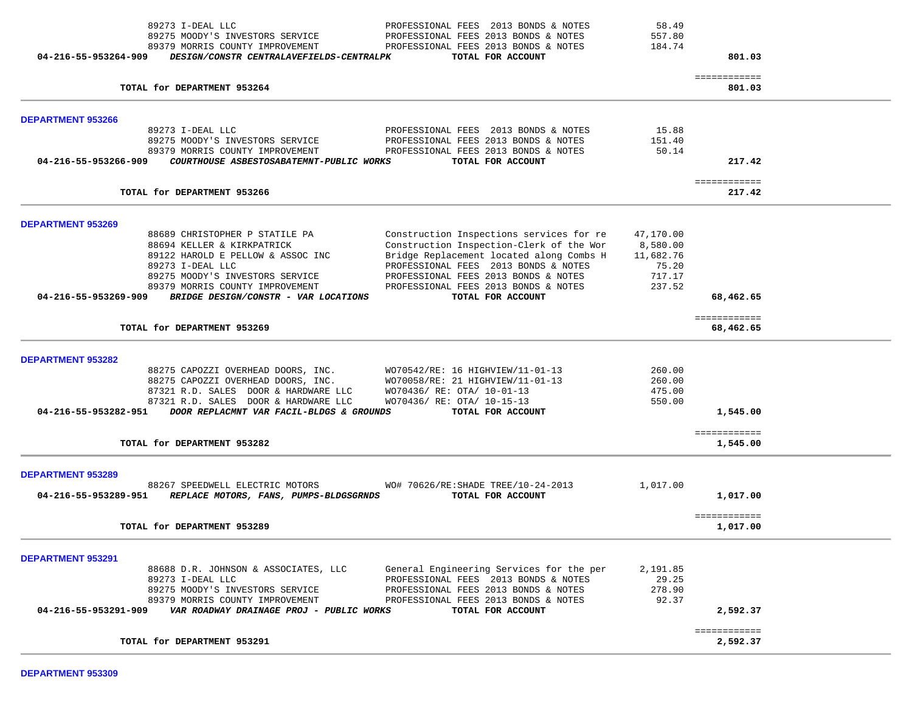| | | | |
|---|---|---|---|
| 89273 I-DEAL LLC | PROFESSIONAL FEES 2013 BONDS & NOTES | 58.49 | |
| 89275 MOODY'S INVESTORS SERVICE | PROFESSIONAL FEES 2013 BONDS & NOTES | 557.80 | |
| 89379 MORRIS COUNTY IMPROVEMENT | PROFESSIONAL FEES 2013 BONDS & NOTES | 184.74 | |
| **04-216-55-953264-909** ***DESIGN/CONSTR CENTRALAVEFIELDS-CENTRALPK*** | **TOTAL FOR ACCOUNT** | | **801.03** |
| | | | ============ |
| **TOTAL for DEPARTMENT 953264** | | | **801.03** |

**DEPARTMENT 953266**

| | | | |
|---|---|---|---|
| 89273 I-DEAL LLC | PROFESSIONAL FEES 2013 BONDS & NOTES | 15.88 | |
| 89275 MOODY'S INVESTORS SERVICE | PROFESSIONAL FEES 2013 BONDS & NOTES | 151.40 | |
| 89379 MORRIS COUNTY IMPROVEMENT | PROFESSIONAL FEES 2013 BONDS & NOTES | 50.14 | |
| **04-216-55-953266-909** ***COURTHOUSE ASBESTOSABATEMNT-PUBLIC WORKS*** | **TOTAL FOR ACCOUNT** | | **217.42** |
| | | | ============ |
| **TOTAL for DEPARTMENT 953266** | | | **217.42** |

**DEPARTMENT 953269**

| | | | |
|---|---|---|---|
| 88689 CHRISTOPHER P STATILE PA | Construction Inspections services for re | 47,170.00 | |
| 88694 KELLER & KIRKPATRICK | Construction Inspection-Clerk of the Wor | 8,580.00 | |
| 89122 HAROLD E PELLOW & ASSOC INC | Bridge Replacement located along Combs H | 11,682.76 | |
| 89273 I-DEAL LLC | PROFESSIONAL FEES 2013 BONDS & NOTES | 75.20 | |
| 89275 MOODY'S INVESTORS SERVICE | PROFESSIONAL FEES 2013 BONDS & NOTES | 717.17 | |
| 89379 MORRIS COUNTY IMPROVEMENT | PROFESSIONAL FEES 2013 BONDS & NOTES | 237.52 | |
| **04-216-55-953269-909** ***BRIDGE DESIGN/CONSTR - VAR LOCATIONS*** | **TOTAL FOR ACCOUNT** | | **68,462.65** |
| | | | ============ |
| **TOTAL for DEPARTMENT 953269** | | | **68,462.65** |

**DEPARTMENT 953282**

| | | | |
|---|---|---|---|
| 88275 CAPOZZI OVERHEAD DOORS, INC. | WO70542/RE: 16 HIGHVIEW/11-01-13 | 260.00 | |
| 88275 CAPOZZI OVERHEAD DOORS, INC. | WO70058/RE: 21 HIGHVIEW/11-01-13 | 260.00 | |
| 87321 R.D. SALES DOOR & HARDWARE LLC | WO70436/ RE: OTA/ 10-01-13 | 475.00 | |
| 87321 R.D. SALES DOOR & HARDWARE LLC | WO70436/ RE: OTA/ 10-15-13 | 550.00 | |
| **04-216-55-953282-951** ***DOOR REPLACMNT VAR FACIL-BLDGS & GROUNDS*** | **TOTAL FOR ACCOUNT** | | **1,545.00** |
| | | | ============ |
| **TOTAL for DEPARTMENT 953282** | | | **1,545.00** |

**DEPARTMENT 953289**

| | | | |
|---|---|---|---|
| 88267 SPEEDWELL ELECTRIC MOTORS | WO# 70626/RE:SHADE TREE/10-24-2013 | 1,017.00 | |
| **04-216-55-953289-951** ***REPLACE MOTORS, FANS, PUMPS-BLDGSGRNDS*** | **TOTAL FOR ACCOUNT** | | **1,017.00** |
| | | | ============ |
| **TOTAL for DEPARTMENT 953289** | | | **1,017.00** |

**DEPARTMENT 953291**

| | | | |
|---|---|---|---|
| 88688 D.R. JOHNSON & ASSOCIATES, LLC | General Engineering Services for the per | 2,191.85 | |
| 89273 I-DEAL LLC | PROFESSIONAL FEES 2013 BONDS & NOTES | 29.25 | |
| 89275 MOODY'S INVESTORS SERVICE | PROFESSIONAL FEES 2013 BONDS & NOTES | 278.90 | |
| 89379 MORRIS COUNTY IMPROVEMENT | PROFESSIONAL FEES 2013 BONDS & NOTES | 92.37 | |
| **04-216-55-953291-909** ***VAR ROADWAY DRAINAGE PROJ - PUBLIC WORKS*** | **TOTAL FOR ACCOUNT** | | **2,592.37** |
| | | | ============ |
| **TOTAL for DEPARTMENT 953291** | | | **2,592.37** |

**DEPARTMENT 953309**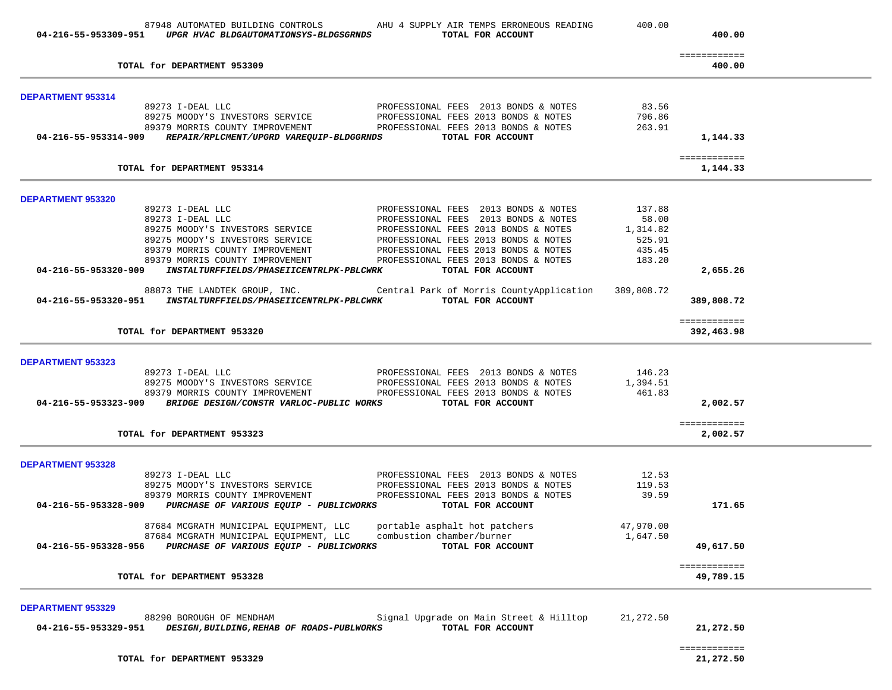| | Vendor | Description | Amount | Total |
|---|---|---|---|---|
| | 87948 AUTOMATED BUILDING CONTROLS | AHU 4 SUPPLY AIR TEMPS ERRONEOUS READING | 400.00 | |
| **04-216-55-953309-951** | ***UPGR HVAC BLDGAUTOMATIONSYS-BLDGSGRNDS*** | **TOTAL FOR ACCOUNT** | | **400.00** |
| | | | | ============ |
| | **TOTAL for DEPARTMENT 953309** | | | **400.00** |

**DEPARTMENT 953314**

| | Vendor | Description | Amount | Total |
|---|---|---|---|---|
| | 89273 I-DEAL LLC | PROFESSIONAL FEES 2013 BONDS & NOTES | 83.56 | |
| | 89275 MOODY'S INVESTORS SERVICE | PROFESSIONAL FEES 2013 BONDS & NOTES | 796.86 | |
| | 89379 MORRIS COUNTY IMPROVEMENT | PROFESSIONAL FEES 2013 BONDS & NOTES | 263.91 | |
| **04-216-55-953314-909** | ***REPAIR/RPLCMENT/UPGRD VAREQUIP-BLDGGRNDS*** | **TOTAL FOR ACCOUNT** | | **1,144.33** |
| | | | | ============ |
| | **TOTAL for DEPARTMENT 953314** | | | **1,144.33** |

**DEPARTMENT 953320**

| | Vendor | Description | Amount | Total |
|---|---|---|---|---|
| | 89273 I-DEAL LLC | PROFESSIONAL FEES 2013 BONDS & NOTES | 137.88 | |
| | 89273 I-DEAL LLC | PROFESSIONAL FEES 2013 BONDS & NOTES | 58.00 | |
| | 89275 MOODY'S INVESTORS SERVICE | PROFESSIONAL FEES 2013 BONDS & NOTES | 1,314.82 | |
| | 89275 MOODY'S INVESTORS SERVICE | PROFESSIONAL FEES 2013 BONDS & NOTES | 525.91 | |
| | 89379 MORRIS COUNTY IMPROVEMENT | PROFESSIONAL FEES 2013 BONDS & NOTES | 435.45 | |
| | 89379 MORRIS COUNTY IMPROVEMENT | PROFESSIONAL FEES 2013 BONDS & NOTES | 183.20 | |
| **04-216-55-953320-909** | ***INSTALTURFFIELDS/PHASEIICENTRLPK-PBLCWRK*** | **TOTAL FOR ACCOUNT** | | **2,655.26** |
| | 88873 THE LANDTEK GROUP, INC. | Central Park of Morris CountyApplication | 389,808.72 | |
| **04-216-55-953320-951** | ***INSTALTURFFIELDS/PHASEIICENTRLPK-PBLCWRK*** | **TOTAL FOR ACCOUNT** | | **389,808.72** |
| | | | | ============ |
| | **TOTAL for DEPARTMENT 953320** | | | **392,463.98** |

**DEPARTMENT 953323**

| | Vendor | Description | Amount | Total |
|---|---|---|---|---|
| | 89273 I-DEAL LLC | PROFESSIONAL FEES 2013 BONDS & NOTES | 146.23 | |
| | 89275 MOODY'S INVESTORS SERVICE | PROFESSIONAL FEES 2013 BONDS & NOTES | 1,394.51 | |
| | 89379 MORRIS COUNTY IMPROVEMENT | PROFESSIONAL FEES 2013 BONDS & NOTES | 461.83 | |
| **04-216-55-953323-909** | ***BRIDGE DESIGN/CONSTR VARLOC-PUBLIC WORKS*** | **TOTAL FOR ACCOUNT** | | **2,002.57** |
| | | | | ============ |
| | **TOTAL for DEPARTMENT 953323** | | | **2,002.57** |

**DEPARTMENT 953328**

| | Vendor | Description | Amount | Total |
|---|---|---|---|---|
| | 89273 I-DEAL LLC | PROFESSIONAL FEES 2013 BONDS & NOTES | 12.53 | |
| | 89275 MOODY'S INVESTORS SERVICE | PROFESSIONAL FEES 2013 BONDS & NOTES | 119.53 | |
| | 89379 MORRIS COUNTY IMPROVEMENT | PROFESSIONAL FEES 2013 BONDS & NOTES | 39.59 | |
| **04-216-55-953328-909** | ***PURCHASE OF VARIOUS EQUIP - PUBLICWORKS*** | **TOTAL FOR ACCOUNT** | | **171.65** |
| | 87684 MCGRATH MUNICIPAL EQUIPMENT, LLC | portable asphalt hot patchers | 47,970.00 | |
| | 87684 MCGRATH MUNICIPAL EQUIPMENT, LLC | combustion chamber/burner | 1,647.50 | |
| **04-216-55-953328-956** | ***PURCHASE OF VARIOUS EQUIP - PUBLICWORKS*** | **TOTAL FOR ACCOUNT** | | **49,617.50** |
| | | | | ============ |
| | **TOTAL for DEPARTMENT 953328** | | | **49,789.15** |

**DEPARTMENT 953329**

| | Vendor | Description | Amount | Total |
|---|---|---|---|---|
| | 88290 BOROUGH OF MENDHAM | Signal Upgrade on Main Street & Hilltop | 21,272.50 | |
| **04-216-55-953329-951** | ***DESIGN,BUILDING,REHAB OF ROADS-PUBLWORKS*** | **TOTAL FOR ACCOUNT** | | **21,272.50** |
| | | | | ============ |
| | **TOTAL for DEPARTMENT 953329** | | | **21,272.50** |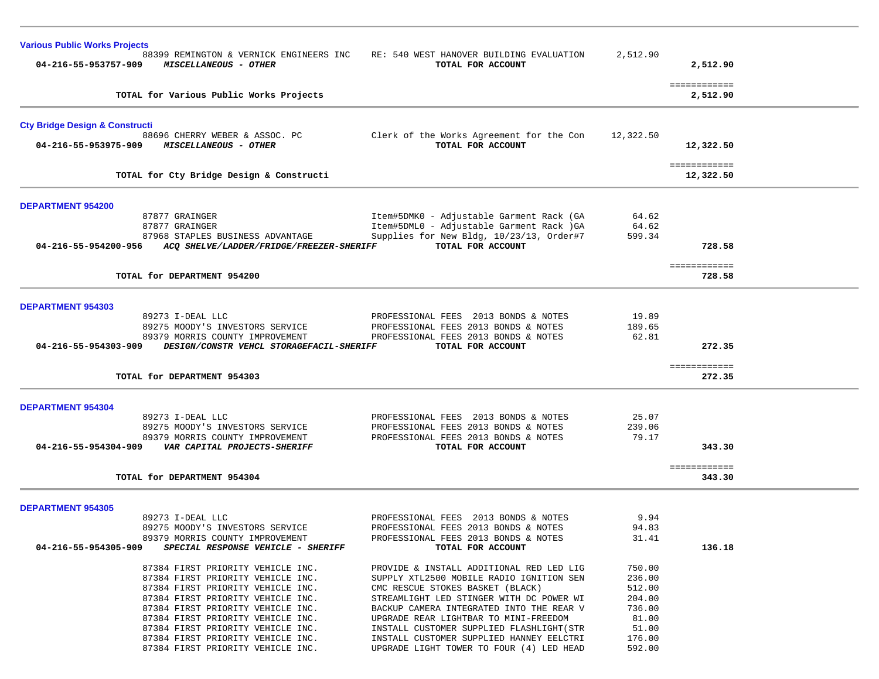### Various Public Works Projects

| | | | | |
|---|---|---|---|---|
| | 88399 REMINGTON & VERNICK ENGINEERS INC | RE: 540 WEST HANOVER BUILDING EVALUATION | 2,512.90 | |
| **04-216-55-953757-909** | ***MISCELLANEOUS - OTHER*** | **TOTAL FOR ACCOUNT** | | **2,512.90** |
| | | | | ============ |
| | **TOTAL for Various Public Works Projects** | | | **2,512.90** |

### Cty Bridge Design & Constructi

| | | | | |
|---|---|---|---|---|
| | 88696 CHERRY WEBER & ASSOC. PC | Clerk of the Works Agreement for the Con | 12,322.50 | |
| **04-216-55-953975-909** | ***MISCELLANEOUS - OTHER*** | **TOTAL FOR ACCOUNT** | | **12,322.50** |
| | | | | ============ |
| | **TOTAL for Cty Bridge Design & Constructi** | | | **12,322.50** |

### DEPARTMENT 954200

| | | | | |
|---|---|---|---|---|
| | 87877 GRAINGER | Item#5DMK0 - Adjustable Garment Rack (GA | 64.62 | |
| | 87877 GRAINGER | Item#5DML0 - Adjustable Garment Rack )GA | 64.62 | |
| | 87968 STAPLES BUSINESS ADVANTAGE | Supplies for New Bldg, 10/23/13, Order#7 | 599.34 | |
| **04-216-55-954200-956** | ***ACQ SHELVE/LADDER/FRIDGE/FREEZER-SHERIFF*** | **TOTAL FOR ACCOUNT** | | **728.58** |
| | | | | ============ |
| | **TOTAL for DEPARTMENT 954200** | | | **728.58** |

### DEPARTMENT 954303

| | | | | |
|---|---|---|---|---|
| | 89273 I-DEAL LLC | PROFESSIONAL FEES 2013 BONDS & NOTES | 19.89 | |
| | 89275 MOODY'S INVESTORS SERVICE | PROFESSIONAL FEES 2013 BONDS & NOTES | 189.65 | |
| | 89379 MORRIS COUNTY IMPROVEMENT | PROFESSIONAL FEES 2013 BONDS & NOTES | 62.81 | |
| **04-216-55-954303-909** | ***DESIGN/CONSTR VEHCL STORAGEFACIL-SHERIFF*** | **TOTAL FOR ACCOUNT** | | **272.35** |
| | | | | ============ |
| | **TOTAL for DEPARTMENT 954303** | | | **272.35** |

### DEPARTMENT 954304

| | | | | |
|---|---|---|---|---|
| | 89273 I-DEAL LLC | PROFESSIONAL FEES 2013 BONDS & NOTES | 25.07 | |
| | 89275 MOODY'S INVESTORS SERVICE | PROFESSIONAL FEES 2013 BONDS & NOTES | 239.06 | |
| | 89379 MORRIS COUNTY IMPROVEMENT | PROFESSIONAL FEES 2013 BONDS & NOTES | 79.17 | |
| **04-216-55-954304-909** | ***VAR CAPITAL PROJECTS-SHERIFF*** | **TOTAL FOR ACCOUNT** | | **343.30** |
| | | | | ============ |
| | **TOTAL for DEPARTMENT 954304** | | | **343.30** |

### DEPARTMENT 954305

| | | | | |
|---|---|---|---|---|
| | 89273 I-DEAL LLC | PROFESSIONAL FEES 2013 BONDS & NOTES | 9.94 | |
| | 89275 MOODY'S INVESTORS SERVICE | PROFESSIONAL FEES 2013 BONDS & NOTES | 94.83 | |
| | 89379 MORRIS COUNTY IMPROVEMENT | PROFESSIONAL FEES 2013 BONDS & NOTES | 31.41 | |
| **04-216-55-954305-909** | ***SPECIAL RESPONSE VEHICLE - SHERIFF*** | **TOTAL FOR ACCOUNT** | | **136.18** |
| | 87384 FIRST PRIORITY VEHICLE INC. | PROVIDE & INSTALL ADDITIONAL RED LED LIG | 750.00 | |
| | 87384 FIRST PRIORITY VEHICLE INC. | SUPPLY XTL2500 MOBILE RADIO IGNITION SEN | 236.00 | |
| | 87384 FIRST PRIORITY VEHICLE INC. | CMC RESCUE STOKES BASKET (BLACK) | 512.00 | |
| | 87384 FIRST PRIORITY VEHICLE INC. | STREAMLIGHT LED STINGER WITH DC POWER WI | 204.00 | |
| | 87384 FIRST PRIORITY VEHICLE INC. | BACKUP CAMERA INTEGRATED INTO THE REAR V | 736.00 | |
| | 87384 FIRST PRIORITY VEHICLE INC. | UPGRADE REAR LIGHTBAR TO MINI-FREEDOM | 81.00 | |
| | 87384 FIRST PRIORITY VEHICLE INC. | INSTALL CUSTOMER SUPPLIED FLASHLIGHT(STR | 51.00 | |
| | 87384 FIRST PRIORITY VEHICLE INC. | INSTALL CUSTOMER SUPPLIED HANNEY EELCTRI | 176.00 | |
| | 87384 FIRST PRIORITY VEHICLE INC. | UPGRADE LIGHT TOWER TO FOUR (4) LED HEAD | 592.00 | |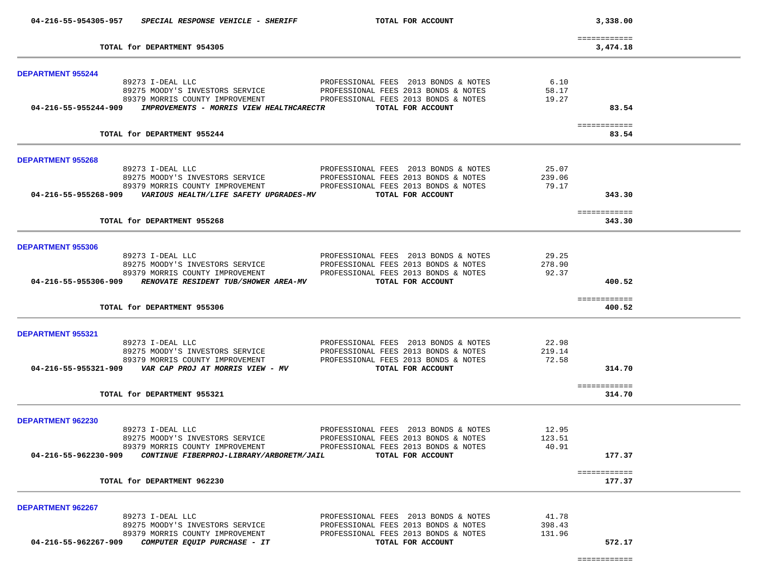| | | | | |
|---|---|---|---|---|
| **04-216-55-954305-957** | ***SPECIAL RESPONSE VEHICLE - SHERIFF*** | **TOTAL FOR ACCOUNT** | | **3,338.00** |
| | | | | ============ |
| | **TOTAL for DEPARTMENT 954305** | | | **3,474.18** |

**DEPARTMENT 955244**

| | | | | |
|---|---|---|---|---|
| 89273 I-DEAL LLC | | PROFESSIONAL FEES 2013 BONDS & NOTES | 6.10 | |
| 89275 MOODY'S INVESTORS SERVICE | | PROFESSIONAL FEES 2013 BONDS & NOTES | 58.17 | |
| 89379 MORRIS COUNTY IMPROVEMENT | | PROFESSIONAL FEES 2013 BONDS & NOTES | 19.27 | |
| **04-216-55-955244-909** | ***IMPROVEMENTS - MORRIS VIEW HEALTHCARECTR*** | **TOTAL FOR ACCOUNT** | | **83.54** |
| | | | | ============ |
| | **TOTAL for DEPARTMENT 955244** | | | **83.54** |

**DEPARTMENT 955268**

| | | | | |
|---|---|---|---|---|
| 89273 I-DEAL LLC | | PROFESSIONAL FEES 2013 BONDS & NOTES | 25.07 | |
| 89275 MOODY'S INVESTORS SERVICE | | PROFESSIONAL FEES 2013 BONDS & NOTES | 239.06 | |
| 89379 MORRIS COUNTY IMPROVEMENT | | PROFESSIONAL FEES 2013 BONDS & NOTES | 79.17 | |
| **04-216-55-955268-909** | ***VARIOUS HEALTH/LIFE SAFETY UPGRADES-MV*** | **TOTAL FOR ACCOUNT** | | **343.30** |
| | | | | ============ |
| | **TOTAL for DEPARTMENT 955268** | | | **343.30** |

**DEPARTMENT 955306**

| | | | | |
|---|---|---|---|---|
| 89273 I-DEAL LLC | | PROFESSIONAL FEES 2013 BONDS & NOTES | 29.25 | |
| 89275 MOODY'S INVESTORS SERVICE | | PROFESSIONAL FEES 2013 BONDS & NOTES | 278.90 | |
| 89379 MORRIS COUNTY IMPROVEMENT | | PROFESSIONAL FEES 2013 BONDS & NOTES | 92.37 | |
| **04-216-55-955306-909** | ***RENOVATE RESIDENT TUB/SHOWER AREA-MV*** | **TOTAL FOR ACCOUNT** | | **400.52** |
| | | | | ============ |
| | **TOTAL for DEPARTMENT 955306** | | | **400.52** |

**DEPARTMENT 955321**

| | | | | |
|---|---|---|---|---|
| 89273 I-DEAL LLC | | PROFESSIONAL FEES 2013 BONDS & NOTES | 22.98 | |
| 89275 MOODY'S INVESTORS SERVICE | | PROFESSIONAL FEES 2013 BONDS & NOTES | 219.14 | |
| 89379 MORRIS COUNTY IMPROVEMENT | | PROFESSIONAL FEES 2013 BONDS & NOTES | 72.58 | |
| **04-216-55-955321-909** | ***VAR CAP PROJ AT MORRIS VIEW - MV*** | **TOTAL FOR ACCOUNT** | | **314.70** |
| | | | | ============ |
| | **TOTAL for DEPARTMENT 955321** | | | **314.70** |

**DEPARTMENT 962230**

| | | | | |
|---|---|---|---|---|
| 89273 I-DEAL LLC | | PROFESSIONAL FEES 2013 BONDS & NOTES | 12.95 | |
| 89275 MOODY'S INVESTORS SERVICE | | PROFESSIONAL FEES 2013 BONDS & NOTES | 123.51 | |
| 89379 MORRIS COUNTY IMPROVEMENT | | PROFESSIONAL FEES 2013 BONDS & NOTES | 40.91 | |
| **04-216-55-962230-909** | ***CONTINUE FIBERPROJ-LIBRARY/ARBORETM/JAIL*** | **TOTAL FOR ACCOUNT** | | **177.37** |
| | | | | ============ |
| | **TOTAL for DEPARTMENT 962230** | | | **177.37** |

**DEPARTMENT 962267**

| | | | | |
|---|---|---|---|---|
| 89273 I-DEAL LLC | | PROFESSIONAL FEES 2013 BONDS & NOTES | 41.78 | |
| 89275 MOODY'S INVESTORS SERVICE | | PROFESSIONAL FEES 2013 BONDS & NOTES | 398.43 | |
| 89379 MORRIS COUNTY IMPROVEMENT | | PROFESSIONAL FEES 2013 BONDS & NOTES | 131.96 | |
| **04-216-55-962267-909** | ***COMPUTER EQUIP PURCHASE - IT*** | **TOTAL FOR ACCOUNT** | | **572.17** |
| | | | | ============ |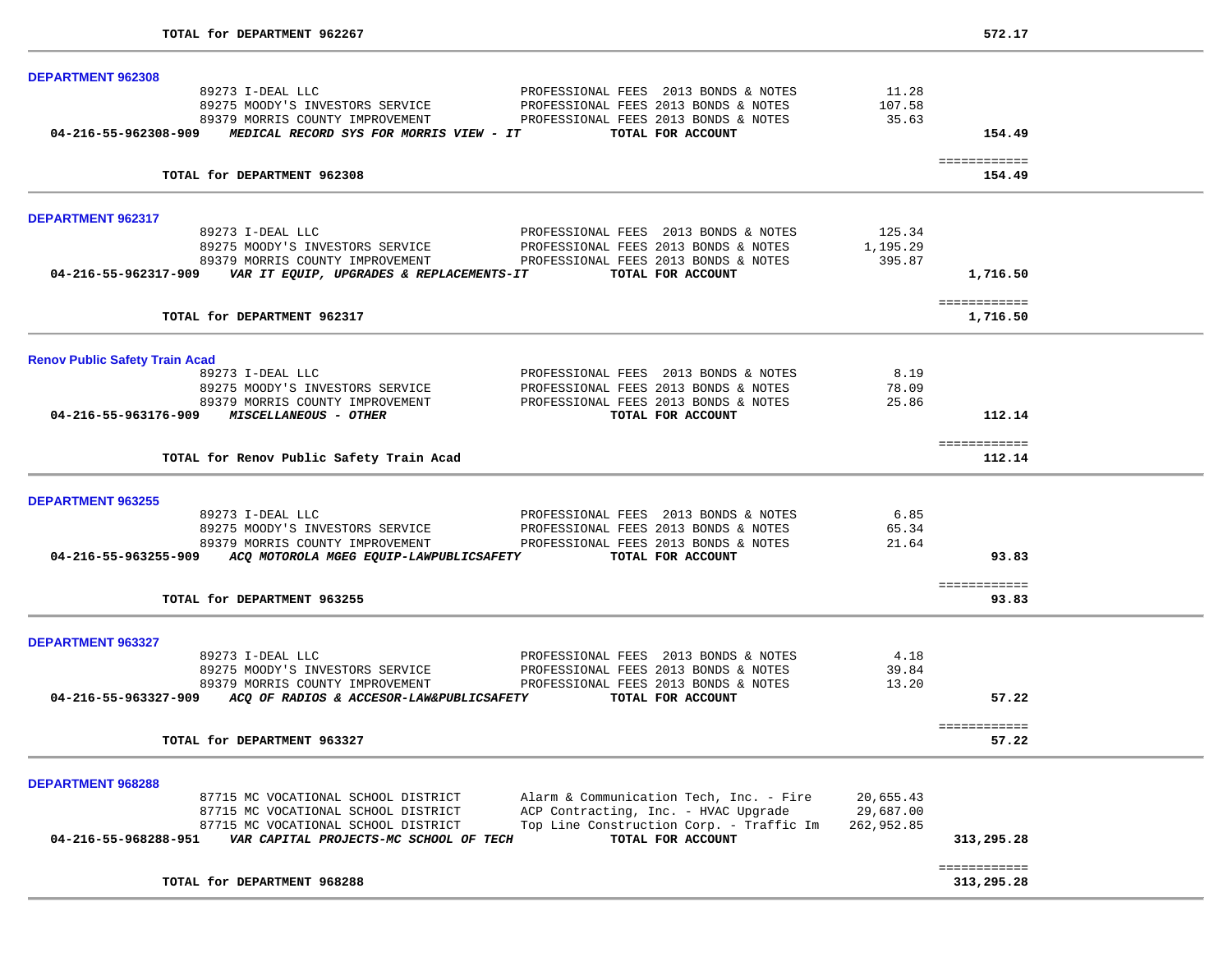TOTAL for DEPARTMENT 962267 572.17

**DEPARTMENT 962308**

| | | | |
|---|---|---|---|
| 89273 I-DEAL LLC | PROFESSIONAL FEES 2013 BONDS & NOTES | 11.28 | |
| 89275 MOODY'S INVESTORS SERVICE | PROFESSIONAL FEES 2013 BONDS & NOTES | 107.58 | |
| 89379 MORRIS COUNTY IMPROVEMENT | PROFESSIONAL FEES 2013 BONDS & NOTES | 35.63 | |
| **04-216-55-962308-909** *MEDICAL RECORD SYS FOR MORRIS VIEW - IT* | **TOTAL FOR ACCOUNT** | | **154.49** |
| **TOTAL for DEPARTMENT 962308** | | | **154.49** |

**DEPARTMENT 962317**

| | | | |
|---|---|---|---|
| 89273 I-DEAL LLC | PROFESSIONAL FEES 2013 BONDS & NOTES | 125.34 | |
| 89275 MOODY'S INVESTORS SERVICE | PROFESSIONAL FEES 2013 BONDS & NOTES | 1,195.29 | |
| 89379 MORRIS COUNTY IMPROVEMENT | PROFESSIONAL FEES 2013 BONDS & NOTES | 395.87 | |
| **04-216-55-962317-909** *VAR IT EQUIP, UPGRADES & REPLACEMENTS-IT* | **TOTAL FOR ACCOUNT** | | **1,716.50** |
| **TOTAL for DEPARTMENT 962317** | | | **1,716.50** |

**Renov Public Safety Train Acad**

| | | | |
|---|---|---|---|
| 89273 I-DEAL LLC | PROFESSIONAL FEES 2013 BONDS & NOTES | 8.19 | |
| 89275 MOODY'S INVESTORS SERVICE | PROFESSIONAL FEES 2013 BONDS & NOTES | 78.09 | |
| 89379 MORRIS COUNTY IMPROVEMENT | PROFESSIONAL FEES 2013 BONDS & NOTES | 25.86 | |
| **04-216-55-963176-909** *MISCELLANEOUS - OTHER* | **TOTAL FOR ACCOUNT** | | **112.14** |
| **TOTAL for Renov Public Safety Train Acad** | | | **112.14** |

**DEPARTMENT 963255**

| | | | |
|---|---|---|---|
| 89273 I-DEAL LLC | PROFESSIONAL FEES 2013 BONDS & NOTES | 6.85 | |
| 89275 MOODY'S INVESTORS SERVICE | PROFESSIONAL FEES 2013 BONDS & NOTES | 65.34 | |
| 89379 MORRIS COUNTY IMPROVEMENT | PROFESSIONAL FEES 2013 BONDS & NOTES | 21.64 | |
| **04-216-55-963255-909** *ACQ MOTOROLA MGEG EQUIP-LAWPUBLICSAFETY* | **TOTAL FOR ACCOUNT** | | **93.83** |
| **TOTAL for DEPARTMENT 963255** | | | **93.83** |

**DEPARTMENT 963327**

| | | | |
|---|---|---|---|
| 89273 I-DEAL LLC | PROFESSIONAL FEES 2013 BONDS & NOTES | 4.18 | |
| 89275 MOODY'S INVESTORS SERVICE | PROFESSIONAL FEES 2013 BONDS & NOTES | 39.84 | |
| 89379 MORRIS COUNTY IMPROVEMENT | PROFESSIONAL FEES 2013 BONDS & NOTES | 13.20 | |
| **04-216-55-963327-909** *ACQ OF RADIOS & ACCESOR-LAW&PUBLICSAFETY* | **TOTAL FOR ACCOUNT** | | **57.22** |
| **TOTAL for DEPARTMENT 963327** | | | **57.22** |

**DEPARTMENT 968288**

| | | | |
|---|---|---|---|
| 87715 MC VOCATIONAL SCHOOL DISTRICT | Alarm & Communication Tech, Inc. - Fire | 20,655.43 | |
| 87715 MC VOCATIONAL SCHOOL DISTRICT | ACP Contracting, Inc. - HVAC Upgrade | 29,687.00 | |
| 87715 MC VOCATIONAL SCHOOL DISTRICT | Top Line Construction Corp. - Traffic Im | 262,952.85 | |
| **04-216-55-968288-951** *VAR CAPITAL PROJECTS-MC SCHOOL OF TECH* | **TOTAL FOR ACCOUNT** | | **313,295.28** |
| **TOTAL for DEPARTMENT 968288** | | | **313,295.28** |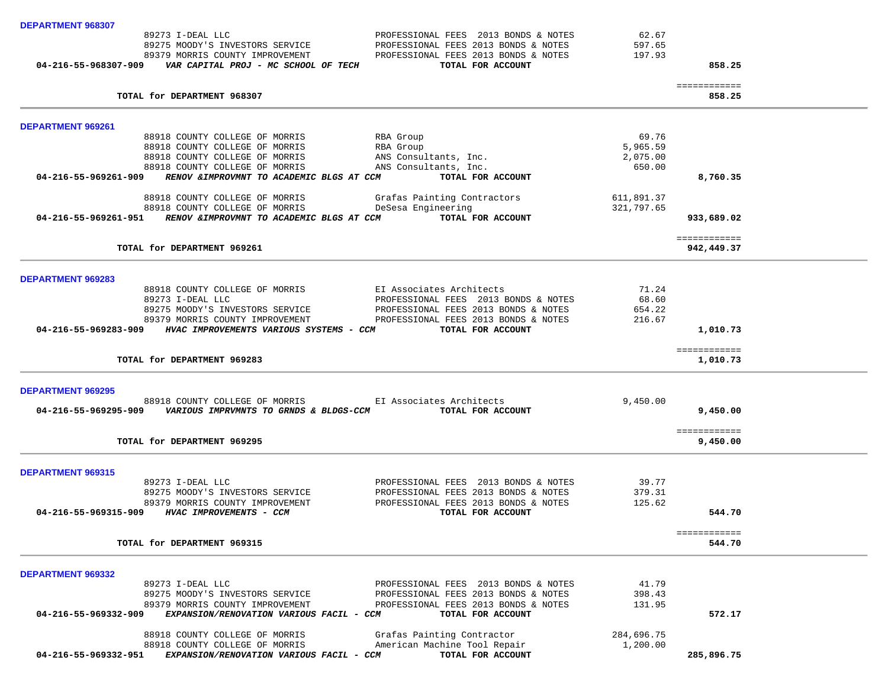**DEPARTMENT 968307**

| | | | | |
|---|---|---|---|---|
| | 89273 I-DEAL LLC | PROFESSIONAL FEES 2013 BONDS & NOTES | 62.67 | |
| | 89275 MOODY'S INVESTORS SERVICE | PROFESSIONAL FEES 2013 BONDS & NOTES | 597.65 | |
| | 89379 MORRIS COUNTY IMPROVEMENT | PROFESSIONAL FEES 2013 BONDS & NOTES | 197.93 | |
| **04-216-55-968307-909** | ***VAR CAPITAL PROJ - MC SCHOOL OF TECH*** | **TOTAL FOR ACCOUNT** | | **858.25** |
| | | | | ============ |
| | **TOTAL for DEPARTMENT 968307** | | | **858.25** |

**DEPARTMENT 969261**

| | | | | |
|---|---|---|---|---|
| | 88918 COUNTY COLLEGE OF MORRIS | RBA Group | 69.76 | |
| | 88918 COUNTY COLLEGE OF MORRIS | RBA Group | 5,965.59 | |
| | 88918 COUNTY COLLEGE OF MORRIS | ANS Consultants, Inc. | 2,075.00 | |
| | 88918 COUNTY COLLEGE OF MORRIS | ANS Consultants, Inc. | 650.00 | |
| **04-216-55-969261-909** | ***RENOV &IMPROVMNT TO ACADEMIC BLGS AT CCM*** | **TOTAL FOR ACCOUNT** | | **8,760.35** |
| | 88918 COUNTY COLLEGE OF MORRIS | Grafas Painting Contractors | 611,891.37 | |
| | 88918 COUNTY COLLEGE OF MORRIS | DeSesa Engineering | 321,797.65 | |
| **04-216-55-969261-951** | ***RENOV &IMPROVMNT TO ACADEMIC BLGS AT CCM*** | **TOTAL FOR ACCOUNT** | | **933,689.02** |
| | | | | ============ |
| | **TOTAL for DEPARTMENT 969261** | | | **942,449.37** |

**DEPARTMENT 969283**

| | | | | |
|---|---|---|---|---|
| | 88918 COUNTY COLLEGE OF MORRIS | EI Associates Architects | 71.24 | |
| | 89273 I-DEAL LLC | PROFESSIONAL FEES 2013 BONDS & NOTES | 68.60 | |
| | 89275 MOODY'S INVESTORS SERVICE | PROFESSIONAL FEES 2013 BONDS & NOTES | 654.22 | |
| | 89379 MORRIS COUNTY IMPROVEMENT | PROFESSIONAL FEES 2013 BONDS & NOTES | 216.67 | |
| **04-216-55-969283-909** | ***HVAC IMPROVEMENTS VARIOUS SYSTEMS - CCM*** | **TOTAL FOR ACCOUNT** | | **1,010.73** |
| | | | | ============ |
| | **TOTAL for DEPARTMENT 969283** | | | **1,010.73** |

**DEPARTMENT 969295**

| | | | | |
|---|---|---|---|---|
| | 88918 COUNTY COLLEGE OF MORRIS | EI Associates Architects | 9,450.00 | |
| **04-216-55-969295-909** | ***VARIOUS IMPRVMNTS TO GRNDS & BLDGS-CCM*** | **TOTAL FOR ACCOUNT** | | **9,450.00** |
| | | | | ============ |
| | **TOTAL for DEPARTMENT 969295** | | | **9,450.00** |

**DEPARTMENT 969315**

| | | | | |
|---|---|---|---|---|
| | 89273 I-DEAL LLC | PROFESSIONAL FEES 2013 BONDS & NOTES | 39.77 | |
| | 89275 MOODY'S INVESTORS SERVICE | PROFESSIONAL FEES 2013 BONDS & NOTES | 379.31 | |
| | 89379 MORRIS COUNTY IMPROVEMENT | PROFESSIONAL FEES 2013 BONDS & NOTES | 125.62 | |
| **04-216-55-969315-909** | ***HVAC IMPROVEMENTS - CCM*** | **TOTAL FOR ACCOUNT** | | **544.70** |
| | | | | ============ |
| | **TOTAL for DEPARTMENT 969315** | | | **544.70** |

**DEPARTMENT 969332**

| | | | | |
|---|---|---|---|---|
| | 89273 I-DEAL LLC | PROFESSIONAL FEES 2013 BONDS & NOTES | 41.79 | |
| | 89275 MOODY'S INVESTORS SERVICE | PROFESSIONAL FEES 2013 BONDS & NOTES | 398.43 | |
| | 89379 MORRIS COUNTY IMPROVEMENT | PROFESSIONAL FEES 2013 BONDS & NOTES | 131.95 | |
| **04-216-55-969332-909** | ***EXPANSION/RENOVATION VARIOUS FACIL - CCM*** | **TOTAL FOR ACCOUNT** | | **572.17** |
| | 88918 COUNTY COLLEGE OF MORRIS | Grafas Painting Contractor | 284,696.75 | |
| | 88918 COUNTY COLLEGE OF MORRIS | American Machine Tool Repair | 1,200.00 | |
| **04-216-55-969332-951** | ***EXPANSION/RENOVATION VARIOUS FACIL - CCM*** | **TOTAL FOR ACCOUNT** | | **285,896.75** |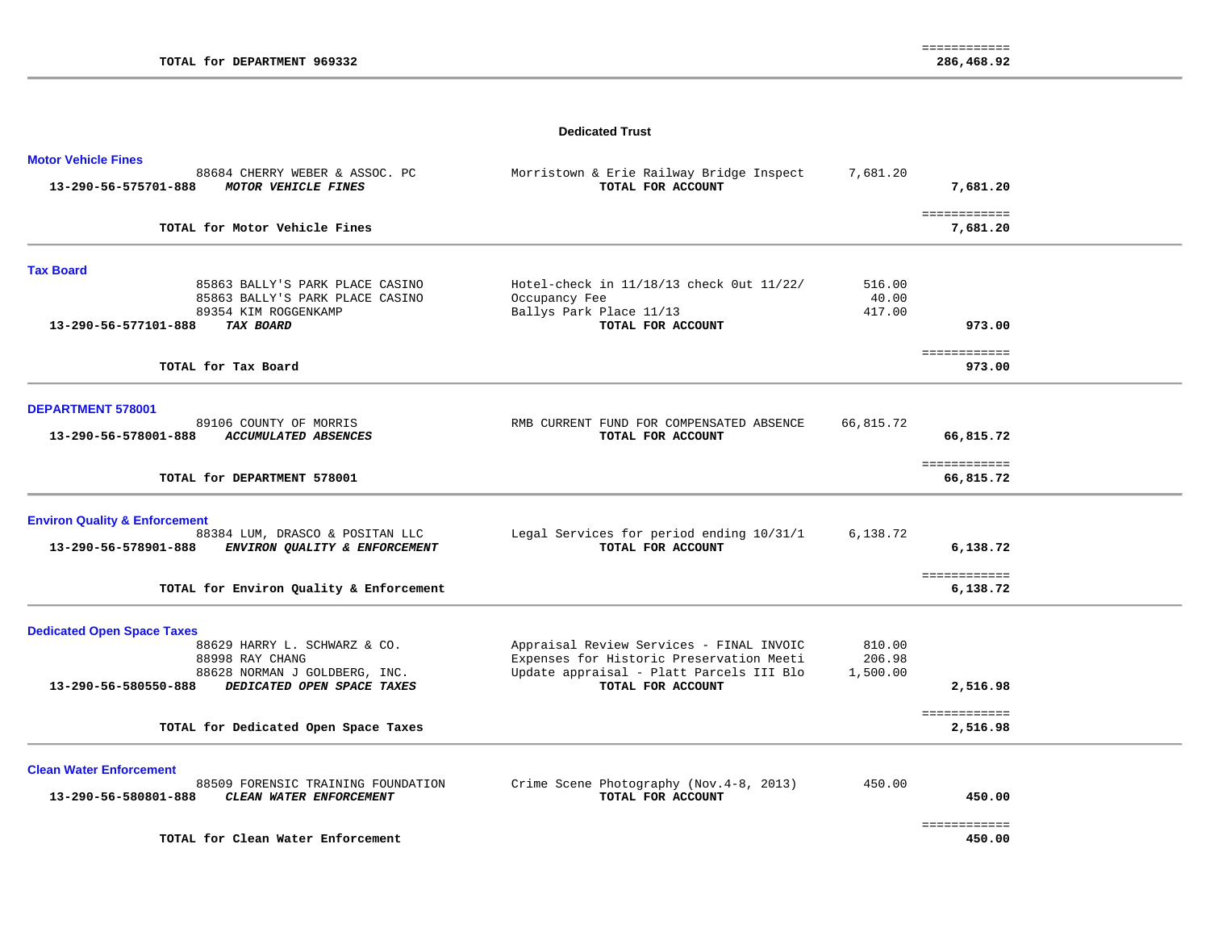| | | | | |
|---|---|---|---|---|
| **TOTAL for DEPARTMENT 969332** | | | | ============ **286,468.92** |

## Dedicated Trust

### Motor Vehicle Fines

| Account | Vendor | Description | Amount | Total |
|---|---|---|---|---|
| | 88684 CHERRY WEBER & ASSOC. PC | Morristown & Erie Railway Bridge Inspect | 7,681.20 | |
| **13-290-56-575701-888** | ***MOTOR VEHICLE FINES*** | **TOTAL FOR ACCOUNT** | | **7,681.20** |
| | **TOTAL for Motor Vehicle Fines** | | | ============ **7,681.20** |

### Tax Board

| Account | Vendor | Description | Amount | Total |
|---|---|---|---|---|
| | 85863 BALLY'S PARK PLACE CASINO | Hotel-check in 11/18/13 check 0ut 11/22/ | 516.00 | |
| | 85863 BALLY'S PARK PLACE CASINO | Occupancy Fee | 40.00 | |
| | 89354 KIM ROGGENKAMP | Ballys Park Place 11/13 | 417.00 | |
| **13-290-56-577101-888** | ***TAX BOARD*** | **TOTAL FOR ACCOUNT** | | **973.00** |
| | **TOTAL for Tax Board** | | | ============ **973.00** |

### DEPARTMENT 578001

| Account | Vendor | Description | Amount | Total |
|---|---|---|---|---|
| | 89106 COUNTY OF MORRIS | RMB CURRENT FUND FOR COMPENSATED ABSENCE | 66,815.72 | |
| **13-290-56-578001-888** | ***ACCUMULATED ABSENCES*** | **TOTAL FOR ACCOUNT** | | **66,815.72** |
| | **TOTAL for DEPARTMENT 578001** | | | ============ **66,815.72** |

### Environ Quality & Enforcement

| Account | Vendor | Description | Amount | Total |
|---|---|---|---|---|
| | 88384 LUM, DRASCO & POSITAN LLC | Legal Services for period ending 10/31/1 | 6,138.72 | |
| **13-290-56-578901-888** | ***ENVIRON QUALITY & ENFORCEMENT*** | **TOTAL FOR ACCOUNT** | | **6,138.72** |
| | **TOTAL for Environ Quality & Enforcement** | | | ============ **6,138.72** |

### Dedicated Open Space Taxes

| Account | Vendor | Description | Amount | Total |
|---|---|---|---|---|
| | 88629 HARRY L. SCHWARZ & CO. | Appraisal Review Services - FINAL INVOIC | 810.00 | |
| | 88998 RAY CHANG | Expenses for Historic Preservation Meeti | 206.98 | |
| | 88628 NORMAN J GOLDBERG, INC. | Update appraisal - Platt Parcels III Blo | 1,500.00 | |
| **13-290-56-580550-888** | ***DEDICATED OPEN SPACE TAXES*** | **TOTAL FOR ACCOUNT** | | **2,516.98** |
| | **TOTAL for Dedicated Open Space Taxes** | | | ============ **2,516.98** |

### Clean Water Enforcement

| Account | Vendor | Description | Amount | Total |
|---|---|---|---|---|
| | 88509 FORENSIC TRAINING FOUNDATION | Crime Scene Photography (Nov.4-8, 2013) | 450.00 | |
| **13-290-56-580801-888** | ***CLEAN WATER ENFORCEMENT*** | **TOTAL FOR ACCOUNT** | | **450.00** |
| | **TOTAL for Clean Water Enforcement** | | | ============ **450.00** |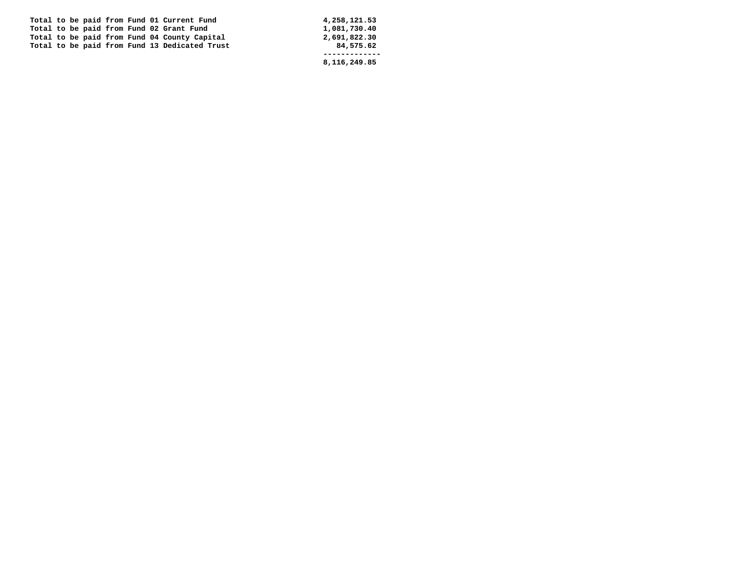| | |
|---|---|
| Total to be paid from Fund 01 Current Fund | 4,258,121.53 |
| Total to be paid from Fund 02 Grant Fund | 1,081,730.40 |
| Total to be paid from Fund 04 County Capital | 2,691,822.30 |
| Total to be paid from Fund 13 Dedicated Trust | 84,575.62 |
| | ------------- |
| | 8,116,249.85 |